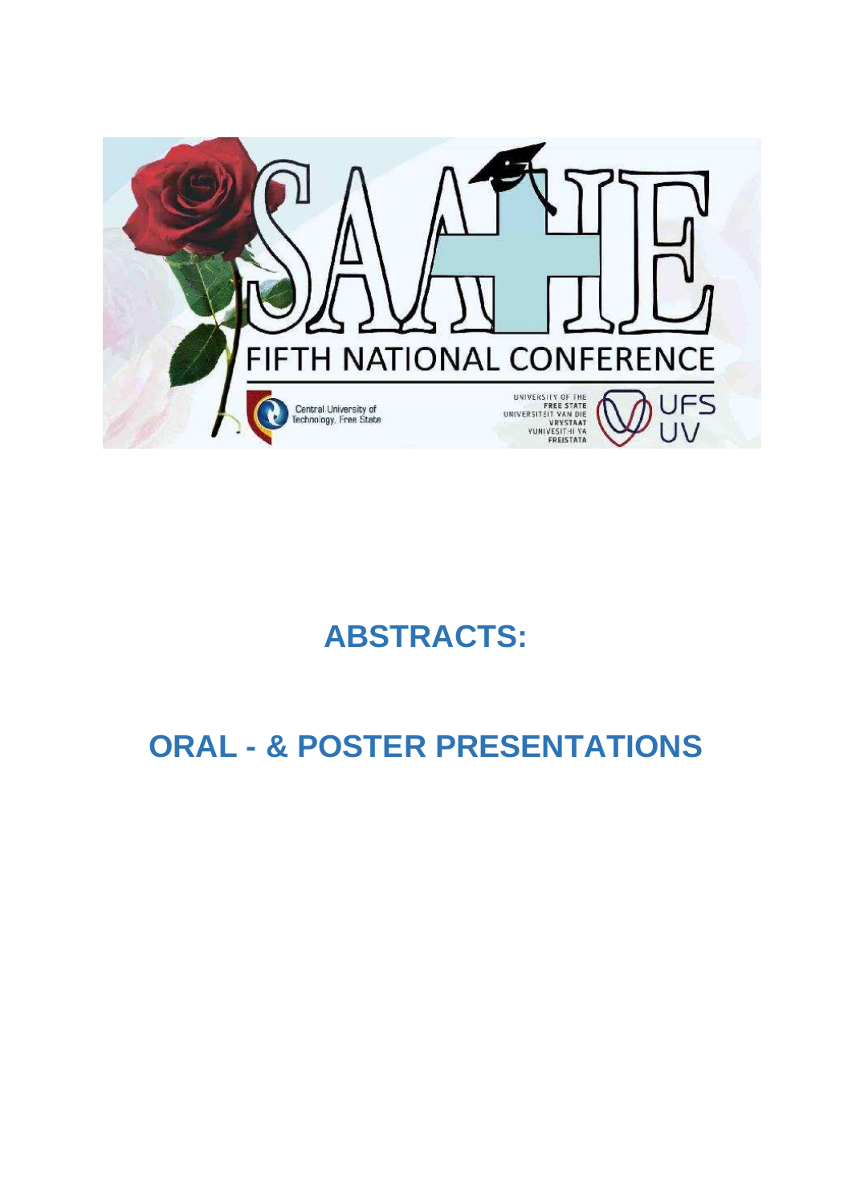SAAHE

FIFTH NATIONAL CONFERENCE

Central University of Technology, Free State

UNIVERSITY OF THE FREE STATE
UNIVERSITEIT VAN DIE VRYSTAAT
YUNIVESITHI YA FREISTATA

UFS UV

# ABSTRACTS:

# ORAL - & POSTER PRESENTATIONS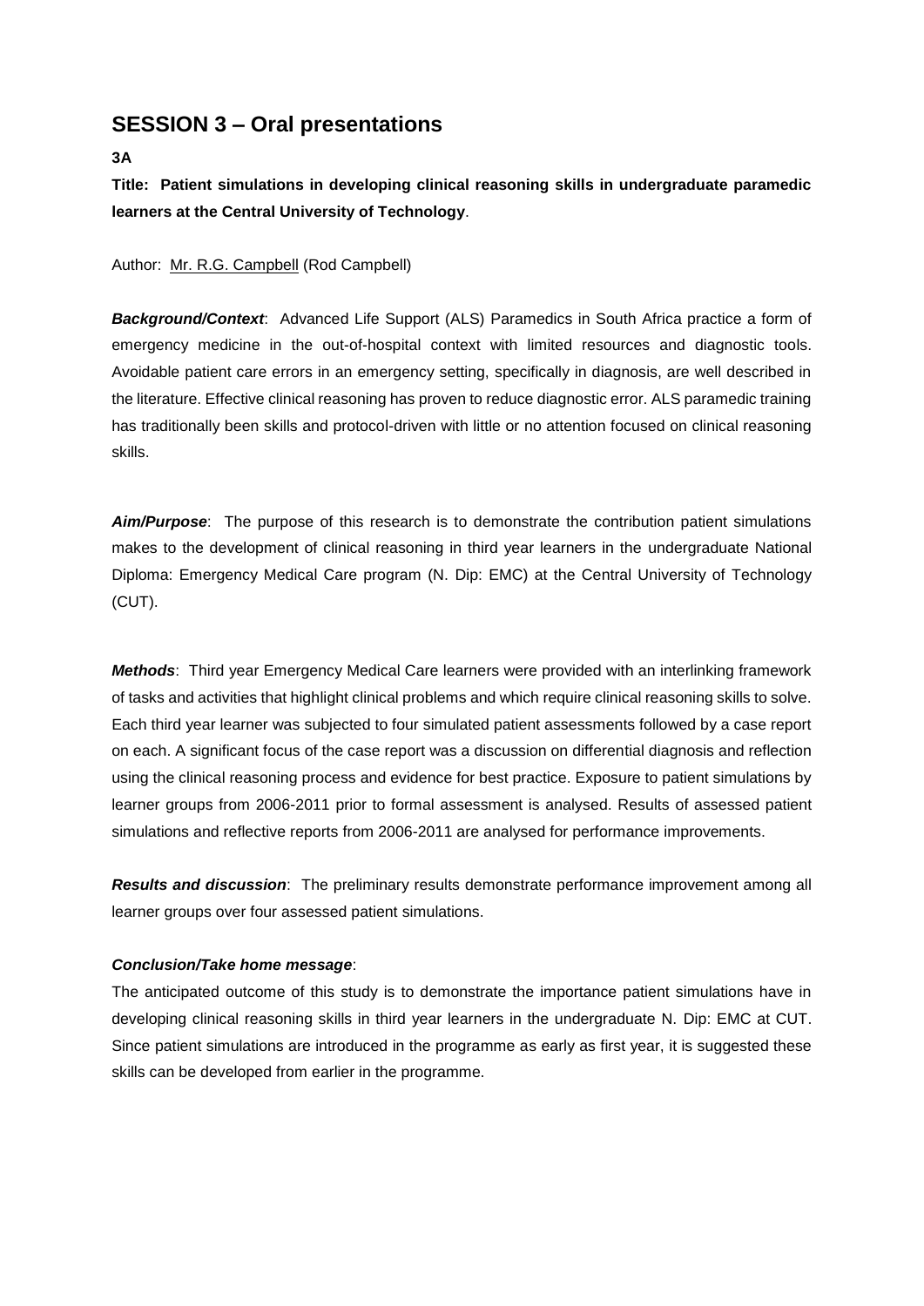## SESSION 3 – Oral presentations

**3A**

**Title: Patient simulations in developing clinical reasoning skills in undergraduate paramedic learners at the Central University of Technology**.

Author: Mr. R.G. Campbell (Rod Campbell)

***Background/Context***: Advanced Life Support (ALS) Paramedics in South Africa practice a form of emergency medicine in the out-of-hospital context with limited resources and diagnostic tools. Avoidable patient care errors in an emergency setting, specifically in diagnosis, are well described in the literature. Effective clinical reasoning has proven to reduce diagnostic error. ALS paramedic training has traditionally been skills and protocol-driven with little or no attention focused on clinical reasoning skills.

***Aim/Purpose***: The purpose of this research is to demonstrate the contribution patient simulations makes to the development of clinical reasoning in third year learners in the undergraduate National Diploma: Emergency Medical Care program (N. Dip: EMC) at the Central University of Technology (CUT).

***Methods***: Third year Emergency Medical Care learners were provided with an interlinking framework of tasks and activities that highlight clinical problems and which require clinical reasoning skills to solve. Each third year learner was subjected to four simulated patient assessments followed by a case report on each. A significant focus of the case report was a discussion on differential diagnosis and reflection using the clinical reasoning process and evidence for best practice. Exposure to patient simulations by learner groups from 2006-2011 prior to formal assessment is analysed. Results of assessed patient simulations and reflective reports from 2006-2011 are analysed for performance improvements.

***Results and discussion***: The preliminary results demonstrate performance improvement among all learner groups over four assessed patient simulations.

***Conclusion/Take home message***:

The anticipated outcome of this study is to demonstrate the importance patient simulations have in developing clinical reasoning skills in third year learners in the undergraduate N. Dip: EMC at CUT. Since patient simulations are introduced in the programme as early as first year, it is suggested these skills can be developed from earlier in the programme.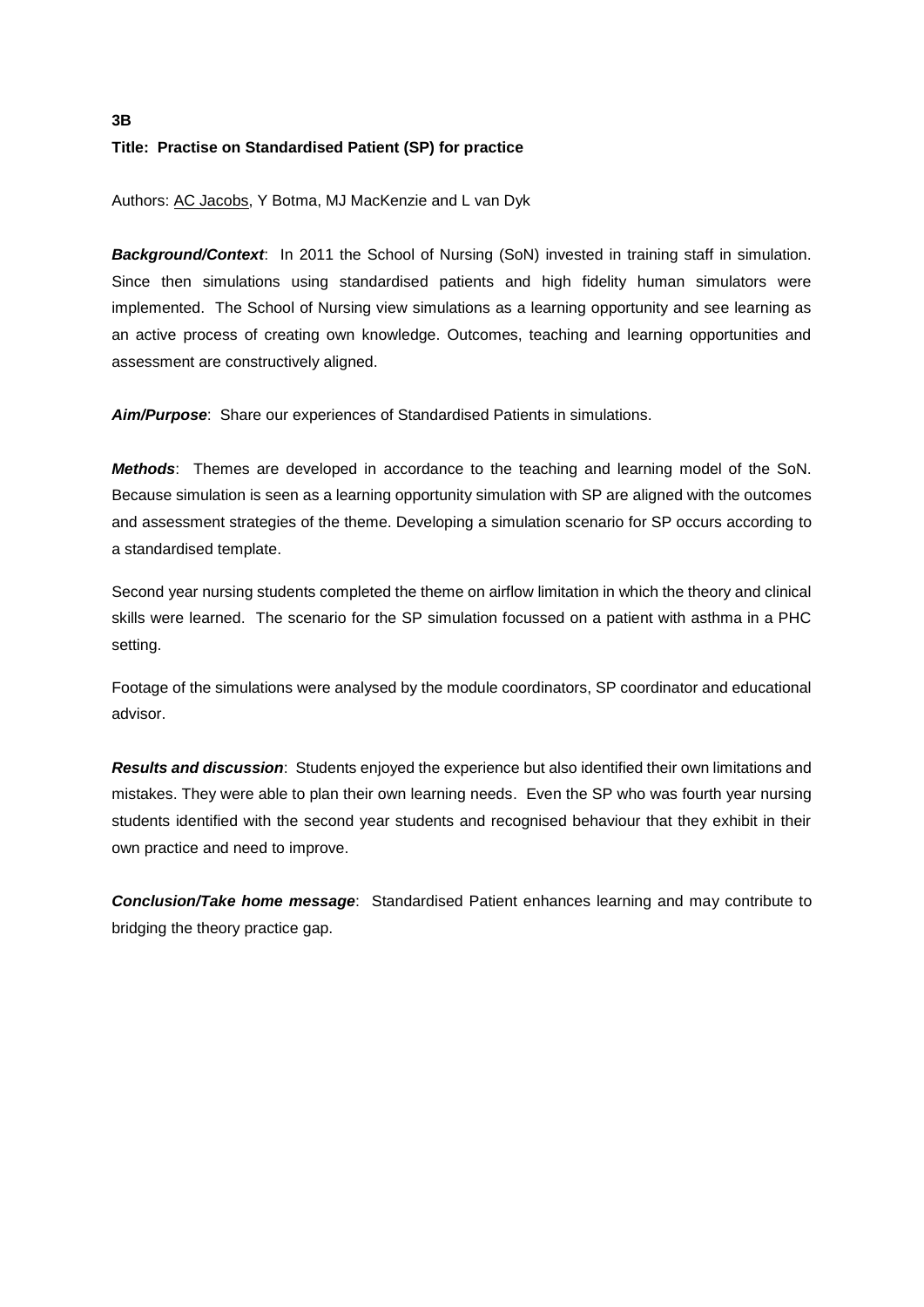**3B**

**Title: Practise on Standardised Patient (SP) for practice**

Authors: <u>AC Jacobs</u>, Y Botma, MJ MacKenzie and L van Dyk

***Background/Context***: In 2011 the School of Nursing (SoN) invested in training staff in simulation. Since then simulations using standardised patients and high fidelity human simulators were implemented. The School of Nursing view simulations as a learning opportunity and see learning as an active process of creating own knowledge. Outcomes, teaching and learning opportunities and assessment are constructively aligned.

***Aim/Purpose***: Share our experiences of Standardised Patients in simulations.

***Methods***: Themes are developed in accordance to the teaching and learning model of the SoN. Because simulation is seen as a learning opportunity simulation with SP are aligned with the outcomes and assessment strategies of the theme. Developing a simulation scenario for SP occurs according to a standardised template.

Second year nursing students completed the theme on airflow limitation in which the theory and clinical skills were learned. The scenario for the SP simulation focussed on a patient with asthma in a PHC setting.

Footage of the simulations were analysed by the module coordinators, SP coordinator and educational advisor.

***Results and discussion***: Students enjoyed the experience but also identified their own limitations and mistakes. They were able to plan their own learning needs. Even the SP who was fourth year nursing students identified with the second year students and recognised behaviour that they exhibit in their own practice and need to improve.

***Conclusion/Take home message***: Standardised Patient enhances learning and may contribute to bridging the theory practice gap.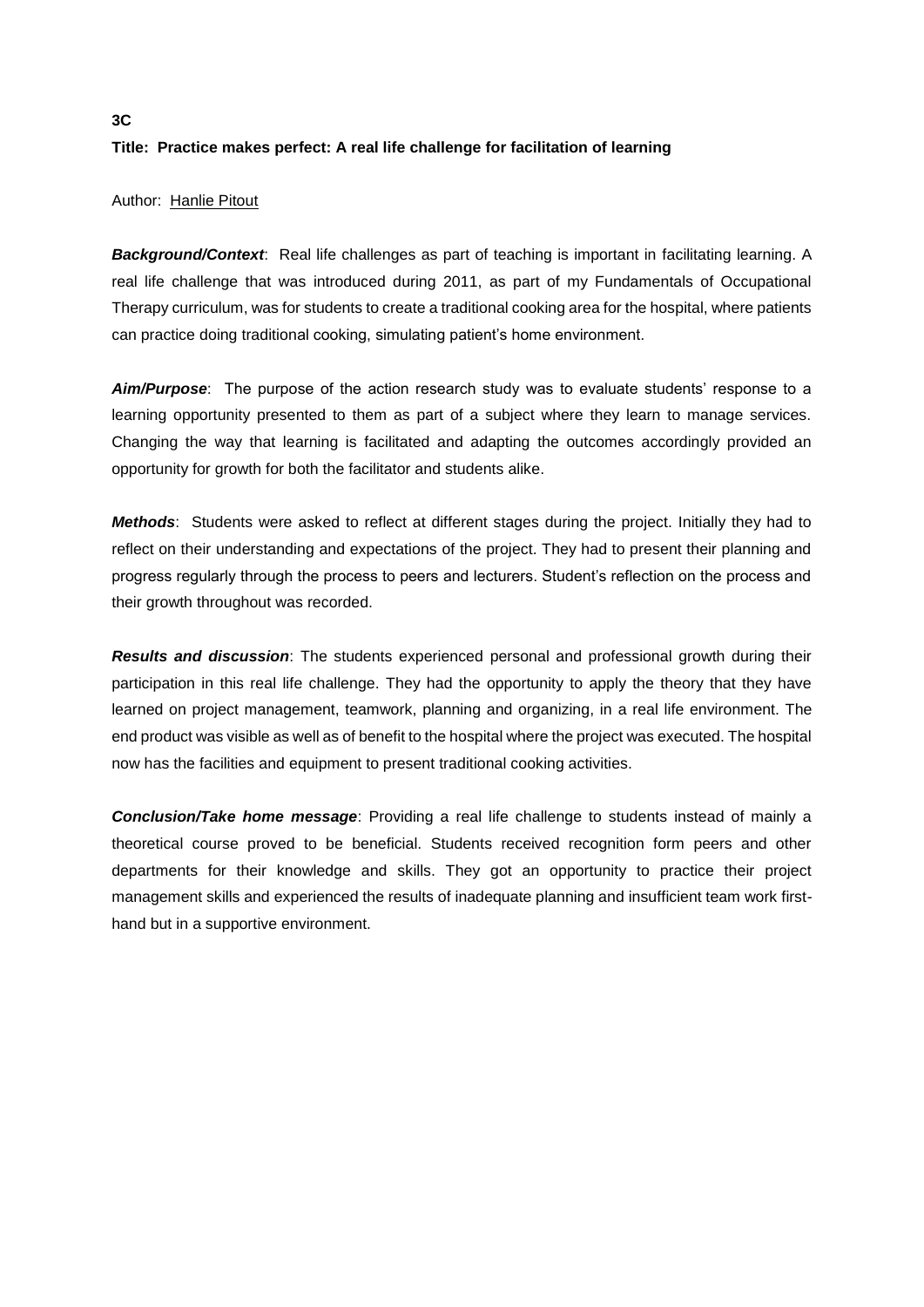**3C**

**Title: Practice makes perfect: A real life challenge for facilitation of learning**

Author: Hanlie Pitout

***Background/Context***: Real life challenges as part of teaching is important in facilitating learning. A real life challenge that was introduced during 2011, as part of my Fundamentals of Occupational Therapy curriculum, was for students to create a traditional cooking area for the hospital, where patients can practice doing traditional cooking, simulating patient's home environment.

***Aim/Purpose***: The purpose of the action research study was to evaluate students' response to a learning opportunity presented to them as part of a subject where they learn to manage services. Changing the way that learning is facilitated and adapting the outcomes accordingly provided an opportunity for growth for both the facilitator and students alike.

***Methods***: Students were asked to reflect at different stages during the project. Initially they had to reflect on their understanding and expectations of the project. They had to present their planning and progress regularly through the process to peers and lecturers. Student's reflection on the process and their growth throughout was recorded.

***Results and discussion***: The students experienced personal and professional growth during their participation in this real life challenge. They had the opportunity to apply the theory that they have learned on project management, teamwork, planning and organizing, in a real life environment. The end product was visible as well as of benefit to the hospital where the project was executed. The hospital now has the facilities and equipment to present traditional cooking activities.

***Conclusion/Take home message***: Providing a real life challenge to students instead of mainly a theoretical course proved to be beneficial. Students received recognition form peers and other departments for their knowledge and skills. They got an opportunity to practice their project management skills and experienced the results of inadequate planning and insufficient team work first-hand but in a supportive environment.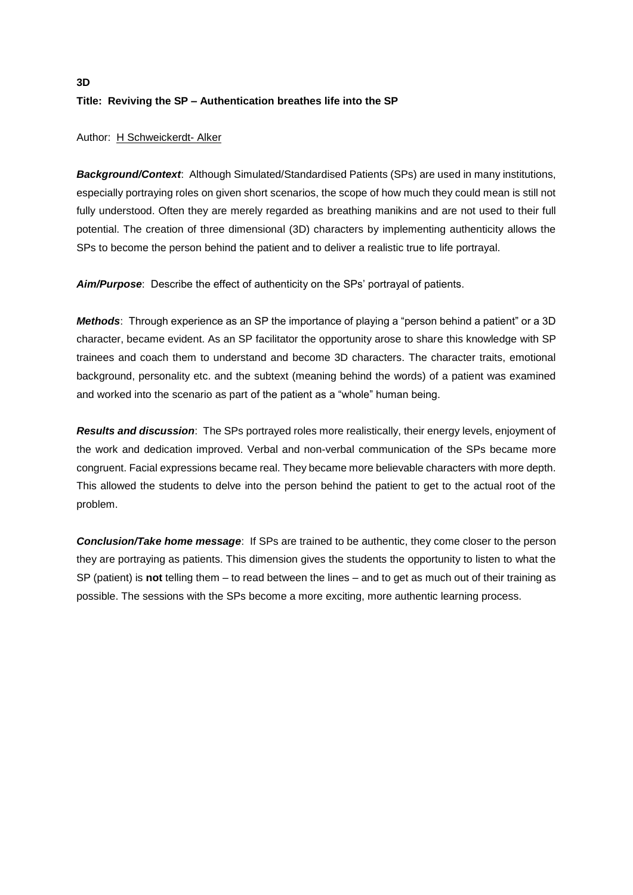**3D**

**Title: Reviving the SP – Authentication breathes life into the SP**

Author: H Schweickerdt- Alker

***Background/Context***: Although Simulated/Standardised Patients (SPs) are used in many institutions, especially portraying roles on given short scenarios, the scope of how much they could mean is still not fully understood. Often they are merely regarded as breathing manikins and are not used to their full potential. The creation of three dimensional (3D) characters by implementing authenticity allows the SPs to become the person behind the patient and to deliver a realistic true to life portrayal.

***Aim/Purpose***: Describe the effect of authenticity on the SPs' portrayal of patients.

***Methods***: Through experience as an SP the importance of playing a "person behind a patient" or a 3D character, became evident. As an SP facilitator the opportunity arose to share this knowledge with SP trainees and coach them to understand and become 3D characters. The character traits, emotional background, personality etc. and the subtext (meaning behind the words) of a patient was examined and worked into the scenario as part of the patient as a "whole" human being.

***Results and discussion***: The SPs portrayed roles more realistically, their energy levels, enjoyment of the work and dedication improved. Verbal and non-verbal communication of the SPs became more congruent. Facial expressions became real. They became more believable characters with more depth. This allowed the students to delve into the person behind the patient to get to the actual root of the problem.

***Conclusion/Take home message***: If SPs are trained to be authentic, they come closer to the person they are portraying as patients. This dimension gives the students the opportunity to listen to what the SP (patient) is **not** telling them – to read between the lines – and to get as much out of their training as possible. The sessions with the SPs become a more exciting, more authentic learning process.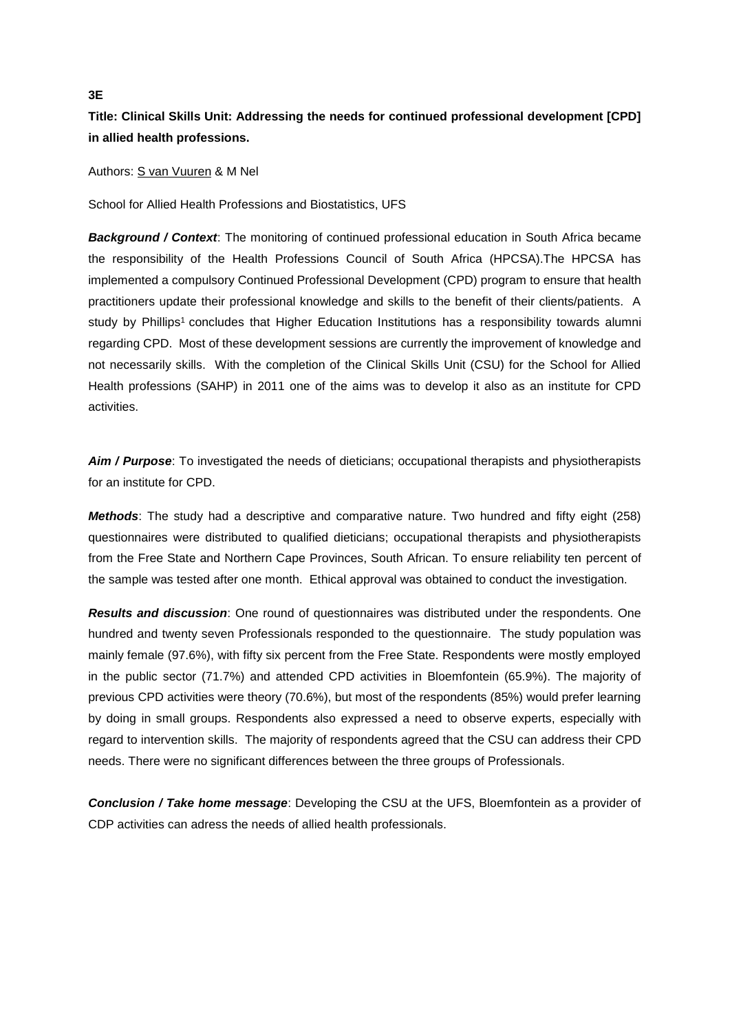**3E**

**Title: Clinical Skills Unit: Addressing the needs for continued professional development [CPD] in allied health professions.**

Authors: S van Vuuren & M Nel

School for Allied Health Professions and Biostatistics, UFS

***Background / Context***: The monitoring of continued professional education in South Africa became the responsibility of the Health Professions Council of South Africa (HPCSA).The HPCSA has implemented a compulsory Continued Professional Development (CPD) program to ensure that health practitioners update their professional knowledge and skills to the benefit of their clients/patients. A study by Phillips[1] concludes that Higher Education Institutions has a responsibility towards alumni regarding CPD. Most of these development sessions are currently the improvement of knowledge and not necessarily skills. With the completion of the Clinical Skills Unit (CSU) for the School for Allied Health professions (SAHP) in 2011 one of the aims was to develop it also as an institute for CPD activities.

***Aim / Purpose***: To investigated the needs of dieticians; occupational therapists and physiotherapists for an institute for CPD.

***Methods***: The study had a descriptive and comparative nature. Two hundred and fifty eight (258) questionnaires were distributed to qualified dieticians; occupational therapists and physiotherapists from the Free State and Northern Cape Provinces, South African. To ensure reliability ten percent of the sample was tested after one month. Ethical approval was obtained to conduct the investigation.

***Results and discussion***: One round of questionnaires was distributed under the respondents. One hundred and twenty seven Professionals responded to the questionnaire. The study population was mainly female (97.6%), with fifty six percent from the Free State. Respondents were mostly employed in the public sector (71.7%) and attended CPD activities in Bloemfontein (65.9%). The majority of previous CPD activities were theory (70.6%), but most of the respondents (85%) would prefer learning by doing in small groups. Respondents also expressed a need to observe experts, especially with regard to intervention skills. The majority of respondents agreed that the CSU can address their CPD needs. There were no significant differences between the three groups of Professionals.

***Conclusion / Take home message***: Developing the CSU at the UFS, Bloemfontein as a provider of CDP activities can adress the needs of allied health professionals.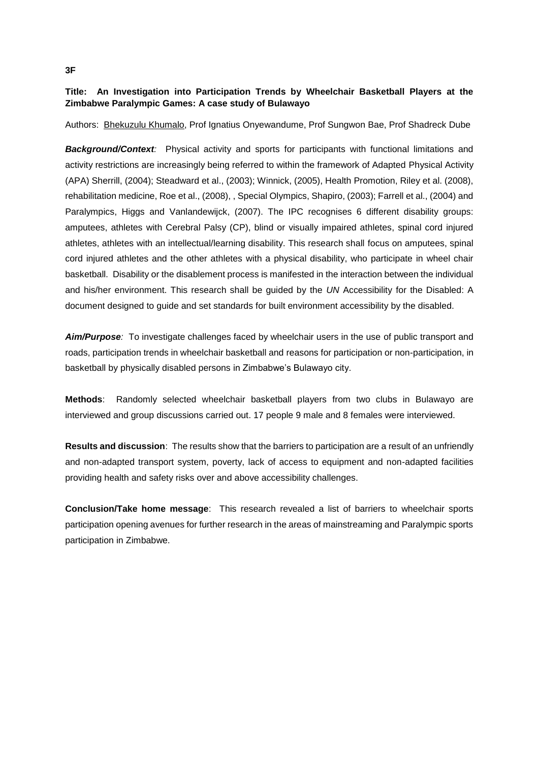**3F**

**Title: An Investigation into Participation Trends by Wheelchair Basketball Players at the Zimbabwe Paralympic Games: A case study of Bulawayo**

Authors: Bhekuzulu Khumalo, Prof Ignatius Onyewandume, Prof Sungwon Bae, Prof Shadreck Dube

***Background/Context:*** Physical activity and sports for participants with functional limitations and activity restrictions are increasingly being referred to within the framework of Adapted Physical Activity (APA) Sherrill, (2004); Steadward et al., (2003); Winnick, (2005), Health Promotion, Riley et al. (2008), rehabilitation medicine, Roe et al., (2008), , Special Olympics, Shapiro, (2003); Farrell et al., (2004) and Paralympics, Higgs and Vanlandewijck, (2007). The IPC recognises 6 different disability groups: amputees, athletes with Cerebral Palsy (CP), blind or visually impaired athletes, spinal cord injured athletes, athletes with an intellectual/learning disability. This research shall focus on amputees, spinal cord injured athletes and the other athletes with a physical disability, who participate in wheel chair basketball. Disability or the disablement process is manifested in the interaction between the individual and his/her environment. This research shall be guided by the *UN* Accessibility for the Disabled: A document designed to guide and set standards for built environment accessibility by the disabled.

***Aim/Purpose:*** To investigate challenges faced by wheelchair users in the use of public transport and roads, participation trends in wheelchair basketball and reasons for participation or non-participation, in basketball by physically disabled persons in Zimbabwe's Bulawayo city.

**Methods**: Randomly selected wheelchair basketball players from two clubs in Bulawayo are interviewed and group discussions carried out. 17 people 9 male and 8 females were interviewed.

**Results and discussion**: The results show that the barriers to participation are a result of an unfriendly and non-adapted transport system, poverty, lack of access to equipment and non-adapted facilities providing health and safety risks over and above accessibility challenges.

**Conclusion/Take home message**: This research revealed a list of barriers to wheelchair sports participation opening avenues for further research in the areas of mainstreaming and Paralympic sports participation in Zimbabwe.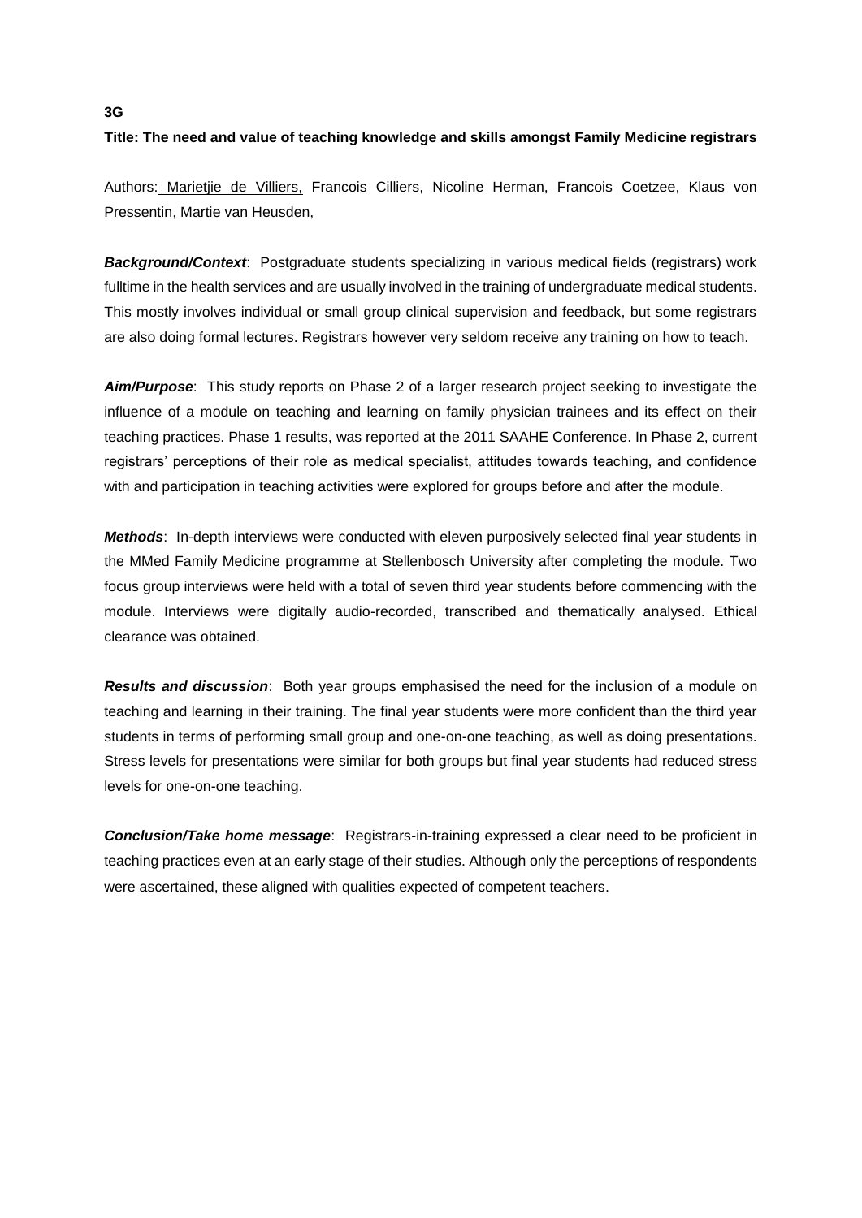**3G**

**Title: The need and value of teaching knowledge and skills amongst Family Medicine registrars**

Authors: Marietjie de Villiers, Francois Cilliers, Nicoline Herman, Francois Coetzee, Klaus von Pressentin, Martie van Heusden,

***Background/Context***: Postgraduate students specializing in various medical fields (registrars) work fulltime in the health services and are usually involved in the training of undergraduate medical students. This mostly involves individual or small group clinical supervision and feedback, but some registrars are also doing formal lectures. Registrars however very seldom receive any training on how to teach.

***Aim/Purpose***: This study reports on Phase 2 of a larger research project seeking to investigate the influence of a module on teaching and learning on family physician trainees and its effect on their teaching practices. Phase 1 results, was reported at the 2011 SAAHE Conference. In Phase 2, current registrars' perceptions of their role as medical specialist, attitudes towards teaching, and confidence with and participation in teaching activities were explored for groups before and after the module.

***Methods***: In-depth interviews were conducted with eleven purposively selected final year students in the MMed Family Medicine programme at Stellenbosch University after completing the module. Two focus group interviews were held with a total of seven third year students before commencing with the module. Interviews were digitally audio-recorded, transcribed and thematically analysed. Ethical clearance was obtained.

***Results and discussion***: Both year groups emphasised the need for the inclusion of a module on teaching and learning in their training. The final year students were more confident than the third year students in terms of performing small group and one-on-one teaching, as well as doing presentations. Stress levels for presentations were similar for both groups but final year students had reduced stress levels for one-on-one teaching.

***Conclusion/Take home message***: Registrars-in-training expressed a clear need to be proficient in teaching practices even at an early stage of their studies. Although only the perceptions of respondents were ascertained, these aligned with qualities expected of competent teachers.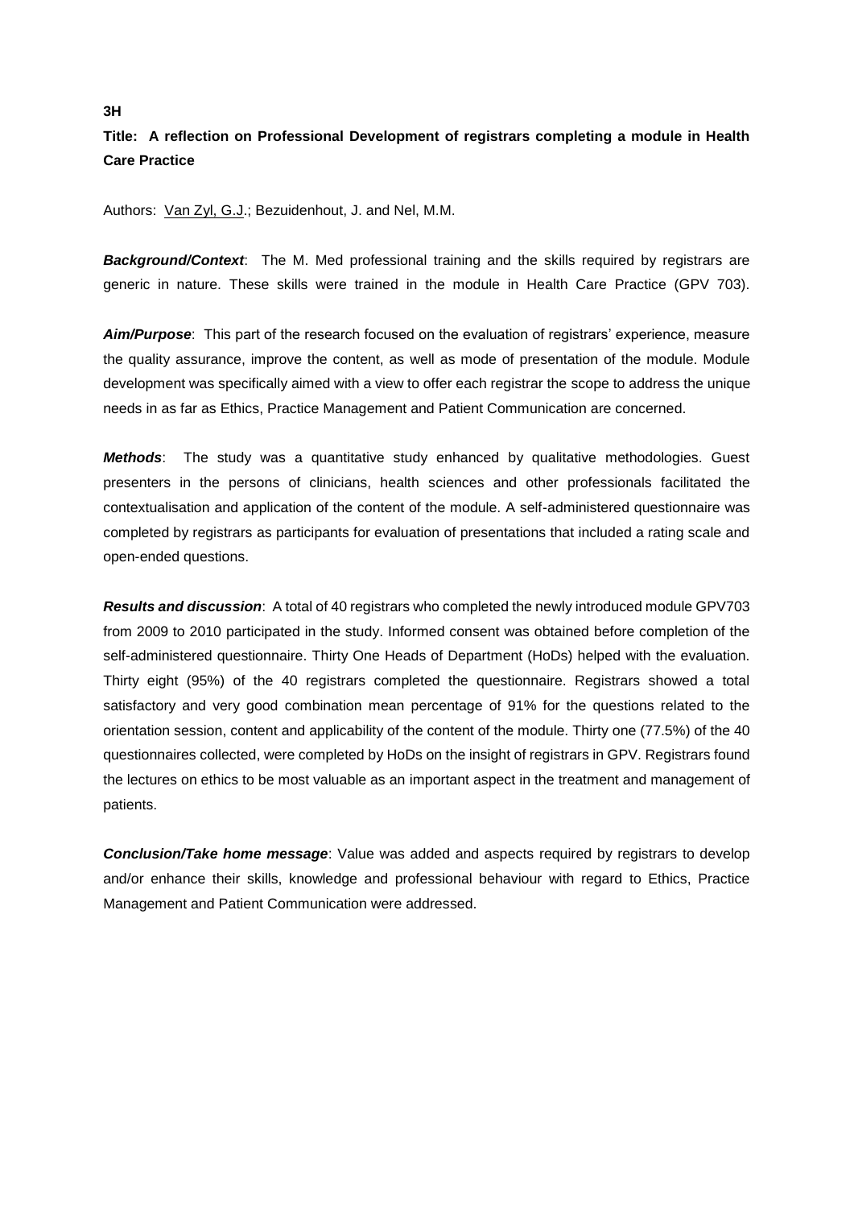**3H**

**Title: A reflection on Professional Development of registrars completing a module in Health Care Practice**

Authors: Van Zyl, G.J.; Bezuidenhout, J. and Nel, M.M.

***Background/Context***: The M. Med professional training and the skills required by registrars are generic in nature. These skills were trained in the module in Health Care Practice (GPV 703).

***Aim/Purpose***: This part of the research focused on the evaluation of registrars' experience, measure the quality assurance, improve the content, as well as mode of presentation of the module. Module development was specifically aimed with a view to offer each registrar the scope to address the unique needs in as far as Ethics, Practice Management and Patient Communication are concerned.

***Methods***: The study was a quantitative study enhanced by qualitative methodologies. Guest presenters in the persons of clinicians, health sciences and other professionals facilitated the contextualisation and application of the content of the module. A self-administered questionnaire was completed by registrars as participants for evaluation of presentations that included a rating scale and open-ended questions.

***Results and discussion***: A total of 40 registrars who completed the newly introduced module GPV703 from 2009 to 2010 participated in the study. Informed consent was obtained before completion of the self-administered questionnaire. Thirty One Heads of Department (HoDs) helped with the evaluation. Thirty eight (95%) of the 40 registrars completed the questionnaire. Registrars showed a total satisfactory and very good combination mean percentage of 91% for the questions related to the orientation session, content and applicability of the content of the module. Thirty one (77.5%) of the 40 questionnaires collected, were completed by HoDs on the insight of registrars in GPV. Registrars found the lectures on ethics to be most valuable as an important aspect in the treatment and management of patients.

***Conclusion/Take home message***: Value was added and aspects required by registrars to develop and/or enhance their skills, knowledge and professional behaviour with regard to Ethics, Practice Management and Patient Communication were addressed.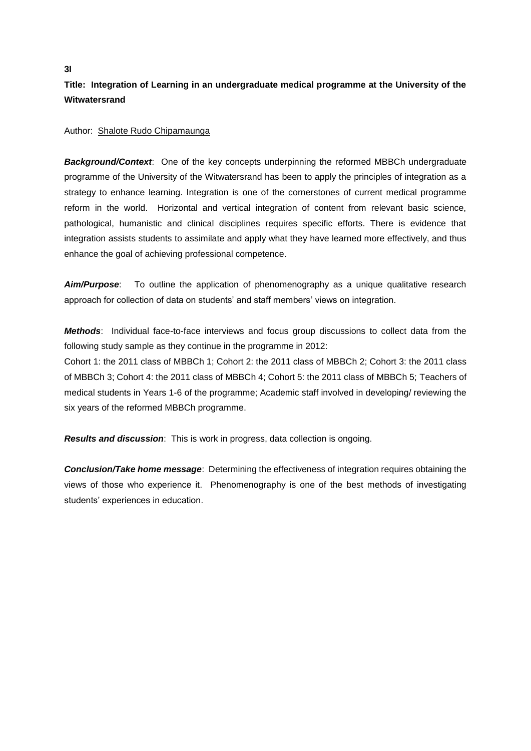**3I**

**Title: Integration of Learning in an undergraduate medical programme at the University of the Witwatersrand**

Author: Shalote Rudo Chipamaunga

***Background/Context***: One of the key concepts underpinning the reformed MBBCh undergraduate programme of the University of the Witwatersrand has been to apply the principles of integration as a strategy to enhance learning. Integration is one of the cornerstones of current medical programme reform in the world. Horizontal and vertical integration of content from relevant basic science, pathological, humanistic and clinical disciplines requires specific efforts. There is evidence that integration assists students to assimilate and apply what they have learned more effectively, and thus enhance the goal of achieving professional competence.

***Aim/Purpose***: To outline the application of phenomenography as a unique qualitative research approach for collection of data on students' and staff members' views on integration.

***Methods***: Individual face-to-face interviews and focus group discussions to collect data from the following study sample as they continue in the programme in 2012:

Cohort 1: the 2011 class of MBBCh 1; Cohort 2: the 2011 class of MBBCh 2; Cohort 3: the 2011 class of MBBCh 3; Cohort 4: the 2011 class of MBBCh 4; Cohort 5: the 2011 class of MBBCh 5; Teachers of medical students in Years 1-6 of the programme; Academic staff involved in developing/ reviewing the six years of the reformed MBBCh programme.

***Results and discussion***: This is work in progress, data collection is ongoing.

***Conclusion/Take home message***: Determining the effectiveness of integration requires obtaining the views of those who experience it. Phenomenography is one of the best methods of investigating students' experiences in education.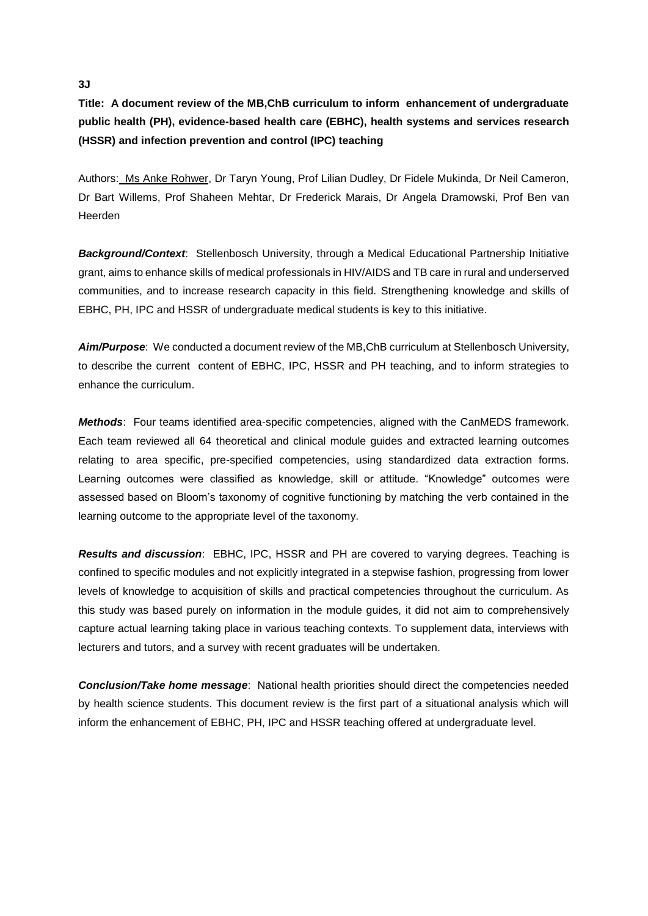**3J**

**Title: A document review of the MB,ChB curriculum to inform enhancement of undergraduate public health (PH), evidence-based health care (EBHC), health systems and services research (HSSR) and infection prevention and control (IPC) teaching**

Authors: Ms Anke Rohwer, Dr Taryn Young, Prof Lilian Dudley, Dr Fidele Mukinda, Dr Neil Cameron, Dr Bart Willems, Prof Shaheen Mehtar, Dr Frederick Marais, Dr Angela Dramowski, Prof Ben van Heerden

***Background/Context***: Stellenbosch University, through a Medical Educational Partnership Initiative grant, aims to enhance skills of medical professionals in HIV/AIDS and TB care in rural and underserved communities, and to increase research capacity in this field. Strengthening knowledge and skills of EBHC, PH, IPC and HSSR of undergraduate medical students is key to this initiative.

***Aim/Purpose***: We conducted a document review of the MB,ChB curriculum at Stellenbosch University, to describe the current content of EBHC, IPC, HSSR and PH teaching, and to inform strategies to enhance the curriculum.

***Methods***: Four teams identified area-specific competencies, aligned with the CanMEDS framework. Each team reviewed all 64 theoretical and clinical module guides and extracted learning outcomes relating to area specific, pre-specified competencies, using standardized data extraction forms. Learning outcomes were classified as knowledge, skill or attitude. "Knowledge" outcomes were assessed based on Bloom's taxonomy of cognitive functioning by matching the verb contained in the learning outcome to the appropriate level of the taxonomy.

***Results and discussion***: EBHC, IPC, HSSR and PH are covered to varying degrees. Teaching is confined to specific modules and not explicitly integrated in a stepwise fashion, progressing from lower levels of knowledge to acquisition of skills and practical competencies throughout the curriculum. As this study was based purely on information in the module guides, it did not aim to comprehensively capture actual learning taking place in various teaching contexts. To supplement data, interviews with lecturers and tutors, and a survey with recent graduates will be undertaken.

***Conclusion/Take home message***: National health priorities should direct the competencies needed by health science students. This document review is the first part of a situational analysis which will inform the enhancement of EBHC, PH, IPC and HSSR teaching offered at undergraduate level.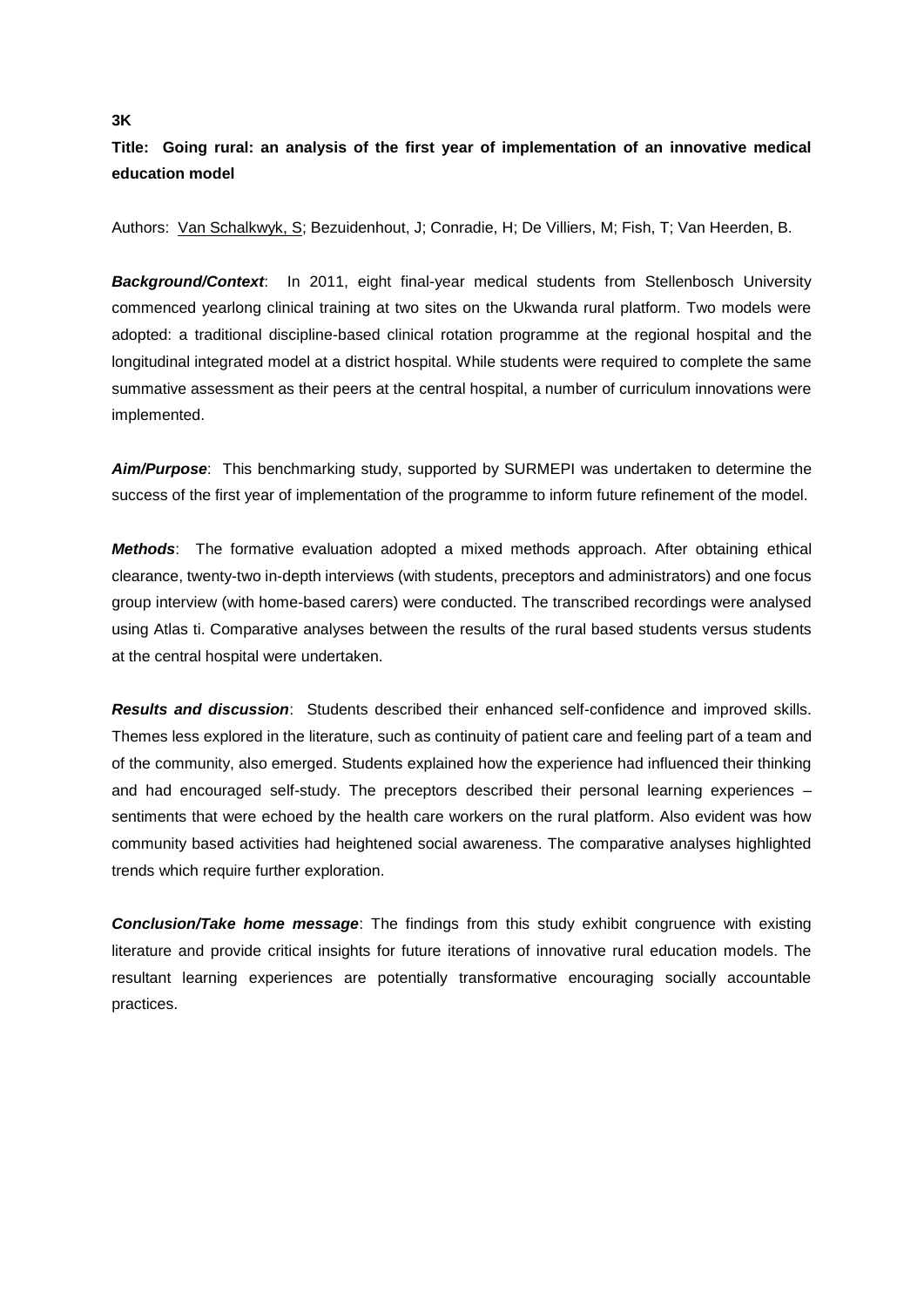**3K**

**Title: Going rural: an analysis of the first year of implementation of an innovative medical education model**

Authors: Van Schalkwyk, S; Bezuidenhout, J; Conradie, H; De Villiers, M; Fish, T; Van Heerden, B.

***Background/Context***: In 2011, eight final-year medical students from Stellenbosch University commenced yearlong clinical training at two sites on the Ukwanda rural platform. Two models were adopted: a traditional discipline-based clinical rotation programme at the regional hospital and the longitudinal integrated model at a district hospital. While students were required to complete the same summative assessment as their peers at the central hospital, a number of curriculum innovations were implemented.

***Aim/Purpose***: This benchmarking study, supported by SURMEPI was undertaken to determine the success of the first year of implementation of the programme to inform future refinement of the model.

***Methods***: The formative evaluation adopted a mixed methods approach. After obtaining ethical clearance, twenty-two in-depth interviews (with students, preceptors and administrators) and one focus group interview (with home-based carers) were conducted. The transcribed recordings were analysed using Atlas ti. Comparative analyses between the results of the rural based students versus students at the central hospital were undertaken.

***Results and discussion***: Students described their enhanced self-confidence and improved skills. Themes less explored in the literature, such as continuity of patient care and feeling part of a team and of the community, also emerged. Students explained how the experience had influenced their thinking and had encouraged self-study. The preceptors described their personal learning experiences – sentiments that were echoed by the health care workers on the rural platform. Also evident was how community based activities had heightened social awareness. The comparative analyses highlighted trends which require further exploration.

***Conclusion/Take home message***: The findings from this study exhibit congruence with existing literature and provide critical insights for future iterations of innovative rural education models. The resultant learning experiences are potentially transformative encouraging socially accountable practices.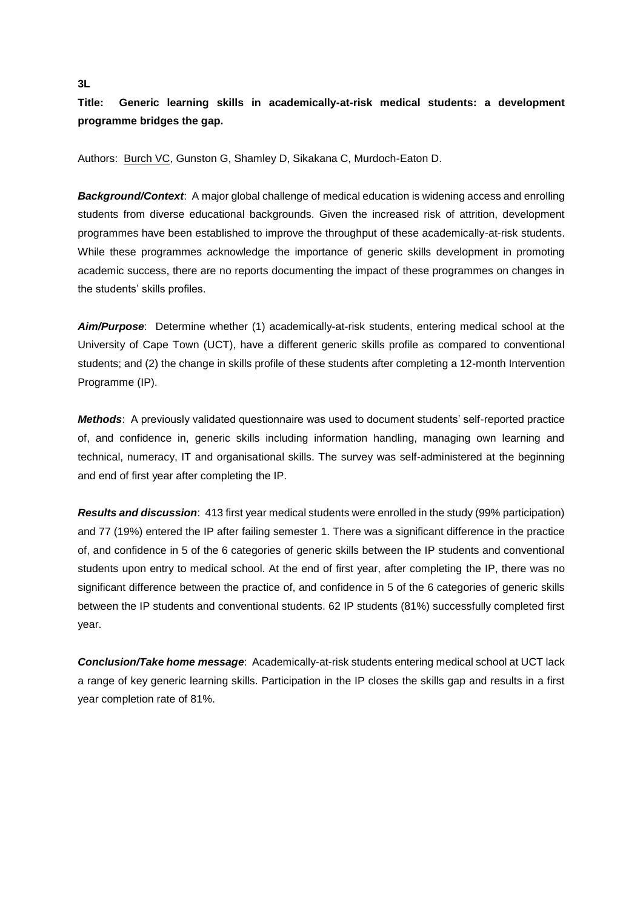**3L**

**Title: Generic learning skills in academically-at-risk medical students: a development programme bridges the gap.**

Authors: Burch VC, Gunston G, Shamley D, Sikakana C, Murdoch-Eaton D.

***Background/Context***: A major global challenge of medical education is widening access and enrolling students from diverse educational backgrounds. Given the increased risk of attrition, development programmes have been established to improve the throughput of these academically-at-risk students. While these programmes acknowledge the importance of generic skills development in promoting academic success, there are no reports documenting the impact of these programmes on changes in the students' skills profiles.

***Aim/Purpose***: Determine whether (1) academically-at-risk students, entering medical school at the University of Cape Town (UCT), have a different generic skills profile as compared to conventional students; and (2) the change in skills profile of these students after completing a 12-month Intervention Programme (IP).

***Methods***: A previously validated questionnaire was used to document students' self-reported practice of, and confidence in, generic skills including information handling, managing own learning and technical, numeracy, IT and organisational skills. The survey was self-administered at the beginning and end of first year after completing the IP.

***Results and discussion***: 413 first year medical students were enrolled in the study (99% participation) and 77 (19%) entered the IP after failing semester 1. There was a significant difference in the practice of, and confidence in 5 of the 6 categories of generic skills between the IP students and conventional students upon entry to medical school. At the end of first year, after completing the IP, there was no significant difference between the practice of, and confidence in 5 of the 6 categories of generic skills between the IP students and conventional students. 62 IP students (81%) successfully completed first year.

***Conclusion/Take home message***: Academically-at-risk students entering medical school at UCT lack a range of key generic learning skills. Participation in the IP closes the skills gap and results in a first year completion rate of 81%.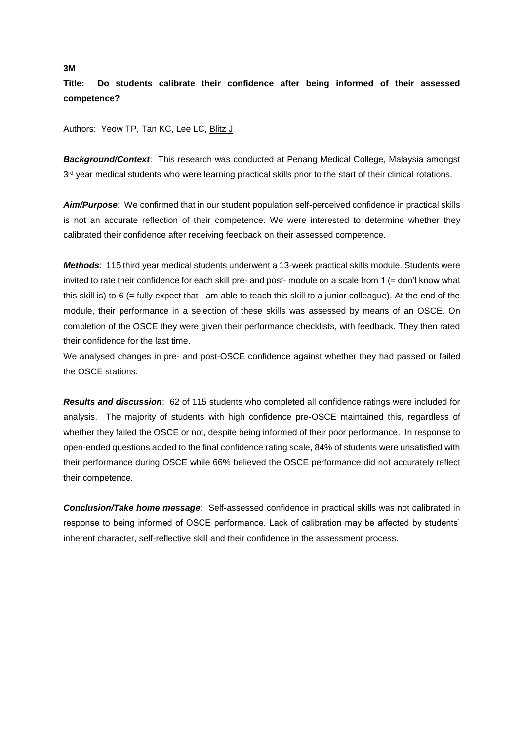**3M**

**Title: Do students calibrate their confidence after being informed of their assessed competence?**

Authors: Yeow TP, Tan KC, Lee LC, Blitz J

***Background/Context***: This research was conducted at Penang Medical College, Malaysia amongst 3rd year medical students who were learning practical skills prior to the start of their clinical rotations.

***Aim/Purpose***: We confirmed that in our student population self-perceived confidence in practical skills is not an accurate reflection of their competence. We were interested to determine whether they calibrated their confidence after receiving feedback on their assessed competence.

***Methods***: 115 third year medical students underwent a 13-week practical skills module. Students were invited to rate their confidence for each skill pre- and post- module on a scale from 1 (= don't know what this skill is) to 6 (= fully expect that I am able to teach this skill to a junior colleague). At the end of the module, their performance in a selection of these skills was assessed by means of an OSCE. On completion of the OSCE they were given their performance checklists, with feedback. They then rated their confidence for the last time.

We analysed changes in pre- and post-OSCE confidence against whether they had passed or failed the OSCE stations.

***Results and discussion***: 62 of 115 students who completed all confidence ratings were included for analysis. The majority of students with high confidence pre-OSCE maintained this, regardless of whether they failed the OSCE or not, despite being informed of their poor performance. In response to open-ended questions added to the final confidence rating scale, 84% of students were unsatisfied with their performance during OSCE while 66% believed the OSCE performance did not accurately reflect their competence.

***Conclusion/Take home message***: Self-assessed confidence in practical skills was not calibrated in response to being informed of OSCE performance. Lack of calibration may be affected by students' inherent character, self-reflective skill and their confidence in the assessment process.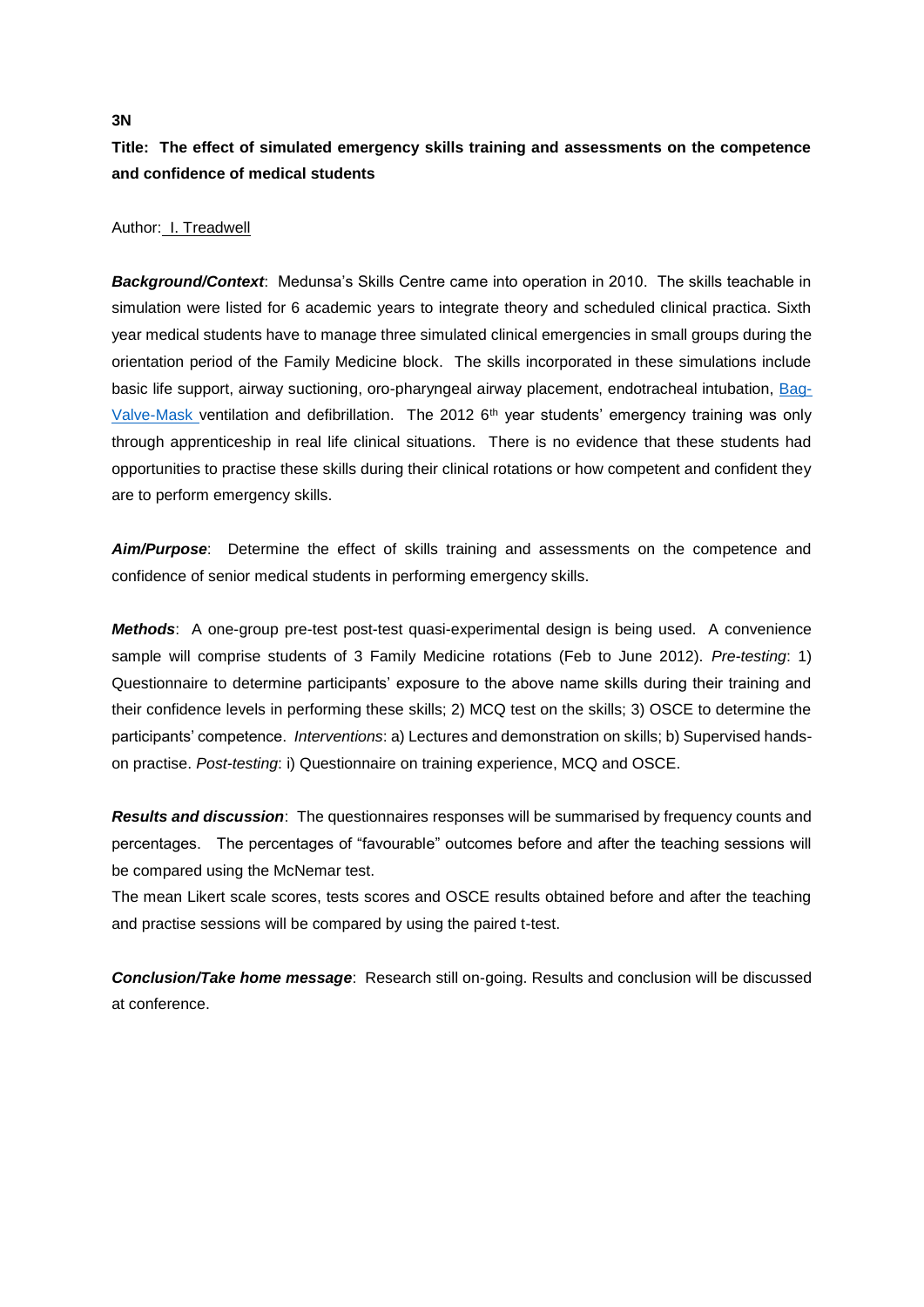**3N**

**Title: The effect of simulated emergency skills training and assessments on the competence and confidence of medical students**

Author: I. Treadwell

***Background/Context***: Medunsa's Skills Centre came into operation in 2010. The skills teachable in simulation were listed for 6 academic years to integrate theory and scheduled clinical practica. Sixth year medical students have to manage three simulated clinical emergencies in small groups during the orientation period of the Family Medicine block. The skills incorporated in these simulations include basic life support, airway suctioning, oro-pharyngeal airway placement, endotracheal intubation, Bag-Valve-Mask ventilation and defibrillation. The 2012 6th year students' emergency training was only through apprenticeship in real life clinical situations. There is no evidence that these students had opportunities to practise these skills during their clinical rotations or how competent and confident they are to perform emergency skills.

***Aim/Purpose***: Determine the effect of skills training and assessments on the competence and confidence of senior medical students in performing emergency skills.

***Methods***: A one-group pre-test post-test quasi-experimental design is being used. A convenience sample will comprise students of 3 Family Medicine rotations (Feb to June 2012). *Pre-testing*: 1) Questionnaire to determine participants' exposure to the above name skills during their training and their confidence levels in performing these skills; 2) MCQ test on the skills; 3) OSCE to determine the participants' competence. *Interventions*: a) Lectures and demonstration on skills; b) Supervised hands-on practise. *Post-testing*: i) Questionnaire on training experience, MCQ and OSCE.

***Results and discussion***: The questionnaires responses will be summarised by frequency counts and percentages. The percentages of "favourable" outcomes before and after the teaching sessions will be compared using the McNemar test.

The mean Likert scale scores, tests scores and OSCE results obtained before and after the teaching and practise sessions will be compared by using the paired t-test.

***Conclusion/Take home message***: Research still on-going. Results and conclusion will be discussed at conference.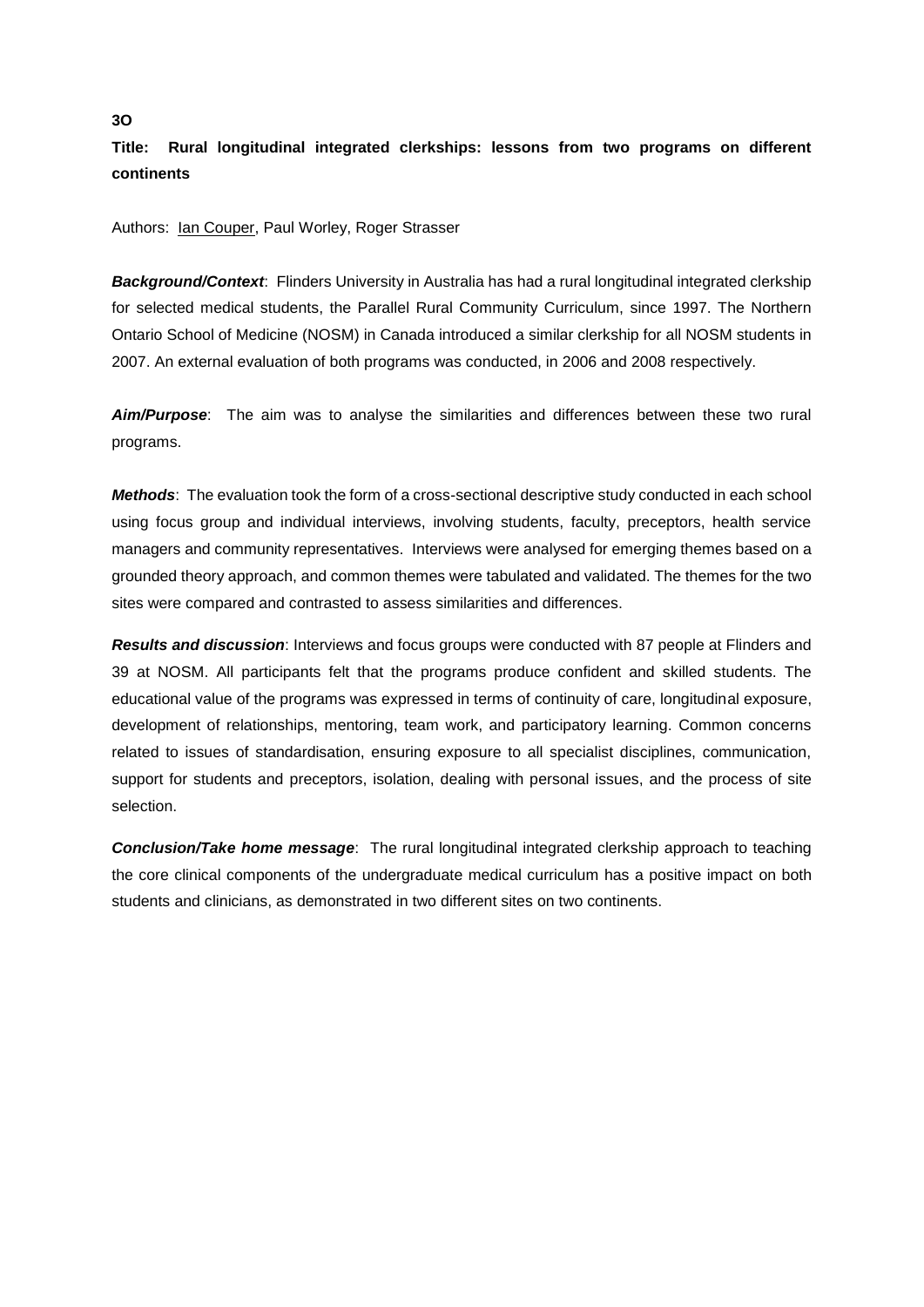**3O**

**Title: Rural longitudinal integrated clerkships: lessons from two programs on different continents**

Authors: Ian Couper, Paul Worley, Roger Strasser

***Background/Context***: Flinders University in Australia has had a rural longitudinal integrated clerkship for selected medical students, the Parallel Rural Community Curriculum, since 1997. The Northern Ontario School of Medicine (NOSM) in Canada introduced a similar clerkship for all NOSM students in 2007. An external evaluation of both programs was conducted, in 2006 and 2008 respectively.

***Aim/Purpose***: The aim was to analyse the similarities and differences between these two rural programs.

***Methods***: The evaluation took the form of a cross-sectional descriptive study conducted in each school using focus group and individual interviews, involving students, faculty, preceptors, health service managers and community representatives. Interviews were analysed for emerging themes based on a grounded theory approach, and common themes were tabulated and validated. The themes for the two sites were compared and contrasted to assess similarities and differences.

***Results and discussion***: Interviews and focus groups were conducted with 87 people at Flinders and 39 at NOSM. All participants felt that the programs produce confident and skilled students. The educational value of the programs was expressed in terms of continuity of care, longitudinal exposure, development of relationships, mentoring, team work, and participatory learning. Common concerns related to issues of standardisation, ensuring exposure to all specialist disciplines, communication, support for students and preceptors, isolation, dealing with personal issues, and the process of site selection.

***Conclusion/Take home message***: The rural longitudinal integrated clerkship approach to teaching the core clinical components of the undergraduate medical curriculum has a positive impact on both students and clinicians, as demonstrated in two different sites on two continents.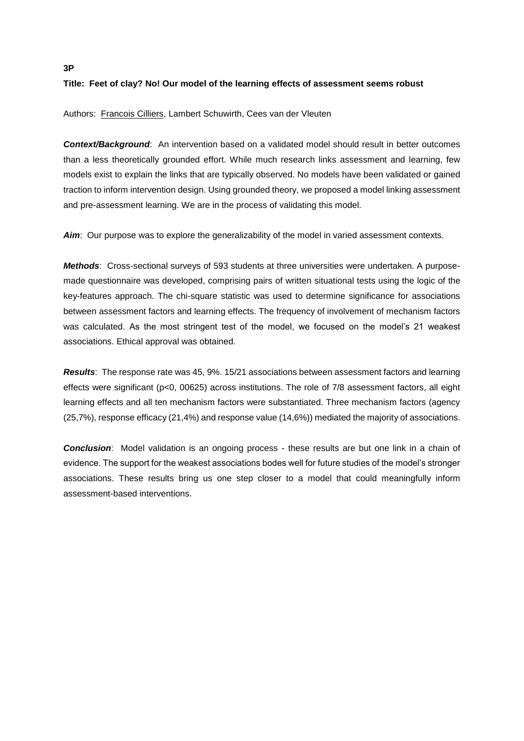**3P**

**Title: Feet of clay? No! Our model of the learning effects of assessment seems robust**

Authors: Francois Cilliers, Lambert Schuwirth, Cees van der Vleuten

***Context/Background***: An intervention based on a validated model should result in better outcomes than a less theoretically grounded effort. While much research links assessment and learning, few models exist to explain the links that are typically observed. No models have been validated or gained traction to inform intervention design. Using grounded theory, we proposed a model linking assessment and pre-assessment learning. We are in the process of validating this model.

***Aim***: Our purpose was to explore the generalizability of the model in varied assessment contexts.

***Methods***: Cross-sectional surveys of 593 students at three universities were undertaken. A purpose-made questionnaire was developed, comprising pairs of written situational tests using the logic of the key-features approach. The chi-square statistic was used to determine significance for associations between assessment factors and learning effects. The frequency of involvement of mechanism factors was calculated. As the most stringent test of the model, we focused on the model's 21 weakest associations. Ethical approval was obtained.

***Results***: The response rate was 45, 9%. 15/21 associations between assessment factors and learning effects were significant (p<0, 00625) across institutions. The role of 7/8 assessment factors, all eight learning effects and all ten mechanism factors were substantiated. Three mechanism factors (agency (25,7%), response efficacy (21,4%) and response value (14,6%)) mediated the majority of associations.

***Conclusion***: Model validation is an ongoing process - these results are but one link in a chain of evidence. The support for the weakest associations bodes well for future studies of the model's stronger associations. These results bring us one step closer to a model that could meaningfully inform assessment-based interventions.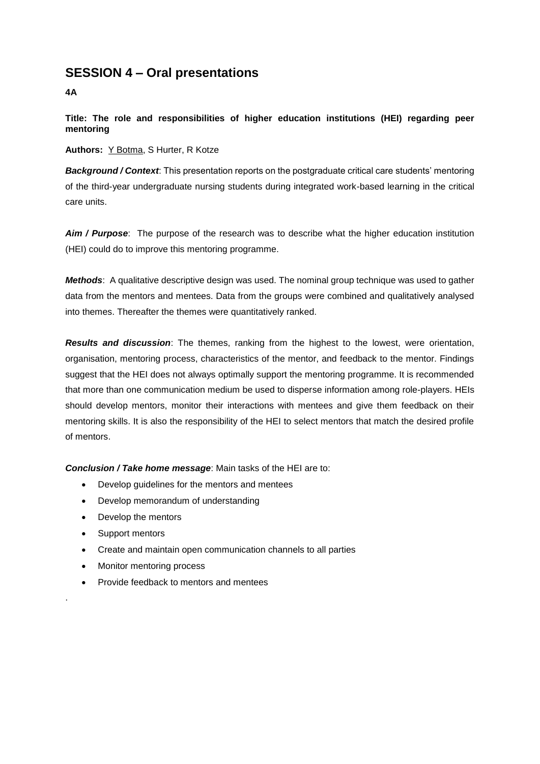# SESSION 4 – Oral presentations

**4A**

**Title: The role and responsibilities of higher education institutions (HEI) regarding peer mentoring**

**Authors:** Y Botma, S Hurter, R Kotze

***Background / Context***: This presentation reports on the postgraduate critical care students' mentoring of the third-year undergraduate nursing students during integrated work-based learning in the critical care units.

***Aim / Purpose***: The purpose of the research was to describe what the higher education institution (HEI) could do to improve this mentoring programme.

***Methods***: A qualitative descriptive design was used. The nominal group technique was used to gather data from the mentors and mentees. Data from the groups were combined and qualitatively analysed into themes. Thereafter the themes were quantitatively ranked.

***Results and discussion***: The themes, ranking from the highest to the lowest, were orientation, organisation, mentoring process, characteristics of the mentor, and feedback to the mentor. Findings suggest that the HEI does not always optimally support the mentoring programme. It is recommended that more than one communication medium be used to disperse information among role-players. HEIs should develop mentors, monitor their interactions with mentees and give them feedback on their mentoring skills. It is also the responsibility of the HEI to select mentors that match the desired profile of mentors.

***Conclusion / Take home message***: Main tasks of the HEI are to:

- Develop guidelines for the mentors and mentees
- Develop memorandum of understanding
- Develop the mentors
- Support mentors
- Create and maintain open communication channels to all parties
- Monitor mentoring process
- Provide feedback to mentors and mentees

.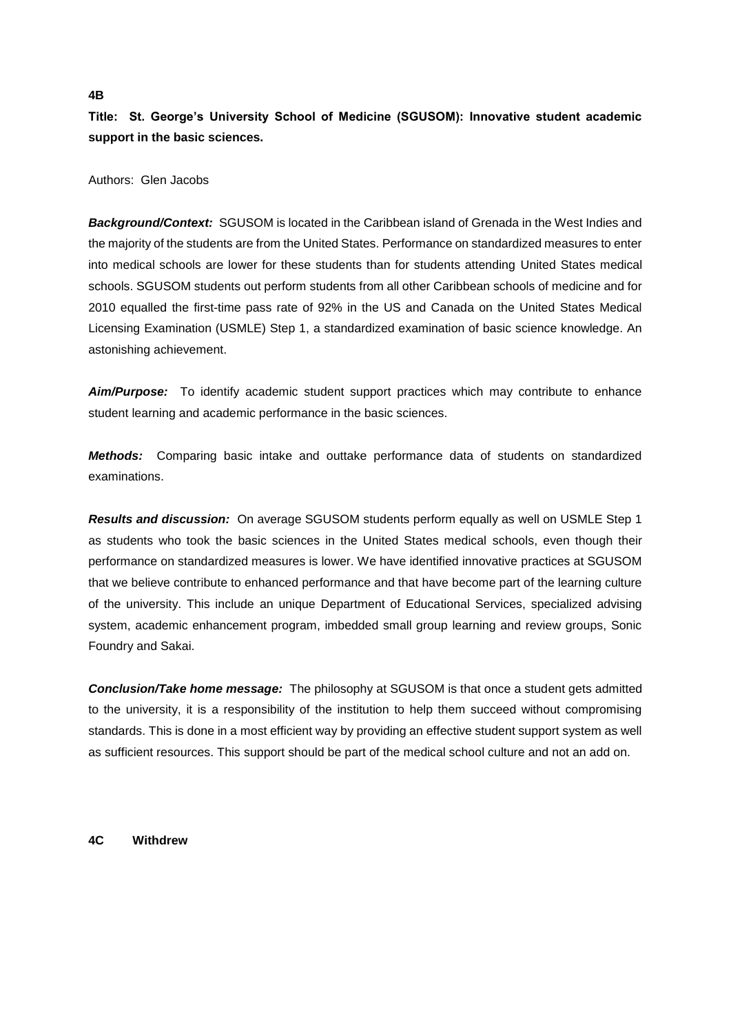**4B**

**Title: St. George's University School of Medicine (SGUSOM): Innovative student academic support in the basic sciences.**

Authors: Glen Jacobs

***Background/Context:*** SGUSOM is located in the Caribbean island of Grenada in the West Indies and the majority of the students are from the United States. Performance on standardized measures to enter into medical schools are lower for these students than for students attending United States medical schools. SGUSOM students out perform students from all other Caribbean schools of medicine and for 2010 equalled the first-time pass rate of 92% in the US and Canada on the United States Medical Licensing Examination (USMLE) Step 1, a standardized examination of basic science knowledge. An astonishing achievement.

***Aim/Purpose:*** To identify academic student support practices which may contribute to enhance student learning and academic performance in the basic sciences.

***Methods:*** Comparing basic intake and outtake performance data of students on standardized examinations.

***Results and discussion:*** On average SGUSOM students perform equally as well on USMLE Step 1 as students who took the basic sciences in the United States medical schools, even though their performance on standardized measures is lower. We have identified innovative practices at SGUSOM that we believe contribute to enhanced performance and that have become part of the learning culture of the university. This include an unique Department of Educational Services, specialized advising system, academic enhancement program, imbedded small group learning and review groups, Sonic Foundry and Sakai.

***Conclusion/Take home message:*** The philosophy at SGUSOM is that once a student gets admitted to the university, it is a responsibility of the institution to help them succeed without compromising standards. This is done in a most efficient way by providing an effective student support system as well as sufficient resources. This support should be part of the medical school culture and not an add on.

**4C Withdrew**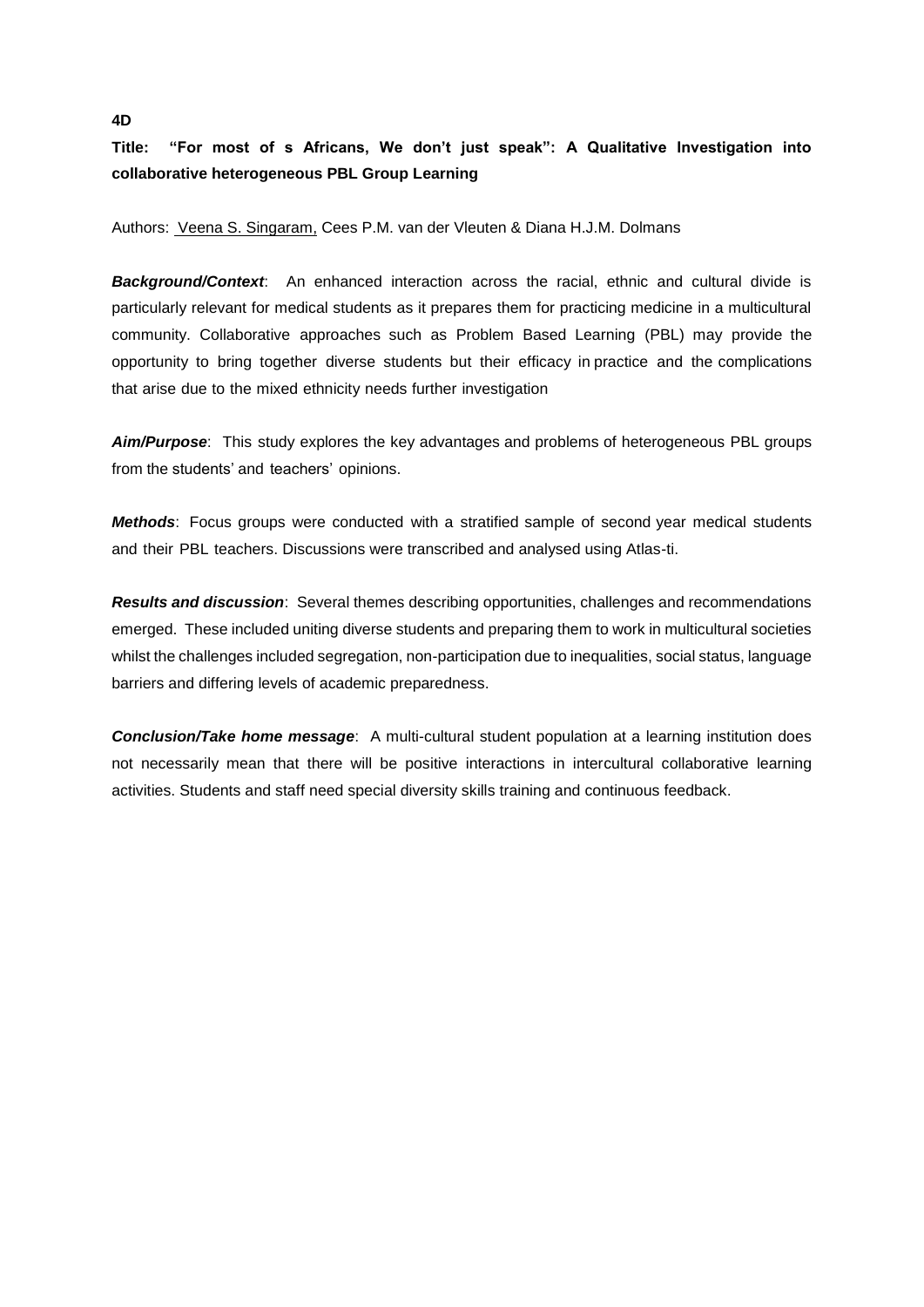**4D**

**Title: "For most of s Africans, We don't just speak": A Qualitative Investigation into collaborative heterogeneous PBL Group Learning**

Authors: Veena S. Singaram, Cees P.M. van der Vleuten & Diana H.J.M. Dolmans

***Background/Context***: An enhanced interaction across the racial, ethnic and cultural divide is particularly relevant for medical students as it prepares them for practicing medicine in a multicultural community. Collaborative approaches such as Problem Based Learning (PBL) may provide the opportunity to bring together diverse students but their efficacy in practice and the complications that arise due to the mixed ethnicity needs further investigation

***Aim/Purpose***: This study explores the key advantages and problems of heterogeneous PBL groups from the students' and teachers' opinions.

***Methods***: Focus groups were conducted with a stratified sample of second year medical students and their PBL teachers. Discussions were transcribed and analysed using Atlas-ti.

***Results and discussion***: Several themes describing opportunities, challenges and recommendations emerged. These included uniting diverse students and preparing them to work in multicultural societies whilst the challenges included segregation, non-participation due to inequalities, social status, language barriers and differing levels of academic preparedness.

***Conclusion/Take home message***: A multi-cultural student population at a learning institution does not necessarily mean that there will be positive interactions in intercultural collaborative learning activities. Students and staff need special diversity skills training and continuous feedback.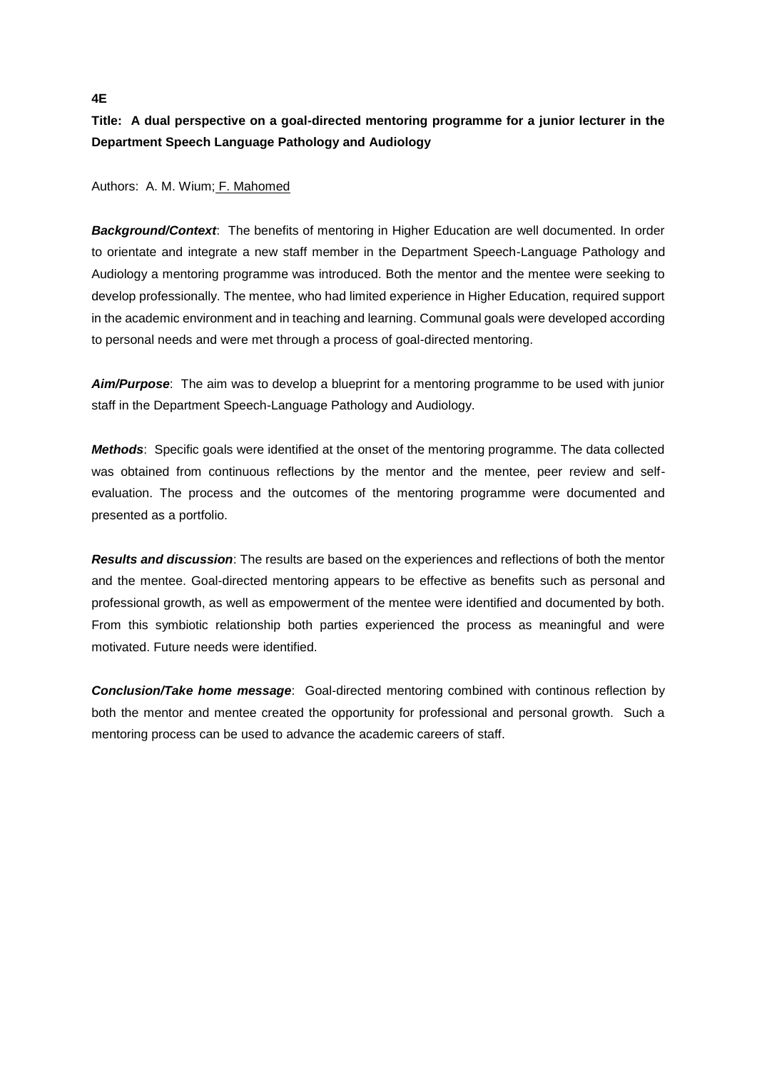**4E**

**Title: A dual perspective on a goal-directed mentoring programme for a junior lecturer in the Department Speech Language Pathology and Audiology**

Authors: A. M. Wium; F. Mahomed

***Background/Context***: The benefits of mentoring in Higher Education are well documented. In order to orientate and integrate a new staff member in the Department Speech-Language Pathology and Audiology a mentoring programme was introduced. Both the mentor and the mentee were seeking to develop professionally. The mentee, who had limited experience in Higher Education, required support in the academic environment and in teaching and learning. Communal goals were developed according to personal needs and were met through a process of goal-directed mentoring.

***Aim/Purpose***: The aim was to develop a blueprint for a mentoring programme to be used with junior staff in the Department Speech-Language Pathology and Audiology.

***Methods***: Specific goals were identified at the onset of the mentoring programme. The data collected was obtained from continuous reflections by the mentor and the mentee, peer review and self-evaluation. The process and the outcomes of the mentoring programme were documented and presented as a portfolio.

***Results and discussion***: The results are based on the experiences and reflections of both the mentor and the mentee. Goal-directed mentoring appears to be effective as benefits such as personal and professional growth, as well as empowerment of the mentee were identified and documented by both. From this symbiotic relationship both parties experienced the process as meaningful and were motivated. Future needs were identified.

***Conclusion/Take home message***: Goal-directed mentoring combined with continous reflection by both the mentor and mentee created the opportunity for professional and personal growth. Such a mentoring process can be used to advance the academic careers of staff.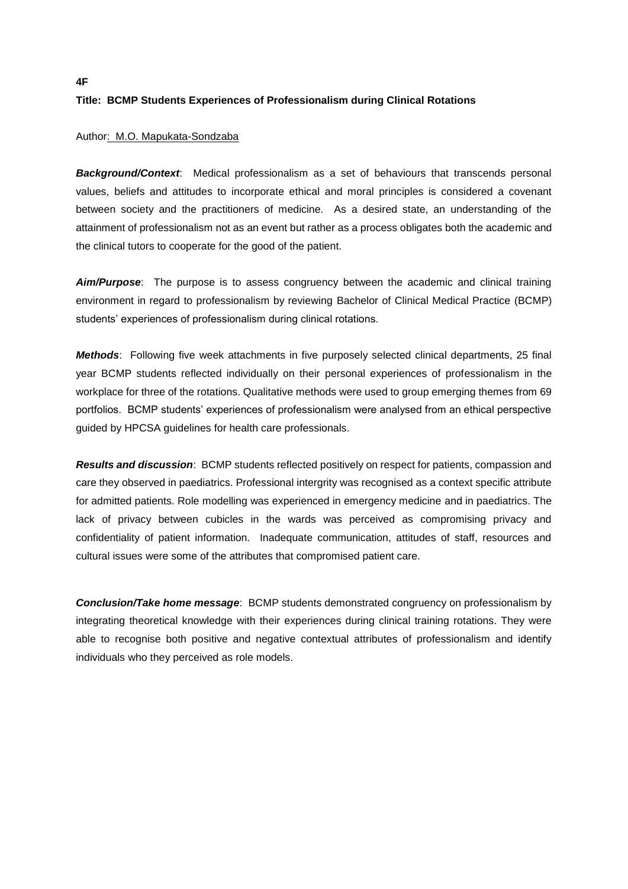**4F**

**Title: BCMP Students Experiences of Professionalism during Clinical Rotations**

Author: M.O. Mapukata-Sondzaba

***Background/Context***: Medical professionalism as a set of behaviours that transcends personal values, beliefs and attitudes to incorporate ethical and moral principles is considered a covenant between society and the practitioners of medicine. As a desired state, an understanding of the attainment of professionalism not as an event but rather as a process obligates both the academic and the clinical tutors to cooperate for the good of the patient.

***Aim/Purpose***: The purpose is to assess congruency between the academic and clinical training environment in regard to professionalism by reviewing Bachelor of Clinical Medical Practice (BCMP) students' experiences of professionalism during clinical rotations.

***Methods***: Following five week attachments in five purposely selected clinical departments, 25 final year BCMP students reflected individually on their personal experiences of professionalism in the workplace for three of the rotations. Qualitative methods were used to group emerging themes from 69 portfolios. BCMP students' experiences of professionalism were analysed from an ethical perspective guided by HPCSA guidelines for health care professionals.

***Results and discussion***: BCMP students reflected positively on respect for patients, compassion and care they observed in paediatrics. Professional intergrity was recognised as a context specific attribute for admitted patients. Role modelling was experienced in emergency medicine and in paediatrics. The lack of privacy between cubicles in the wards was perceived as compromising privacy and confidentiality of patient information. Inadequate communication, attitudes of staff, resources and cultural issues were some of the attributes that compromised patient care.

***Conclusion/Take home message***: BCMP students demonstrated congruency on professionalism by integrating theoretical knowledge with their experiences during clinical training rotations. They were able to recognise both positive and negative contextual attributes of professionalism and identify individuals who they perceived as role models.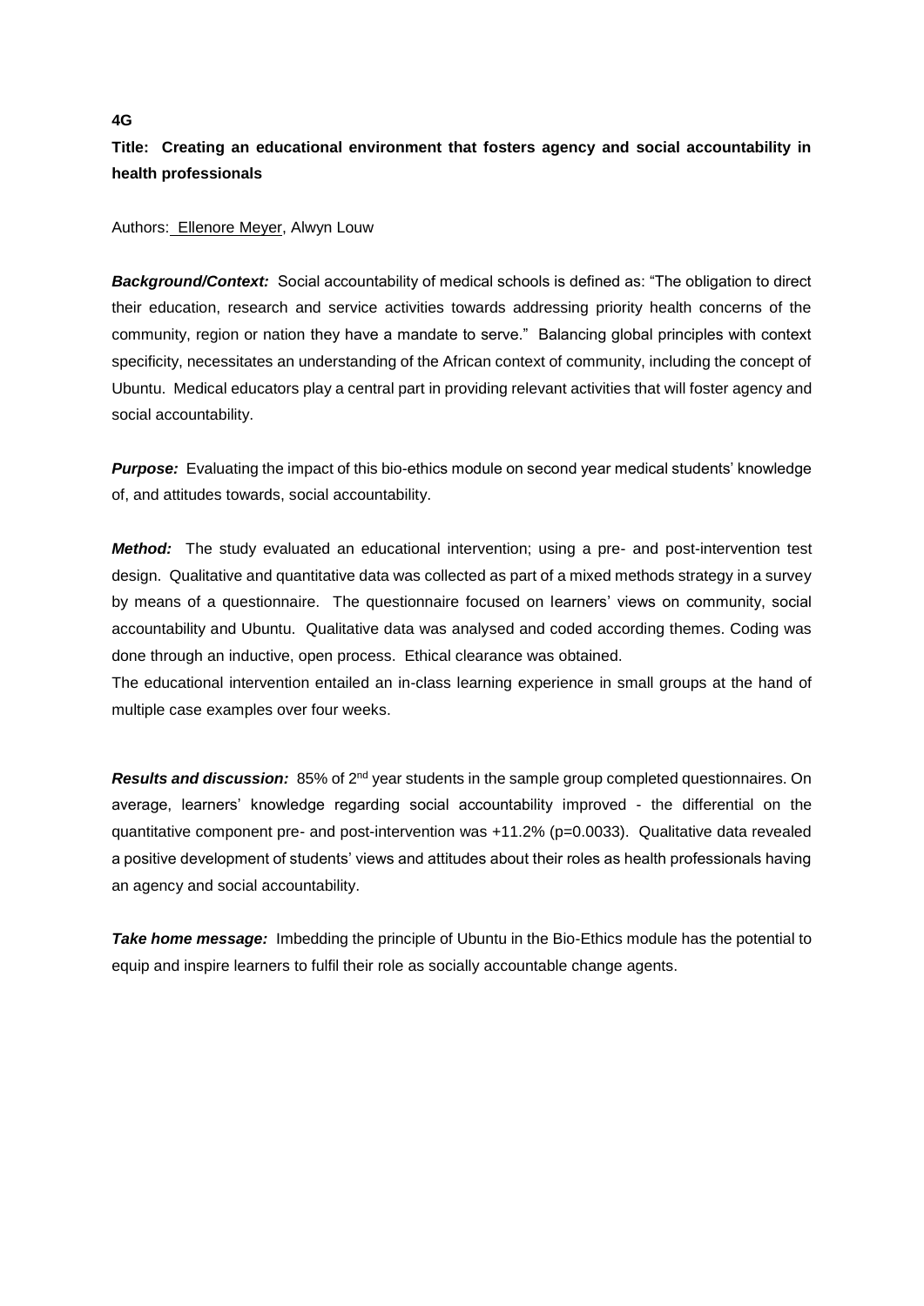**4G**

**Title: Creating an educational environment that fosters agency and social accountability in health professionals**

Authors: Ellenore Meyer, Alwyn Louw

***Background/Context:*** Social accountability of medical schools is defined as: "The obligation to direct their education, research and service activities towards addressing priority health concerns of the community, region or nation they have a mandate to serve." Balancing global principles with context specificity, necessitates an understanding of the African context of community, including the concept of Ubuntu. Medical educators play a central part in providing relevant activities that will foster agency and social accountability.

***Purpose:*** Evaluating the impact of this bio-ethics module on second year medical students' knowledge of, and attitudes towards, social accountability.

***Method:*** The study evaluated an educational intervention; using a pre- and post-intervention test design. Qualitative and quantitative data was collected as part of a mixed methods strategy in a survey by means of a questionnaire. The questionnaire focused on learners' views on community, social accountability and Ubuntu. Qualitative data was analysed and coded according themes. Coding was done through an inductive, open process. Ethical clearance was obtained.

The educational intervention entailed an in-class learning experience in small groups at the hand of multiple case examples over four weeks.

***Results and discussion:*** 85% of 2nd year students in the sample group completed questionnaires. On average, learners' knowledge regarding social accountability improved - the differential on the quantitative component pre- and post-intervention was +11.2% ($p=0.0033$). Qualitative data revealed a positive development of students' views and attitudes about their roles as health professionals having an agency and social accountability.

***Take home message:*** Imbedding the principle of Ubuntu in the Bio-Ethics module has the potential to equip and inspire learners to fulfil their role as socially accountable change agents.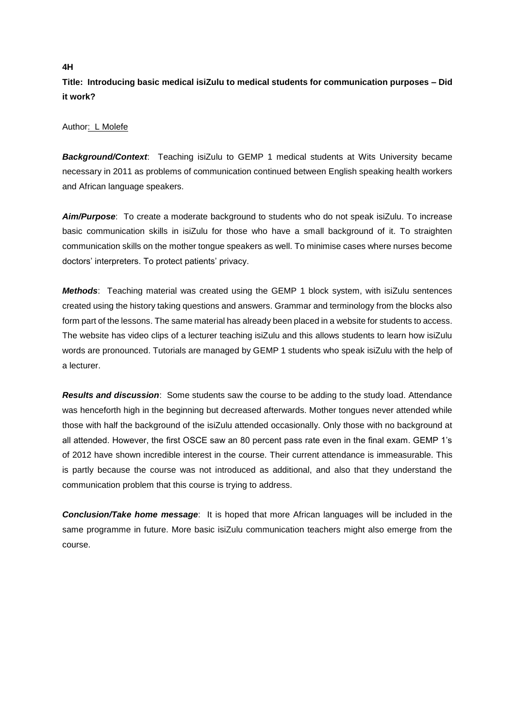**4H**

**Title: Introducing basic medical isiZulu to medical students for communication purposes – Did it work?**

Author: L Molefe

***Background/Context***: Teaching isiZulu to GEMP 1 medical students at Wits University became necessary in 2011 as problems of communication continued between English speaking health workers and African language speakers.

***Aim/Purpose***: To create a moderate background to students who do not speak isiZulu. To increase basic communication skills in isiZulu for those who have a small background of it. To straighten communication skills on the mother tongue speakers as well. To minimise cases where nurses become doctors' interpreters. To protect patients' privacy.

***Methods***: Teaching material was created using the GEMP 1 block system, with isiZulu sentences created using the history taking questions and answers. Grammar and terminology from the blocks also form part of the lessons. The same material has already been placed in a website for students to access. The website has video clips of a lecturer teaching isiZulu and this allows students to learn how isiZulu words are pronounced. Tutorials are managed by GEMP 1 students who speak isiZulu with the help of a lecturer.

***Results and discussion***: Some students saw the course to be adding to the study load. Attendance was henceforth high in the beginning but decreased afterwards. Mother tongues never attended while those with half the background of the isiZulu attended occasionally. Only those with no background at all attended. However, the first OSCE saw an 80 percent pass rate even in the final exam. GEMP 1's of 2012 have shown incredible interest in the course. Their current attendance is immeasurable. This is partly because the course was not introduced as additional, and also that they understand the communication problem that this course is trying to address.

***Conclusion/Take home message***: It is hoped that more African languages will be included in the same programme in future. More basic isiZulu communication teachers might also emerge from the course.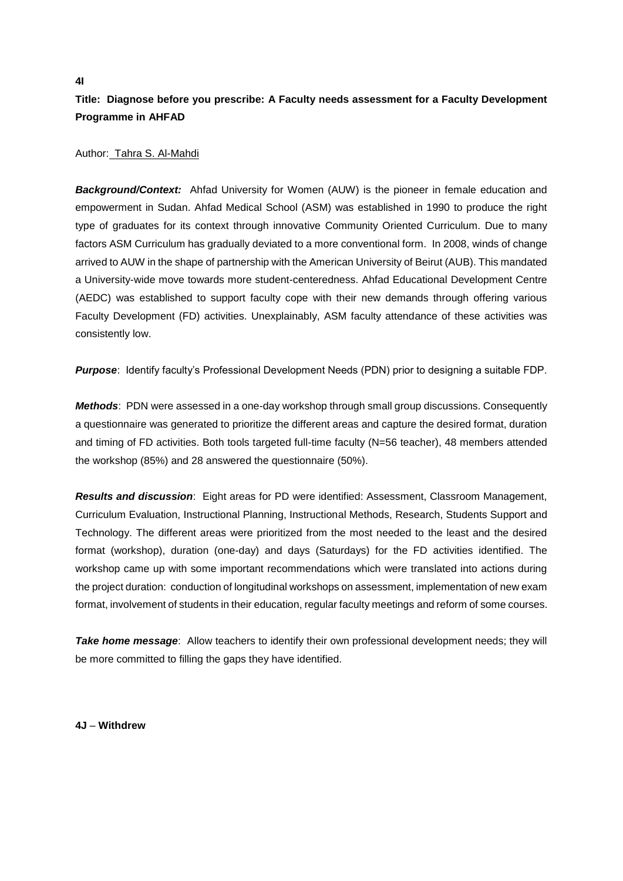**4I**

**Title: Diagnose before you prescribe: A Faculty needs assessment for a Faculty Development Programme in AHFAD**

Author: Tahra S. Al-Mahdi

***Background/Context:*** Ahfad University for Women (AUW) is the pioneer in female education and empowerment in Sudan. Ahfad Medical School (ASM) was established in 1990 to produce the right type of graduates for its context through innovative Community Oriented Curriculum. Due to many factors ASM Curriculum has gradually deviated to a more conventional form. In 2008, winds of change arrived to AUW in the shape of partnership with the American University of Beirut (AUB). This mandated a University-wide move towards more student-centeredness. Ahfad Educational Development Centre (AEDC) was established to support faculty cope with their new demands through offering various Faculty Development (FD) activities. Unexplainably, ASM faculty attendance of these activities was consistently low.

***Purpose***: Identify faculty's Professional Development Needs (PDN) prior to designing a suitable FDP.

***Methods***: PDN were assessed in a one-day workshop through small group discussions. Consequently a questionnaire was generated to prioritize the different areas and capture the desired format, duration and timing of FD activities. Both tools targeted full-time faculty (N=56 teacher), 48 members attended the workshop (85%) and 28 answered the questionnaire (50%).

***Results and discussion***: Eight areas for PD were identified: Assessment, Classroom Management, Curriculum Evaluation, Instructional Planning, Instructional Methods, Research, Students Support and Technology. The different areas were prioritized from the most needed to the least and the desired format (workshop), duration (one-day) and days (Saturdays) for the FD activities identified. The workshop came up with some important recommendations which were translated into actions during the project duration: conduction of longitudinal workshops on assessment, implementation of new exam format, involvement of students in their education, regular faculty meetings and reform of some courses.

***Take home message***: Allow teachers to identify their own professional development needs; they will be more committed to filling the gaps they have identified.

**4J – Withdrew**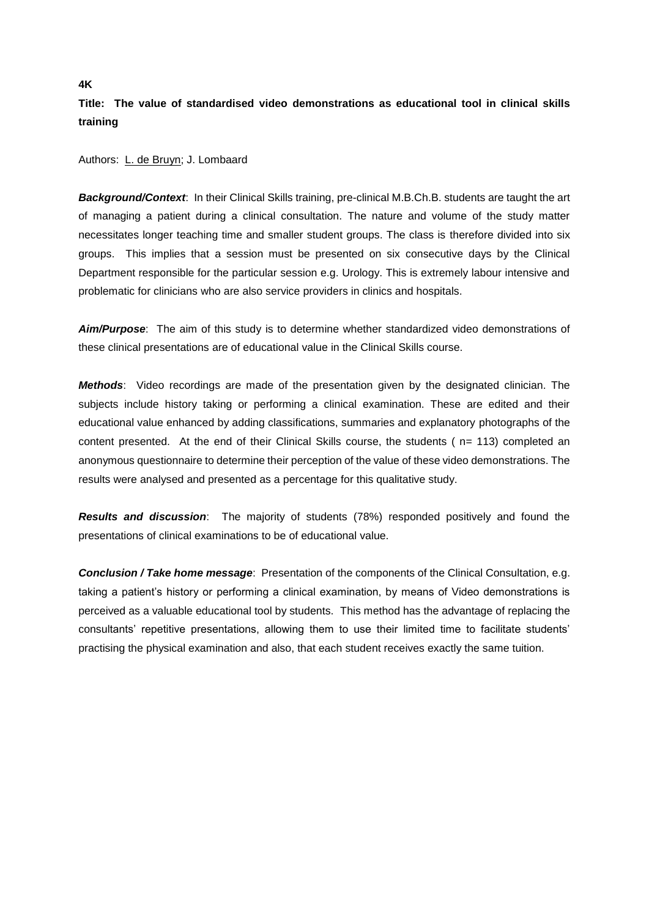**4K**

**Title: The value of standardised video demonstrations as educational tool in clinical skills training**

Authors: L. de Bruyn; J. Lombaard

***Background/Context***: In their Clinical Skills training, pre-clinical M.B.Ch.B. students are taught the art of managing a patient during a clinical consultation. The nature and volume of the study matter necessitates longer teaching time and smaller student groups. The class is therefore divided into six groups. This implies that a session must be presented on six consecutive days by the Clinical Department responsible for the particular session e.g. Urology. This is extremely labour intensive and problematic for clinicians who are also service providers in clinics and hospitals.

***Aim/Purpose***: The aim of this study is to determine whether standardized video demonstrations of these clinical presentations are of educational value in the Clinical Skills course.

***Methods***: Video recordings are made of the presentation given by the designated clinician. The subjects include history taking or performing a clinical examination. These are edited and their educational value enhanced by adding classifications, summaries and explanatory photographs of the content presented. At the end of their Clinical Skills course, the students ( n= 113) completed an anonymous questionnaire to determine their perception of the value of these video demonstrations. The results were analysed and presented as a percentage for this qualitative study.

***Results and discussion***: The majority of students (78%) responded positively and found the presentations of clinical examinations to be of educational value.

***Conclusion / Take home message***: Presentation of the components of the Clinical Consultation, e.g. taking a patient's history or performing a clinical examination, by means of Video demonstrations is perceived as a valuable educational tool by students. This method has the advantage of replacing the consultants' repetitive presentations, allowing them to use their limited time to facilitate students' practising the physical examination and also, that each student receives exactly the same tuition.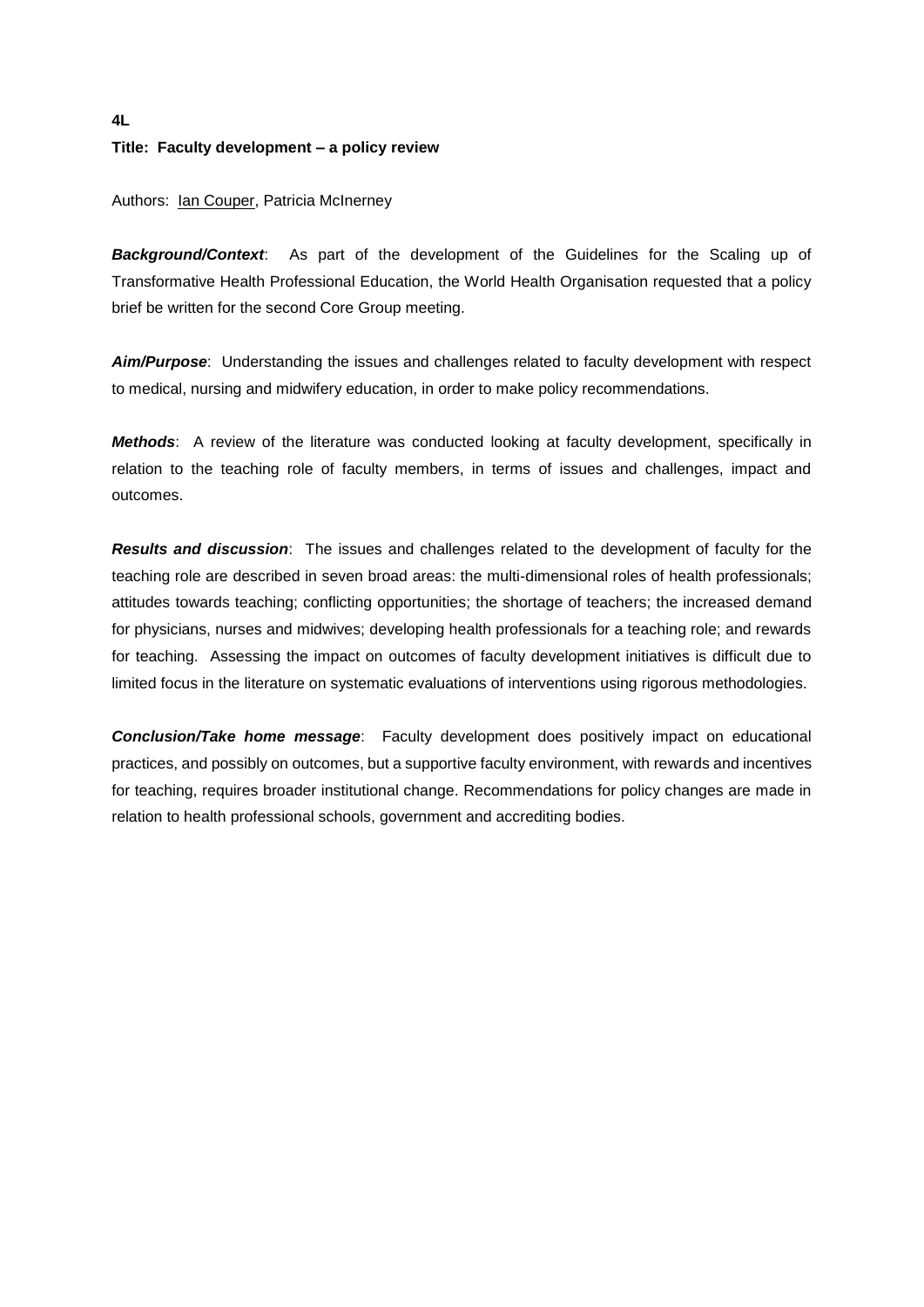**4L**

**Title: Faculty development – a policy review**

Authors: Ian Couper, Patricia McInerney

***Background/Context***: As part of the development of the Guidelines for the Scaling up of Transformative Health Professional Education, the World Health Organisation requested that a policy brief be written for the second Core Group meeting.

***Aim/Purpose***: Understanding the issues and challenges related to faculty development with respect to medical, nursing and midwifery education, in order to make policy recommendations.

***Methods***: A review of the literature was conducted looking at faculty development, specifically in relation to the teaching role of faculty members, in terms of issues and challenges, impact and outcomes.

***Results and discussion***: The issues and challenges related to the development of faculty for the teaching role are described in seven broad areas: the multi-dimensional roles of health professionals; attitudes towards teaching; conflicting opportunities; the shortage of teachers; the increased demand for physicians, nurses and midwives; developing health professionals for a teaching role; and rewards for teaching. Assessing the impact on outcomes of faculty development initiatives is difficult due to limited focus in the literature on systematic evaluations of interventions using rigorous methodologies.

***Conclusion/Take home message***: Faculty development does positively impact on educational practices, and possibly on outcomes, but a supportive faculty environment, with rewards and incentives for teaching, requires broader institutional change. Recommendations for policy changes are made in relation to health professional schools, government and accrediting bodies.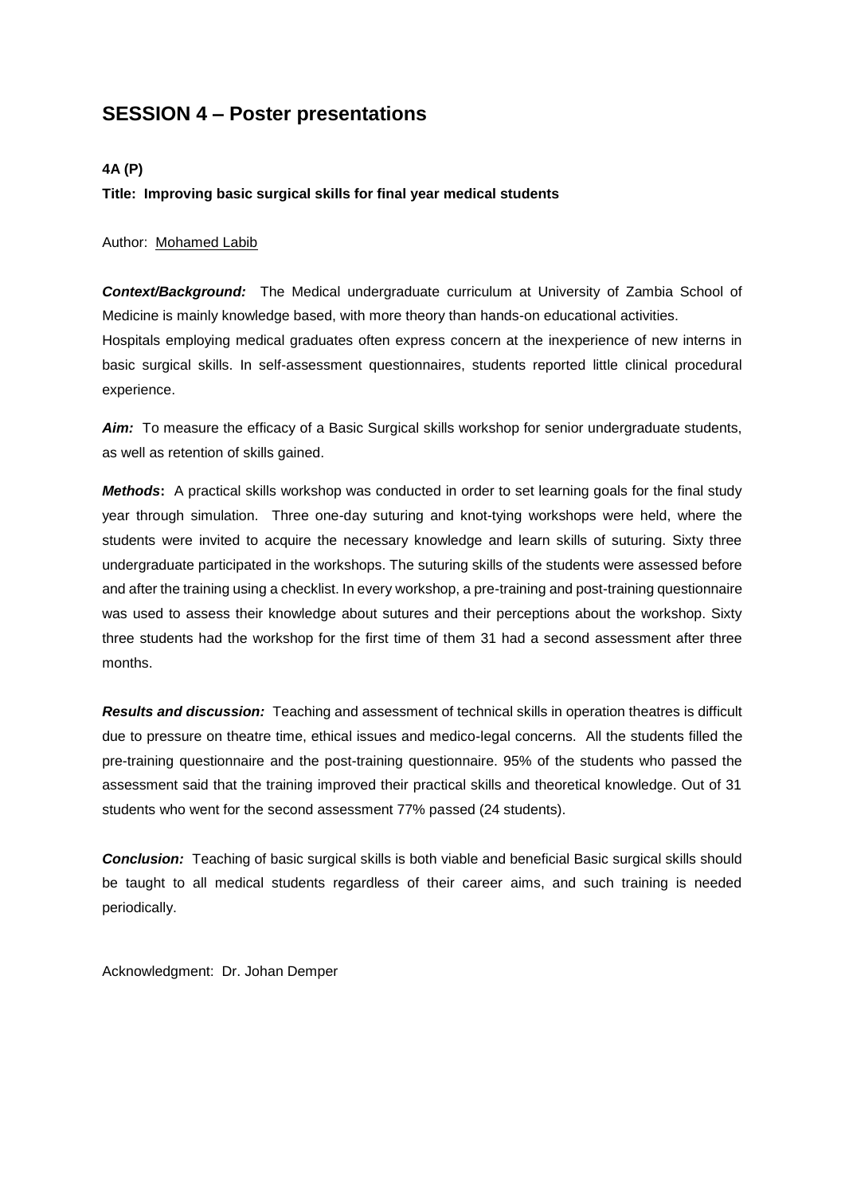## SESSION 4 – Poster presentations

**4A (P)**

**Title: Improving basic surgical skills for final year medical students**

Author: Mohamed Labib

***Context/Background:*** The Medical undergraduate curriculum at University of Zambia School of Medicine is mainly knowledge based, with more theory than hands-on educational activities.
Hospitals employing medical graduates often express concern at the inexperience of new interns in basic surgical skills. In self-assessment questionnaires, students reported little clinical procedural experience.

***Aim:*** To measure the efficacy of a Basic Surgical skills workshop for senior undergraduate students, as well as retention of skills gained.

***Methods*:** A practical skills workshop was conducted in order to set learning goals for the final study year through simulation. Three one-day suturing and knot-tying workshops were held, where the students were invited to acquire the necessary knowledge and learn skills of suturing. Sixty three undergraduate participated in the workshops. The suturing skills of the students were assessed before and after the training using a checklist. In every workshop, a pre-training and post-training questionnaire was used to assess their knowledge about sutures and their perceptions about the workshop. Sixty three students had the workshop for the first time of them 31 had a second assessment after three months.

***Results and discussion:*** Teaching and assessment of technical skills in operation theatres is difficult due to pressure on theatre time, ethical issues and medico-legal concerns. All the students filled the pre-training questionnaire and the post-training questionnaire. 95% of the students who passed the assessment said that the training improved their practical skills and theoretical knowledge. Out of 31 students who went for the second assessment 77% passed (24 students).

***Conclusion:*** Teaching of basic surgical skills is both viable and beneficial Basic surgical skills should be taught to all medical students regardless of their career aims, and such training is needed periodically.

Acknowledgment: Dr. Johan Demper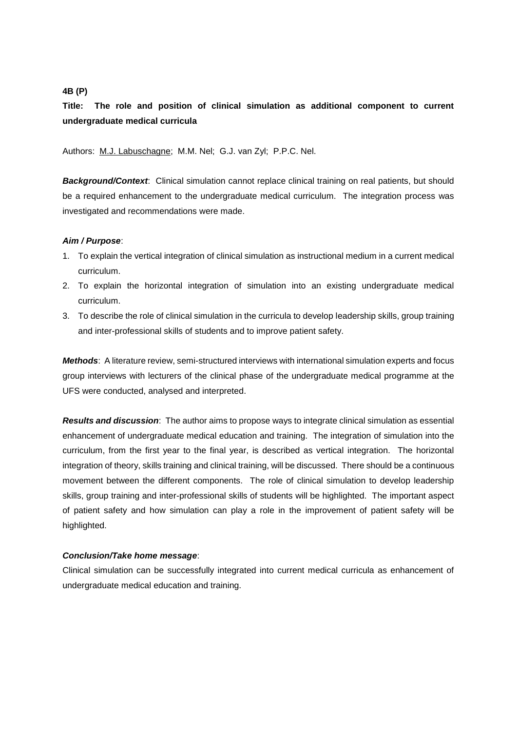**4B (P)**

**Title: The role and position of clinical simulation as additional component to current undergraduate medical curricula**

Authors: <u>M.J. Labuschagne</u>; M.M. Nel; G.J. van Zyl; P.P.C. Nel.

***Background/Context***: Clinical simulation cannot replace clinical training on real patients, but should be a required enhancement to the undergraduate medical curriculum. The integration process was investigated and recommendations were made.

***Aim / Purpose***:

1. To explain the vertical integration of clinical simulation as instructional medium in a current medical curriculum.
2. To explain the horizontal integration of simulation into an existing undergraduate medical curriculum.
3. To describe the role of clinical simulation in the curricula to develop leadership skills, group training and inter-professional skills of students and to improve patient safety.

***Methods***: A literature review, semi-structured interviews with international simulation experts and focus group interviews with lecturers of the clinical phase of the undergraduate medical programme at the UFS were conducted, analysed and interpreted.

***Results and discussion***: The author aims to propose ways to integrate clinical simulation as essential enhancement of undergraduate medical education and training. The integration of simulation into the curriculum, from the first year to the final year, is described as vertical integration. The horizontal integration of theory, skills training and clinical training, will be discussed. There should be a continuous movement between the different components. The role of clinical simulation to develop leadership skills, group training and inter-professional skills of students will be highlighted. The important aspect of patient safety and how simulation can play a role in the improvement of patient safety will be highlighted.

***Conclusion/Take home message***:

Clinical simulation can be successfully integrated into current medical curricula as enhancement of undergraduate medical education and training.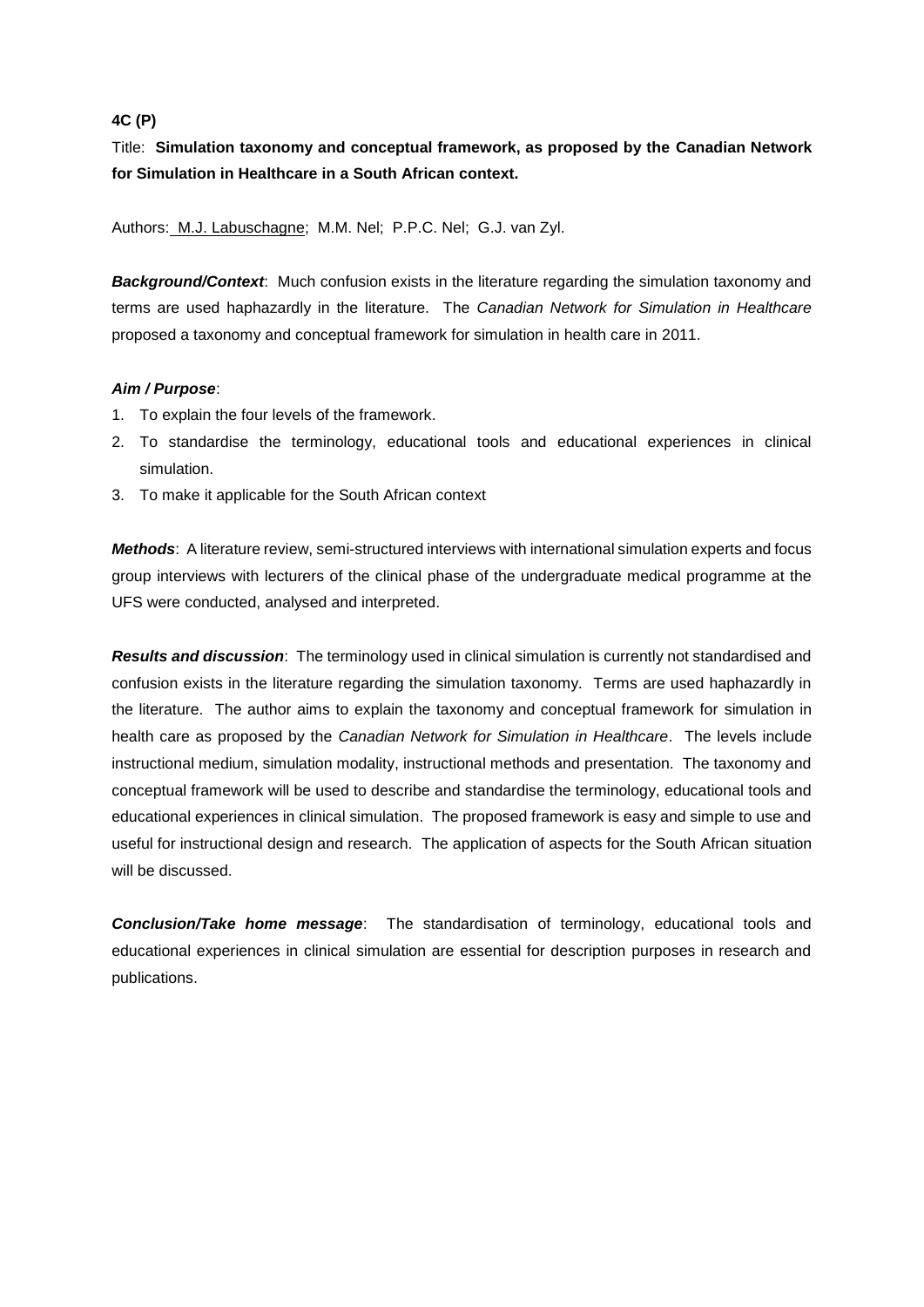**4C (P)**

Title: **Simulation taxonomy and conceptual framework, as proposed by the Canadian Network for Simulation in Healthcare in a South African context.**

Authors: M.J. Labuschagne; M.M. Nel; P.P.C. Nel; G.J. van Zyl.

***Background/Context***: Much confusion exists in the literature regarding the simulation taxonomy and terms are used haphazardly in the literature. The *Canadian Network for Simulation in Healthcare* proposed a taxonomy and conceptual framework for simulation in health care in 2011.

***Aim / Purpose***:

1. To explain the four levels of the framework.
2. To standardise the terminology, educational tools and educational experiences in clinical simulation.
3. To make it applicable for the South African context

***Methods***: A literature review, semi-structured interviews with international simulation experts and focus group interviews with lecturers of the clinical phase of the undergraduate medical programme at the UFS were conducted, analysed and interpreted.

***Results and discussion***: The terminology used in clinical simulation is currently not standardised and confusion exists in the literature regarding the simulation taxonomy. Terms are used haphazardly in the literature. The author aims to explain the taxonomy and conceptual framework for simulation in health care as proposed by the *Canadian Network for Simulation in Healthcare*. The levels include instructional medium, simulation modality, instructional methods and presentation. The taxonomy and conceptual framework will be used to describe and standardise the terminology, educational tools and educational experiences in clinical simulation. The proposed framework is easy and simple to use and useful for instructional design and research. The application of aspects for the South African situation will be discussed.

***Conclusion/Take home message***: The standardisation of terminology, educational tools and educational experiences in clinical simulation are essential for description purposes in research and publications.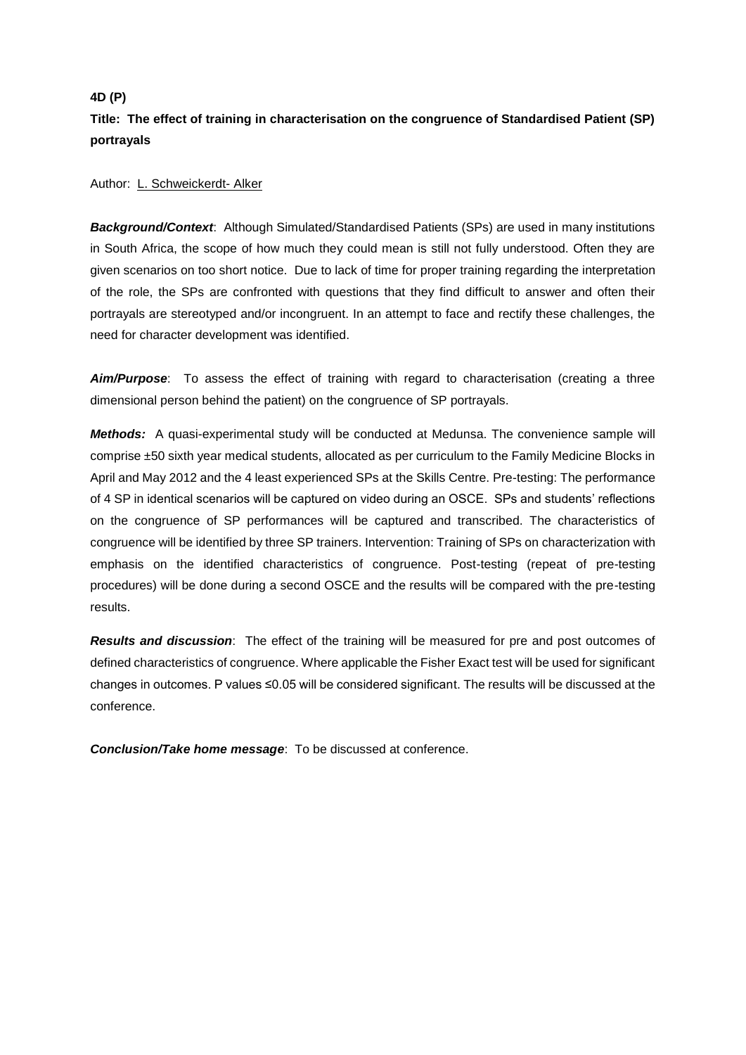**4D (P)**

**Title: The effect of training in characterisation on the congruence of Standardised Patient (SP) portrayals**

Author: L. Schweickerdt- Alker

***Background/Context***: Although Simulated/Standardised Patients (SPs) are used in many institutions in South Africa, the scope of how much they could mean is still not fully understood. Often they are given scenarios on too short notice. Due to lack of time for proper training regarding the interpretation of the role, the SPs are confronted with questions that they find difficult to answer and often their portrayals are stereotyped and/or incongruent. In an attempt to face and rectify these challenges, the need for character development was identified.

***Aim/Purpose***: To assess the effect of training with regard to characterisation (creating a three dimensional person behind the patient) on the congruence of SP portrayals.

***Methods:*** A quasi-experimental study will be conducted at Medunsa. The convenience sample will comprise ±50 sixth year medical students, allocated as per curriculum to the Family Medicine Blocks in April and May 2012 and the 4 least experienced SPs at the Skills Centre. Pre-testing: The performance of 4 SP in identical scenarios will be captured on video during an OSCE. SPs and students' reflections on the congruence of SP performances will be captured and transcribed. The characteristics of congruence will be identified by three SP trainers. Intervention: Training of SPs on characterization with emphasis on the identified characteristics of congruence. Post-testing (repeat of pre-testing procedures) will be done during a second OSCE and the results will be compared with the pre-testing results.

***Results and discussion***: The effect of the training will be measured for pre and post outcomes of defined characteristics of congruence. Where applicable the Fisher Exact test will be used for significant changes in outcomes. P values ≤0.05 will be considered significant. The results will be discussed at the conference.

***Conclusion/Take home message***: To be discussed at conference.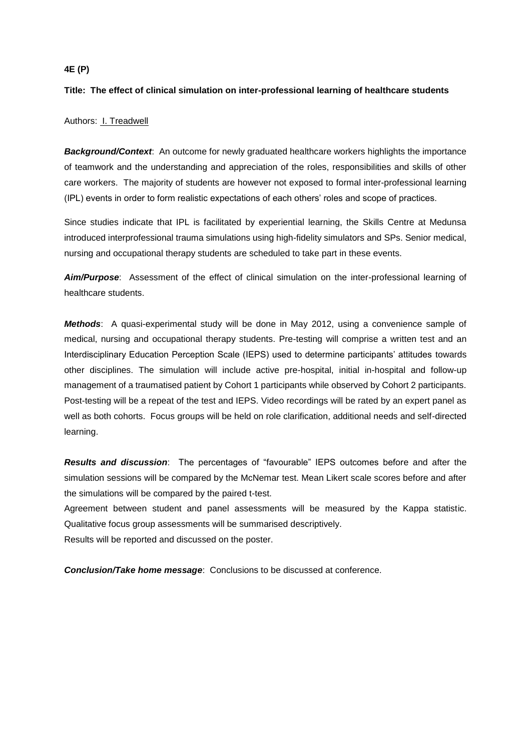**4E (P)**

**Title: The effect of clinical simulation on inter-professional learning of healthcare students**

Authors: I. Treadwell

***Background/Context***: An outcome for newly graduated healthcare workers highlights the importance of teamwork and the understanding and appreciation of the roles, responsibilities and skills of other care workers. The majority of students are however not exposed to formal inter-professional learning (IPL) events in order to form realistic expectations of each others' roles and scope of practices.

Since studies indicate that IPL is facilitated by experiential learning, the Skills Centre at Medunsa introduced interprofessional trauma simulations using high-fidelity simulators and SPs. Senior medical, nursing and occupational therapy students are scheduled to take part in these events.

***Aim/Purpose***: Assessment of the effect of clinical simulation on the inter-professional learning of healthcare students.

***Methods***: A quasi-experimental study will be done in May 2012, using a convenience sample of medical, nursing and occupational therapy students. Pre-testing will comprise a written test and an Interdisciplinary Education Perception Scale (IEPS) used to determine participants' attitudes towards other disciplines. The simulation will include active pre-hospital, initial in-hospital and follow-up management of a traumatised patient by Cohort 1 participants while observed by Cohort 2 participants. Post-testing will be a repeat of the test and IEPS. Video recordings will be rated by an expert panel as well as both cohorts. Focus groups will be held on role clarification, additional needs and self-directed learning.

***Results and discussion***: The percentages of "favourable" IEPS outcomes before and after the simulation sessions will be compared by the McNemar test. Mean Likert scale scores before and after the simulations will be compared by the paired t-test.

Agreement between student and panel assessments will be measured by the Kappa statistic. Qualitative focus group assessments will be summarised descriptively.

Results will be reported and discussed on the poster.

***Conclusion/Take home message***: Conclusions to be discussed at conference.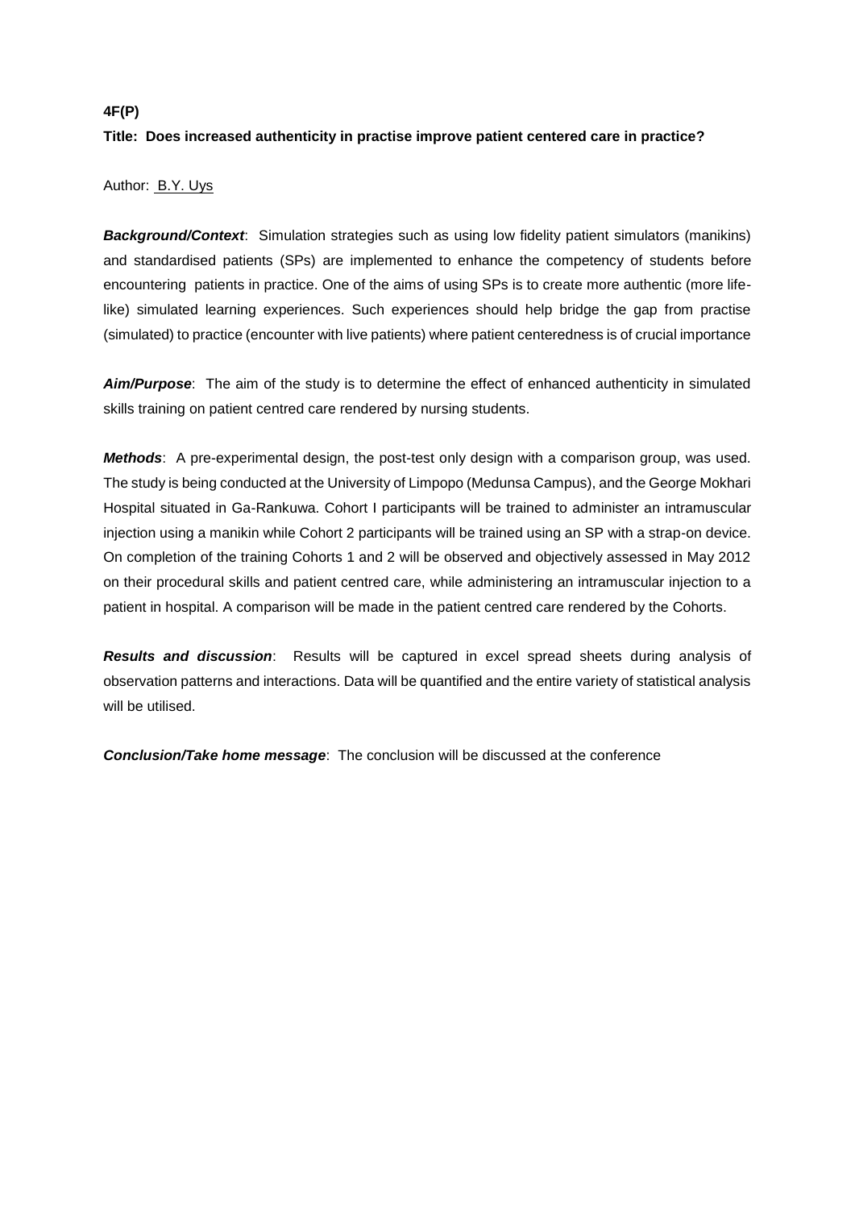**4F(P)**

**Title: Does increased authenticity in practise improve patient centered care in practice?**

Author: B.Y. Uys

***Background/Context***: Simulation strategies such as using low fidelity patient simulators (manikins) and standardised patients (SPs) are implemented to enhance the competency of students before encountering patients in practice. One of the aims of using SPs is to create more authentic (more life-like) simulated learning experiences. Such experiences should help bridge the gap from practise (simulated) to practice (encounter with live patients) where patient centeredness is of crucial importance

***Aim/Purpose***: The aim of the study is to determine the effect of enhanced authenticity in simulated skills training on patient centred care rendered by nursing students.

***Methods***: A pre-experimental design, the post-test only design with a comparison group, was used. The study is being conducted at the University of Limpopo (Medunsa Campus), and the George Mokhari Hospital situated in Ga-Rankuwa. Cohort I participants will be trained to administer an intramuscular injection using a manikin while Cohort 2 participants will be trained using an SP with a strap-on device. On completion of the training Cohorts 1 and 2 will be observed and objectively assessed in May 2012 on their procedural skills and patient centred care, while administering an intramuscular injection to a patient in hospital. A comparison will be made in the patient centred care rendered by the Cohorts.

***Results and discussion***: Results will be captured in excel spread sheets during analysis of observation patterns and interactions. Data will be quantified and the entire variety of statistical analysis will be utilised.

***Conclusion/Take home message***: The conclusion will be discussed at the conference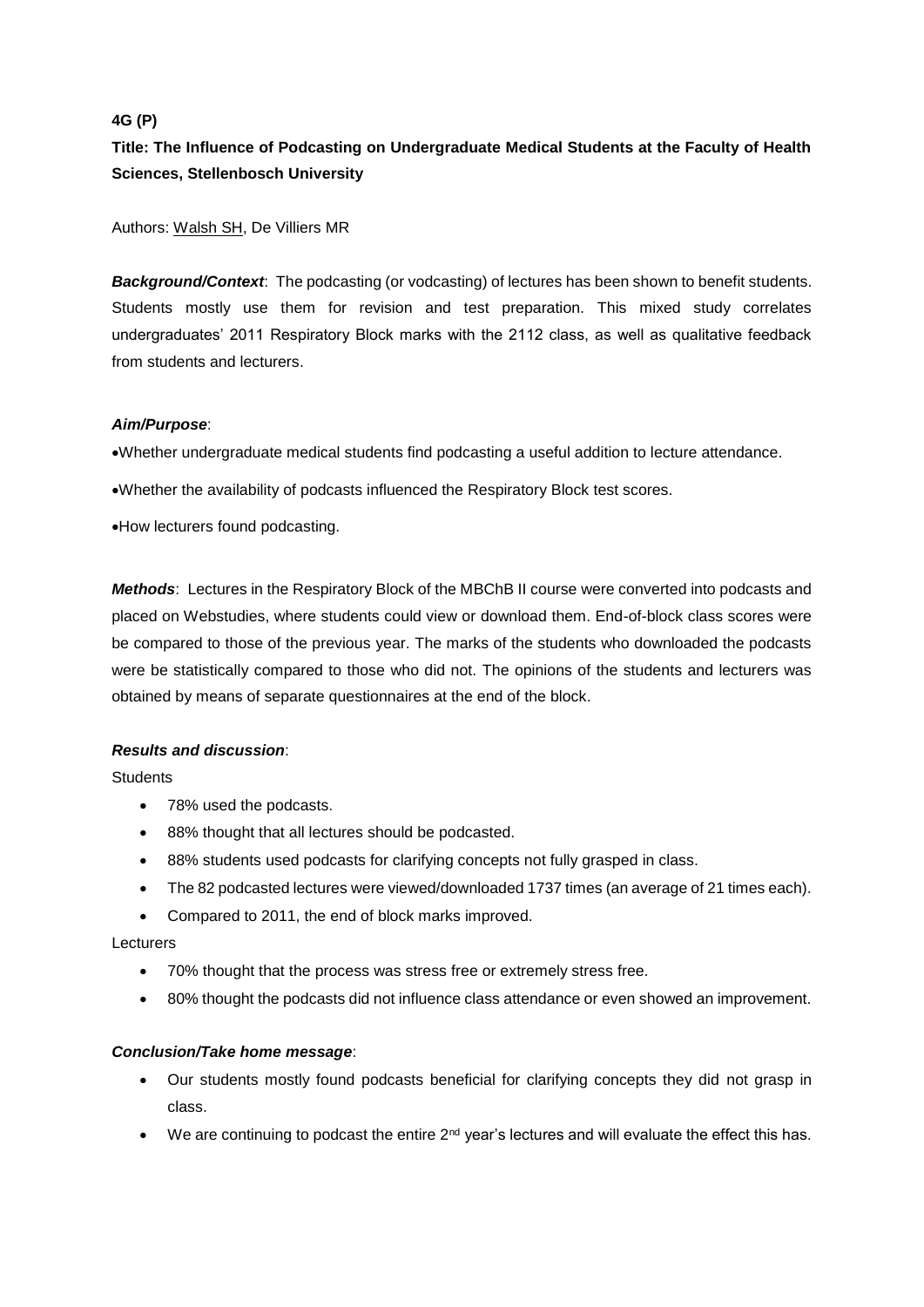**4G (P)**

**Title: The Influence of Podcasting on Undergraduate Medical Students at the Faculty of Health Sciences, Stellenbosch University**

Authors: Walsh SH, De Villiers MR

***Background/Context***: The podcasting (or vodcasting) of lectures has been shown to benefit students. Students mostly use them for revision and test preparation. This mixed study correlates undergraduates' 2011 Respiratory Block marks with the 2112 class, as well as qualitative feedback from students and lecturers.

***Aim/Purpose***:

- Whether undergraduate medical students find podcasting a useful addition to lecture attendance.
- Whether the availability of podcasts influenced the Respiratory Block test scores.
- How lecturers found podcasting.

***Methods***: Lectures in the Respiratory Block of the MBChB II course were converted into podcasts and placed on Webstudies, where students could view or download them. End-of-block class scores were be compared to those of the previous year. The marks of the students who downloaded the podcasts were be statistically compared to those who did not. The opinions of the students and lecturers was obtained by means of separate questionnaires at the end of the block.

***Results and discussion***:

Students

- 78% used the podcasts.
- 88% thought that all lectures should be podcasted.
- 88% students used podcasts for clarifying concepts not fully grasped in class.
- The 82 podcasted lectures were viewed/downloaded 1737 times (an average of 21 times each).
- Compared to 2011, the end of block marks improved.

Lecturers

- 70% thought that the process was stress free or extremely stress free.
- 80% thought the podcasts did not influence class attendance or even showed an improvement.

***Conclusion/Take home message***:

- Our students mostly found podcasts beneficial for clarifying concepts they did not grasp in class.
- We are continuing to podcast the entire 2nd year's lectures and will evaluate the effect this has.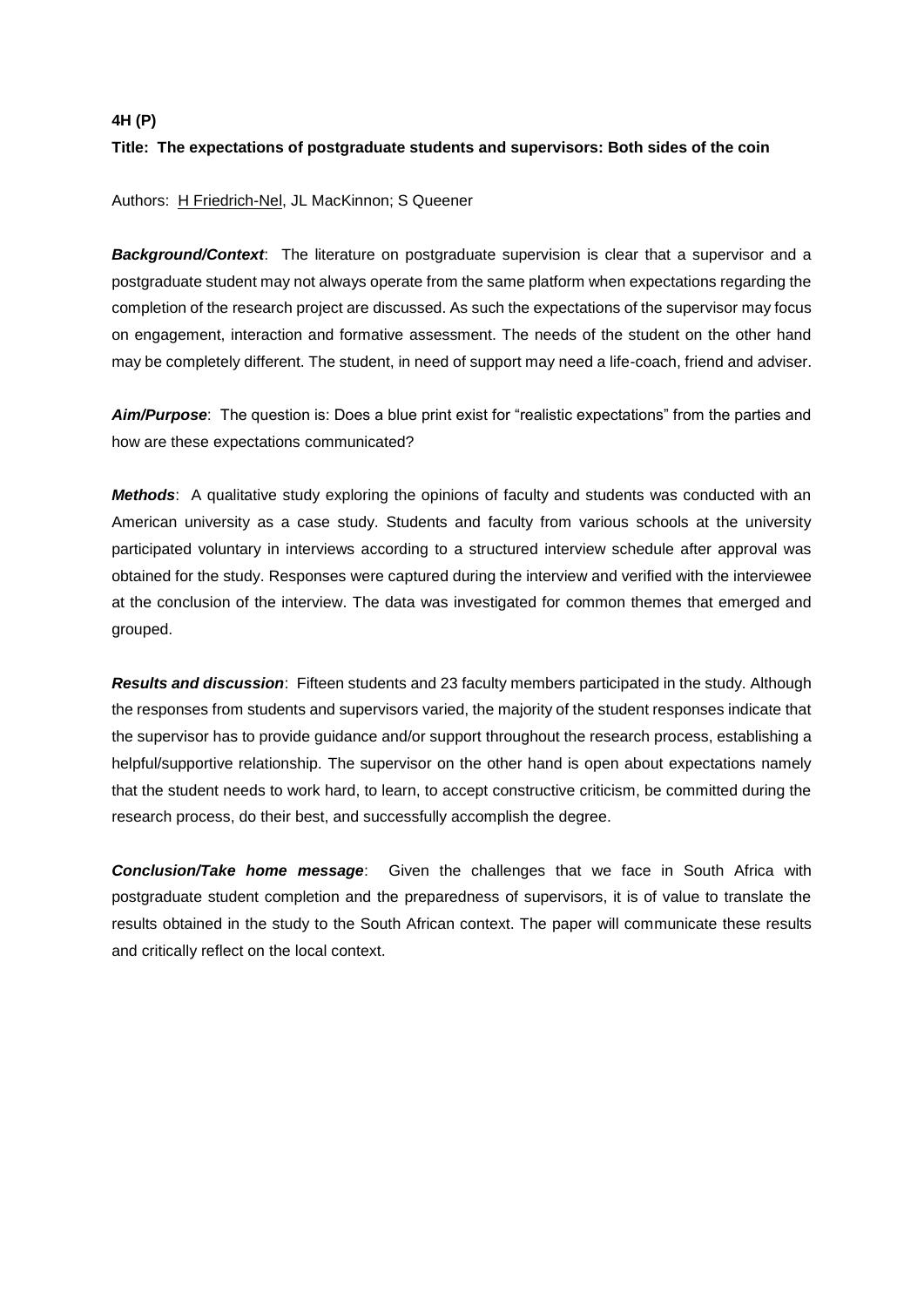**4H (P)**

**Title: The expectations of postgraduate students and supervisors: Both sides of the coin**

Authors: H Friedrich-Nel, JL MacKinnon; S Queener

***Background/Context***: The literature on postgraduate supervision is clear that a supervisor and a postgraduate student may not always operate from the same platform when expectations regarding the completion of the research project are discussed. As such the expectations of the supervisor may focus on engagement, interaction and formative assessment. The needs of the student on the other hand may be completely different. The student, in need of support may need a life-coach, friend and adviser.

***Aim/Purpose***: The question is: Does a blue print exist for "realistic expectations" from the parties and how are these expectations communicated?

***Methods***: A qualitative study exploring the opinions of faculty and students was conducted with an American university as a case study. Students and faculty from various schools at the university participated voluntary in interviews according to a structured interview schedule after approval was obtained for the study. Responses were captured during the interview and verified with the interviewee at the conclusion of the interview. The data was investigated for common themes that emerged and grouped.

***Results and discussion***: Fifteen students and 23 faculty members participated in the study. Although the responses from students and supervisors varied, the majority of the student responses indicate that the supervisor has to provide guidance and/or support throughout the research process, establishing a helpful/supportive relationship. The supervisor on the other hand is open about expectations namely that the student needs to work hard, to learn, to accept constructive criticism, be committed during the research process, do their best, and successfully accomplish the degree.

***Conclusion/Take home message***: Given the challenges that we face in South Africa with postgraduate student completion and the preparedness of supervisors, it is of value to translate the results obtained in the study to the South African context. The paper will communicate these results and critically reflect on the local context.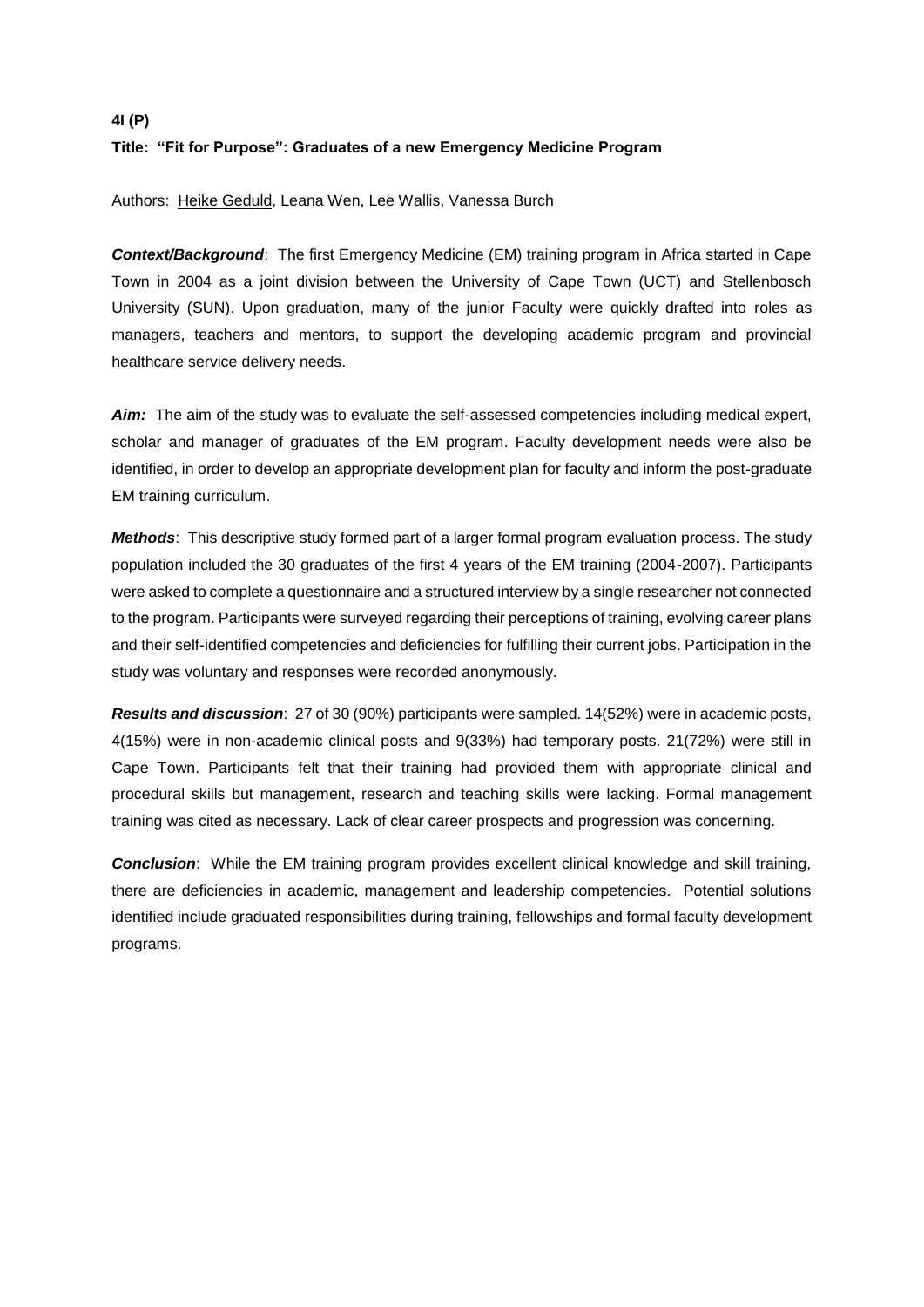**4I (P)**

**Title: "Fit for Purpose": Graduates of a new Emergency Medicine Program**

Authors: Heike Geduld, Leana Wen, Lee Wallis, Vanessa Burch

***Context/Background***: The first Emergency Medicine (EM) training program in Africa started in Cape Town in 2004 as a joint division between the University of Cape Town (UCT) and Stellenbosch University (SUN). Upon graduation, many of the junior Faculty were quickly drafted into roles as managers, teachers and mentors, to support the developing academic program and provincial healthcare service delivery needs.

***Aim:*** The aim of the study was to evaluate the self-assessed competencies including medical expert, scholar and manager of graduates of the EM program. Faculty development needs were also be identified, in order to develop an appropriate development plan for faculty and inform the post-graduate EM training curriculum.

***Methods***: This descriptive study formed part of a larger formal program evaluation process. The study population included the 30 graduates of the first 4 years of the EM training (2004-2007). Participants were asked to complete a questionnaire and a structured interview by a single researcher not connected to the program. Participants were surveyed regarding their perceptions of training, evolving career plans and their self-identified competencies and deficiencies for fulfilling their current jobs. Participation in the study was voluntary and responses were recorded anonymously.

***Results and discussion***: 27 of 30 (90%) participants were sampled. 14(52%) were in academic posts, 4(15%) were in non-academic clinical posts and 9(33%) had temporary posts. 21(72%) were still in Cape Town. Participants felt that their training had provided them with appropriate clinical and procedural skills but management, research and teaching skills were lacking. Formal management training was cited as necessary. Lack of clear career prospects and progression was concerning.

***Conclusion***: While the EM training program provides excellent clinical knowledge and skill training, there are deficiencies in academic, management and leadership competencies. Potential solutions identified include graduated responsibilities during training, fellowships and formal faculty development programs.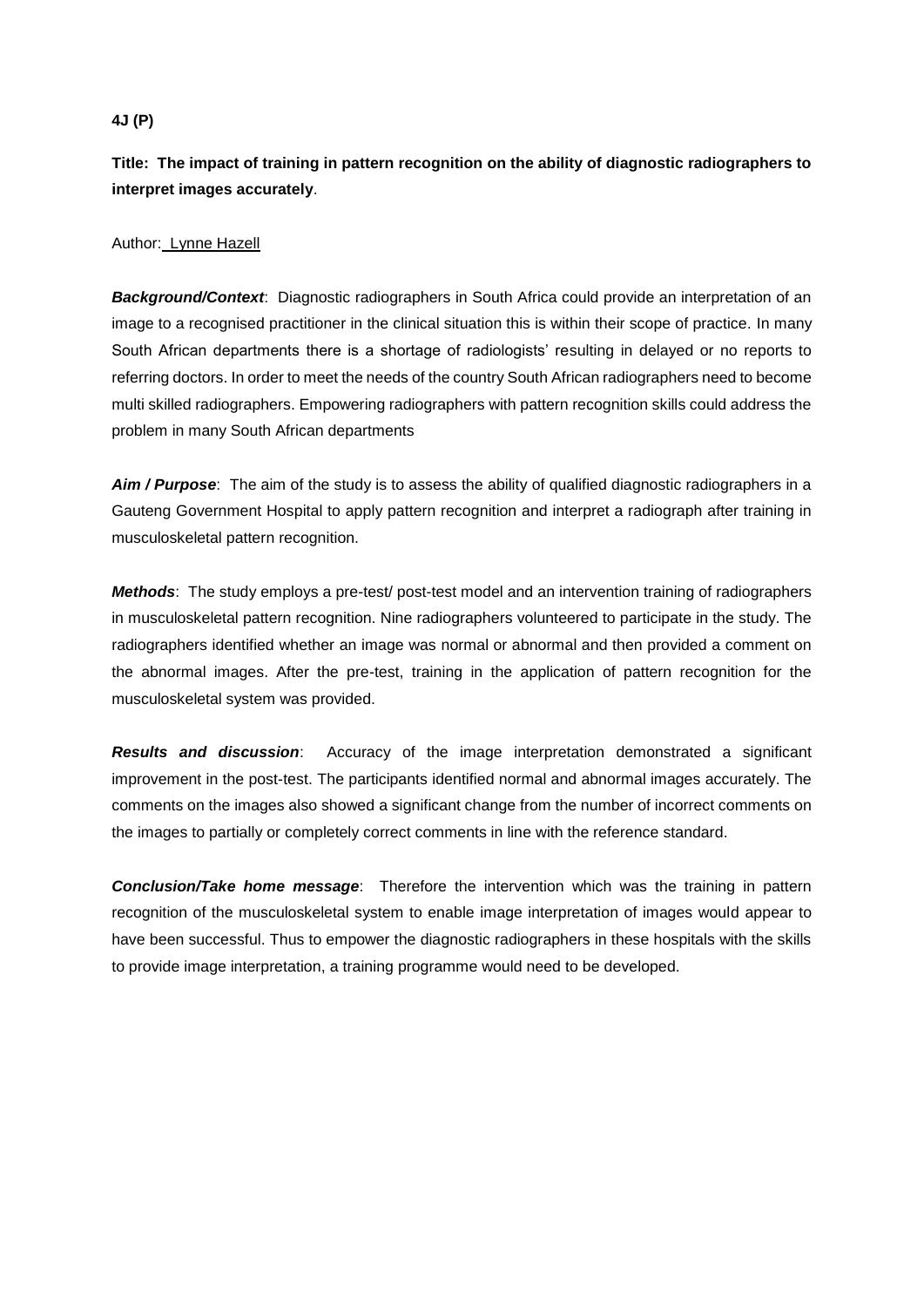**4J (P)**

**Title: The impact of training in pattern recognition on the ability of diagnostic radiographers to interpret images accurately**.

Author: Lynne Hazell

***Background/Context***: Diagnostic radiographers in South Africa could provide an interpretation of an image to a recognised practitioner in the clinical situation this is within their scope of practice. In many South African departments there is a shortage of radiologists' resulting in delayed or no reports to referring doctors. In order to meet the needs of the country South African radiographers need to become multi skilled radiographers. Empowering radiographers with pattern recognition skills could address the problem in many South African departments

***Aim / Purpose***: The aim of the study is to assess the ability of qualified diagnostic radiographers in a Gauteng Government Hospital to apply pattern recognition and interpret a radiograph after training in musculoskeletal pattern recognition.

***Methods***: The study employs a pre-test/ post-test model and an intervention training of radiographers in musculoskeletal pattern recognition. Nine radiographers volunteered to participate in the study. The radiographers identified whether an image was normal or abnormal and then provided a comment on the abnormal images. After the pre-test, training in the application of pattern recognition for the musculoskeletal system was provided.

***Results and discussion***: Accuracy of the image interpretation demonstrated a significant improvement in the post-test. The participants identified normal and abnormal images accurately. The comments on the images also showed a significant change from the number of incorrect comments on the images to partially or completely correct comments in line with the reference standard.

***Conclusion/Take home message***: Therefore the intervention which was the training in pattern recognition of the musculoskeletal system to enable image interpretation of images would appear to have been successful. Thus to empower the diagnostic radiographers in these hospitals with the skills to provide image interpretation, a training programme would need to be developed.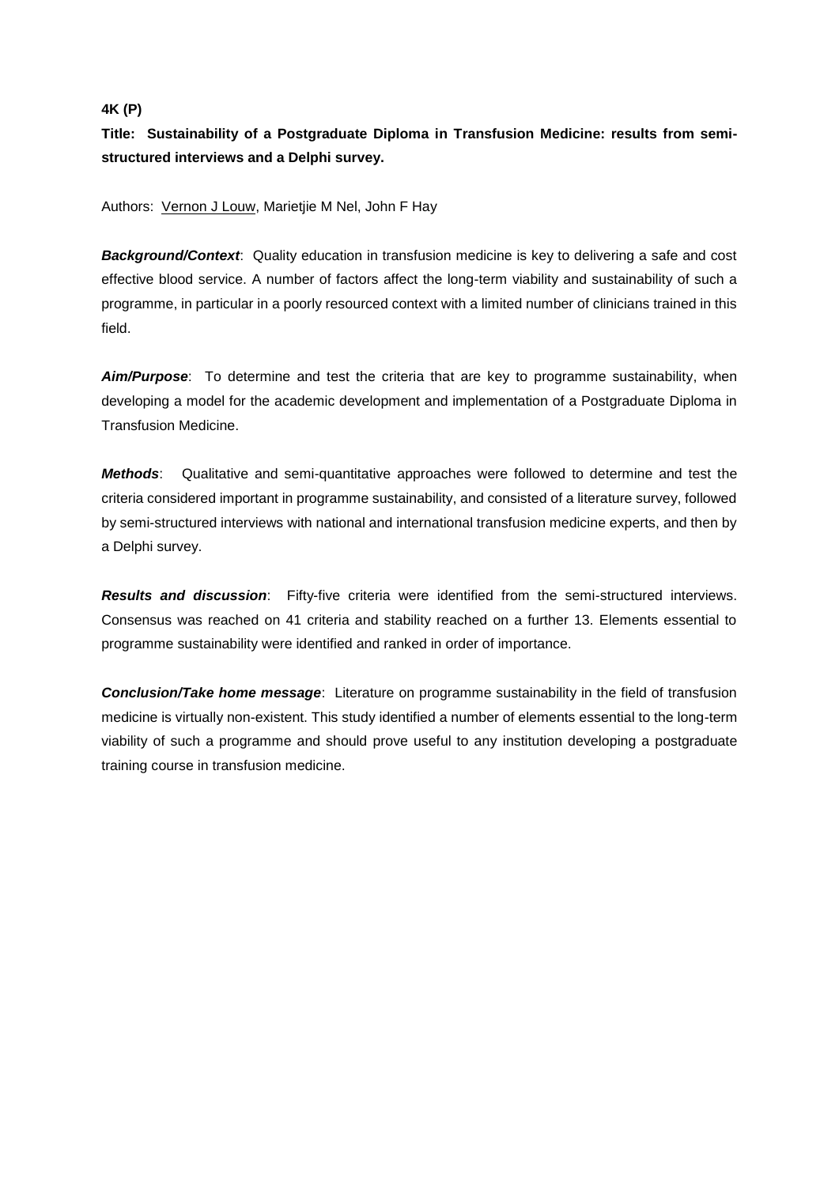**4K (P)**

**Title: Sustainability of a Postgraduate Diploma in Transfusion Medicine: results from semi-structured interviews and a Delphi survey.**

Authors: Vernon J Louw, Marietjie M Nel, John F Hay

***Background/Context***: Quality education in transfusion medicine is key to delivering a safe and cost effective blood service. A number of factors affect the long-term viability and sustainability of such a programme, in particular in a poorly resourced context with a limited number of clinicians trained in this field.

***Aim/Purpose***: To determine and test the criteria that are key to programme sustainability, when developing a model for the academic development and implementation of a Postgraduate Diploma in Transfusion Medicine.

***Methods***: Qualitative and semi-quantitative approaches were followed to determine and test the criteria considered important in programme sustainability, and consisted of a literature survey, followed by semi-structured interviews with national and international transfusion medicine experts, and then by a Delphi survey.

***Results and discussion***: Fifty-five criteria were identified from the semi-structured interviews. Consensus was reached on 41 criteria and stability reached on a further 13. Elements essential to programme sustainability were identified and ranked in order of importance.

***Conclusion/Take home message***: Literature on programme sustainability in the field of transfusion medicine is virtually non-existent. This study identified a number of elements essential to the long-term viability of such a programme and should prove useful to any institution developing a postgraduate training course in transfusion medicine.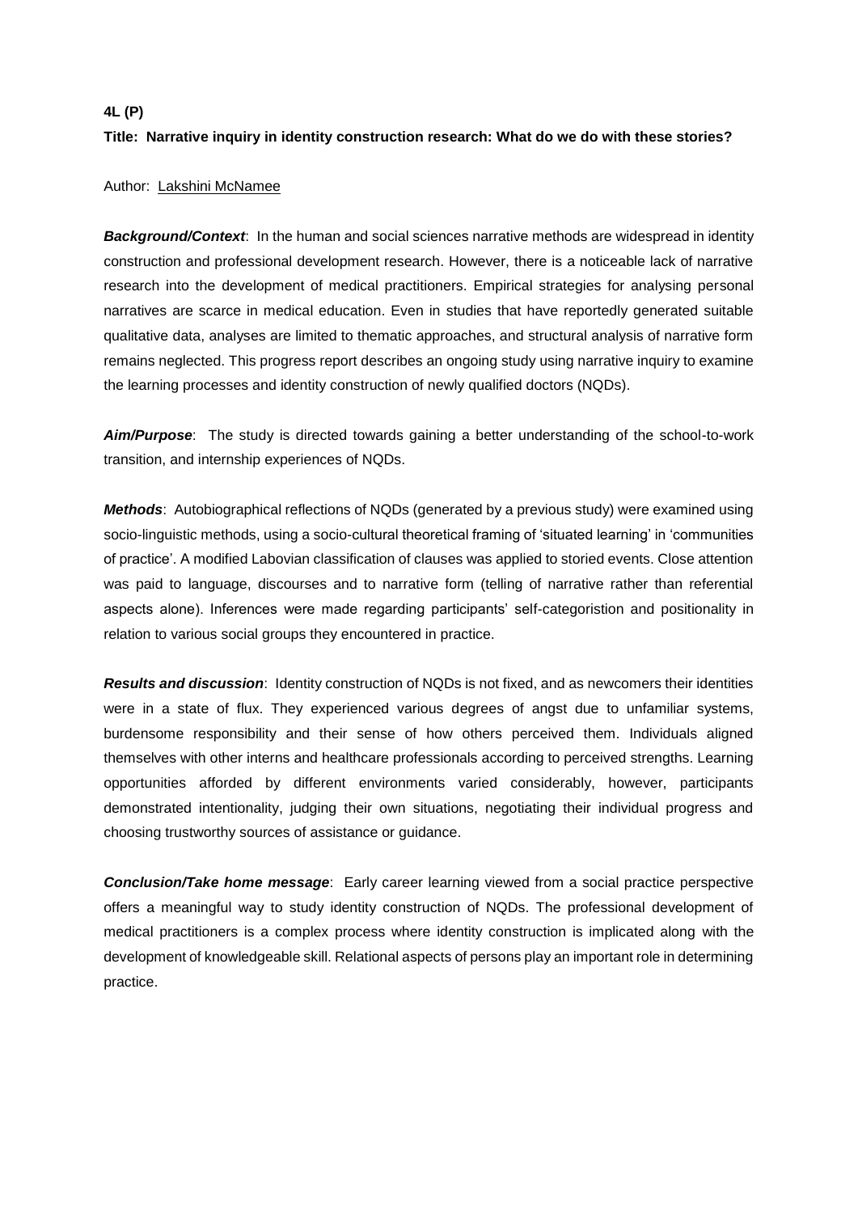**4L (P)**

**Title: Narrative inquiry in identity construction research: What do we do with these stories?**

Author: Lakshini McNamee

***Background/Context***: In the human and social sciences narrative methods are widespread in identity construction and professional development research. However, there is a noticeable lack of narrative research into the development of medical practitioners. Empirical strategies for analysing personal narratives are scarce in medical education. Even in studies that have reportedly generated suitable qualitative data, analyses are limited to thematic approaches, and structural analysis of narrative form remains neglected. This progress report describes an ongoing study using narrative inquiry to examine the learning processes and identity construction of newly qualified doctors (NQDs).

***Aim/Purpose***: The study is directed towards gaining a better understanding of the school-to-work transition, and internship experiences of NQDs.

***Methods***: Autobiographical reflections of NQDs (generated by a previous study) were examined using socio-linguistic methods, using a socio-cultural theoretical framing of 'situated learning' in 'communities of practice'. A modified Labovian classification of clauses was applied to storied events. Close attention was paid to language, discourses and to narrative form (telling of narrative rather than referential aspects alone). Inferences were made regarding participants' self-categoristion and positionality in relation to various social groups they encountered in practice.

***Results and discussion***: Identity construction of NQDs is not fixed, and as newcomers their identities were in a state of flux. They experienced various degrees of angst due to unfamiliar systems, burdensome responsibility and their sense of how others perceived them. Individuals aligned themselves with other interns and healthcare professionals according to perceived strengths. Learning opportunities afforded by different environments varied considerably, however, participants demonstrated intentionality, judging their own situations, negotiating their individual progress and choosing trustworthy sources of assistance or guidance.

***Conclusion/Take home message***: Early career learning viewed from a social practice perspective offers a meaningful way to study identity construction of NQDs. The professional development of medical practitioners is a complex process where identity construction is implicated along with the development of knowledgeable skill. Relational aspects of persons play an important role in determining practice.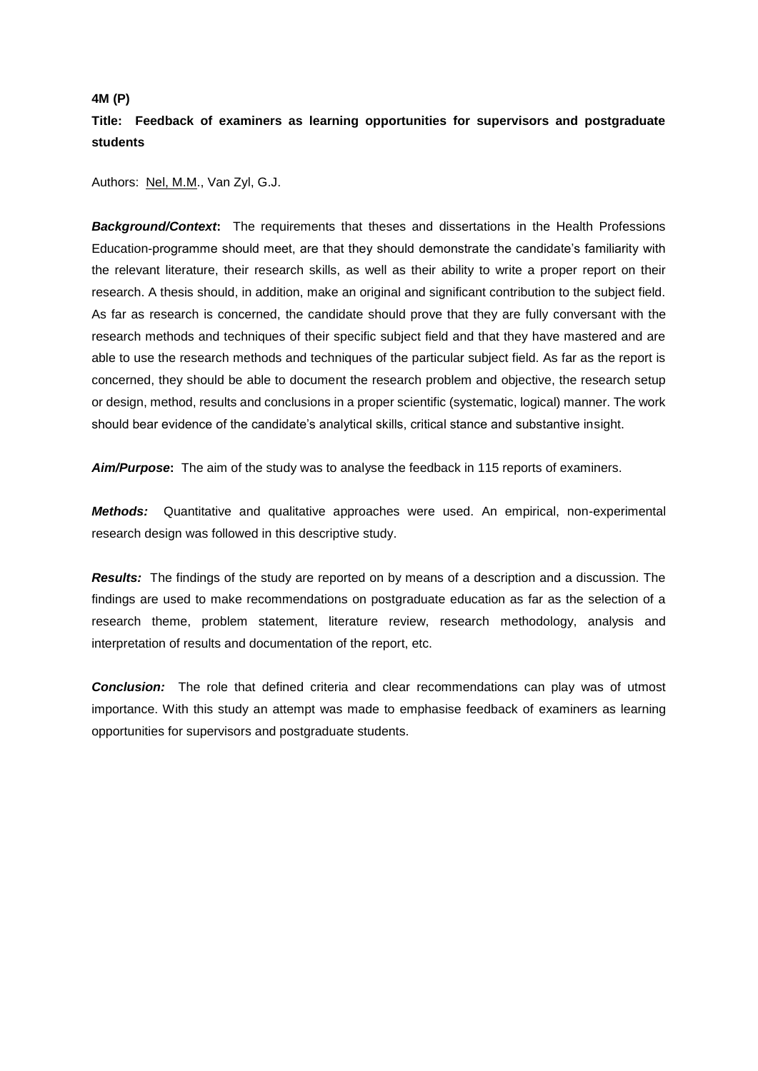**4M (P)**

**Title: Feedback of examiners as learning opportunities for supervisors and postgraduate students**

Authors: Nel, M.M., Van Zyl, G.J.

***Background/Context*:** The requirements that theses and dissertations in the Health Professions Education-programme should meet, are that they should demonstrate the candidate's familiarity with the relevant literature, their research skills, as well as their ability to write a proper report on their research. A thesis should, in addition, make an original and significant contribution to the subject field. As far as research is concerned, the candidate should prove that they are fully conversant with the research methods and techniques of their specific subject field and that they have mastered and are able to use the research methods and techniques of the particular subject field. As far as the report is concerned, they should be able to document the research problem and objective, the research setup or design, method, results and conclusions in a proper scientific (systematic, logical) manner. The work should bear evidence of the candidate's analytical skills, critical stance and substantive insight.

***Aim/Purpose*:** The aim of the study was to analyse the feedback in 115 reports of examiners.

***Methods:*** Quantitative and qualitative approaches were used. An empirical, non-experimental research design was followed in this descriptive study.

***Results:*** The findings of the study are reported on by means of a description and a discussion. The findings are used to make recommendations on postgraduate education as far as the selection of a research theme, problem statement, literature review, research methodology, analysis and interpretation of results and documentation of the report, etc.

***Conclusion:*** The role that defined criteria and clear recommendations can play was of utmost importance. With this study an attempt was made to emphasise feedback of examiners as learning opportunities for supervisors and postgraduate students.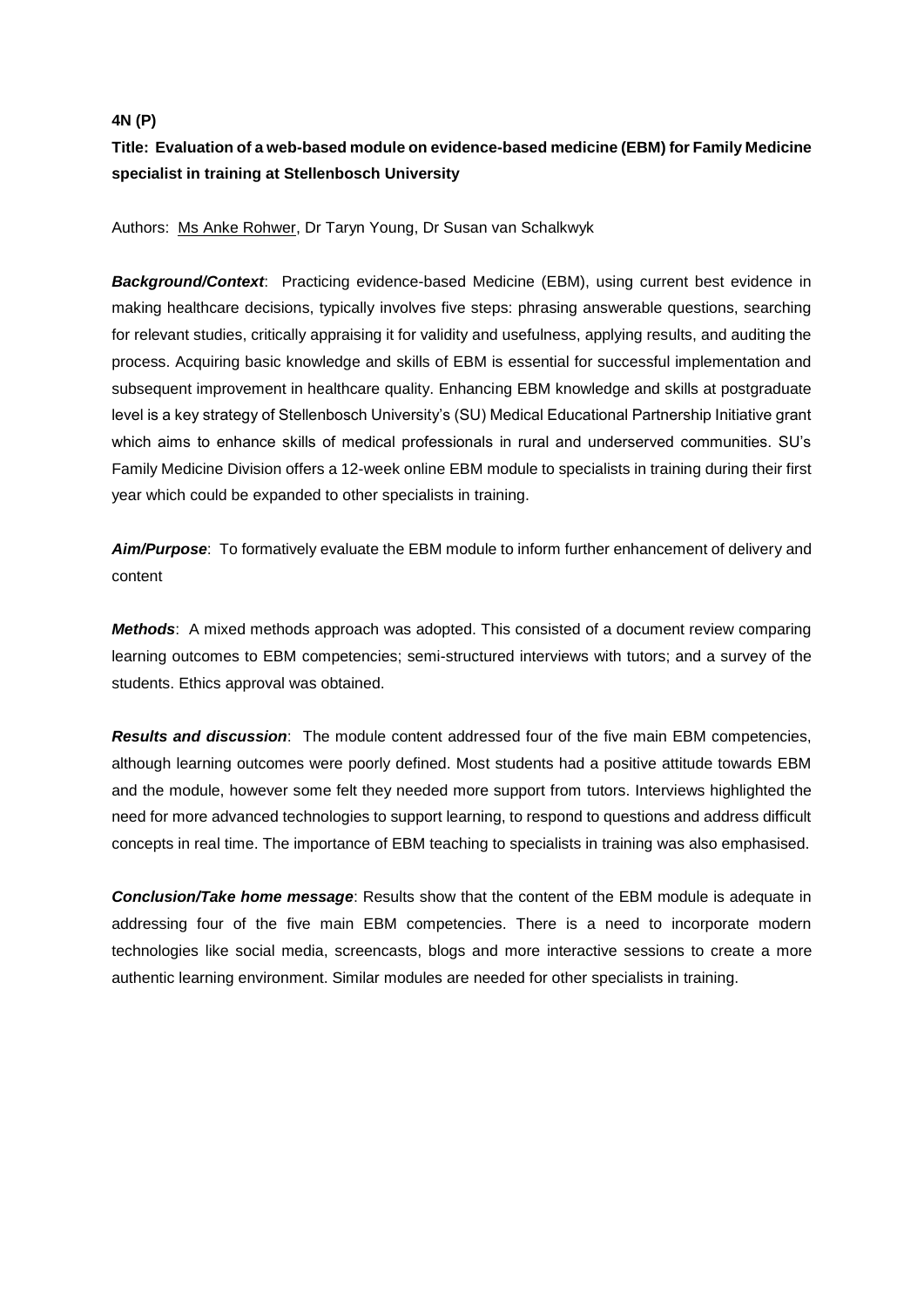**4N (P)**

**Title: Evaluation of a web-based module on evidence-based medicine (EBM) for Family Medicine specialist in training at Stellenbosch University**

Authors: Ms Anke Rohwer, Dr Taryn Young, Dr Susan van Schalkwyk

***Background/Context***: Practicing evidence-based Medicine (EBM), using current best evidence in making healthcare decisions, typically involves five steps: phrasing answerable questions, searching for relevant studies, critically appraising it for validity and usefulness, applying results, and auditing the process. Acquiring basic knowledge and skills of EBM is essential for successful implementation and subsequent improvement in healthcare quality. Enhancing EBM knowledge and skills at postgraduate level is a key strategy of Stellenbosch University's (SU) Medical Educational Partnership Initiative grant which aims to enhance skills of medical professionals in rural and underserved communities. SU's Family Medicine Division offers a 12-week online EBM module to specialists in training during their first year which could be expanded to other specialists in training.

***Aim/Purpose***: To formatively evaluate the EBM module to inform further enhancement of delivery and content

***Methods***: A mixed methods approach was adopted. This consisted of a document review comparing learning outcomes to EBM competencies; semi-structured interviews with tutors; and a survey of the students. Ethics approval was obtained.

***Results and discussion***: The module content addressed four of the five main EBM competencies, although learning outcomes were poorly defined. Most students had a positive attitude towards EBM and the module, however some felt they needed more support from tutors. Interviews highlighted the need for more advanced technologies to support learning, to respond to questions and address difficult concepts in real time. The importance of EBM teaching to specialists in training was also emphasised.

***Conclusion/Take home message***: Results show that the content of the EBM module is adequate in addressing four of the five main EBM competencies. There is a need to incorporate modern technologies like social media, screencasts, blogs and more interactive sessions to create a more authentic learning environment. Similar modules are needed for other specialists in training.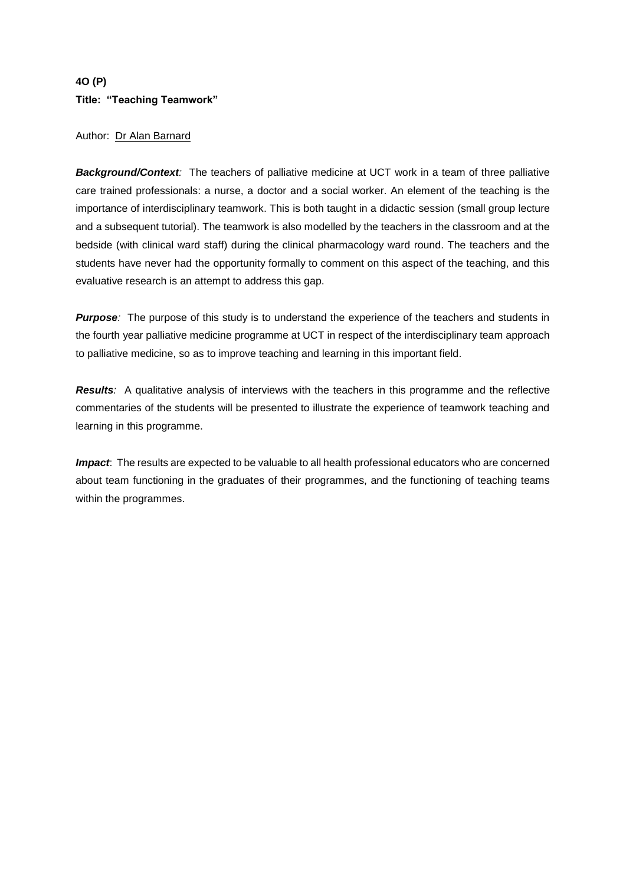**4O (P)**
**Title: "Teaching Teamwork"**

Author: Dr Alan Barnard

***Background/Context**:* The teachers of palliative medicine at UCT work in a team of three palliative care trained professionals: a nurse, a doctor and a social worker. An element of the teaching is the importance of interdisciplinary teamwork. This is both taught in a didactic session (small group lecture and a subsequent tutorial). The teamwork is also modelled by the teachers in the classroom and at the bedside (with clinical ward staff) during the clinical pharmacology ward round. The teachers and the students have never had the opportunity formally to comment on this aspect of the teaching, and this evaluative research is an attempt to address this gap.

***Purpose**:* The purpose of this study is to understand the experience of the teachers and students in the fourth year palliative medicine programme at UCT in respect of the interdisciplinary team approach to palliative medicine, so as to improve teaching and learning in this important field.

***Results**:* A qualitative analysis of interviews with the teachers in this programme and the reflective commentaries of the students will be presented to illustrate the experience of teamwork teaching and learning in this programme.

***Impact***: The results are expected to be valuable to all health professional educators who are concerned about team functioning in the graduates of their programmes, and the functioning of teaching teams within the programmes.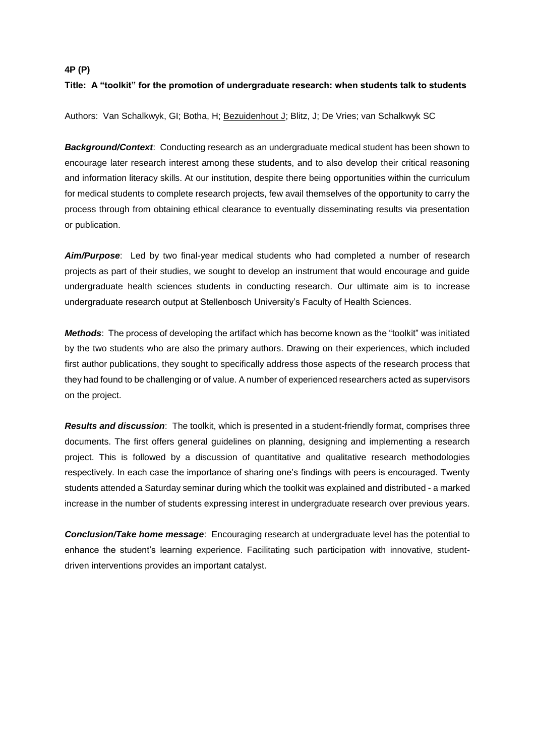**4P (P)**

**Title: A "toolkit" for the promotion of undergraduate research: when students talk to students**

Authors: Van Schalkwyk, GI; Botha, H; <u>Bezuidenhout J</u>; Blitz, J; De Vries; van Schalkwyk SC

***Background/Context***: Conducting research as an undergraduate medical student has been shown to encourage later research interest among these students, and to also develop their critical reasoning and information literacy skills. At our institution, despite there being opportunities within the curriculum for medical students to complete research projects, few avail themselves of the opportunity to carry the process through from obtaining ethical clearance to eventually disseminating results via presentation or publication.

***Aim/Purpose***: Led by two final-year medical students who had completed a number of research projects as part of their studies, we sought to develop an instrument that would encourage and guide undergraduate health sciences students in conducting research. Our ultimate aim is to increase undergraduate research output at Stellenbosch University's Faculty of Health Sciences.

***Methods***: The process of developing the artifact which has become known as the "toolkit" was initiated by the two students who are also the primary authors. Drawing on their experiences, which included first author publications, they sought to specifically address those aspects of the research process that they had found to be challenging or of value. A number of experienced researchers acted as supervisors on the project.

***Results and discussion***: The toolkit, which is presented in a student-friendly format, comprises three documents. The first offers general guidelines on planning, designing and implementing a research project. This is followed by a discussion of quantitative and qualitative research methodologies respectively. In each case the importance of sharing one's findings with peers is encouraged. Twenty students attended a Saturday seminar during which the toolkit was explained and distributed - a marked increase in the number of students expressing interest in undergraduate research over previous years.

***Conclusion/Take home message***: Encouraging research at undergraduate level has the potential to enhance the student's learning experience. Facilitating such participation with innovative, student-driven interventions provides an important catalyst.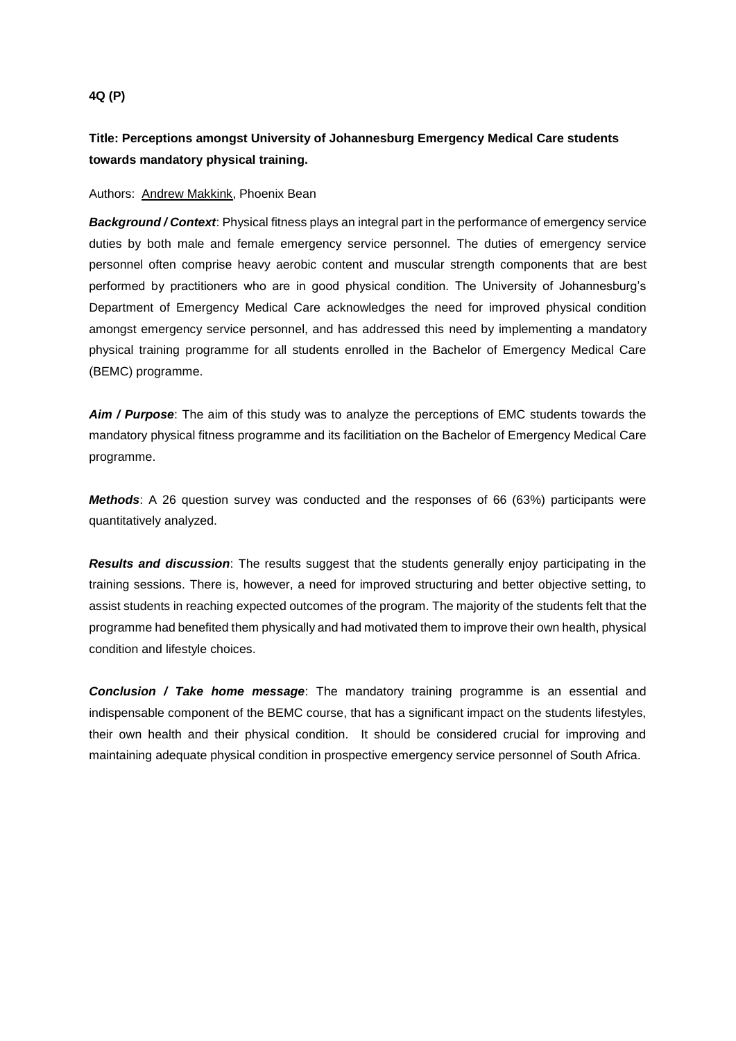**4Q (P)**

**Title: Perceptions amongst University of Johannesburg Emergency Medical Care students towards mandatory physical training.**

Authors: Andrew Makkink, Phoenix Bean

***Background / Context***: Physical fitness plays an integral part in the performance of emergency service duties by both male and female emergency service personnel. The duties of emergency service personnel often comprise heavy aerobic content and muscular strength components that are best performed by practitioners who are in good physical condition. The University of Johannesburg's Department of Emergency Medical Care acknowledges the need for improved physical condition amongst emergency service personnel, and has addressed this need by implementing a mandatory physical training programme for all students enrolled in the Bachelor of Emergency Medical Care (BEMC) programme.

***Aim / Purpose***: The aim of this study was to analyze the perceptions of EMC students towards the mandatory physical fitness programme and its facilitiation on the Bachelor of Emergency Medical Care programme.

***Methods***: A 26 question survey was conducted and the responses of 66 (63%) participants were quantitatively analyzed.

***Results and discussion***: The results suggest that the students generally enjoy participating in the training sessions. There is, however, a need for improved structuring and better objective setting, to assist students in reaching expected outcomes of the program. The majority of the students felt that the programme had benefited them physically and had motivated them to improve their own health, physical condition and lifestyle choices.

***Conclusion / Take home message***: The mandatory training programme is an essential and indispensable component of the BEMC course, that has a significant impact on the students lifestyles, their own health and their physical condition. It should be considered crucial for improving and maintaining adequate physical condition in prospective emergency service personnel of South Africa.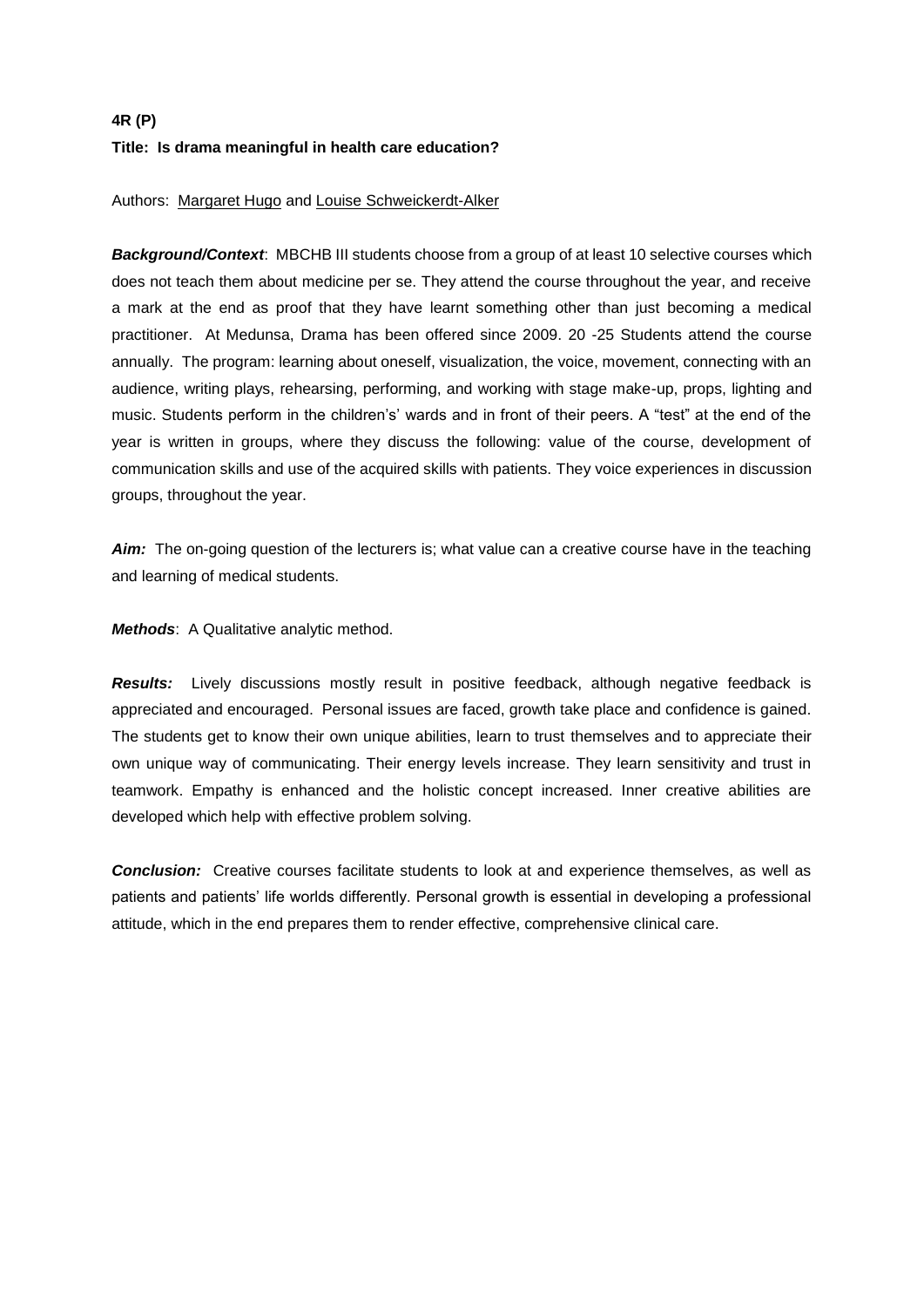**4R (P)**

**Title: Is drama meaningful in health care education?**

Authors: Margaret Hugo and Louise Schweickerdt-Alker

***Background/Context***: MBCHB III students choose from a group of at least 10 selective courses which does not teach them about medicine per se. They attend the course throughout the year, and receive a mark at the end as proof that they have learnt something other than just becoming a medical practitioner. At Medunsa, Drama has been offered since 2009. 20 -25 Students attend the course annually. The program: learning about oneself, visualization, the voice, movement, connecting with an audience, writing plays, rehearsing, performing, and working with stage make-up, props, lighting and music. Students perform in the children's' wards and in front of their peers. A "test" at the end of the year is written in groups, where they discuss the following: value of the course, development of communication skills and use of the acquired skills with patients. They voice experiences in discussion groups, throughout the year.

***Aim:*** The on-going question of the lecturers is; what value can a creative course have in the teaching and learning of medical students.

***Methods***: A Qualitative analytic method.

***Results:*** Lively discussions mostly result in positive feedback, although negative feedback is appreciated and encouraged. Personal issues are faced, growth take place and confidence is gained. The students get to know their own unique abilities, learn to trust themselves and to appreciate their own unique way of communicating. Their energy levels increase. They learn sensitivity and trust in teamwork. Empathy is enhanced and the holistic concept increased. Inner creative abilities are developed which help with effective problem solving.

***Conclusion:*** Creative courses facilitate students to look at and experience themselves, as well as patients and patients' life worlds differently. Personal growth is essential in developing a professional attitude, which in the end prepares them to render effective, comprehensive clinical care.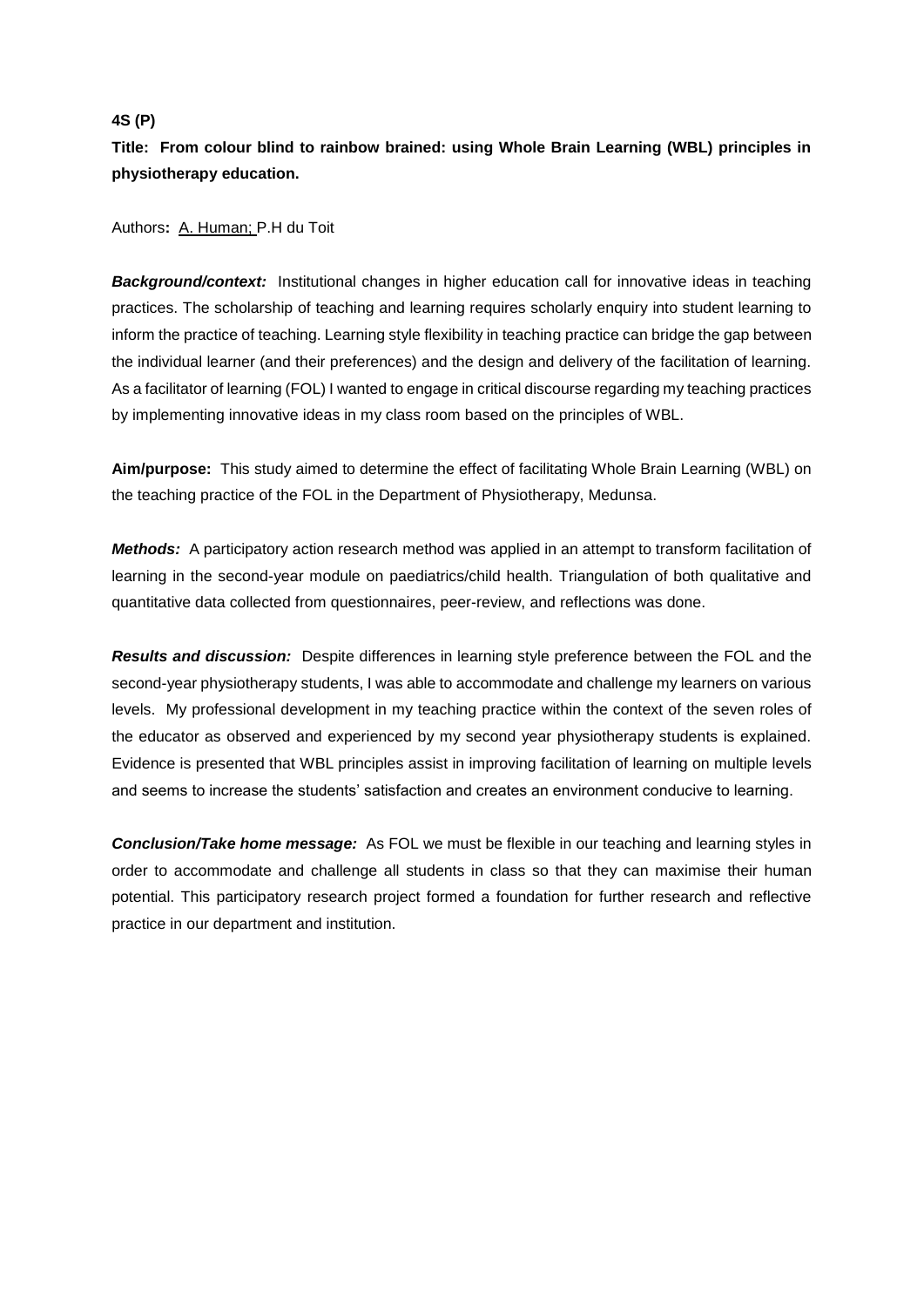**4S (P)**

**Title: From colour blind to rainbow brained: using Whole Brain Learning (WBL) principles in physiotherapy education.**

Authors**:** A. Human; P.H du Toit

***Background/context:*** Institutional changes in higher education call for innovative ideas in teaching practices. The scholarship of teaching and learning requires scholarly enquiry into student learning to inform the practice of teaching. Learning style flexibility in teaching practice can bridge the gap between the individual learner (and their preferences) and the design and delivery of the facilitation of learning. As a facilitator of learning (FOL) I wanted to engage in critical discourse regarding my teaching practices by implementing innovative ideas in my class room based on the principles of WBL.

**Aim/purpose:** This study aimed to determine the effect of facilitating Whole Brain Learning (WBL) on the teaching practice of the FOL in the Department of Physiotherapy, Medunsa.

***Methods:*** A participatory action research method was applied in an attempt to transform facilitation of learning in the second-year module on paediatrics/child health. Triangulation of both qualitative and quantitative data collected from questionnaires, peer-review, and reflections was done.

***Results and discussion:*** Despite differences in learning style preference between the FOL and the second-year physiotherapy students, I was able to accommodate and challenge my learners on various levels. My professional development in my teaching practice within the context of the seven roles of the educator as observed and experienced by my second year physiotherapy students is explained. Evidence is presented that WBL principles assist in improving facilitation of learning on multiple levels and seems to increase the students' satisfaction and creates an environment conducive to learning.

***Conclusion/Take home message:*** As FOL we must be flexible in our teaching and learning styles in order to accommodate and challenge all students in class so that they can maximise their human potential. This participatory research project formed a foundation for further research and reflective practice in our department and institution.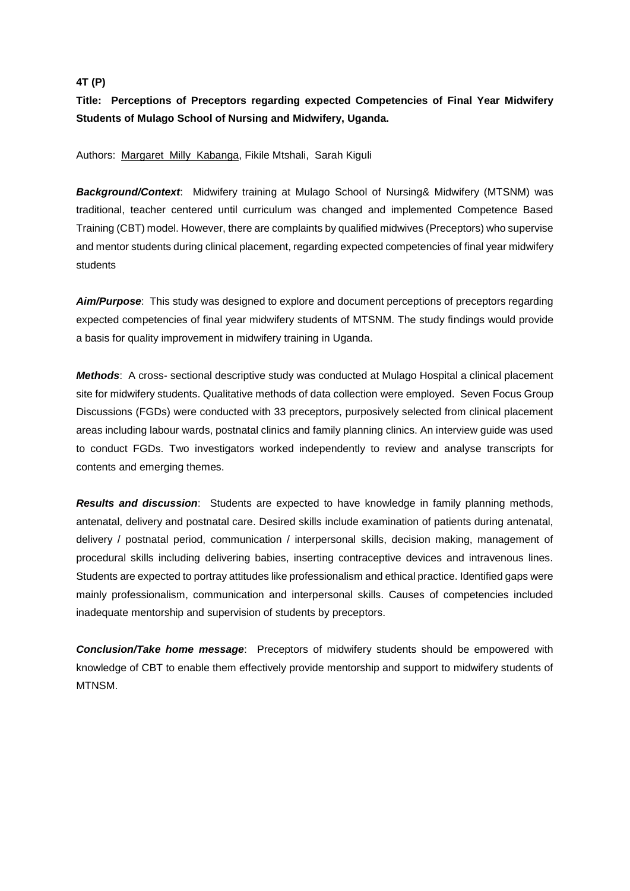**4T (P)**

**Title: Perceptions of Preceptors regarding expected Competencies of Final Year Midwifery Students of Mulago School of Nursing and Midwifery, Uganda.**

Authors: Margaret Milly Kabanga, Fikile Mtshali, Sarah Kiguli

***Background/Context***: Midwifery training at Mulago School of Nursing& Midwifery (MTSNM) was traditional, teacher centered until curriculum was changed and implemented Competence Based Training (CBT) model. However, there are complaints by qualified midwives (Preceptors) who supervise and mentor students during clinical placement, regarding expected competencies of final year midwifery students

***Aim/Purpose***: This study was designed to explore and document perceptions of preceptors regarding expected competencies of final year midwifery students of MTSNM. The study findings would provide a basis for quality improvement in midwifery training in Uganda.

***Methods***: A cross- sectional descriptive study was conducted at Mulago Hospital a clinical placement site for midwifery students. Qualitative methods of data collection were employed. Seven Focus Group Discussions (FGDs) were conducted with 33 preceptors, purposively selected from clinical placement areas including labour wards, postnatal clinics and family planning clinics. An interview guide was used to conduct FGDs. Two investigators worked independently to review and analyse transcripts for contents and emerging themes.

***Results and discussion***: Students are expected to have knowledge in family planning methods, antenatal, delivery and postnatal care. Desired skills include examination of patients during antenatal, delivery / postnatal period, communication / interpersonal skills, decision making, management of procedural skills including delivering babies, inserting contraceptive devices and intravenous lines. Students are expected to portray attitudes like professionalism and ethical practice. Identified gaps were mainly professionalism, communication and interpersonal skills. Causes of competencies included inadequate mentorship and supervision of students by preceptors.

***Conclusion/Take home message***: Preceptors of midwifery students should be empowered with knowledge of CBT to enable them effectively provide mentorship and support to midwifery students of MTNSM.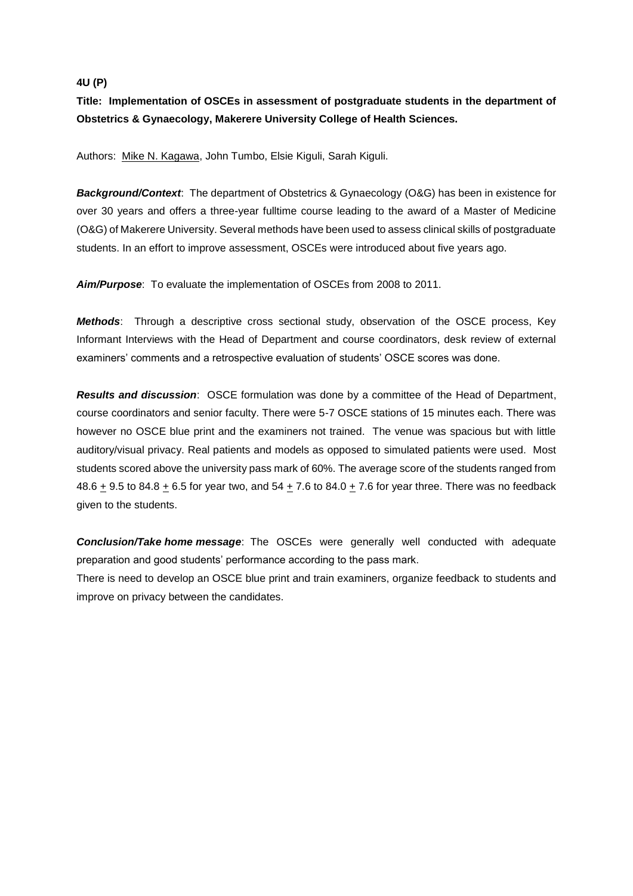**4U (P)**

**Title: Implementation of OSCEs in assessment of postgraduate students in the department of Obstetrics & Gynaecology, Makerere University College of Health Sciences.**

Authors: Mike N. Kagawa, John Tumbo, Elsie Kiguli, Sarah Kiguli.

***Background/Context***: The department of Obstetrics & Gynaecology (O&G) has been in existence for over 30 years and offers a three-year fulltime course leading to the award of a Master of Medicine (O&G) of Makerere University. Several methods have been used to assess clinical skills of postgraduate students. In an effort to improve assessment, OSCEs were introduced about five years ago.

***Aim/Purpose***: To evaluate the implementation of OSCEs from 2008 to 2011.

***Methods***: Through a descriptive cross sectional study, observation of the OSCE process, Key Informant Interviews with the Head of Department and course coordinators, desk review of external examiners' comments and a retrospective evaluation of students' OSCE scores was done.

***Results and discussion***: OSCE formulation was done by a committee of the Head of Department, course coordinators and senior faculty. There were 5-7 OSCE stations of 15 minutes each. There was however no OSCE blue print and the examiners not trained. The venue was spacious but with little auditory/visual privacy. Real patients and models as opposed to simulated patients were used. Most students scored above the university pass mark of 60%. The average score of the students ranged from $48.6 \pm 9.5$ to $84.8 \pm 6.5$ for year two, and $54 \pm 7.6$ to $84.0 \pm 7.6$ for year three. There was no feedback given to the students.

***Conclusion/Take home message***: The OSCEs were generally well conducted with adequate preparation and good students' performance according to the pass mark.

There is need to develop an OSCE blue print and train examiners, organize feedback to students and improve on privacy between the candidates.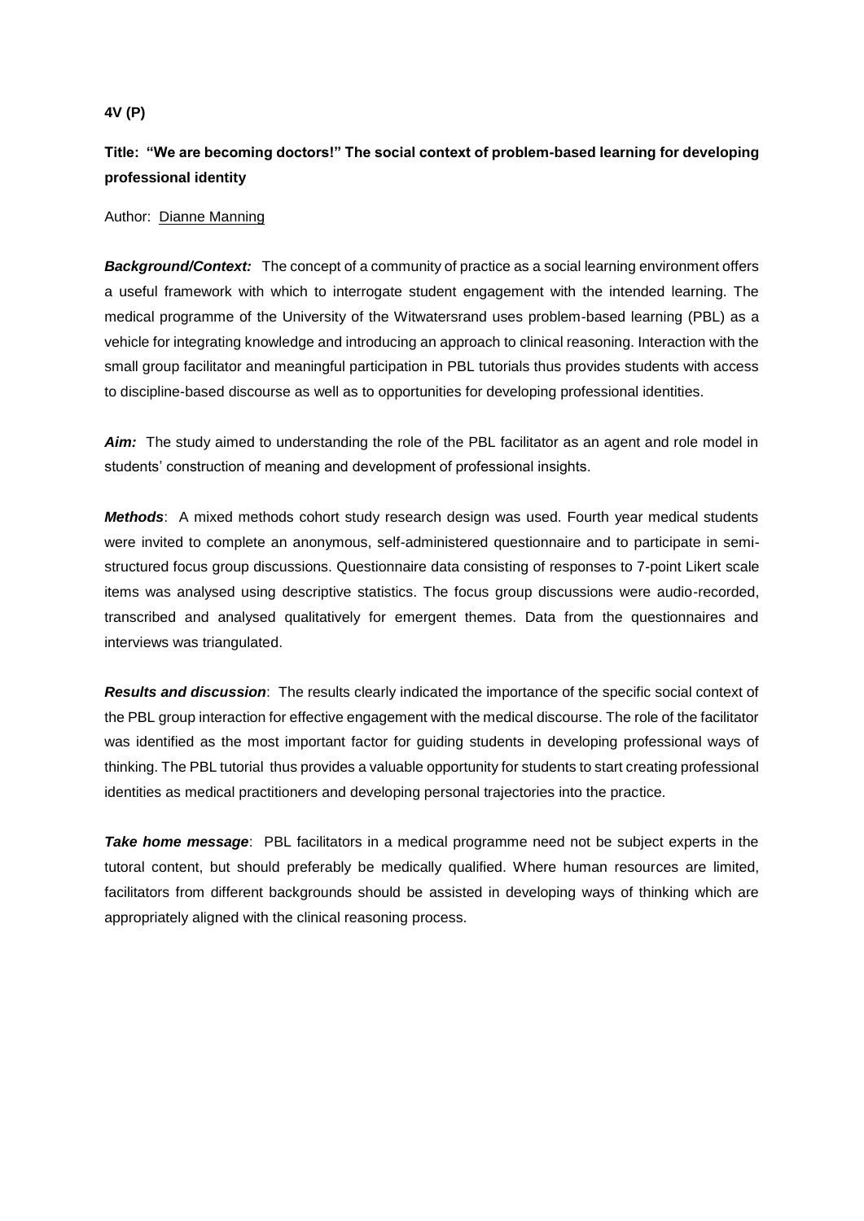**4V (P)**

**Title: "We are becoming doctors!" The social context of problem-based learning for developing professional identity**

Author: Dianne Manning

***Background/Context:*** The concept of a community of practice as a social learning environment offers a useful framework with which to interrogate student engagement with the intended learning. The medical programme of the University of the Witwatersrand uses problem-based learning (PBL) as a vehicle for integrating knowledge and introducing an approach to clinical reasoning. Interaction with the small group facilitator and meaningful participation in PBL tutorials thus provides students with access to discipline-based discourse as well as to opportunities for developing professional identities.

***Aim:*** The study aimed to understanding the role of the PBL facilitator as an agent and role model in students' construction of meaning and development of professional insights.

***Methods***: A mixed methods cohort study research design was used. Fourth year medical students were invited to complete an anonymous, self-administered questionnaire and to participate in semi-structured focus group discussions. Questionnaire data consisting of responses to 7-point Likert scale items was analysed using descriptive statistics. The focus group discussions were audio-recorded, transcribed and analysed qualitatively for emergent themes. Data from the questionnaires and interviews was triangulated.

***Results and discussion***: The results clearly indicated the importance of the specific social context of the PBL group interaction for effective engagement with the medical discourse. The role of the facilitator was identified as the most important factor for guiding students in developing professional ways of thinking. The PBL tutorial thus provides a valuable opportunity for students to start creating professional identities as medical practitioners and developing personal trajectories into the practice.

***Take home message***: PBL facilitators in a medical programme need not be subject experts in the tutoral content, but should preferably be medically qualified. Where human resources are limited, facilitators from different backgrounds should be assisted in developing ways of thinking which are appropriately aligned with the clinical reasoning process.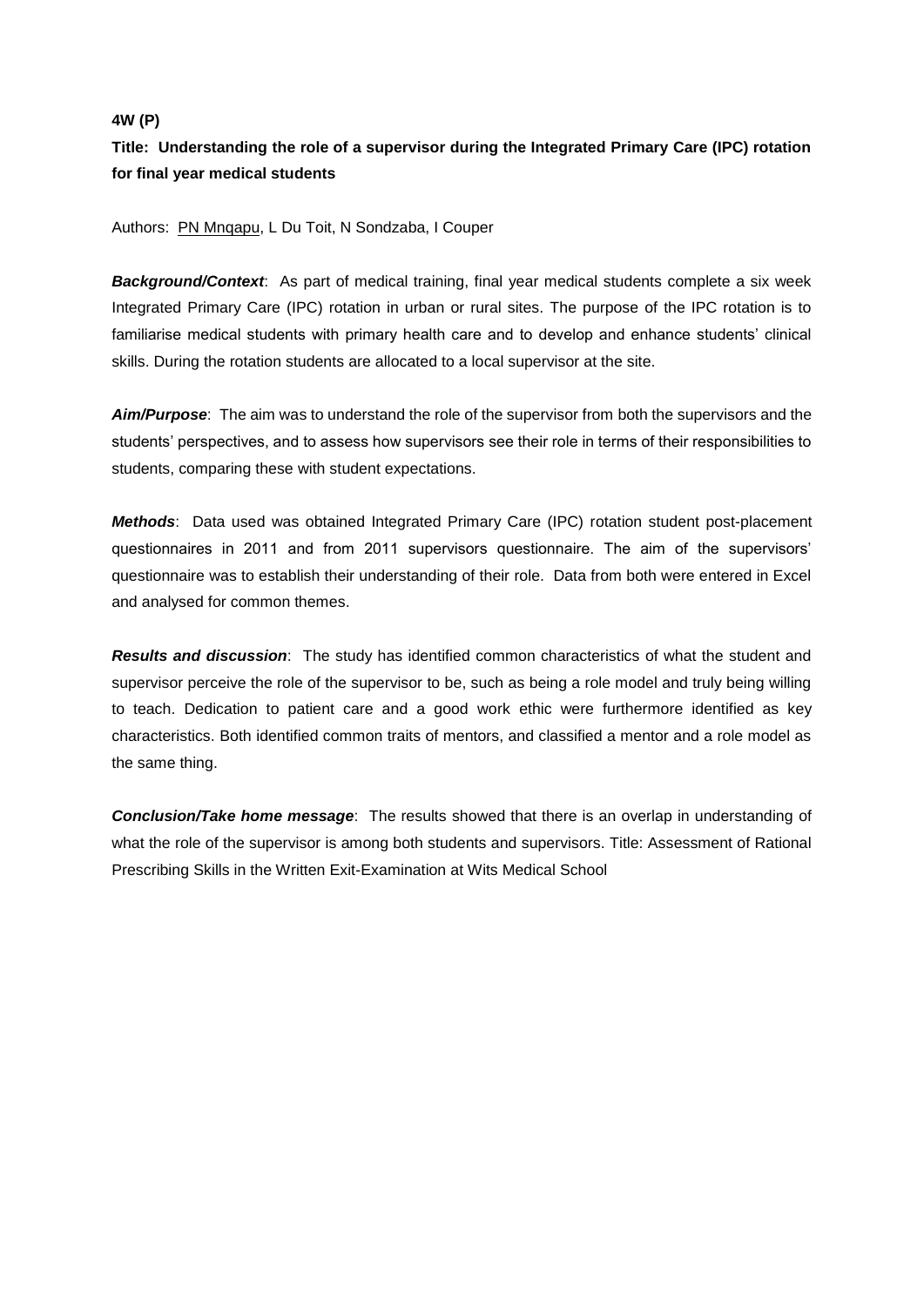**4W (P)**

**Title: Understanding the role of a supervisor during the Integrated Primary Care (IPC) rotation for final year medical students**

Authors: <u>PN Mnqapu</u>, L Du Toit, N Sondzaba, I Couper

***Background/Context***: As part of medical training, final year medical students complete a six week Integrated Primary Care (IPC) rotation in urban or rural sites. The purpose of the IPC rotation is to familiarise medical students with primary health care and to develop and enhance students' clinical skills. During the rotation students are allocated to a local supervisor at the site.

***Aim/Purpose***: The aim was to understand the role of the supervisor from both the supervisors and the students' perspectives, and to assess how supervisors see their role in terms of their responsibilities to students, comparing these with student expectations.

***Methods***: Data used was obtained Integrated Primary Care (IPC) rotation student post-placement questionnaires in 2011 and from 2011 supervisors questionnaire. The aim of the supervisors' questionnaire was to establish their understanding of their role. Data from both were entered in Excel and analysed for common themes.

***Results and discussion***: The study has identified common characteristics of what the student and supervisor perceive the role of the supervisor to be, such as being a role model and truly being willing to teach. Dedication to patient care and a good work ethic were furthermore identified as key characteristics. Both identified common traits of mentors, and classified a mentor and a role model as the same thing.

***Conclusion/Take home message***: The results showed that there is an overlap in understanding of what the role of the supervisor is among both students and supervisors. Title: Assessment of Rational Prescribing Skills in the Written Exit-Examination at Wits Medical School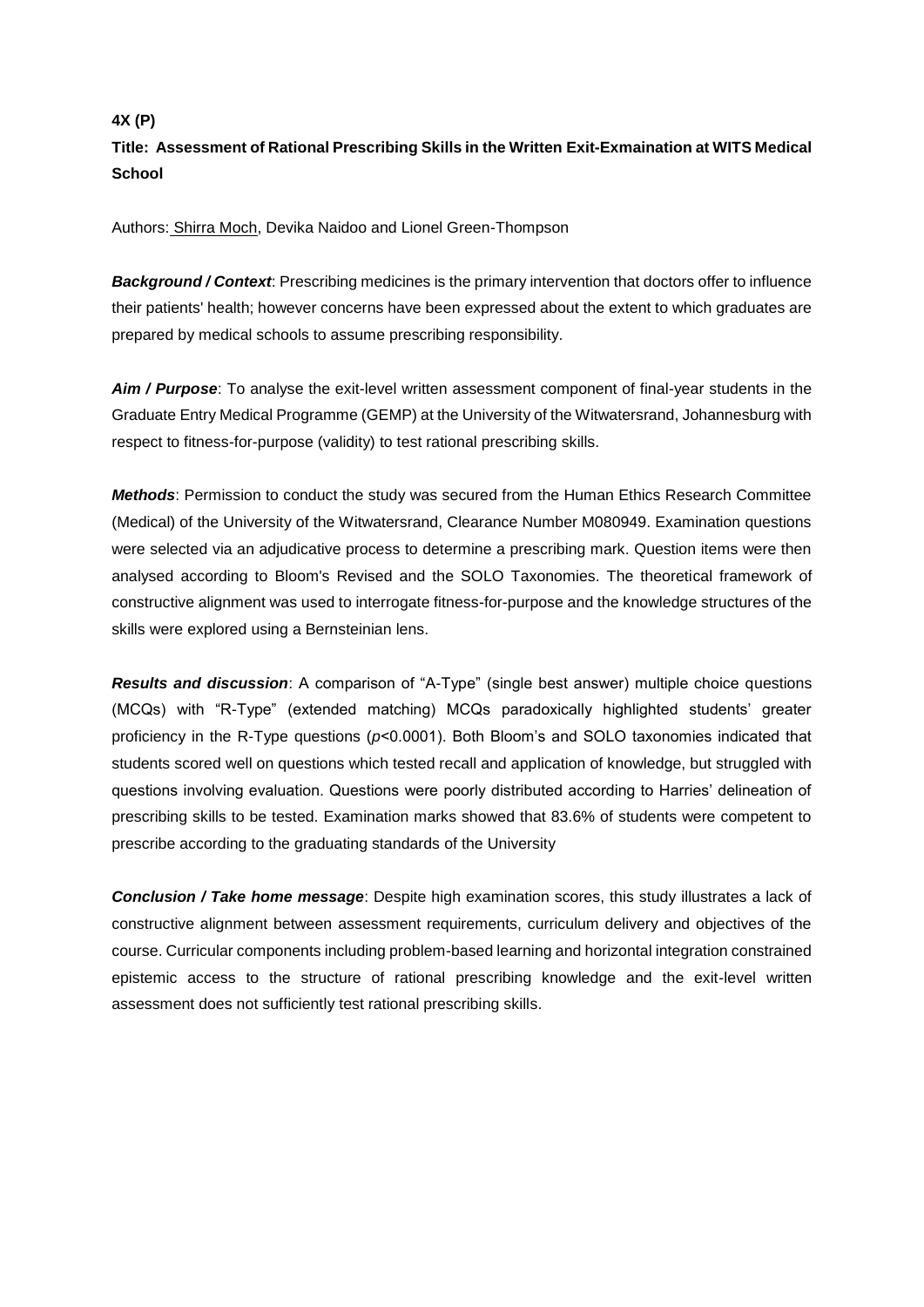**4X (P)**

**Title: Assessment of Rational Prescribing Skills in the Written Exit-Exmaination at WITS Medical School**

Authors: Shirra Moch, Devika Naidoo and Lionel Green-Thompson

***Background / Context***: Prescribing medicines is the primary intervention that doctors offer to influence their patients' health; however concerns have been expressed about the extent to which graduates are prepared by medical schools to assume prescribing responsibility.

***Aim / Purpose***: To analyse the exit-level written assessment component of final-year students in the Graduate Entry Medical Programme (GEMP) at the University of the Witwatersrand, Johannesburg with respect to fitness-for-purpose (validity) to test rational prescribing skills.

***Methods***: Permission to conduct the study was secured from the Human Ethics Research Committee (Medical) of the University of the Witwatersrand, Clearance Number M080949. Examination questions were selected via an adjudicative process to determine a prescribing mark. Question items were then analysed according to Bloom's Revised and the SOLO Taxonomies. The theoretical framework of constructive alignment was used to interrogate fitness-for-purpose and the knowledge structures of the skills were explored using a Bernsteinian lens.

***Results and discussion***: A comparison of "A-Type" (single best answer) multiple choice questions (MCQs) with "R-Type" (extended matching) MCQs paradoxically highlighted students' greater proficiency in the R-Type questions ($p<0.0001$). Both Bloom's and SOLO taxonomies indicated that students scored well on questions which tested recall and application of knowledge, but struggled with questions involving evaluation. Questions were poorly distributed according to Harries' delineation of prescribing skills to be tested. Examination marks showed that 83.6% of students were competent to prescribe according to the graduating standards of the University

***Conclusion / Take home message***: Despite high examination scores, this study illustrates a lack of constructive alignment between assessment requirements, curriculum delivery and objectives of the course. Curricular components including problem-based learning and horizontal integration constrained epistemic access to the structure of rational prescribing knowledge and the exit-level written assessment does not sufficiently test rational prescribing skills.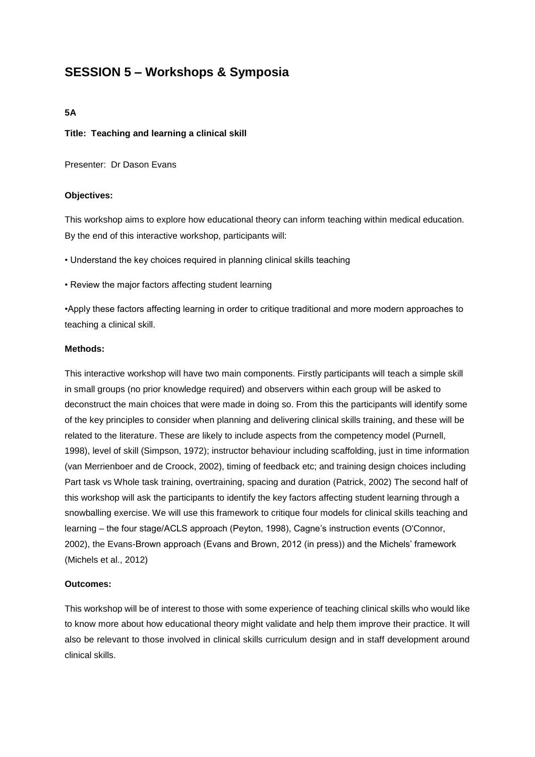# SESSION 5 – Workshops & Symposia

**5A**

**Title: Teaching and learning a clinical skill**

Presenter: Dr Dason Evans

**Objectives:**

This workshop aims to explore how educational theory can inform teaching within medical education. By the end of this interactive workshop, participants will:

• Understand the key choices required in planning clinical skills teaching

• Review the major factors affecting student learning

•Apply these factors affecting learning in order to critique traditional and more modern approaches to teaching a clinical skill.

**Methods:**

This interactive workshop will have two main components. Firstly participants will teach a simple skill in small groups (no prior knowledge required) and observers within each group will be asked to deconstruct the main choices that were made in doing so. From this the participants will identify some of the key principles to consider when planning and delivering clinical skills training, and these will be related to the literature. These are likely to include aspects from the competency model (Purnell, 1998), level of skill (Simpson, 1972); instructor behaviour including scaffolding, just in time information (van Merrienboer and de Croock, 2002), timing of feedback etc; and training design choices including Part task vs Whole task training, overtraining, spacing and duration (Patrick, 2002) The second half of this workshop will ask the participants to identify the key factors affecting student learning through a snowballing exercise. We will use this framework to critique four models for clinical skills teaching and learning – the four stage/ACLS approach (Peyton, 1998), Cagne's instruction events (O'Connor, 2002), the Evans-Brown approach (Evans and Brown, 2012 (in press)) and the Michels' framework (Michels et al., 2012)

**Outcomes:**

This workshop will be of interest to those with some experience of teaching clinical skills who would like to know more about how educational theory might validate and help them improve their practice. It will also be relevant to those involved in clinical skills curriculum design and in staff development around clinical skills.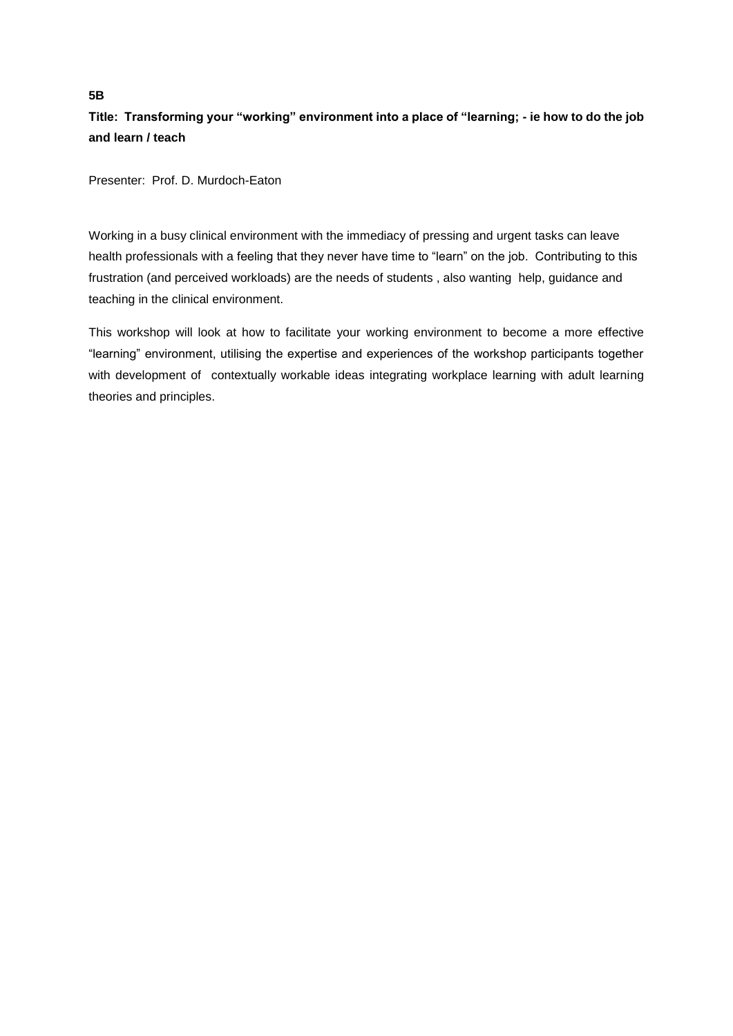**5B**

**Title: Transforming your “working” environment into a place of “learning; - ie how to do the job and learn / teach**

Presenter: Prof. D. Murdoch-Eaton

Working in a busy clinical environment with the immediacy of pressing and urgent tasks can leave health professionals with a feeling that they never have time to “learn” on the job. Contributing to this frustration (and perceived workloads) are the needs of students , also wanting help, guidance and teaching in the clinical environment.

This workshop will look at how to facilitate your working environment to become a more effective “learning” environment, utilising the expertise and experiences of the workshop participants together with development of contextually workable ideas integrating workplace learning with adult learning theories and principles.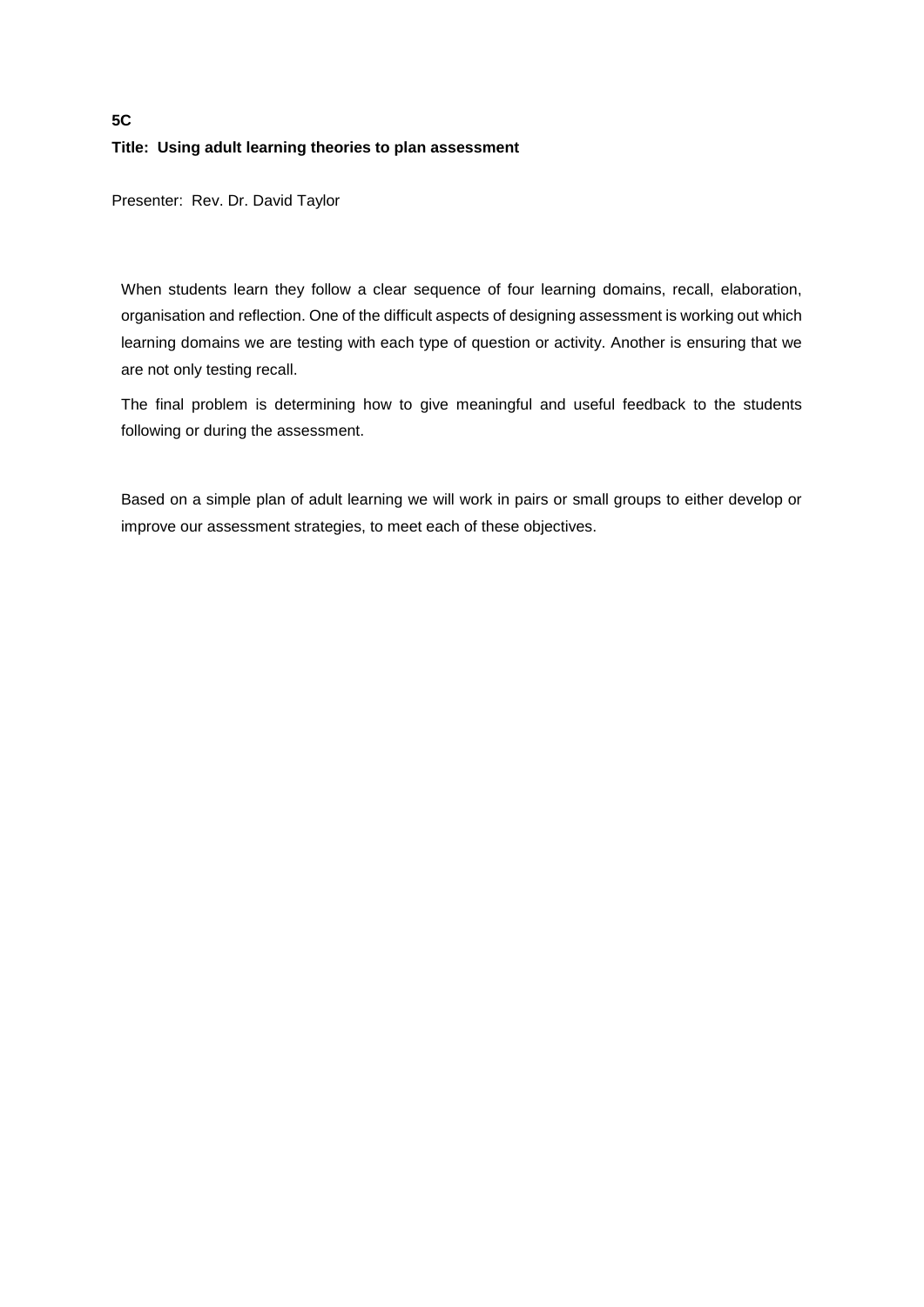**5C**

**Title: Using adult learning theories to plan assessment**

Presenter: Rev. Dr. David Taylor

When students learn they follow a clear sequence of four learning domains, recall, elaboration, organisation and reflection. One of the difficult aspects of designing assessment is working out which learning domains we are testing with each type of question or activity. Another is ensuring that we are not only testing recall.

The final problem is determining how to give meaningful and useful feedback to the students following or during the assessment.

Based on a simple plan of adult learning we will work in pairs or small groups to either develop or improve our assessment strategies, to meet each of these objectives.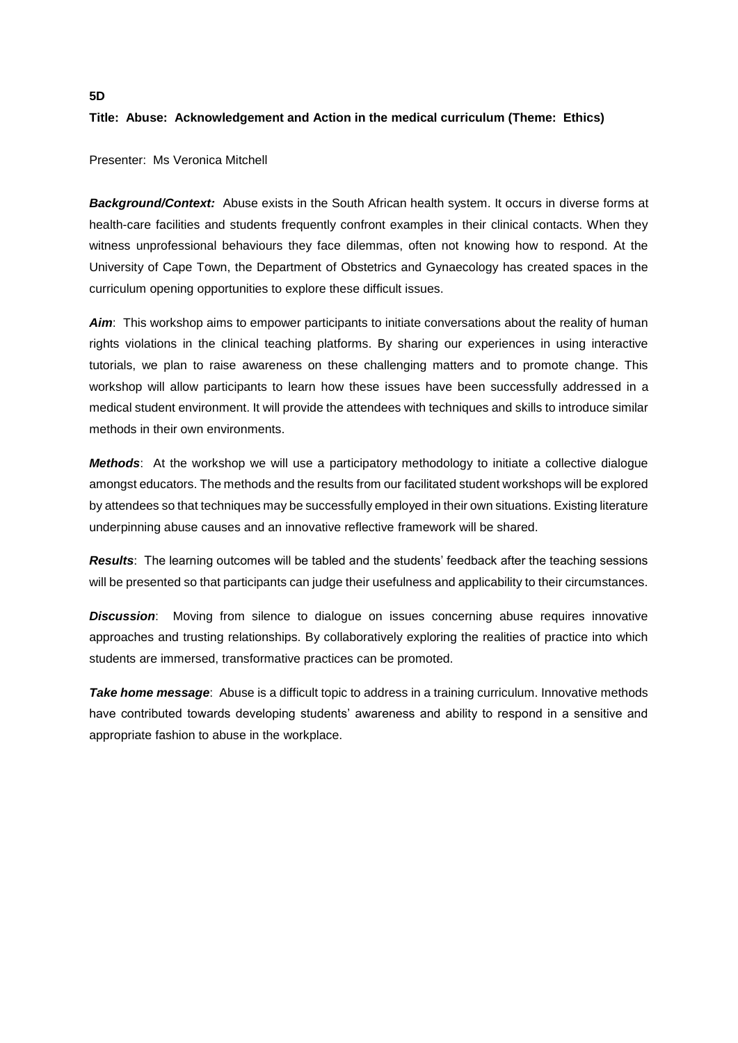**5D**

**Title: Abuse: Acknowledgement and Action in the medical curriculum (Theme: Ethics)**

Presenter: Ms Veronica Mitchell

***Background/Context:*** Abuse exists in the South African health system. It occurs in diverse forms at health-care facilities and students frequently confront examples in their clinical contacts. When they witness unprofessional behaviours they face dilemmas, often not knowing how to respond. At the University of Cape Town, the Department of Obstetrics and Gynaecology has created spaces in the curriculum opening opportunities to explore these difficult issues.

***Aim***: This workshop aims to empower participants to initiate conversations about the reality of human rights violations in the clinical teaching platforms. By sharing our experiences in using interactive tutorials, we plan to raise awareness on these challenging matters and to promote change. This workshop will allow participants to learn how these issues have been successfully addressed in a medical student environment. It will provide the attendees with techniques and skills to introduce similar methods in their own environments.

***Methods***: At the workshop we will use a participatory methodology to initiate a collective dialogue amongst educators. The methods and the results from our facilitated student workshops will be explored by attendees so that techniques may be successfully employed in their own situations. Existing literature underpinning abuse causes and an innovative reflective framework will be shared.

***Results***: The learning outcomes will be tabled and the students' feedback after the teaching sessions will be presented so that participants can judge their usefulness and applicability to their circumstances.

***Discussion***: Moving from silence to dialogue on issues concerning abuse requires innovative approaches and trusting relationships. By collaboratively exploring the realities of practice into which students are immersed, transformative practices can be promoted.

***Take home message***: Abuse is a difficult topic to address in a training curriculum. Innovative methods have contributed towards developing students' awareness and ability to respond in a sensitive and appropriate fashion to abuse in the workplace.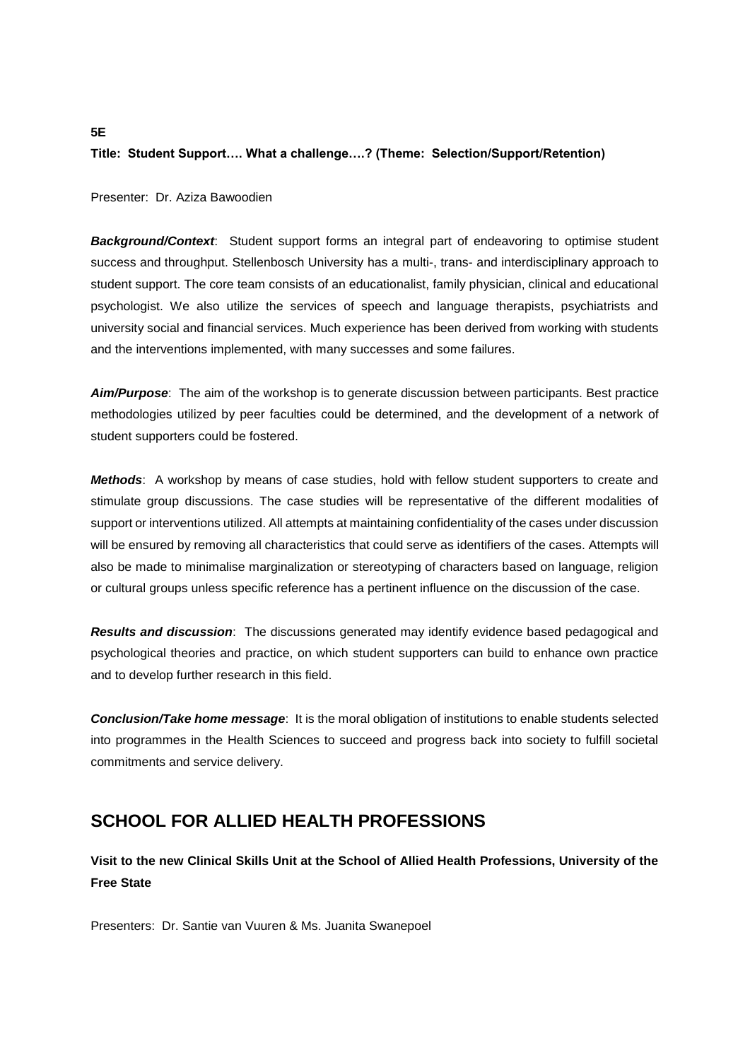**5E**

**Title: Student Support…. What a challenge….? (Theme: Selection/Support/Retention)**

Presenter: Dr. Aziza Bawoodien

***Background/Context***: Student support forms an integral part of endeavoring to optimise student success and throughput. Stellenbosch University has a multi-, trans- and interdisciplinary approach to student support. The core team consists of an educationalist, family physician, clinical and educational psychologist. We also utilize the services of speech and language therapists, psychiatrists and university social and financial services. Much experience has been derived from working with students and the interventions implemented, with many successes and some failures.

***Aim/Purpose***: The aim of the workshop is to generate discussion between participants. Best practice methodologies utilized by peer faculties could be determined, and the development of a network of student supporters could be fostered.

***Methods***: A workshop by means of case studies, hold with fellow student supporters to create and stimulate group discussions. The case studies will be representative of the different modalities of support or interventions utilized. All attempts at maintaining confidentiality of the cases under discussion will be ensured by removing all characteristics that could serve as identifiers of the cases. Attempts will also be made to minimalise marginalization or stereotyping of characters based on language, religion or cultural groups unless specific reference has a pertinent influence on the discussion of the case.

***Results and discussion***: The discussions generated may identify evidence based pedagogical and psychological theories and practice, on which student supporters can build to enhance own practice and to develop further research in this field.

***Conclusion/Take home message***: It is the moral obligation of institutions to enable students selected into programmes in the Health Sciences to succeed and progress back into society to fulfill societal commitments and service delivery.

## SCHOOL FOR ALLIED HEALTH PROFESSIONS

**Visit to the new Clinical Skills Unit at the School of Allied Health Professions, University of the Free State**

Presenters: Dr. Santie van Vuuren & Ms. Juanita Swanepoel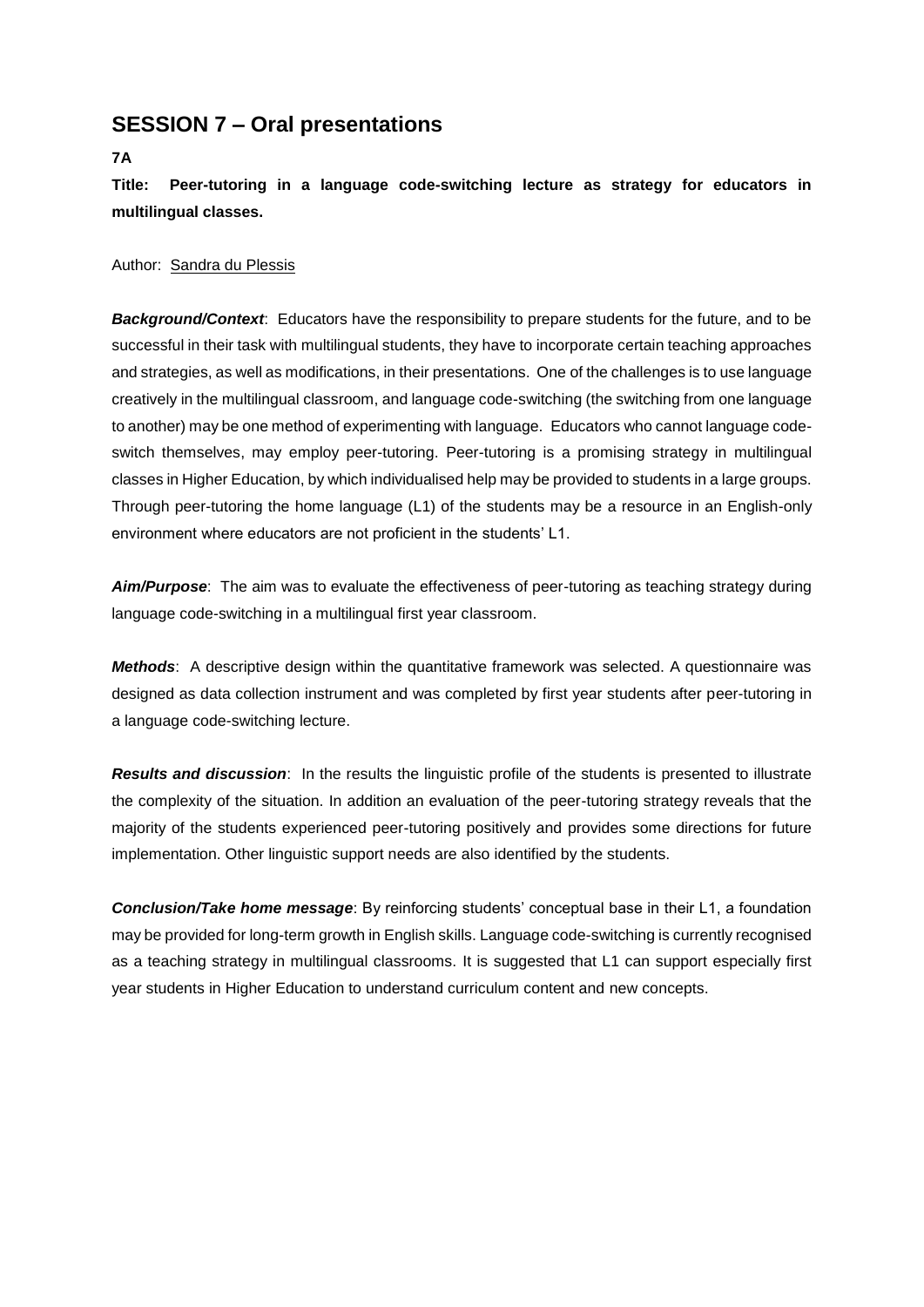## SESSION 7 – Oral presentations

**7A**

**Title: Peer-tutoring in a language code-switching lecture as strategy for educators in multilingual classes.**

Author: Sandra du Plessis

***Background/Context***: Educators have the responsibility to prepare students for the future, and to be successful in their task with multilingual students, they have to incorporate certain teaching approaches and strategies, as well as modifications, in their presentations. One of the challenges is to use language creatively in the multilingual classroom, and language code-switching (the switching from one language to another) may be one method of experimenting with language. Educators who cannot language code-switch themselves, may employ peer-tutoring. Peer-tutoring is a promising strategy in multilingual classes in Higher Education, by which individualised help may be provided to students in a large groups. Through peer-tutoring the home language (L1) of the students may be a resource in an English-only environment where educators are not proficient in the students' L1.

***Aim/Purpose***: The aim was to evaluate the effectiveness of peer-tutoring as teaching strategy during language code-switching in a multilingual first year classroom.

***Methods***: A descriptive design within the quantitative framework was selected. A questionnaire was designed as data collection instrument and was completed by first year students after peer-tutoring in a language code-switching lecture.

***Results and discussion***: In the results the linguistic profile of the students is presented to illustrate the complexity of the situation. In addition an evaluation of the peer-tutoring strategy reveals that the majority of the students experienced peer-tutoring positively and provides some directions for future implementation. Other linguistic support needs are also identified by the students.

***Conclusion/Take home message***: By reinforcing students' conceptual base in their L1, a foundation may be provided for long-term growth in English skills. Language code-switching is currently recognised as a teaching strategy in multilingual classrooms. It is suggested that L1 can support especially first year students in Higher Education to understand curriculum content and new concepts.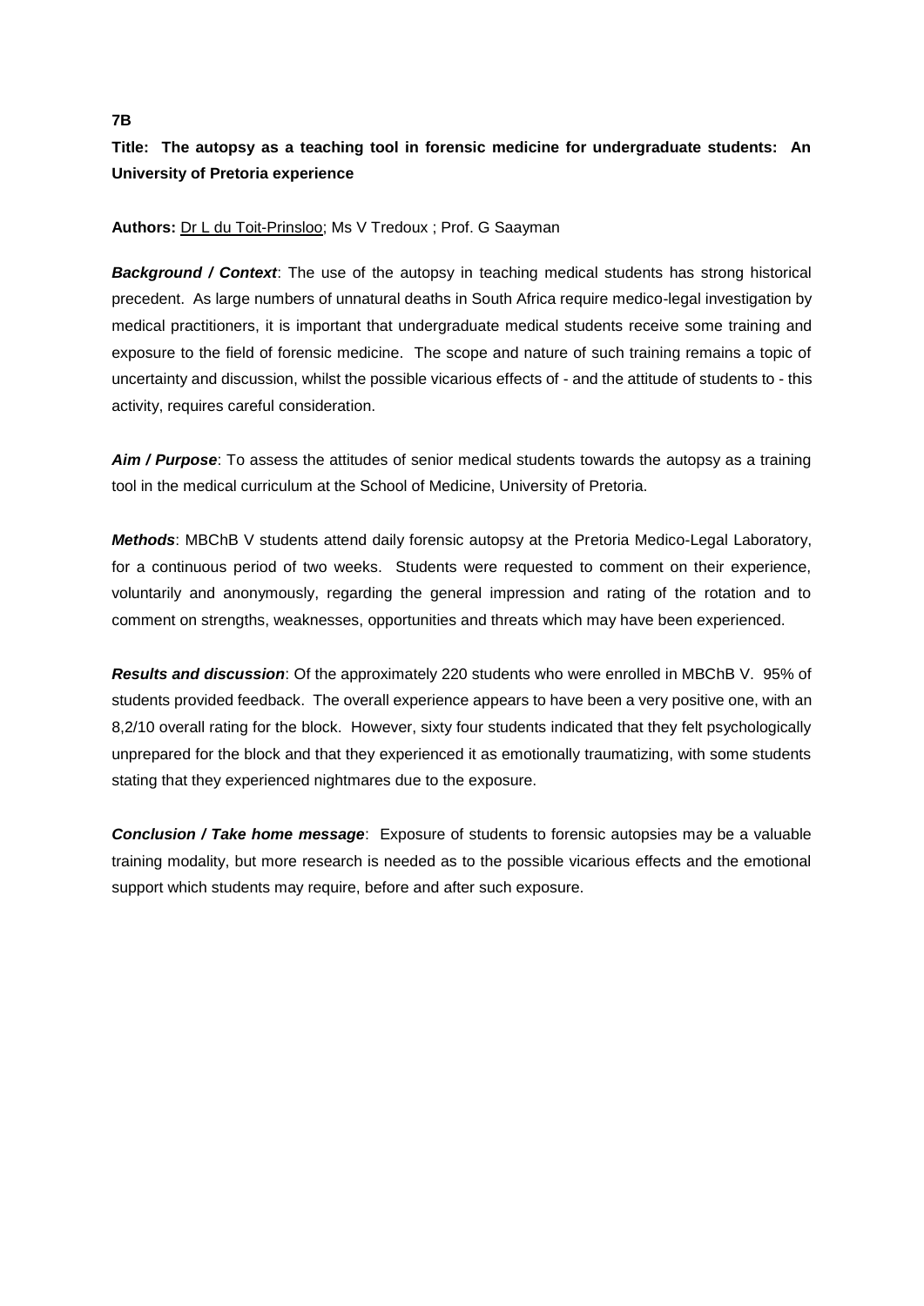**7B**

**Title: The autopsy as a teaching tool in forensic medicine for undergraduate students: An University of Pretoria experience**

**Authors:** Dr L du Toit-Prinsloo; Ms V Tredoux ; Prof. G Saayman

***Background / Context***: The use of the autopsy in teaching medical students has strong historical precedent. As large numbers of unnatural deaths in South Africa require medico-legal investigation by medical practitioners, it is important that undergraduate medical students receive some training and exposure to the field of forensic medicine. The scope and nature of such training remains a topic of uncertainty and discussion, whilst the possible vicarious effects of - and the attitude of students to - this activity, requires careful consideration.

***Aim / Purpose***: To assess the attitudes of senior medical students towards the autopsy as a training tool in the medical curriculum at the School of Medicine, University of Pretoria.

***Methods***: MBChB V students attend daily forensic autopsy at the Pretoria Medico-Legal Laboratory, for a continuous period of two weeks. Students were requested to comment on their experience, voluntarily and anonymously, regarding the general impression and rating of the rotation and to comment on strengths, weaknesses, opportunities and threats which may have been experienced.

***Results and discussion***: Of the approximately 220 students who were enrolled in MBChB V. 95% of students provided feedback. The overall experience appears to have been a very positive one, with an 8,2/10 overall rating for the block. However, sixty four students indicated that they felt psychologically unprepared for the block and that they experienced it as emotionally traumatizing, with some students stating that they experienced nightmares due to the exposure.

***Conclusion / Take home message***: Exposure of students to forensic autopsies may be a valuable training modality, but more research is needed as to the possible vicarious effects and the emotional support which students may require, before and after such exposure.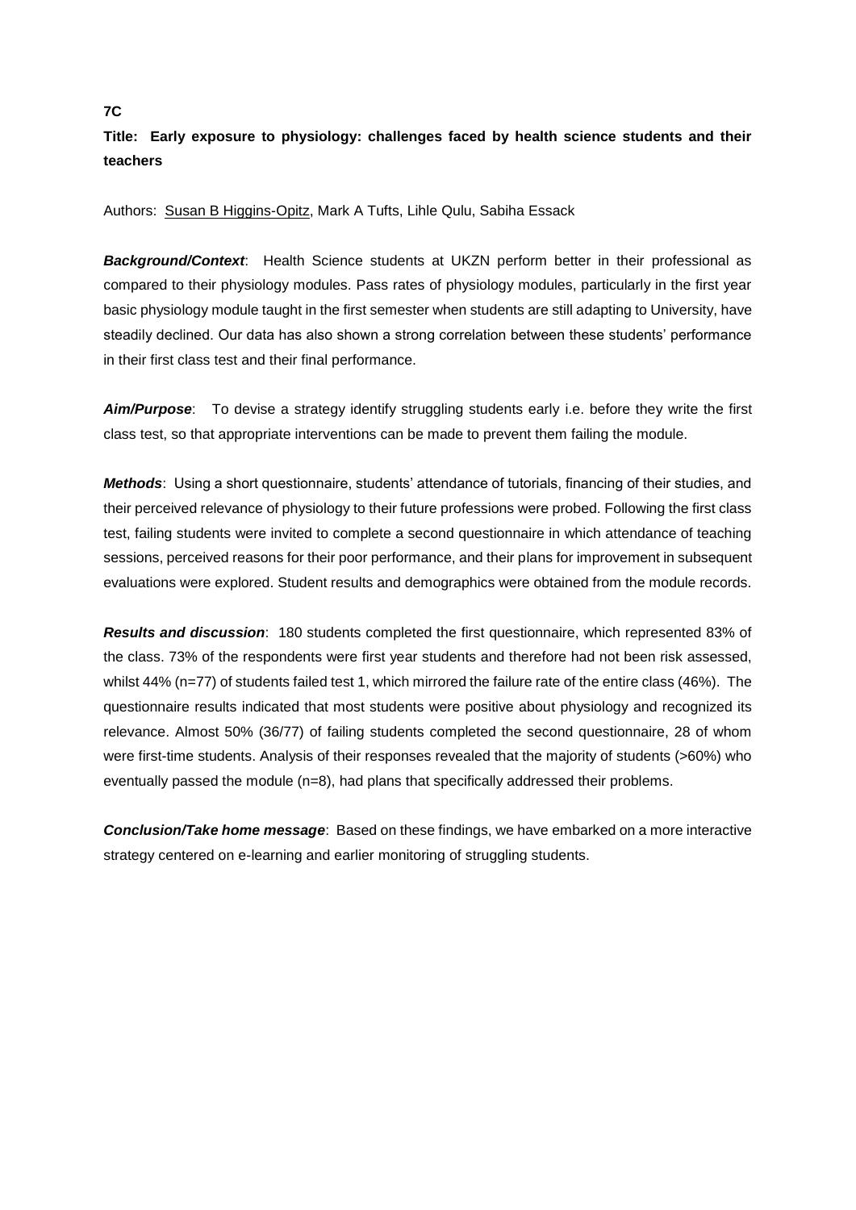**7C**

**Title: Early exposure to physiology: challenges faced by health science students and their teachers**

Authors: Susan B Higgins-Opitz, Mark A Tufts, Lihle Qulu, Sabiha Essack

***Background/Context***: Health Science students at UKZN perform better in their professional as compared to their physiology modules. Pass rates of physiology modules, particularly in the first year basic physiology module taught in the first semester when students are still adapting to University, have steadily declined. Our data has also shown a strong correlation between these students' performance in their first class test and their final performance.

***Aim/Purpose***: To devise a strategy identify struggling students early i.e. before they write the first class test, so that appropriate interventions can be made to prevent them failing the module.

***Methods***: Using a short questionnaire, students' attendance of tutorials, financing of their studies, and their perceived relevance of physiology to their future professions were probed. Following the first class test, failing students were invited to complete a second questionnaire in which attendance of teaching sessions, perceived reasons for their poor performance, and their plans for improvement in subsequent evaluations were explored. Student results and demographics were obtained from the module records.

***Results and discussion***: 180 students completed the first questionnaire, which represented 83% of the class. 73% of the respondents were first year students and therefore had not been risk assessed, whilst 44% (n=77) of students failed test 1, which mirrored the failure rate of the entire class (46%). The questionnaire results indicated that most students were positive about physiology and recognized its relevance. Almost 50% (36/77) of failing students completed the second questionnaire, 28 of whom were first-time students. Analysis of their responses revealed that the majority of students (>60%) who eventually passed the module (n=8), had plans that specifically addressed their problems.

***Conclusion/Take home message***: Based on these findings, we have embarked on a more interactive strategy centered on e-learning and earlier monitoring of struggling students.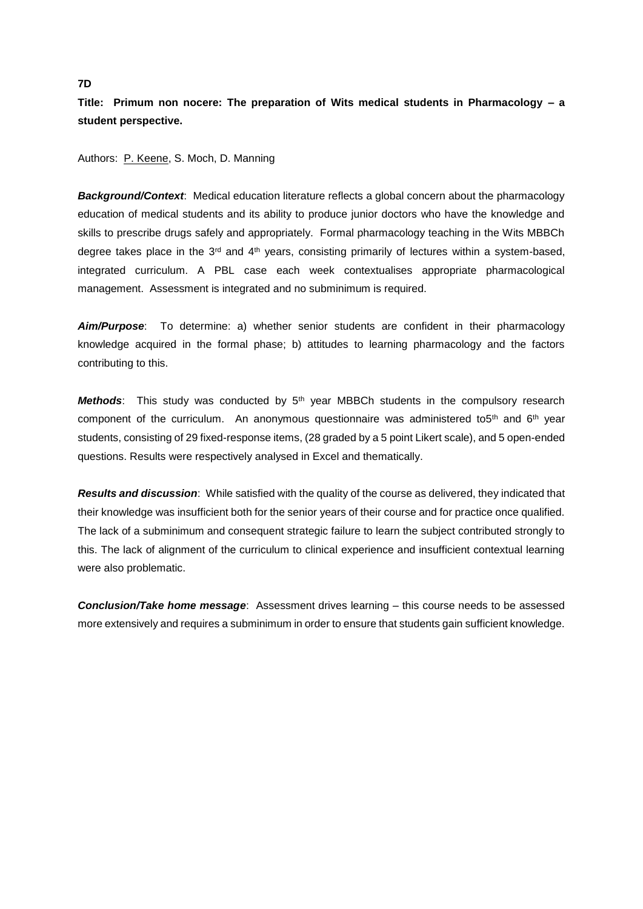**7D**

**Title: Primum non nocere: The preparation of Wits medical students in Pharmacology – a student perspective.**

Authors: P. Keene, S. Moch, D. Manning

***Background/Context***: Medical education literature reflects a global concern about the pharmacology education of medical students and its ability to produce junior doctors who have the knowledge and skills to prescribe drugs safely and appropriately. Formal pharmacology teaching in the Wits MBBCh degree takes place in the 3rd and 4th years, consisting primarily of lectures within a system-based, integrated curriculum. A PBL case each week contextualises appropriate pharmacological management. Assessment is integrated and no subminimum is required.

***Aim/Purpose***: To determine: a) whether senior students are confident in their pharmacology knowledge acquired in the formal phase; b) attitudes to learning pharmacology and the factors contributing to this.

***Methods***: This study was conducted by 5th year MBBCh students in the compulsory research component of the curriculum. An anonymous questionnaire was administered to5th and 6th year students, consisting of 29 fixed-response items, (28 graded by a 5 point Likert scale), and 5 open-ended questions. Results were respectively analysed in Excel and thematically.

***Results and discussion***: While satisfied with the quality of the course as delivered, they indicated that their knowledge was insufficient both for the senior years of their course and for practice once qualified. The lack of a subminimum and consequent strategic failure to learn the subject contributed strongly to this. The lack of alignment of the curriculum to clinical experience and insufficient contextual learning were also problematic.

***Conclusion/Take home message***: Assessment drives learning – this course needs to be assessed more extensively and requires a subminimum in order to ensure that students gain sufficient knowledge.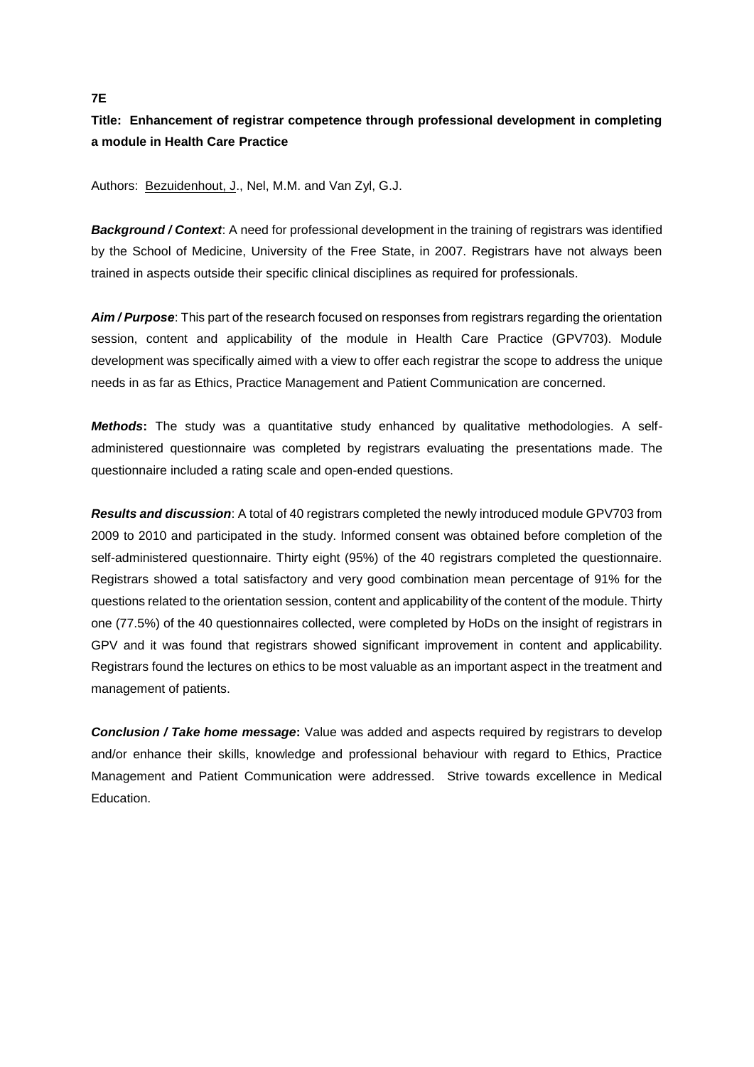**7E**

**Title: Enhancement of registrar competence through professional development in completing a module in Health Care Practice**

Authors: Bezuidenhout, J., Nel, M.M. and Van Zyl, G.J.

***Background / Context***: A need for professional development in the training of registrars was identified by the School of Medicine, University of the Free State, in 2007. Registrars have not always been trained in aspects outside their specific clinical disciplines as required for professionals.

***Aim / Purpose***: This part of the research focused on responses from registrars regarding the orientation session, content and applicability of the module in Health Care Practice (GPV703). Module development was specifically aimed with a view to offer each registrar the scope to address the unique needs in as far as Ethics, Practice Management and Patient Communication are concerned.

***Methods*:** The study was a quantitative study enhanced by qualitative methodologies. A self-administered questionnaire was completed by registrars evaluating the presentations made. The questionnaire included a rating scale and open-ended questions.

***Results and discussion***: A total of 40 registrars completed the newly introduced module GPV703 from 2009 to 2010 and participated in the study. Informed consent was obtained before completion of the self-administered questionnaire. Thirty eight (95%) of the 40 registrars completed the questionnaire. Registrars showed a total satisfactory and very good combination mean percentage of 91% for the questions related to the orientation session, content and applicability of the content of the module. Thirty one (77.5%) of the 40 questionnaires collected, were completed by HoDs on the insight of registrars in GPV and it was found that registrars showed significant improvement in content and applicability. Registrars found the lectures on ethics to be most valuable as an important aspect in the treatment and management of patients.

***Conclusion / Take home message*:** Value was added and aspects required by registrars to develop and/or enhance their skills, knowledge and professional behaviour with regard to Ethics, Practice Management and Patient Communication were addressed. Strive towards excellence in Medical Education.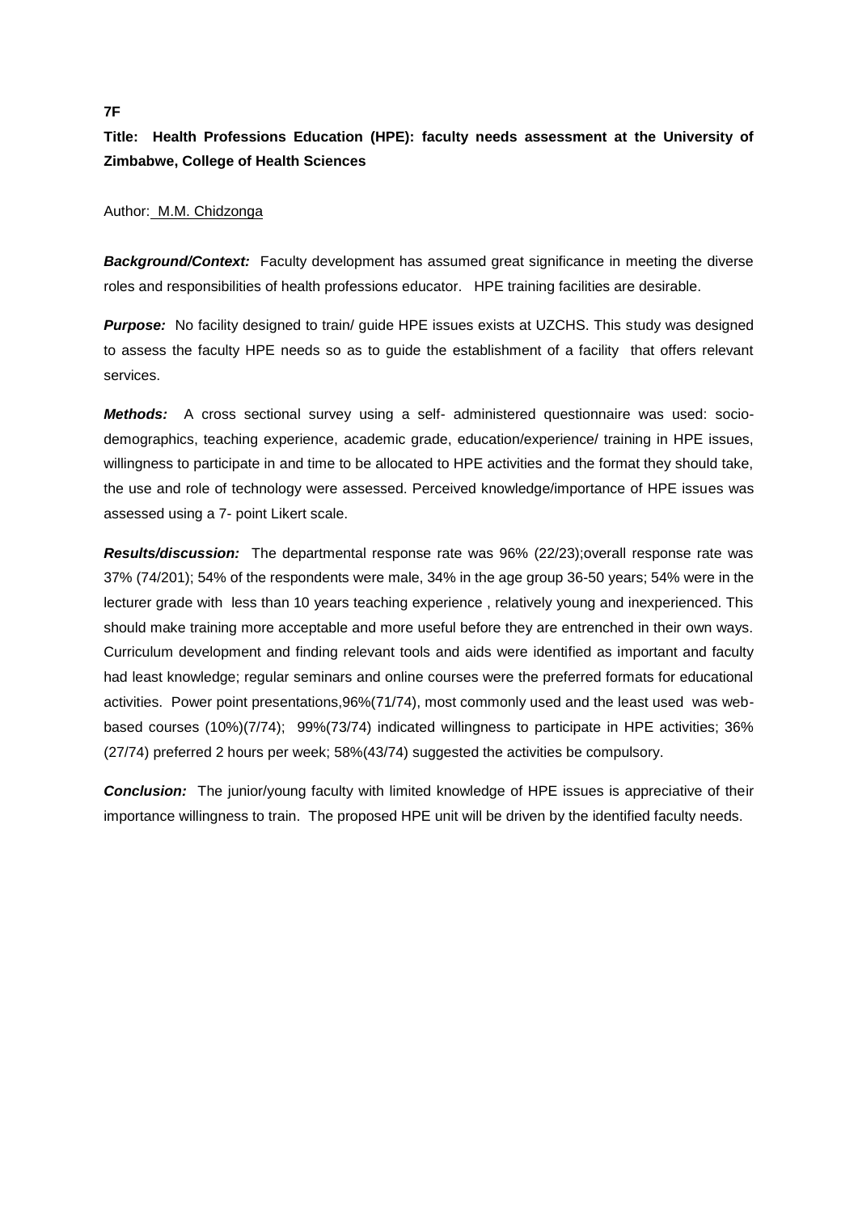**7F**

**Title: Health Professions Education (HPE): faculty needs assessment at the University of Zimbabwe, College of Health Sciences**

Author: M.M. Chidzonga

***Background/Context:*** Faculty development has assumed great significance in meeting the diverse roles and responsibilities of health professions educator. HPE training facilities are desirable.

***Purpose:*** No facility designed to train/ guide HPE issues exists at UZCHS. This study was designed to assess the faculty HPE needs so as to guide the establishment of a facility that offers relevant services.

***Methods:*** A cross sectional survey using a self- administered questionnaire was used: socio-demographics, teaching experience, academic grade, education/experience/ training in HPE issues, willingness to participate in and time to be allocated to HPE activities and the format they should take, the use and role of technology were assessed. Perceived knowledge/importance of HPE issues was assessed using a 7- point Likert scale.

***Results/discussion:*** The departmental response rate was 96% (22/23);overall response rate was 37% (74/201); 54% of the respondents were male, 34% in the age group 36-50 years; 54% were in the lecturer grade with less than 10 years teaching experience , relatively young and inexperienced. This should make training more acceptable and more useful before they are entrenched in their own ways. Curriculum development and finding relevant tools and aids were identified as important and faculty had least knowledge; regular seminars and online courses were the preferred formats for educational activities. Power point presentations,96%(71/74), most commonly used and the least used was web-based courses (10%)(7/74); 99%(73/74) indicated willingness to participate in HPE activities; 36% (27/74) preferred 2 hours per week; 58%(43/74) suggested the activities be compulsory.

***Conclusion:*** The junior/young faculty with limited knowledge of HPE issues is appreciative of their importance willingness to train. The proposed HPE unit will be driven by the identified faculty needs.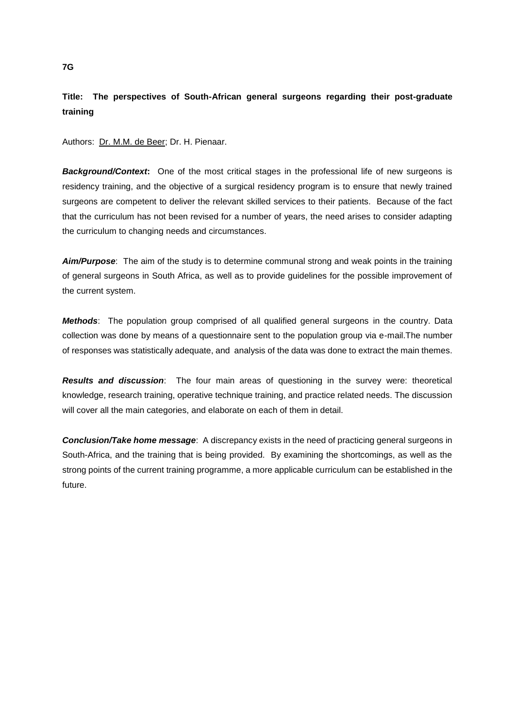**7G**

**Title: The perspectives of South-African general surgeons regarding their post-graduate training**

Authors: <u>Dr. M.M. de Beer</u>; Dr. H. Pienaar.

***Background/Context*:** One of the most critical stages in the professional life of new surgeons is residency training, and the objective of a surgical residency program is to ensure that newly trained surgeons are competent to deliver the relevant skilled services to their patients. Because of the fact that the curriculum has not been revised for a number of years, the need arises to consider adapting the curriculum to changing needs and circumstances.

***Aim/Purpose***: The aim of the study is to determine communal strong and weak points in the training of general surgeons in South Africa, as well as to provide guidelines for the possible improvement of the current system.

***Methods***: The population group comprised of all qualified general surgeons in the country. Data collection was done by means of a questionnaire sent to the population group via e-mail.The number of responses was statistically adequate, and analysis of the data was done to extract the main themes.

***Results and discussion***: The four main areas of questioning in the survey were: theoretical knowledge, research training, operative technique training, and practice related needs. The discussion will cover all the main categories, and elaborate on each of them in detail.

***Conclusion/Take home message***: A discrepancy exists in the need of practicing general surgeons in South-Africa, and the training that is being provided. By examining the shortcomings, as well as the strong points of the current training programme, a more applicable curriculum can be established in the future.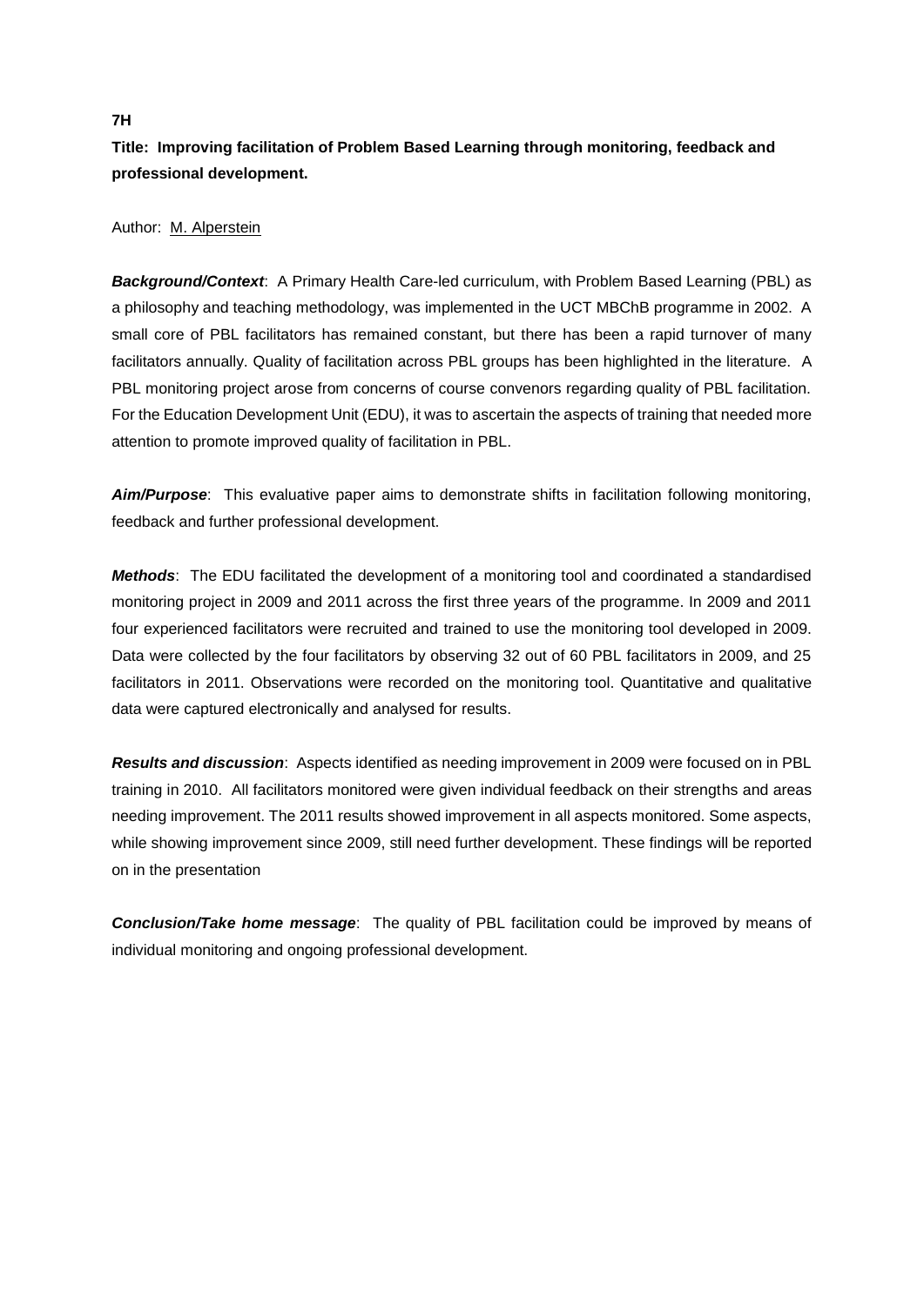**7H**

**Title: Improving facilitation of Problem Based Learning through monitoring, feedback and professional development.**

Author: M. Alperstein

***Background/Context***: A Primary Health Care-led curriculum, with Problem Based Learning (PBL) as a philosophy and teaching methodology, was implemented in the UCT MBChB programme in 2002. A small core of PBL facilitators has remained constant, but there has been a rapid turnover of many facilitators annually. Quality of facilitation across PBL groups has been highlighted in the literature. A PBL monitoring project arose from concerns of course convenors regarding quality of PBL facilitation. For the Education Development Unit (EDU), it was to ascertain the aspects of training that needed more attention to promote improved quality of facilitation in PBL.

***Aim/Purpose***: This evaluative paper aims to demonstrate shifts in facilitation following monitoring, feedback and further professional development.

***Methods***: The EDU facilitated the development of a monitoring tool and coordinated a standardised monitoring project in 2009 and 2011 across the first three years of the programme. In 2009 and 2011 four experienced facilitators were recruited and trained to use the monitoring tool developed in 2009. Data were collected by the four facilitators by observing 32 out of 60 PBL facilitators in 2009, and 25 facilitators in 2011. Observations were recorded on the monitoring tool. Quantitative and qualitative data were captured electronically and analysed for results.

***Results and discussion***: Aspects identified as needing improvement in 2009 were focused on in PBL training in 2010. All facilitators monitored were given individual feedback on their strengths and areas needing improvement. The 2011 results showed improvement in all aspects monitored. Some aspects, while showing improvement since 2009, still need further development. These findings will be reported on in the presentation

***Conclusion/Take home message***: The quality of PBL facilitation could be improved by means of individual monitoring and ongoing professional development.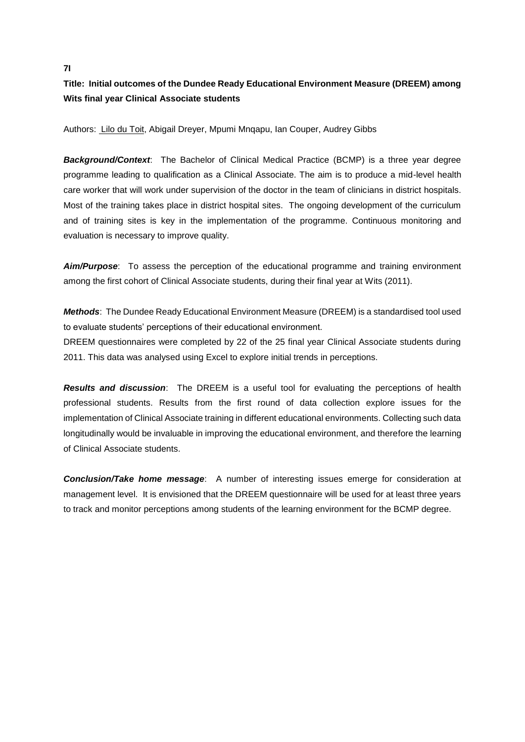**7I**

**Title: Initial outcomes of the Dundee Ready Educational Environment Measure (DREEM) among Wits final year Clinical Associate students**

Authors: Lilo du Toit, Abigail Dreyer, Mpumi Mnqapu, Ian Couper, Audrey Gibbs

***Background/Context***: The Bachelor of Clinical Medical Practice (BCMP) is a three year degree programme leading to qualification as a Clinical Associate. The aim is to produce a mid-level health care worker that will work under supervision of the doctor in the team of clinicians in district hospitals. Most of the training takes place in district hospital sites. The ongoing development of the curriculum and of training sites is key in the implementation of the programme. Continuous monitoring and evaluation is necessary to improve quality.

***Aim/Purpose***: To assess the perception of the educational programme and training environment among the first cohort of Clinical Associate students, during their final year at Wits (2011).

***Methods***: The Dundee Ready Educational Environment Measure (DREEM) is a standardised tool used to evaluate students' perceptions of their educational environment.

DREEM questionnaires were completed by 22 of the 25 final year Clinical Associate students during 2011. This data was analysed using Excel to explore initial trends in perceptions.

***Results and discussion***: The DREEM is a useful tool for evaluating the perceptions of health professional students. Results from the first round of data collection explore issues for the implementation of Clinical Associate training in different educational environments. Collecting such data longitudinally would be invaluable in improving the educational environment, and therefore the learning of Clinical Associate students.

***Conclusion/Take home message***: A number of interesting issues emerge for consideration at management level. It is envisioned that the DREEM questionnaire will be used for at least three years to track and monitor perceptions among students of the learning environment for the BCMP degree.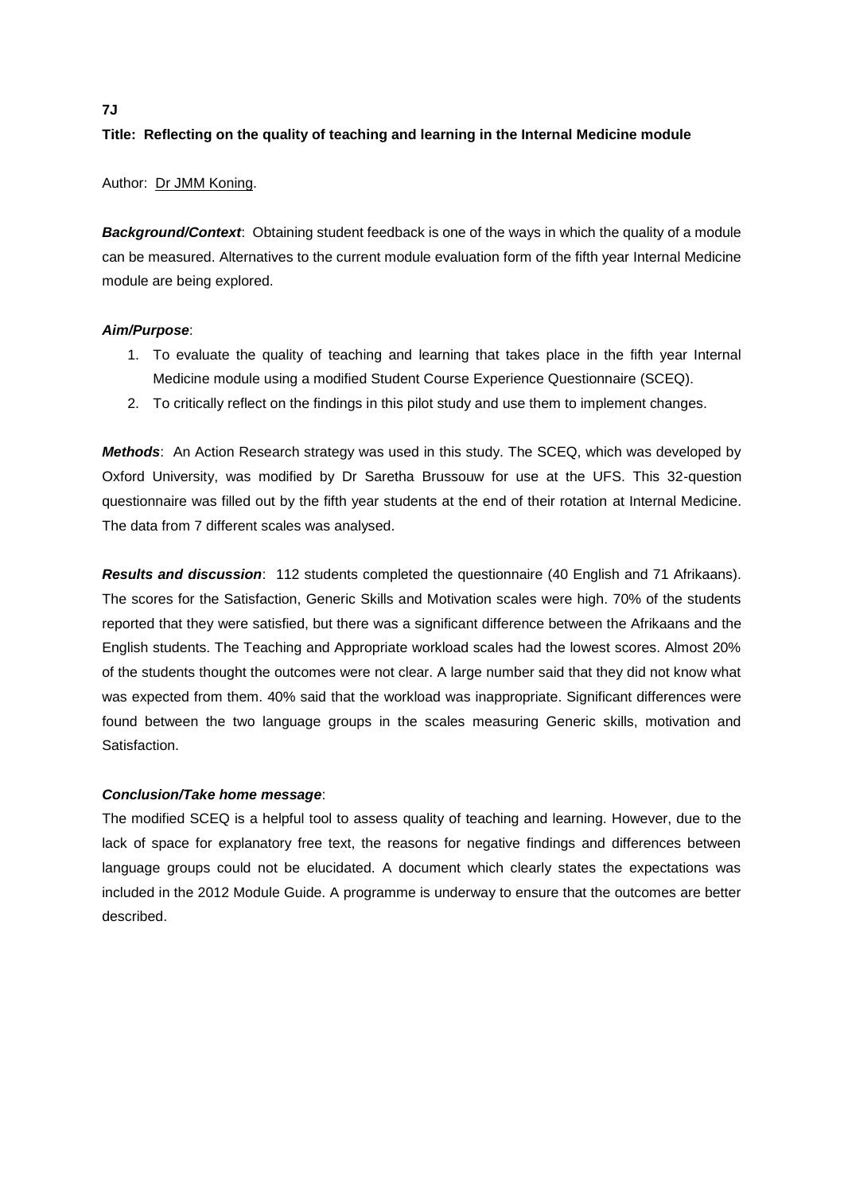**7J**

**Title: Reflecting on the quality of teaching and learning in the Internal Medicine module**

Author: Dr JMM Koning.

***Background/Context***: Obtaining student feedback is one of the ways in which the quality of a module can be measured. Alternatives to the current module evaluation form of the fifth year Internal Medicine module are being explored.

***Aim/Purpose***:

1. To evaluate the quality of teaching and learning that takes place in the fifth year Internal Medicine module using a modified Student Course Experience Questionnaire (SCEQ).
2. To critically reflect on the findings in this pilot study and use them to implement changes.

***Methods***: An Action Research strategy was used in this study. The SCEQ, which was developed by Oxford University, was modified by Dr Saretha Brussouw for use at the UFS. This 32-question questionnaire was filled out by the fifth year students at the end of their rotation at Internal Medicine. The data from 7 different scales was analysed.

***Results and discussion***: 112 students completed the questionnaire (40 English and 71 Afrikaans). The scores for the Satisfaction, Generic Skills and Motivation scales were high. 70% of the students reported that they were satisfied, but there was a significant difference between the Afrikaans and the English students. The Teaching and Appropriate workload scales had the lowest scores. Almost 20% of the students thought the outcomes were not clear. A large number said that they did not know what was expected from them. 40% said that the workload was inappropriate. Significant differences were found between the two language groups in the scales measuring Generic skills, motivation and Satisfaction.

***Conclusion/Take home message***:

The modified SCEQ is a helpful tool to assess quality of teaching and learning. However, due to the lack of space for explanatory free text, the reasons for negative findings and differences between language groups could not be elucidated. A document which clearly states the expectations was included in the 2012 Module Guide. A programme is underway to ensure that the outcomes are better described.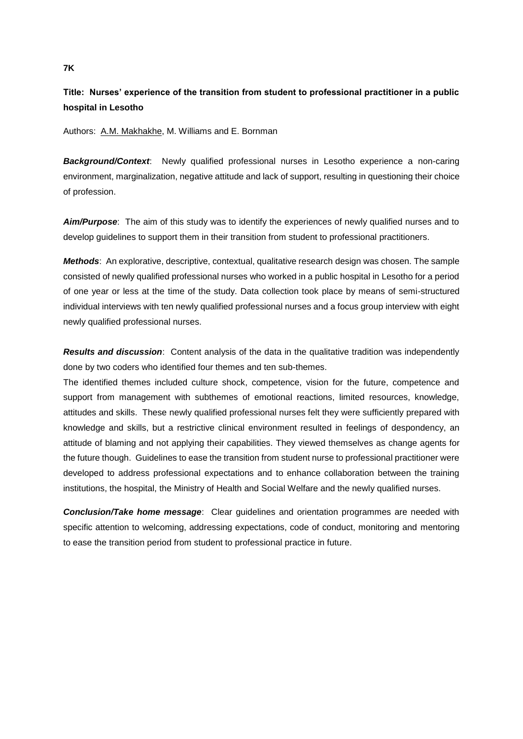**7K**

**Title: Nurses' experience of the transition from student to professional practitioner in a public hospital in Lesotho**

Authors: A.M. Makhakhe, M. Williams and E. Bornman

***Background/Context***: Newly qualified professional nurses in Lesotho experience a non-caring environment, marginalization, negative attitude and lack of support, resulting in questioning their choice of profession.

***Aim/Purpose***: The aim of this study was to identify the experiences of newly qualified nurses and to develop guidelines to support them in their transition from student to professional practitioners.

***Methods***: An explorative, descriptive, contextual, qualitative research design was chosen. The sample consisted of newly qualified professional nurses who worked in a public hospital in Lesotho for a period of one year or less at the time of the study. Data collection took place by means of semi-structured individual interviews with ten newly qualified professional nurses and a focus group interview with eight newly qualified professional nurses.

***Results and discussion***: Content analysis of the data in the qualitative tradition was independently done by two coders who identified four themes and ten sub-themes.

The identified themes included culture shock, competence, vision for the future, competence and support from management with subthemes of emotional reactions, limited resources, knowledge, attitudes and skills. These newly qualified professional nurses felt they were sufficiently prepared with knowledge and skills, but a restrictive clinical environment resulted in feelings of despondency, an attitude of blaming and not applying their capabilities. They viewed themselves as change agents for the future though. Guidelines to ease the transition from student nurse to professional practitioner were developed to address professional expectations and to enhance collaboration between the training institutions, the hospital, the Ministry of Health and Social Welfare and the newly qualified nurses.

***Conclusion/Take home message***: Clear guidelines and orientation programmes are needed with specific attention to welcoming, addressing expectations, code of conduct, monitoring and mentoring to ease the transition period from student to professional practice in future.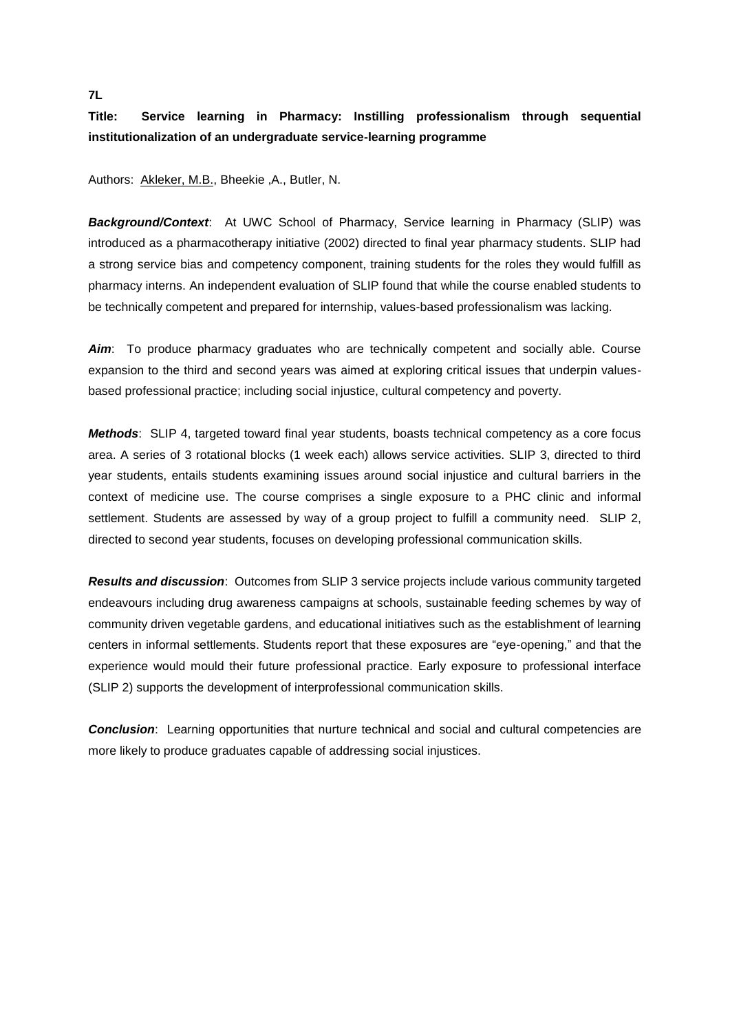**7L**

**Title: Service learning in Pharmacy: Instilling professionalism through sequential institutionalization of an undergraduate service-learning programme**

Authors: Akleker, M.B., Bheekie ,A., Butler, N.

***Background/Context***: At UWC School of Pharmacy, Service learning in Pharmacy (SLIP) was introduced as a pharmacotherapy initiative (2002) directed to final year pharmacy students. SLIP had a strong service bias and competency component, training students for the roles they would fulfill as pharmacy interns. An independent evaluation of SLIP found that while the course enabled students to be technically competent and prepared for internship, values-based professionalism was lacking.

***Aim***: To produce pharmacy graduates who are technically competent and socially able. Course expansion to the third and second years was aimed at exploring critical issues that underpin values-based professional practice; including social injustice, cultural competency and poverty.

***Methods***: SLIP 4, targeted toward final year students, boasts technical competency as a core focus area. A series of 3 rotational blocks (1 week each) allows service activities. SLIP 3, directed to third year students, entails students examining issues around social injustice and cultural barriers in the context of medicine use. The course comprises a single exposure to a PHC clinic and informal settlement. Students are assessed by way of a group project to fulfill a community need. SLIP 2, directed to second year students, focuses on developing professional communication skills.

***Results and discussion***: Outcomes from SLIP 3 service projects include various community targeted endeavours including drug awareness campaigns at schools, sustainable feeding schemes by way of community driven vegetable gardens, and educational initiatives such as the establishment of learning centers in informal settlements. Students report that these exposures are "eye-opening," and that the experience would mould their future professional practice. Early exposure to professional interface (SLIP 2) supports the development of interprofessional communication skills.

***Conclusion***: Learning opportunities that nurture technical and social and cultural competencies are more likely to produce graduates capable of addressing social injustices.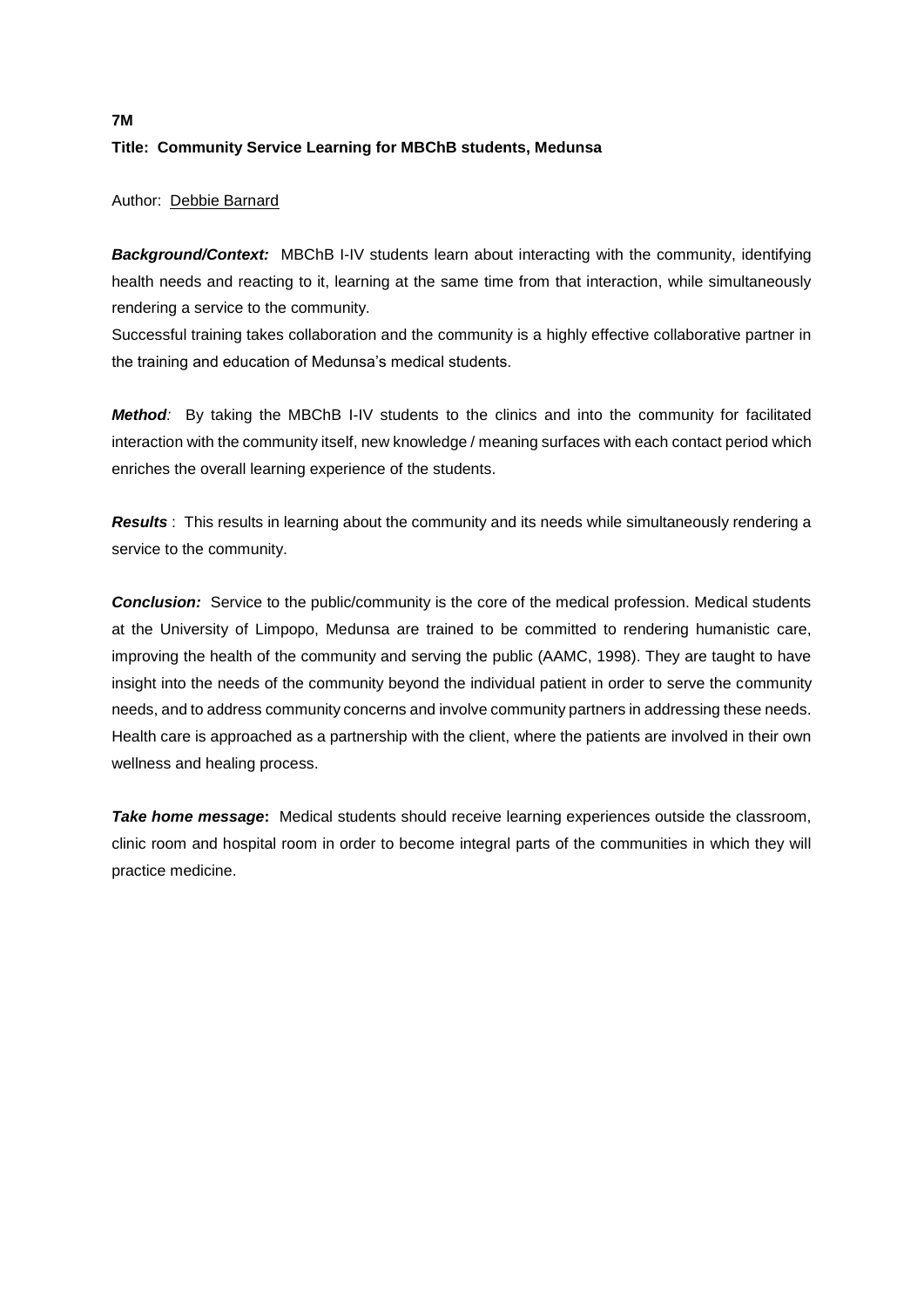**7M**

**Title: Community Service Learning for MBChB students, Medunsa**

Author: Debbie Barnard

***Background/Context:*** MBChB I-IV students learn about interacting with the community, identifying health needs and reacting to it, learning at the same time from that interaction, while simultaneously rendering a service to the community.

Successful training takes collaboration and the community is a highly effective collaborative partner in the training and education of Medunsa's medical students.

***Method:*** By taking the MBChB I-IV students to the clinics and into the community for facilitated interaction with the community itself, new knowledge / meaning surfaces with each contact period which enriches the overall learning experience of the students.

***Results*** : This results in learning about the community and its needs while simultaneously rendering a service to the community.

***Conclusion:*** Service to the public/community is the core of the medical profession. Medical students at the University of Limpopo, Medunsa are trained to be committed to rendering humanistic care, improving the health of the community and serving the public (AAMC, 1998). They are taught to have insight into the needs of the community beyond the individual patient in order to serve the community needs, and to address community concerns and involve community partners in addressing these needs. Health care is approached as a partnership with the client, where the patients are involved in their own wellness and healing process.

***Take home message*:** Medical students should receive learning experiences outside the classroom, clinic room and hospital room in order to become integral parts of the communities in which they will practice medicine.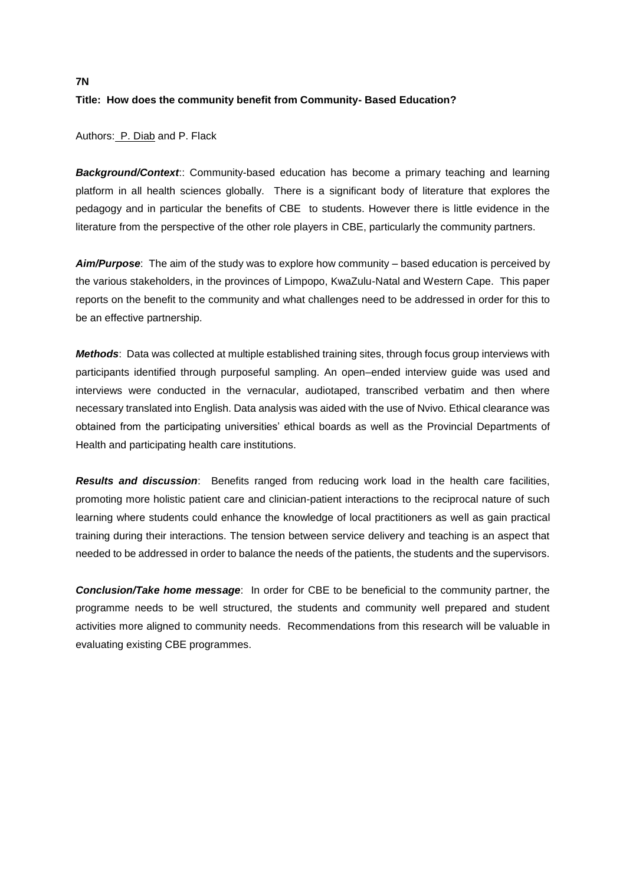**7N**

**Title: How does the community benefit from Community- Based Education?**

Authors: P. Diab and P. Flack

***Background/Context***:: Community-based education has become a primary teaching and learning platform in all health sciences globally. There is a significant body of literature that explores the pedagogy and in particular the benefits of CBE to students. However there is little evidence in the literature from the perspective of the other role players in CBE, particularly the community partners.

***Aim/Purpose***: The aim of the study was to explore how community – based education is perceived by the various stakeholders, in the provinces of Limpopo, KwaZulu-Natal and Western Cape. This paper reports on the benefit to the community and what challenges need to be addressed in order for this to be an effective partnership.

***Methods***: Data was collected at multiple established training sites, through focus group interviews with participants identified through purposeful sampling. An open–ended interview guide was used and interviews were conducted in the vernacular, audiotaped, transcribed verbatim and then where necessary translated into English. Data analysis was aided with the use of Nvivo. Ethical clearance was obtained from the participating universities' ethical boards as well as the Provincial Departments of Health and participating health care institutions.

***Results and discussion***: Benefits ranged from reducing work load in the health care facilities, promoting more holistic patient care and clinician-patient interactions to the reciprocal nature of such learning where students could enhance the knowledge of local practitioners as well as gain practical training during their interactions. The tension between service delivery and teaching is an aspect that needed to be addressed in order to balance the needs of the patients, the students and the supervisors.

***Conclusion/Take home message***: In order for CBE to be beneficial to the community partner, the programme needs to be well structured, the students and community well prepared and student activities more aligned to community needs. Recommendations from this research will be valuable in evaluating existing CBE programmes.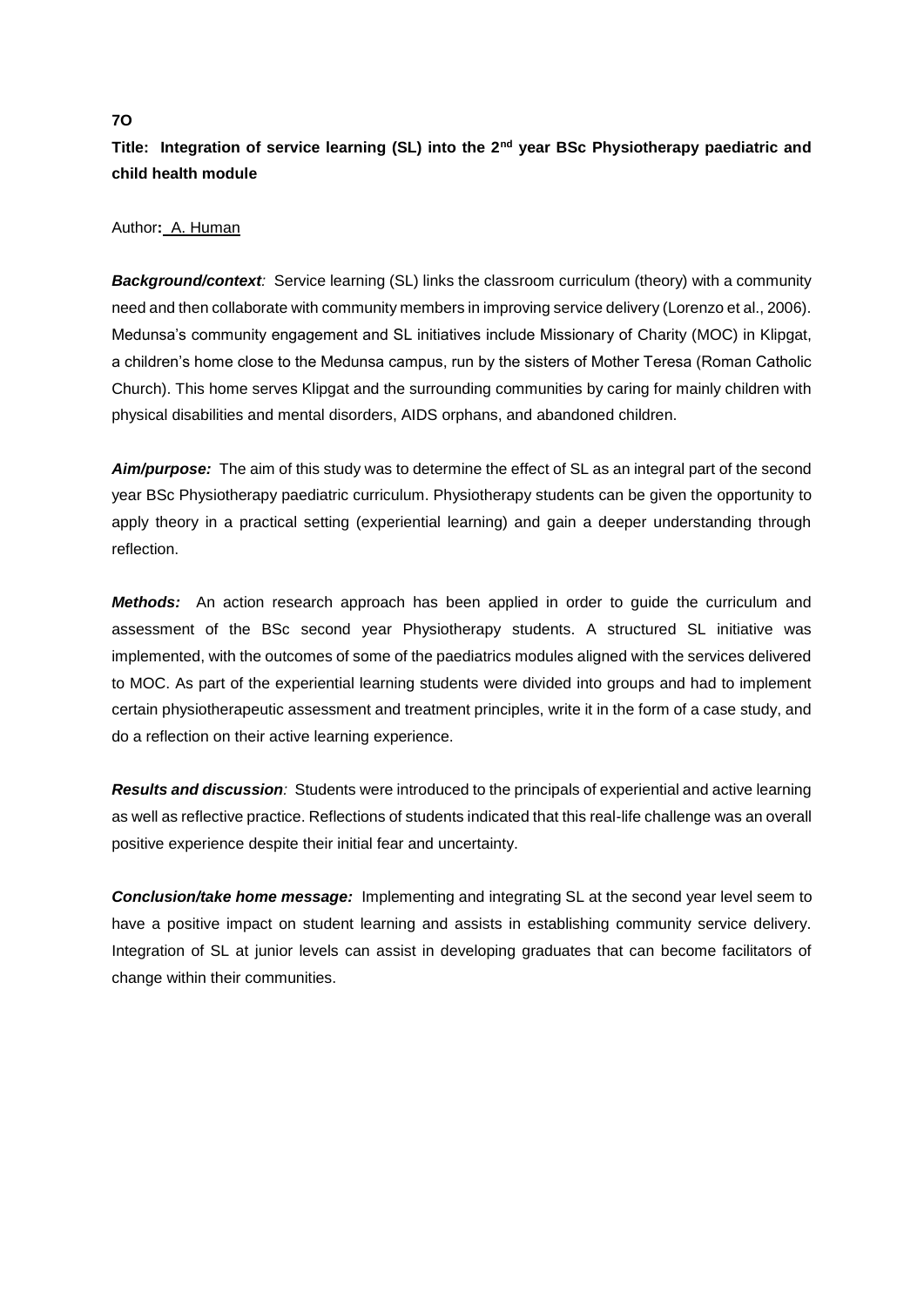**7O**

**Title: Integration of service learning (SL) into the 2nd year BSc Physiotherapy paediatric and child health module**

Author**:** A. Human

***Background/context**:* Service learning (SL) links the classroom curriculum (theory) with a community need and then collaborate with community members in improving service delivery (Lorenzo et al., 2006). Medunsa's community engagement and SL initiatives include Missionary of Charity (MOC) in Klipgat, a children's home close to the Medunsa campus, run by the sisters of Mother Teresa (Roman Catholic Church). This home serves Klipgat and the surrounding communities by caring for mainly children with physical disabilities and mental disorders, AIDS orphans, and abandoned children.

***Aim/purpose:*** The aim of this study was to determine the effect of SL as an integral part of the second year BSc Physiotherapy paediatric curriculum. Physiotherapy students can be given the opportunity to apply theory in a practical setting (experiential learning) and gain a deeper understanding through reflection.

***Methods:*** An action research approach has been applied in order to guide the curriculum and assessment of the BSc second year Physiotherapy students. A structured SL initiative was implemented, with the outcomes of some of the paediatrics modules aligned with the services delivered to MOC. As part of the experiential learning students were divided into groups and had to implement certain physiotherapeutic assessment and treatment principles, write it in the form of a case study, and do a reflection on their active learning experience.

***Results and discussion**:* Students were introduced to the principals of experiential and active learning as well as reflective practice. Reflections of students indicated that this real-life challenge was an overall positive experience despite their initial fear and uncertainty.

***Conclusion/take home message:*** Implementing and integrating SL at the second year level seem to have a positive impact on student learning and assists in establishing community service delivery. Integration of SL at junior levels can assist in developing graduates that can become facilitators of change within their communities.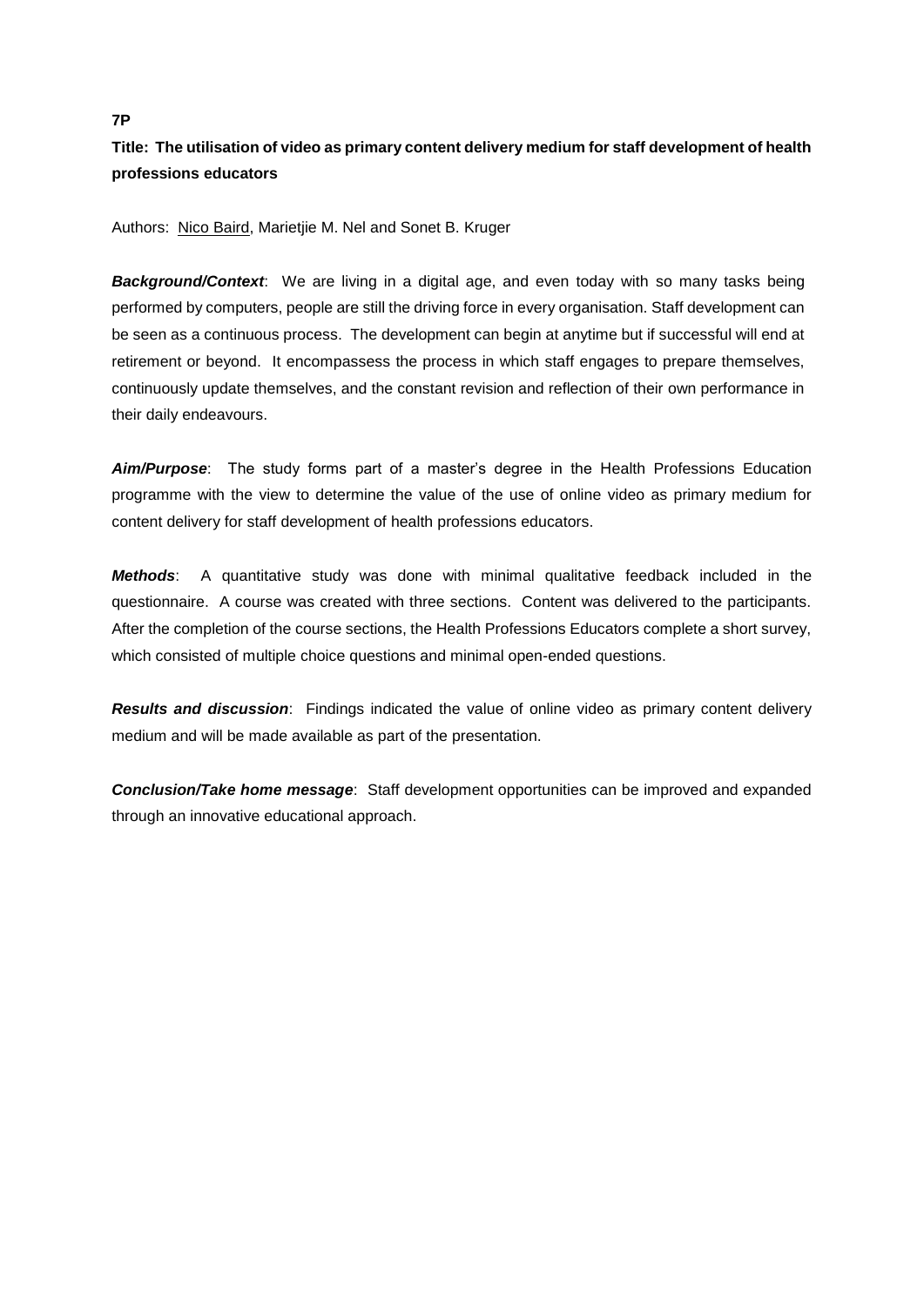**7P**

**Title: The utilisation of video as primary content delivery medium for staff development of health professions educators**

Authors: Nico Baird, Marietjie M. Nel and Sonet B. Kruger

***Background/Context***: We are living in a digital age, and even today with so many tasks being performed by computers, people are still the driving force in every organisation. Staff development can be seen as a continuous process. The development can begin at anytime but if successful will end at retirement or beyond. It encompassess the process in which staff engages to prepare themselves, continuously update themselves, and the constant revision and reflection of their own performance in their daily endeavours.

***Aim/Purpose***: The study forms part of a master's degree in the Health Professions Education programme with the view to determine the value of the use of online video as primary medium for content delivery for staff development of health professions educators.

***Methods***: A quantitative study was done with minimal qualitative feedback included in the questionnaire. A course was created with three sections. Content was delivered to the participants. After the completion of the course sections, the Health Professions Educators complete a short survey, which consisted of multiple choice questions and minimal open-ended questions.

***Results and discussion***: Findings indicated the value of online video as primary content delivery medium and will be made available as part of the presentation.

***Conclusion/Take home message***: Staff development opportunities can be improved and expanded through an innovative educational approach.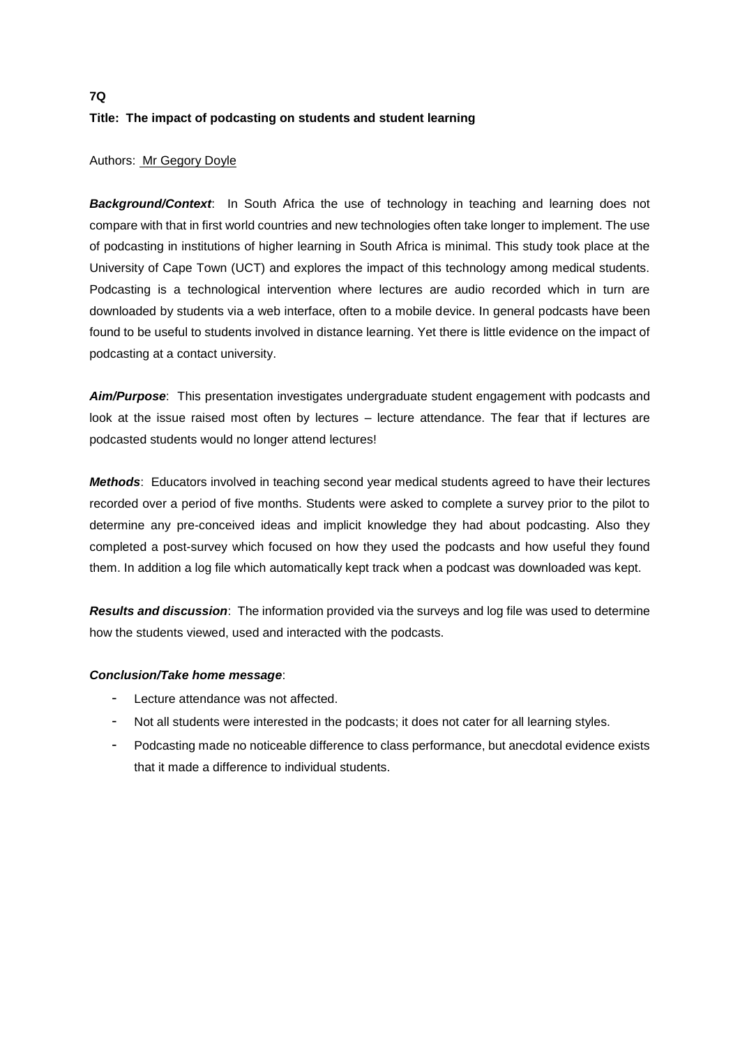**7Q**

**Title: The impact of podcasting on students and student learning**

Authors: Mr Gegory Doyle

***Background/Context***: In South Africa the use of technology in teaching and learning does not compare with that in first world countries and new technologies often take longer to implement. The use of podcasting in institutions of higher learning in South Africa is minimal. This study took place at the University of Cape Town (UCT) and explores the impact of this technology among medical students. Podcasting is a technological intervention where lectures are audio recorded which in turn are downloaded by students via a web interface, often to a mobile device. In general podcasts have been found to be useful to students involved in distance learning. Yet there is little evidence on the impact of podcasting at a contact university.

***Aim/Purpose***: This presentation investigates undergraduate student engagement with podcasts and look at the issue raised most often by lectures – lecture attendance. The fear that if lectures are podcasted students would no longer attend lectures!

***Methods***: Educators involved in teaching second year medical students agreed to have their lectures recorded over a period of five months. Students were asked to complete a survey prior to the pilot to determine any pre-conceived ideas and implicit knowledge they had about podcasting. Also they completed a post-survey which focused on how they used the podcasts and how useful they found them. In addition a log file which automatically kept track when a podcast was downloaded was kept.

***Results and discussion***: The information provided via the surveys and log file was used to determine how the students viewed, used and interacted with the podcasts.

***Conclusion/Take home message***:

- Lecture attendance was not affected.
- Not all students were interested in the podcasts; it does not cater for all learning styles.
- Podcasting made no noticeable difference to class performance, but anecdotal evidence exists that it made a difference to individual students.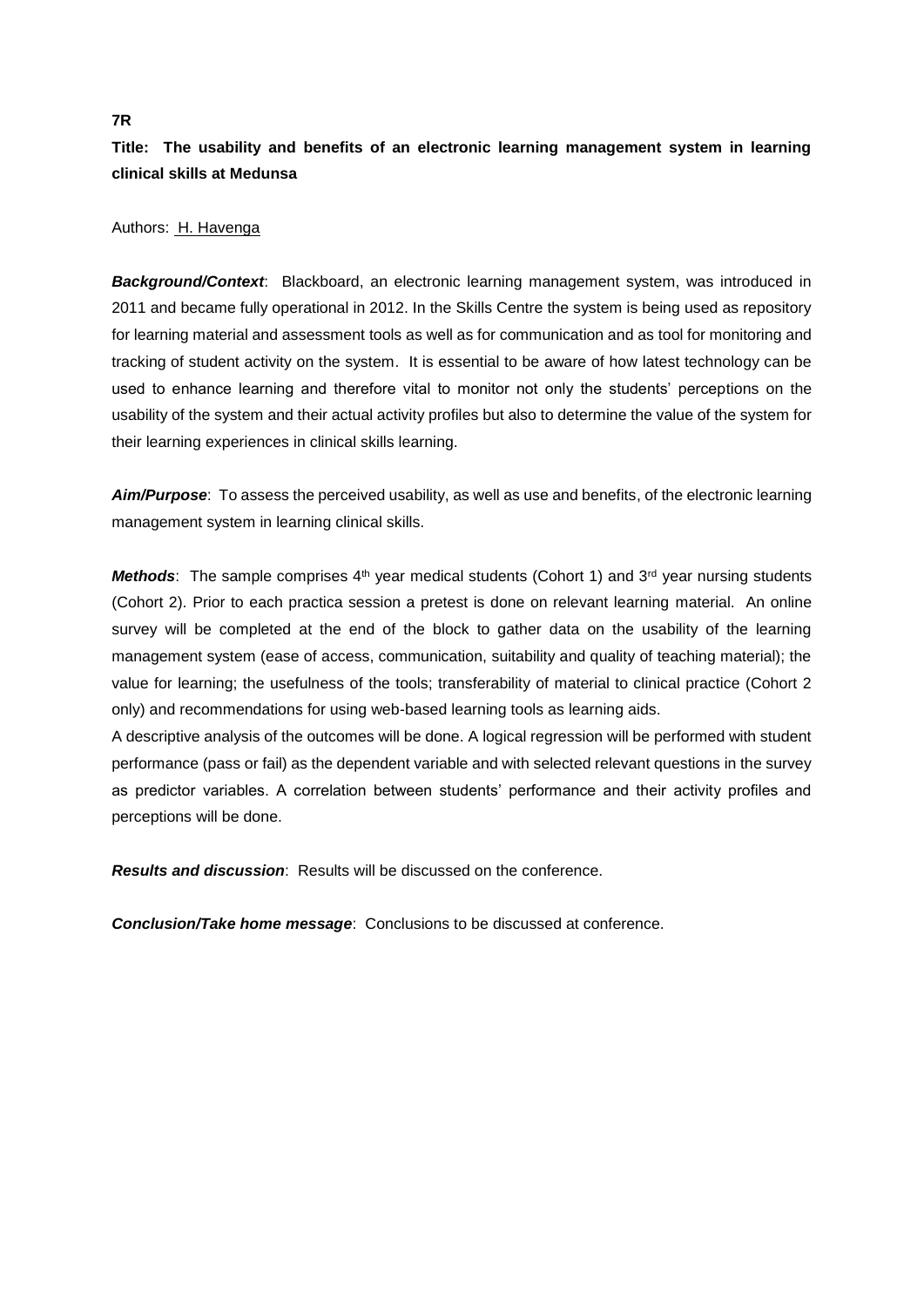**7R**

**Title: The usability and benefits of an electronic learning management system in learning clinical skills at Medunsa**

Authors: H. Havenga

***Background/Context***: Blackboard, an electronic learning management system, was introduced in 2011 and became fully operational in 2012. In the Skills Centre the system is being used as repository for learning material and assessment tools as well as for communication and as tool for monitoring and tracking of student activity on the system. It is essential to be aware of how latest technology can be used to enhance learning and therefore vital to monitor not only the students' perceptions on the usability of the system and their actual activity profiles but also to determine the value of the system for their learning experiences in clinical skills learning.

***Aim/Purpose***: To assess the perceived usability, as well as use and benefits, of the electronic learning management system in learning clinical skills.

***Methods***: The sample comprises 4th year medical students (Cohort 1) and 3rd year nursing students (Cohort 2). Prior to each practica session a pretest is done on relevant learning material. An online survey will be completed at the end of the block to gather data on the usability of the learning management system (ease of access, communication, suitability and quality of teaching material); the value for learning; the usefulness of the tools; transferability of material to clinical practice (Cohort 2 only) and recommendations for using web-based learning tools as learning aids.

A descriptive analysis of the outcomes will be done. A logical regression will be performed with student performance (pass or fail) as the dependent variable and with selected relevant questions in the survey as predictor variables. A correlation between students' performance and their activity profiles and perceptions will be done.

***Results and discussion***: Results will be discussed on the conference.

***Conclusion/Take home message***: Conclusions to be discussed at conference.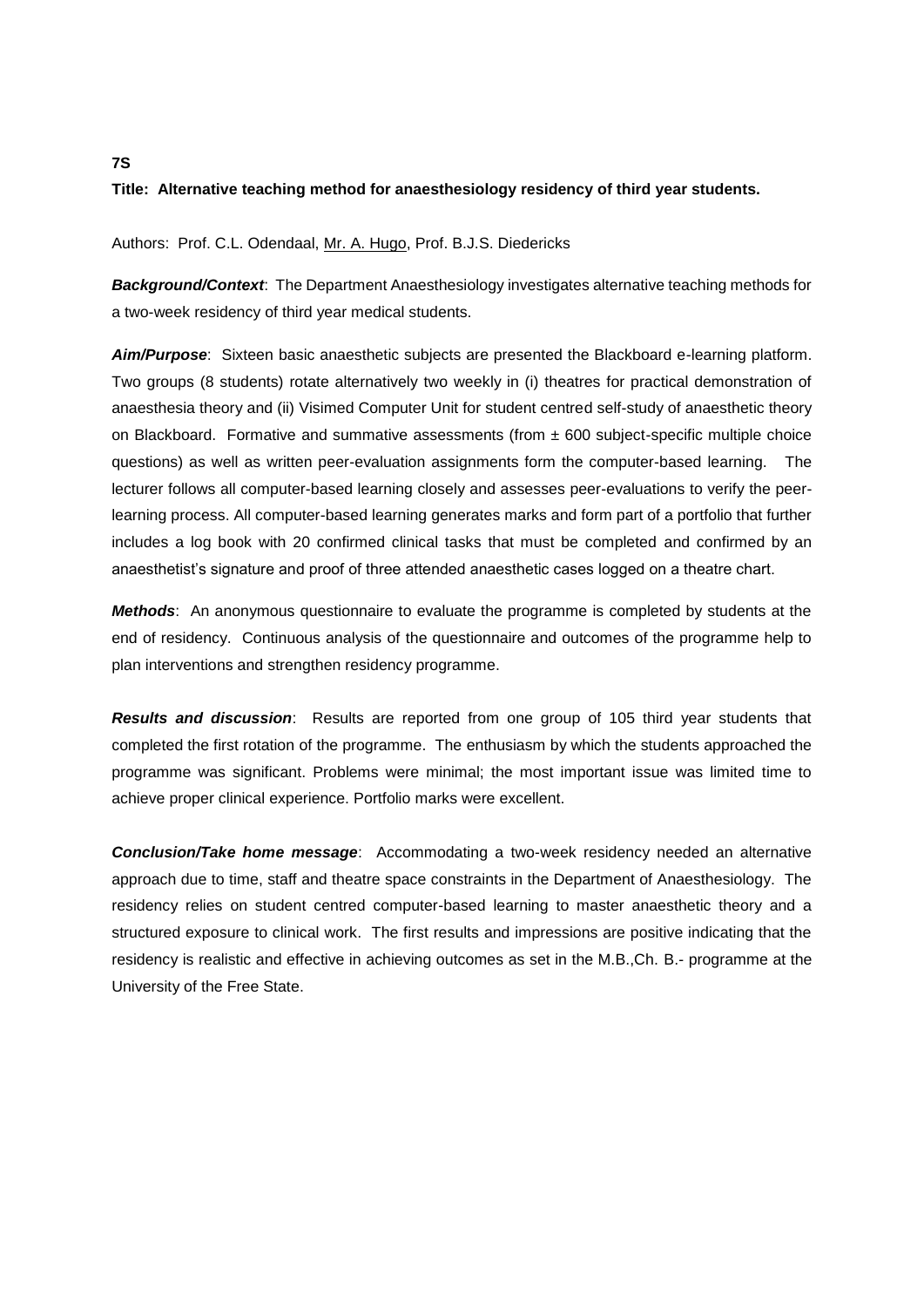**7S**

**Title: Alternative teaching method for anaesthesiology residency of third year students.**

Authors: Prof. C.L. Odendaal, Mr. A. Hugo, Prof. B.J.S. Diedericks

***Background/Context***: The Department Anaesthesiology investigates alternative teaching methods for a two-week residency of third year medical students.

***Aim/Purpose***: Sixteen basic anaesthetic subjects are presented the Blackboard e-learning platform. Two groups (8 students) rotate alternatively two weekly in (i) theatres for practical demonstration of anaesthesia theory and (ii) Visimed Computer Unit for student centred self-study of anaesthetic theory on Blackboard. Formative and summative assessments (from ± 600 subject-specific multiple choice questions) as well as written peer-evaluation assignments form the computer-based learning. The lecturer follows all computer-based learning closely and assesses peer-evaluations to verify the peer-learning process. All computer-based learning generates marks and form part of a portfolio that further includes a log book with 20 confirmed clinical tasks that must be completed and confirmed by an anaesthetist's signature and proof of three attended anaesthetic cases logged on a theatre chart.

***Methods***: An anonymous questionnaire to evaluate the programme is completed by students at the end of residency. Continuous analysis of the questionnaire and outcomes of the programme help to plan interventions and strengthen residency programme.

***Results and discussion***: Results are reported from one group of 105 third year students that completed the first rotation of the programme. The enthusiasm by which the students approached the programme was significant. Problems were minimal; the most important issue was limited time to achieve proper clinical experience. Portfolio marks were excellent.

***Conclusion/Take home message***: Accommodating a two-week residency needed an alternative approach due to time, staff and theatre space constraints in the Department of Anaesthesiology. The residency relies on student centred computer-based learning to master anaesthetic theory and a structured exposure to clinical work. The first results and impressions are positive indicating that the residency is realistic and effective in achieving outcomes as set in the M.B.,Ch. B.- programme at the University of the Free State.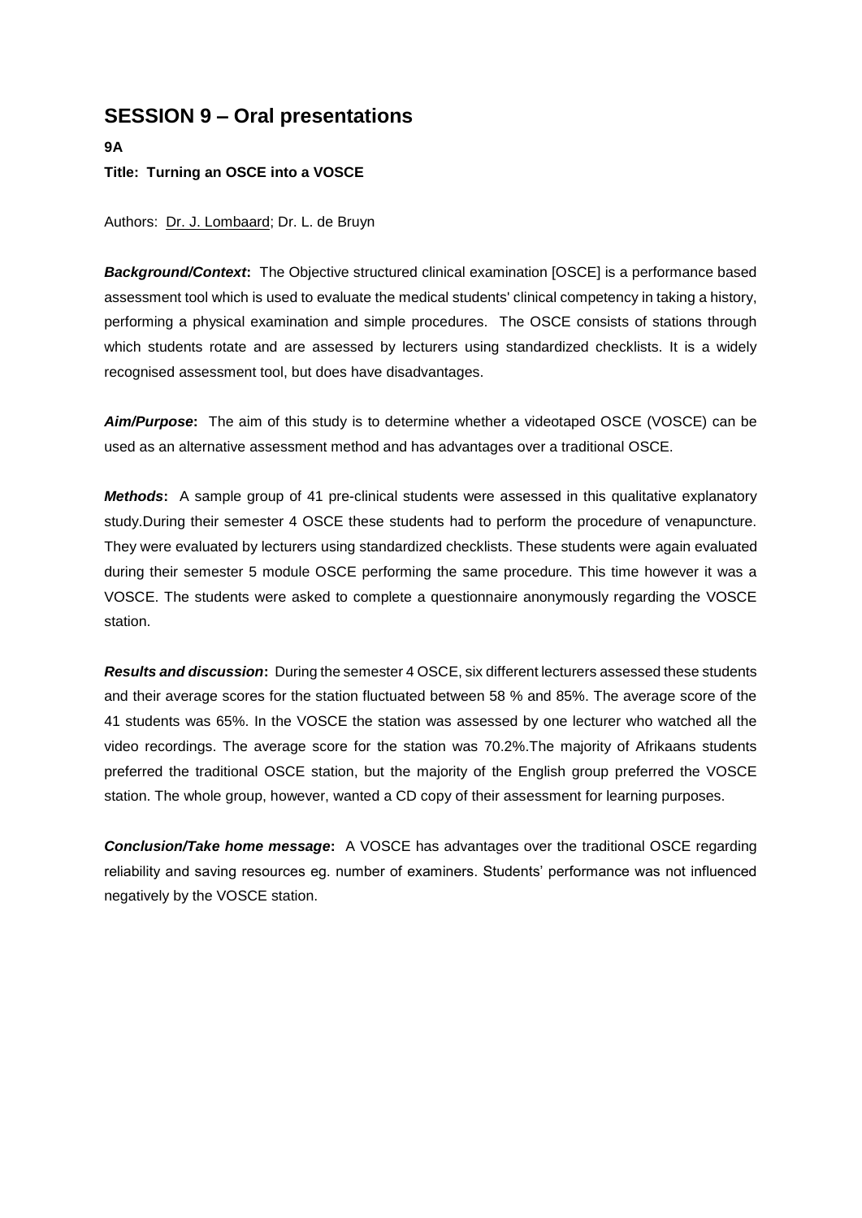## SESSION 9 – Oral presentations

**9A**

**Title: Turning an OSCE into a VOSCE**

Authors: Dr. J. Lombaard; Dr. L. de Bruyn

***Background/Context*:** The Objective structured clinical examination [OSCE] is a performance based assessment tool which is used to evaluate the medical students' clinical competency in taking a history, performing a physical examination and simple procedures. The OSCE consists of stations through which students rotate and are assessed by lecturers using standardized checklists. It is a widely recognised assessment tool, but does have disadvantages.

***Aim/Purpose*:** The aim of this study is to determine whether a videotaped OSCE (VOSCE) can be used as an alternative assessment method and has advantages over a traditional OSCE.

***Methods*:** A sample group of 41 pre-clinical students were assessed in this qualitative explanatory study.During their semester 4 OSCE these students had to perform the procedure of venapuncture. They were evaluated by lecturers using standardized checklists. These students were again evaluated during their semester 5 module OSCE performing the same procedure. This time however it was a VOSCE. The students were asked to complete a questionnaire anonymously regarding the VOSCE station.

***Results and discussion*:** During the semester 4 OSCE, six different lecturers assessed these students and their average scores for the station fluctuated between 58 % and 85%. The average score of the 41 students was 65%. In the VOSCE the station was assessed by one lecturer who watched all the video recordings. The average score for the station was 70.2%.The majority of Afrikaans students preferred the traditional OSCE station, but the majority of the English group preferred the VOSCE station. The whole group, however, wanted a CD copy of their assessment for learning purposes.

***Conclusion/Take home message*:** A VOSCE has advantages over the traditional OSCE regarding reliability and saving resources eg. number of examiners. Students' performance was not influenced negatively by the VOSCE station.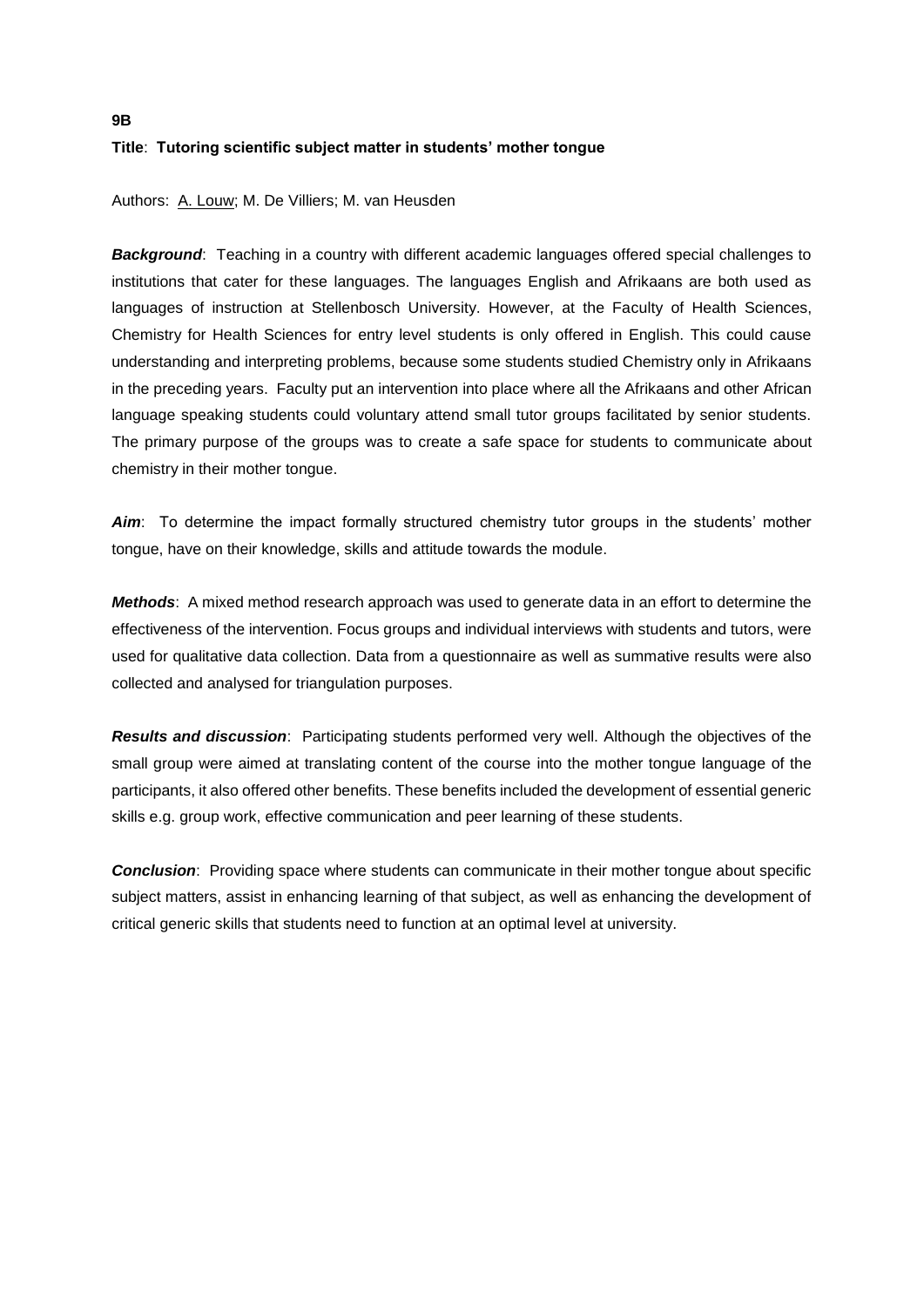**9B**

**Title**: **Tutoring scientific subject matter in students' mother tongue**

Authors: <u>A. Louw</u>; M. De Villiers; M. van Heusden

***Background***: Teaching in a country with different academic languages offered special challenges to institutions that cater for these languages. The languages English and Afrikaans are both used as languages of instruction at Stellenbosch University. However, at the Faculty of Health Sciences, Chemistry for Health Sciences for entry level students is only offered in English. This could cause understanding and interpreting problems, because some students studied Chemistry only in Afrikaans in the preceding years. Faculty put an intervention into place where all the Afrikaans and other African language speaking students could voluntary attend small tutor groups facilitated by senior students. The primary purpose of the groups was to create a safe space for students to communicate about chemistry in their mother tongue.

***Aim***: To determine the impact formally structured chemistry tutor groups in the students' mother tongue, have on their knowledge, skills and attitude towards the module.

***Methods***: A mixed method research approach was used to generate data in an effort to determine the effectiveness of the intervention. Focus groups and individual interviews with students and tutors, were used for qualitative data collection. Data from a questionnaire as well as summative results were also collected and analysed for triangulation purposes.

***Results and discussion***: Participating students performed very well. Although the objectives of the small group were aimed at translating content of the course into the mother tongue language of the participants, it also offered other benefits. These benefits included the development of essential generic skills e.g. group work, effective communication and peer learning of these students.

***Conclusion***: Providing space where students can communicate in their mother tongue about specific subject matters, assist in enhancing learning of that subject, as well as enhancing the development of critical generic skills that students need to function at an optimal level at university.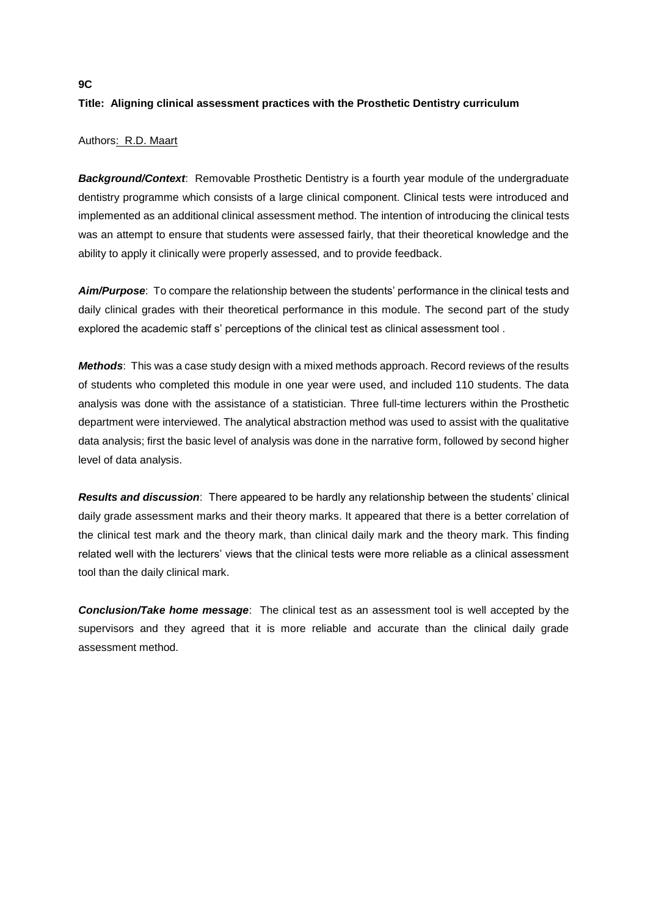**9C**

**Title: Aligning clinical assessment practices with the Prosthetic Dentistry curriculum**

Authors: R.D. Maart

***Background/Context***: Removable Prosthetic Dentistry is a fourth year module of the undergraduate dentistry programme which consists of a large clinical component. Clinical tests were introduced and implemented as an additional clinical assessment method. The intention of introducing the clinical tests was an attempt to ensure that students were assessed fairly, that their theoretical knowledge and the ability to apply it clinically were properly assessed, and to provide feedback.

***Aim/Purpose***: To compare the relationship between the students' performance in the clinical tests and daily clinical grades with their theoretical performance in this module. The second part of the study explored the academic staff s' perceptions of the clinical test as clinical assessment tool .

***Methods***: This was a case study design with a mixed methods approach. Record reviews of the results of students who completed this module in one year were used, and included 110 students. The data analysis was done with the assistance of a statistician. Three full-time lecturers within the Prosthetic department were interviewed. The analytical abstraction method was used to assist with the qualitative data analysis; first the basic level of analysis was done in the narrative form, followed by second higher level of data analysis.

***Results and discussion***: There appeared to be hardly any relationship between the students' clinical daily grade assessment marks and their theory marks. It appeared that there is a better correlation of the clinical test mark and the theory mark, than clinical daily mark and the theory mark. This finding related well with the lecturers' views that the clinical tests were more reliable as a clinical assessment tool than the daily clinical mark.

***Conclusion/Take home message***: The clinical test as an assessment tool is well accepted by the supervisors and they agreed that it is more reliable and accurate than the clinical daily grade assessment method.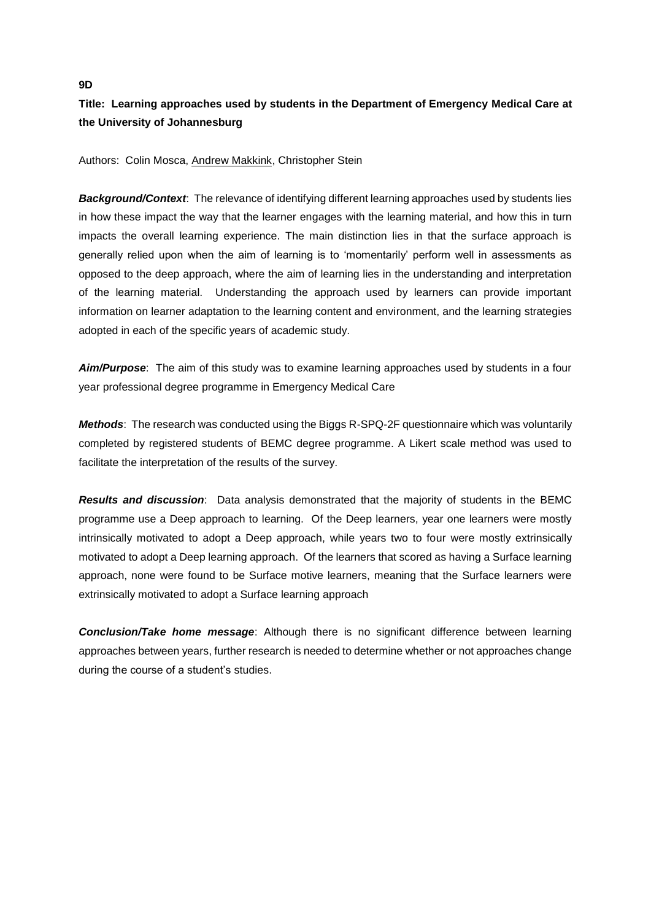**9D**

**Title: Learning approaches used by students in the Department of Emergency Medical Care at the University of Johannesburg**

Authors: Colin Mosca, Andrew Makkink, Christopher Stein

***Background/Context***: The relevance of identifying different learning approaches used by students lies in how these impact the way that the learner engages with the learning material, and how this in turn impacts the overall learning experience. The main distinction lies in that the surface approach is generally relied upon when the aim of learning is to 'momentarily' perform well in assessments as opposed to the deep approach, where the aim of learning lies in the understanding and interpretation of the learning material. Understanding the approach used by learners can provide important information on learner adaptation to the learning content and environment, and the learning strategies adopted in each of the specific years of academic study.

***Aim/Purpose***: The aim of this study was to examine learning approaches used by students in a four year professional degree programme in Emergency Medical Care

***Methods***: The research was conducted using the Biggs R-SPQ-2F questionnaire which was voluntarily completed by registered students of BEMC degree programme. A Likert scale method was used to facilitate the interpretation of the results of the survey.

***Results and discussion***: Data analysis demonstrated that the majority of students in the BEMC programme use a Deep approach to learning. Of the Deep learners, year one learners were mostly intrinsically motivated to adopt a Deep approach, while years two to four were mostly extrinsically motivated to adopt a Deep learning approach. Of the learners that scored as having a Surface learning approach, none were found to be Surface motive learners, meaning that the Surface learners were extrinsically motivated to adopt a Surface learning approach

***Conclusion/Take home message***: Although there is no significant difference between learning approaches between years, further research is needed to determine whether or not approaches change during the course of a student's studies.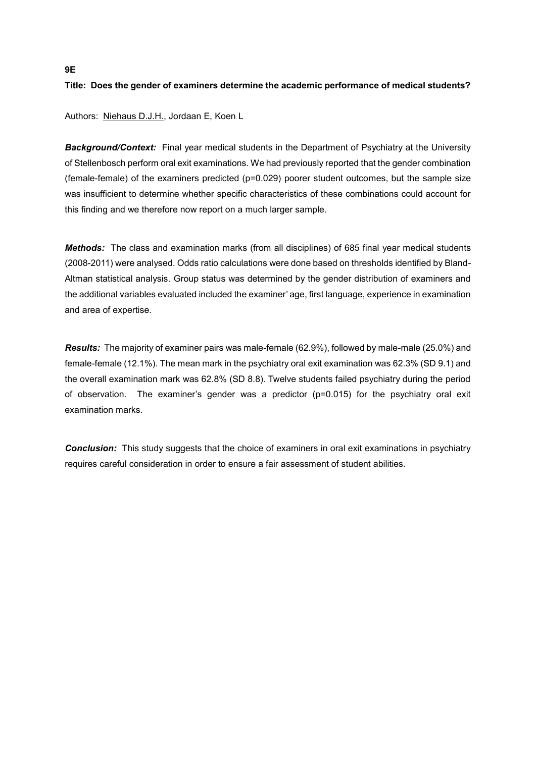**9E**

**Title: Does the gender of examiners determine the academic performance of medical students?**

Authors: Niehaus D.J.H., Jordaan E, Koen L

***Background/Context:*** Final year medical students in the Department of Psychiatry at the University of Stellenbosch perform oral exit examinations. We had previously reported that the gender combination (female-female) of the examiners predicted ($p=0.029$) poorer student outcomes, but the sample size was insufficient to determine whether specific characteristics of these combinations could account for this finding and we therefore now report on a much larger sample.

***Methods:*** The class and examination marks (from all disciplines) of 685 final year medical students (2008-2011) were analysed. Odds ratio calculations were done based on thresholds identified by Bland-Altman statistical analysis. Group status was determined by the gender distribution of examiners and the additional variables evaluated included the examiner' age, first language, experience in examination and area of expertise.

***Results:*** The majority of examiner pairs was male-female (62.9%), followed by male-male (25.0%) and female-female (12.1%). The mean mark in the psychiatry oral exit examination was 62.3% (SD 9.1) and the overall examination mark was 62.8% (SD 8.8). Twelve students failed psychiatry during the period of observation. The examiner's gender was a predictor ($p=0.015$) for the psychiatry oral exit examination marks.

***Conclusion:*** This study suggests that the choice of examiners in oral exit examinations in psychiatry requires careful consideration in order to ensure a fair assessment of student abilities.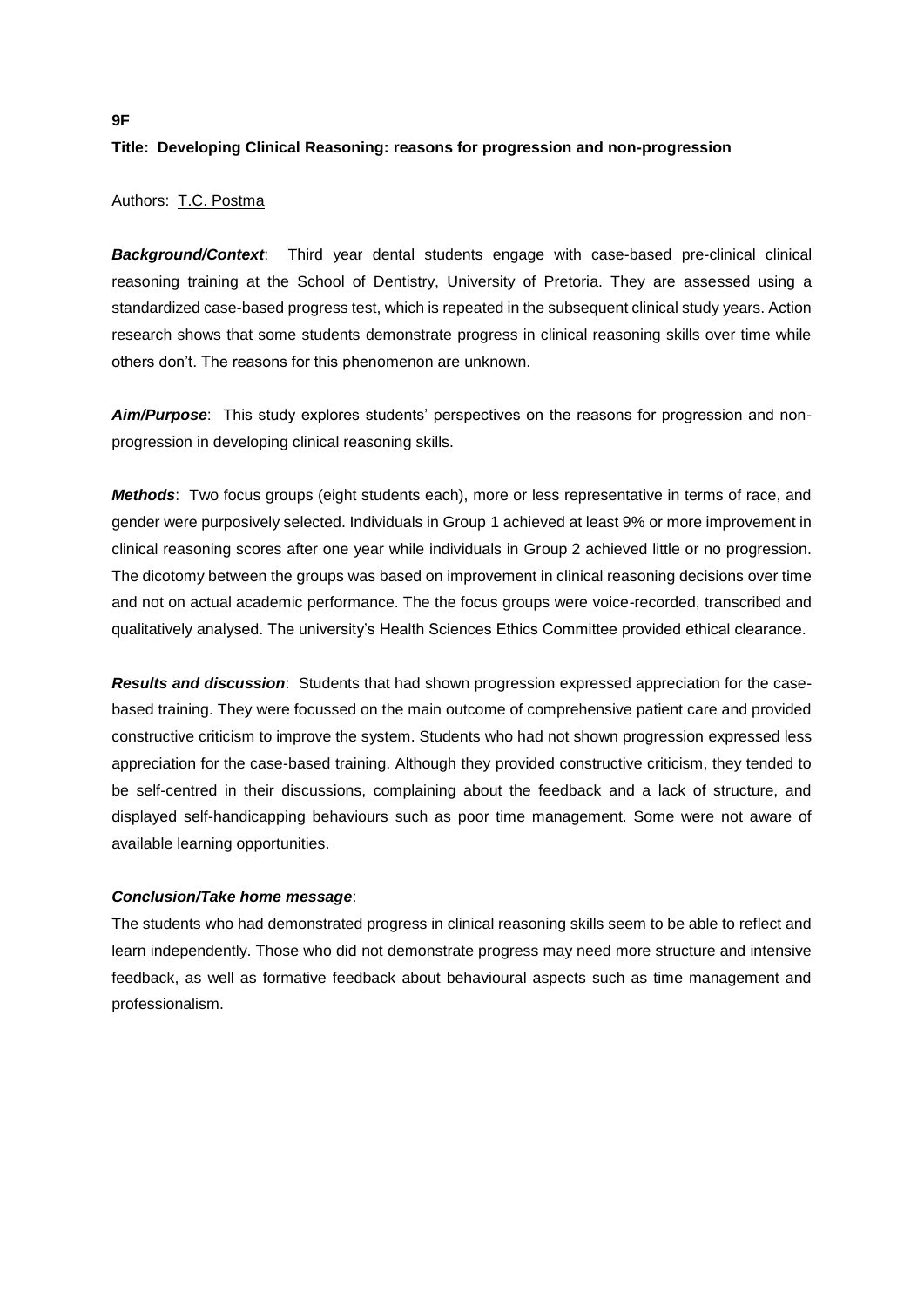**9F**

**Title: Developing Clinical Reasoning: reasons for progression and non-progression**

Authors: T.C. Postma

***Background/Context***: Third year dental students engage with case-based pre-clinical clinical reasoning training at the School of Dentistry, University of Pretoria. They are assessed using a standardized case-based progress test, which is repeated in the subsequent clinical study years. Action research shows that some students demonstrate progress in clinical reasoning skills over time while others don't. The reasons for this phenomenon are unknown.

***Aim/Purpose***: This study explores students' perspectives on the reasons for progression and non-progression in developing clinical reasoning skills.

***Methods***: Two focus groups (eight students each), more or less representative in terms of race, and gender were purposively selected. Individuals in Group 1 achieved at least 9% or more improvement in clinical reasoning scores after one year while individuals in Group 2 achieved little or no progression. The dicotomy between the groups was based on improvement in clinical reasoning decisions over time and not on actual academic performance. The the focus groups were voice-recorded, transcribed and qualitatively analysed. The university's Health Sciences Ethics Committee provided ethical clearance.

***Results and discussion***: Students that had shown progression expressed appreciation for the case-based training. They were focussed on the main outcome of comprehensive patient care and provided constructive criticism to improve the system. Students who had not shown progression expressed less appreciation for the case-based training. Although they provided constructive criticism, they tended to be self-centred in their discussions, complaining about the feedback and a lack of structure, and displayed self-handicapping behaviours such as poor time management. Some were not aware of available learning opportunities.

***Conclusion/Take home message***:

The students who had demonstrated progress in clinical reasoning skills seem to be able to reflect and learn independently. Those who did not demonstrate progress may need more structure and intensive feedback, as well as formative feedback about behavioural aspects such as time management and professionalism.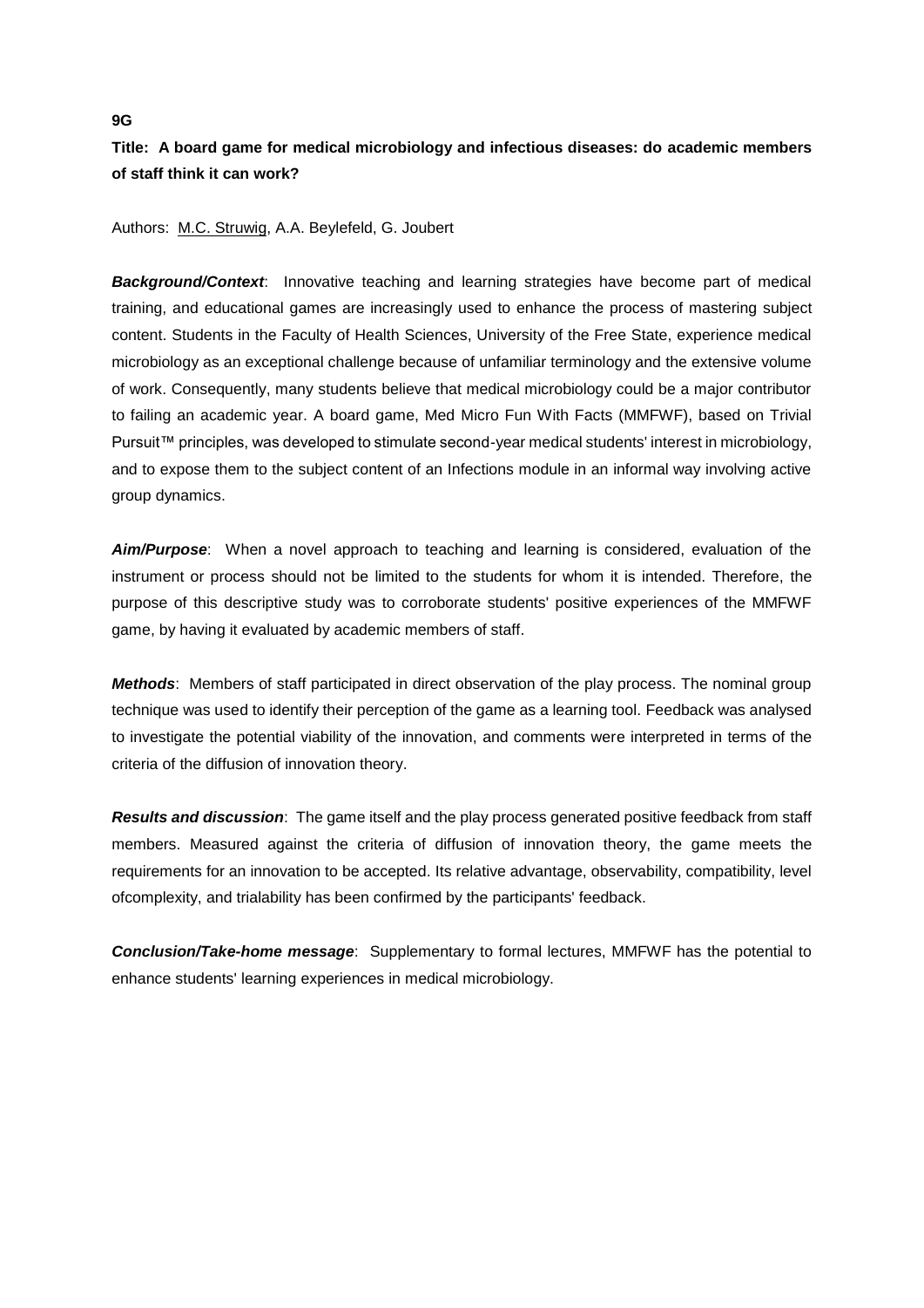**9G**

**Title: A board game for medical microbiology and infectious diseases: do academic members of staff think it can work?**

Authors: M.C. Struwig, A.A. Beylefeld, G. Joubert

***Background/Context***: Innovative teaching and learning strategies have become part of medical training, and educational games are increasingly used to enhance the process of mastering subject content. Students in the Faculty of Health Sciences, University of the Free State, experience medical microbiology as an exceptional challenge because of unfamiliar terminology and the extensive volume of work. Consequently, many students believe that medical microbiology could be a major contributor to failing an academic year. A board game, Med Micro Fun With Facts (MMFWF), based on Trivial Pursuit™ principles, was developed to stimulate second-year medical students' interest in microbiology, and to expose them to the subject content of an Infections module in an informal way involving active group dynamics.

***Aim/Purpose***: When a novel approach to teaching and learning is considered, evaluation of the instrument or process should not be limited to the students for whom it is intended. Therefore, the purpose of this descriptive study was to corroborate students' positive experiences of the MMFWF game, by having it evaluated by academic members of staff.

***Methods***: Members of staff participated in direct observation of the play process. The nominal group technique was used to identify their perception of the game as a learning tool. Feedback was analysed to investigate the potential viability of the innovation, and comments were interpreted in terms of the criteria of the diffusion of innovation theory.

***Results and discussion***: The game itself and the play process generated positive feedback from staff members. Measured against the criteria of diffusion of innovation theory, the game meets the requirements for an innovation to be accepted. Its relative advantage, observability, compatibility, level ofcomplexity, and trialability has been confirmed by the participants' feedback.

***Conclusion/Take-home message***: Supplementary to formal lectures, MMFWF has the potential to enhance students' learning experiences in medical microbiology.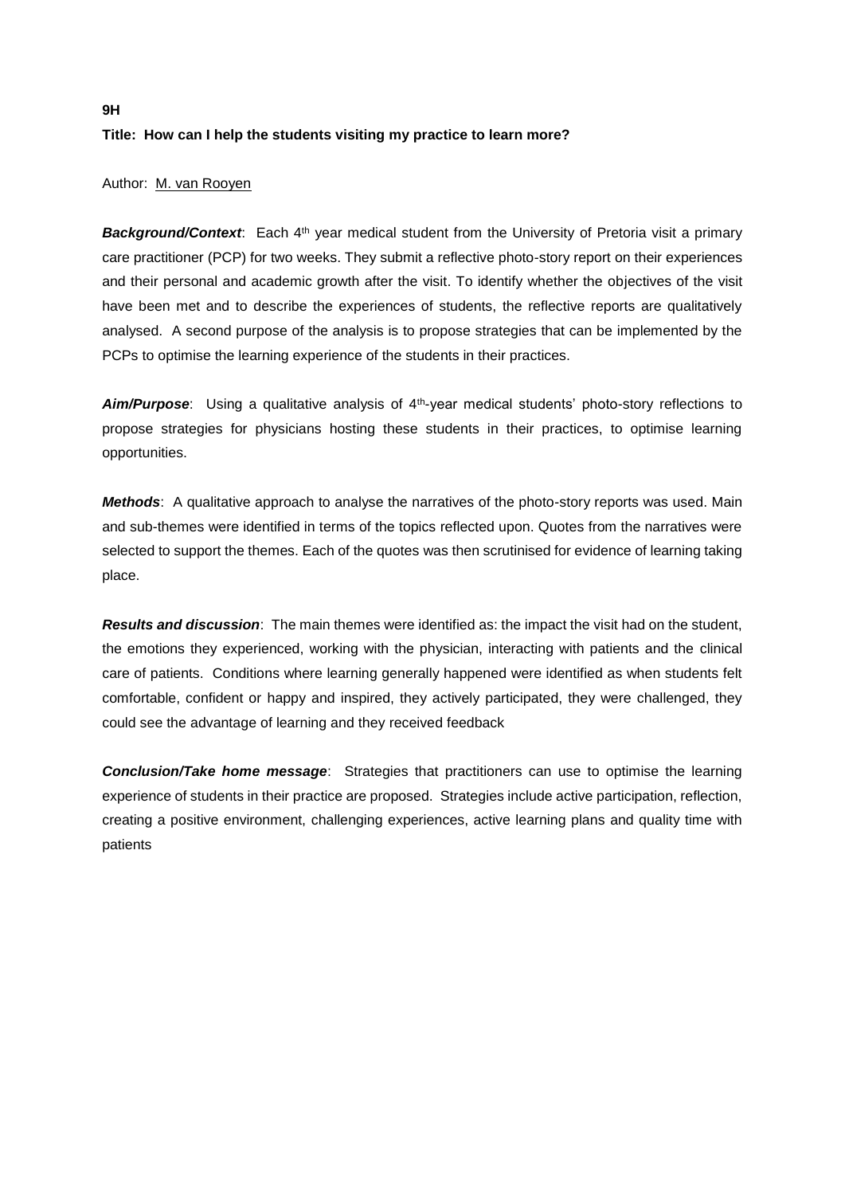**9H**

**Title: How can I help the students visiting my practice to learn more?**

Author: M. van Rooyen

***Background/Context***: Each 4th year medical student from the University of Pretoria visit a primary care practitioner (PCP) for two weeks. They submit a reflective photo-story report on their experiences and their personal and academic growth after the visit. To identify whether the objectives of the visit have been met and to describe the experiences of students, the reflective reports are qualitatively analysed. A second purpose of the analysis is to propose strategies that can be implemented by the PCPs to optimise the learning experience of the students in their practices.

***Aim/Purpose***: Using a qualitative analysis of 4th-year medical students' photo-story reflections to propose strategies for physicians hosting these students in their practices, to optimise learning opportunities.

***Methods***: A qualitative approach to analyse the narratives of the photo-story reports was used. Main and sub-themes were identified in terms of the topics reflected upon. Quotes from the narratives were selected to support the themes. Each of the quotes was then scrutinised for evidence of learning taking place.

***Results and discussion***: The main themes were identified as: the impact the visit had on the student, the emotions they experienced, working with the physician, interacting with patients and the clinical care of patients. Conditions where learning generally happened were identified as when students felt comfortable, confident or happy and inspired, they actively participated, they were challenged, they could see the advantage of learning and they received feedback

***Conclusion/Take home message***: Strategies that practitioners can use to optimise the learning experience of students in their practice are proposed. Strategies include active participation, reflection, creating a positive environment, challenging experiences, active learning plans and quality time with patients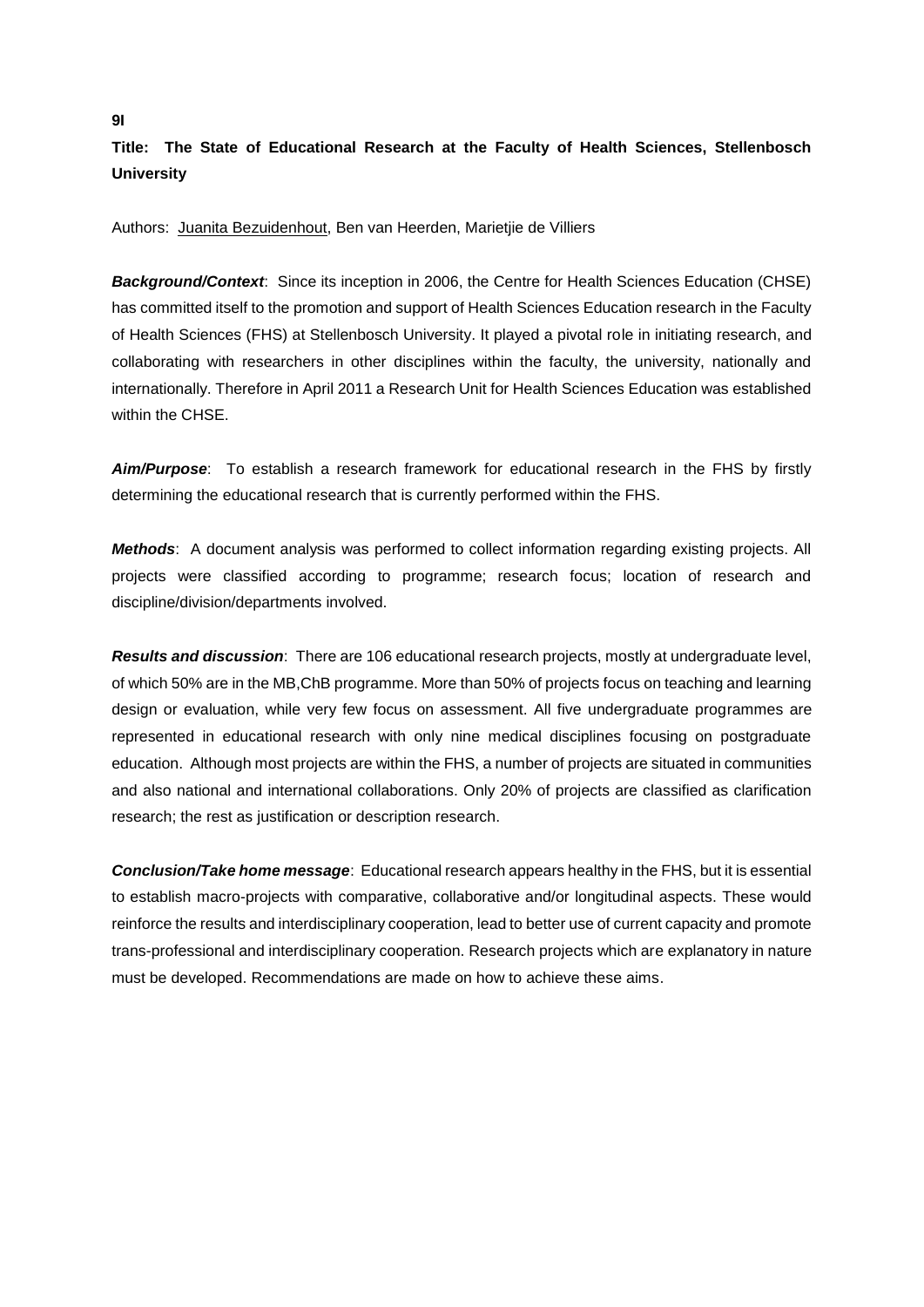**9I**

**Title: The State of Educational Research at the Faculty of Health Sciences, Stellenbosch University**

Authors: Juanita Bezuidenhout, Ben van Heerden, Marietjie de Villiers

***Background/Context***: Since its inception in 2006, the Centre for Health Sciences Education (CHSE) has committed itself to the promotion and support of Health Sciences Education research in the Faculty of Health Sciences (FHS) at Stellenbosch University. It played a pivotal role in initiating research, and collaborating with researchers in other disciplines within the faculty, the university, nationally and internationally. Therefore in April 2011 a Research Unit for Health Sciences Education was established within the CHSE.

***Aim/Purpose***: To establish a research framework for educational research in the FHS by firstly determining the educational research that is currently performed within the FHS.

***Methods***: A document analysis was performed to collect information regarding existing projects. All projects were classified according to programme; research focus; location of research and discipline/division/departments involved.

***Results and discussion***: There are 106 educational research projects, mostly at undergraduate level, of which 50% are in the MB,ChB programme. More than 50% of projects focus on teaching and learning design or evaluation, while very few focus on assessment. All five undergraduate programmes are represented in educational research with only nine medical disciplines focusing on postgraduate education. Although most projects are within the FHS, a number of projects are situated in communities and also national and international collaborations. Only 20% of projects are classified as clarification research; the rest as justification or description research.

***Conclusion/Take home message***: Educational research appears healthy in the FHS, but it is essential to establish macro-projects with comparative, collaborative and/or longitudinal aspects. These would reinforce the results and interdisciplinary cooperation, lead to better use of current capacity and promote trans-professional and interdisciplinary cooperation. Research projects which are explanatory in nature must be developed. Recommendations are made on how to achieve these aims.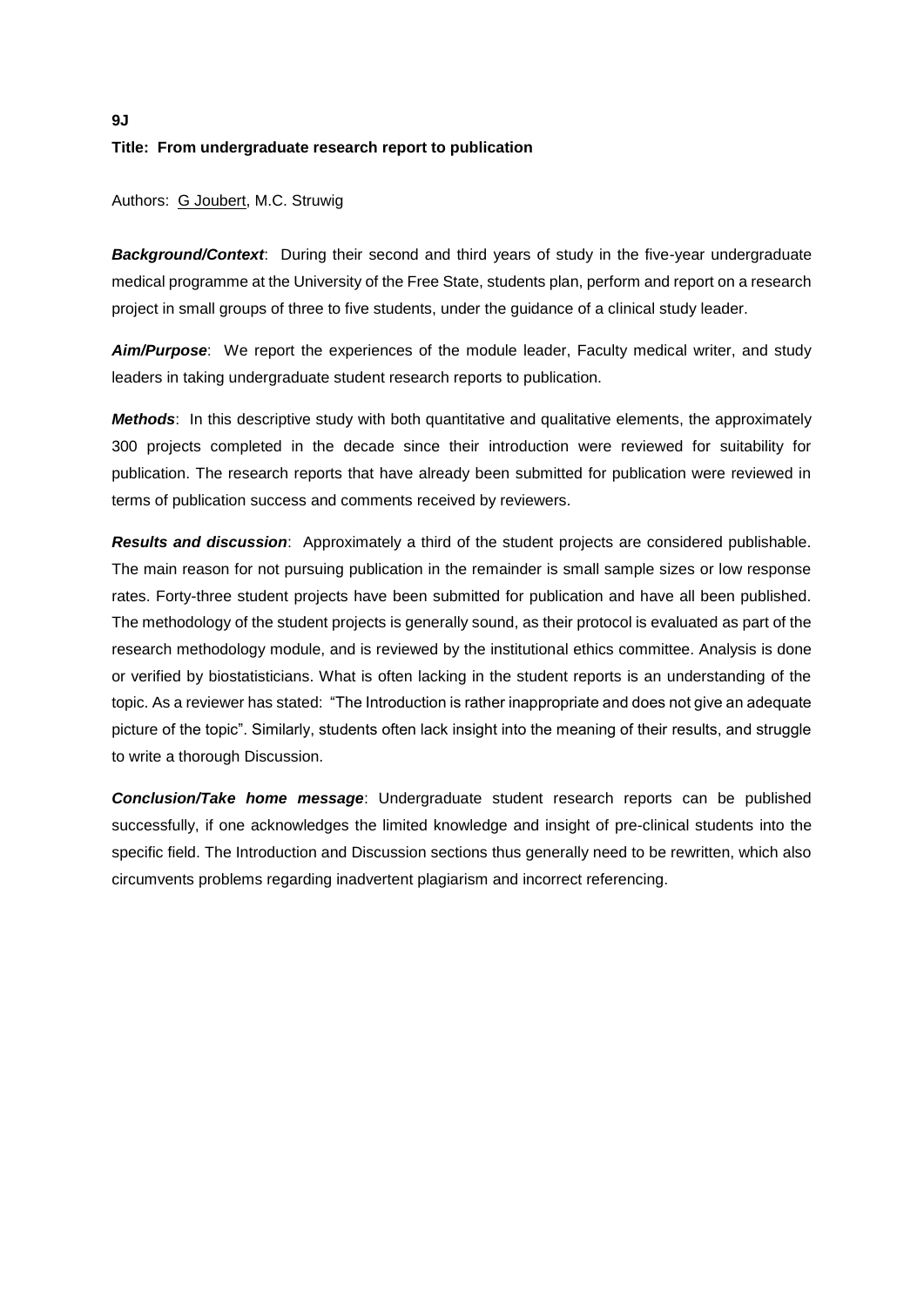**9J**

**Title: From undergraduate research report to publication**

Authors: G Joubert, M.C. Struwig

***Background/Context***: During their second and third years of study in the five-year undergraduate medical programme at the University of the Free State, students plan, perform and report on a research project in small groups of three to five students, under the guidance of a clinical study leader.

***Aim/Purpose***: We report the experiences of the module leader, Faculty medical writer, and study leaders in taking undergraduate student research reports to publication.

***Methods***: In this descriptive study with both quantitative and qualitative elements, the approximately 300 projects completed in the decade since their introduction were reviewed for suitability for publication. The research reports that have already been submitted for publication were reviewed in terms of publication success and comments received by reviewers.

***Results and discussion***: Approximately a third of the student projects are considered publishable. The main reason for not pursuing publication in the remainder is small sample sizes or low response rates. Forty-three student projects have been submitted for publication and have all been published. The methodology of the student projects is generally sound, as their protocol is evaluated as part of the research methodology module, and is reviewed by the institutional ethics committee. Analysis is done or verified by biostatisticians. What is often lacking in the student reports is an understanding of the topic. As a reviewer has stated: "The Introduction is rather inappropriate and does not give an adequate picture of the topic". Similarly, students often lack insight into the meaning of their results, and struggle to write a thorough Discussion.

***Conclusion/Take home message***: Undergraduate student research reports can be published successfully, if one acknowledges the limited knowledge and insight of pre-clinical students into the specific field. The Introduction and Discussion sections thus generally need to be rewritten, which also circumvents problems regarding inadvertent plagiarism and incorrect referencing.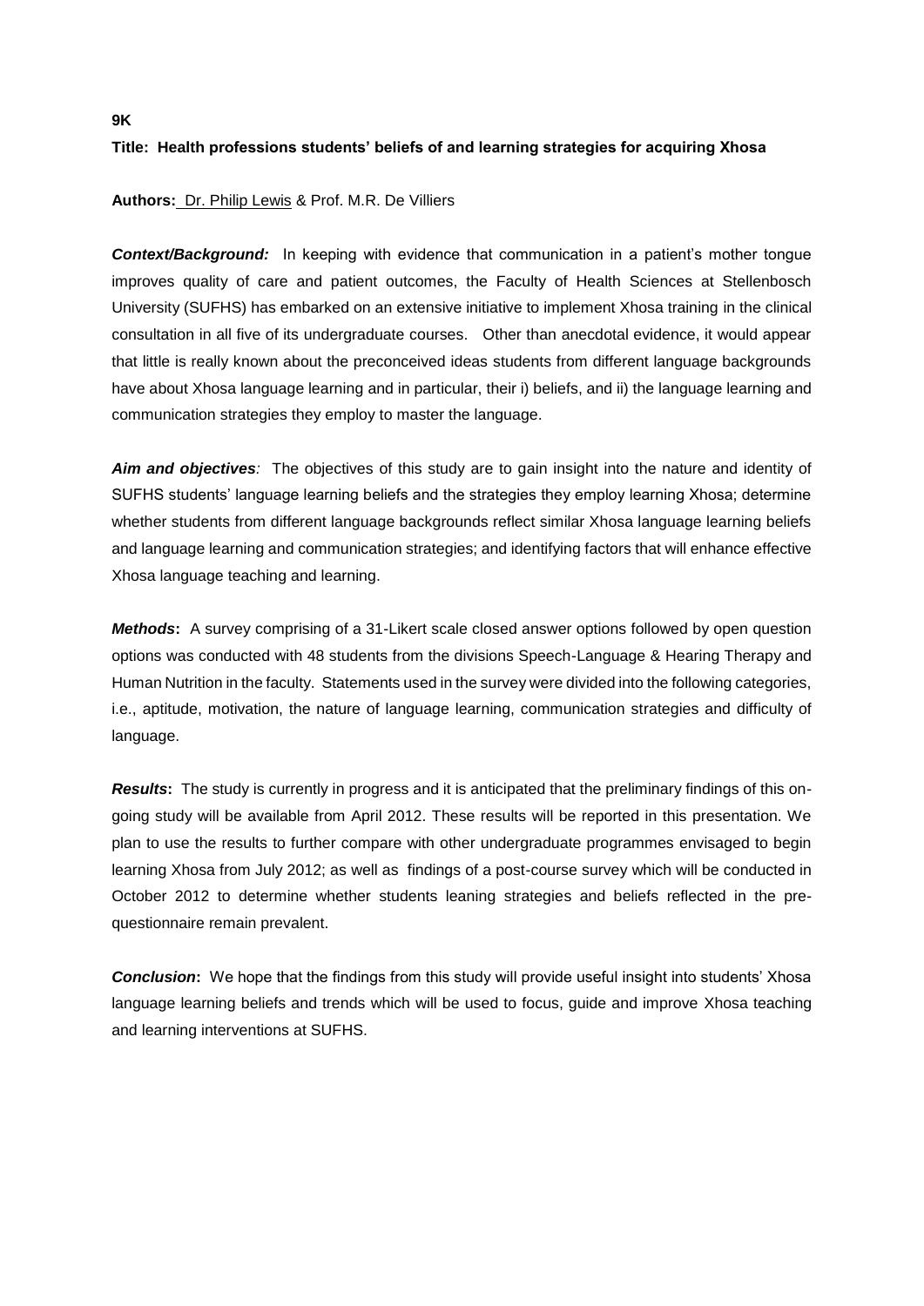**9K**

**Title: Health professions students' beliefs of and learning strategies for acquiring Xhosa**

**Authors:** Dr. Philip Lewis & Prof. M.R. De Villiers

***Context/Background:*** In keeping with evidence that communication in a patient's mother tongue improves quality of care and patient outcomes, the Faculty of Health Sciences at Stellenbosch University (SUFHS) has embarked on an extensive initiative to implement Xhosa training in the clinical consultation in all five of its undergraduate courses. Other than anecdotal evidence, it would appear that little is really known about the preconceived ideas students from different language backgrounds have about Xhosa language learning and in particular, their i) beliefs, and ii) the language learning and communication strategies they employ to master the language.

***Aim and objectives:*** The objectives of this study are to gain insight into the nature and identity of SUFHS students' language learning beliefs and the strategies they employ learning Xhosa; determine whether students from different language backgrounds reflect similar Xhosa language learning beliefs and language learning and communication strategies; and identifying factors that will enhance effective Xhosa language teaching and learning.

***Methods*:** A survey comprising of a 31-Likert scale closed answer options followed by open question options was conducted with 48 students from the divisions Speech-Language & Hearing Therapy and Human Nutrition in the faculty. Statements used in the survey were divided into the following categories, i.e., aptitude, motivation, the nature of language learning, communication strategies and difficulty of language.

***Results*:** The study is currently in progress and it is anticipated that the preliminary findings of this on-going study will be available from April 2012. These results will be reported in this presentation. We plan to use the results to further compare with other undergraduate programmes envisaged to begin learning Xhosa from July 2012; as well as findings of a post-course survey which will be conducted in October 2012 to determine whether students leaning strategies and beliefs reflected in the pre-questionnaire remain prevalent.

***Conclusion*:** We hope that the findings from this study will provide useful insight into students' Xhosa language learning beliefs and trends which will be used to focus, guide and improve Xhosa teaching and learning interventions at SUFHS.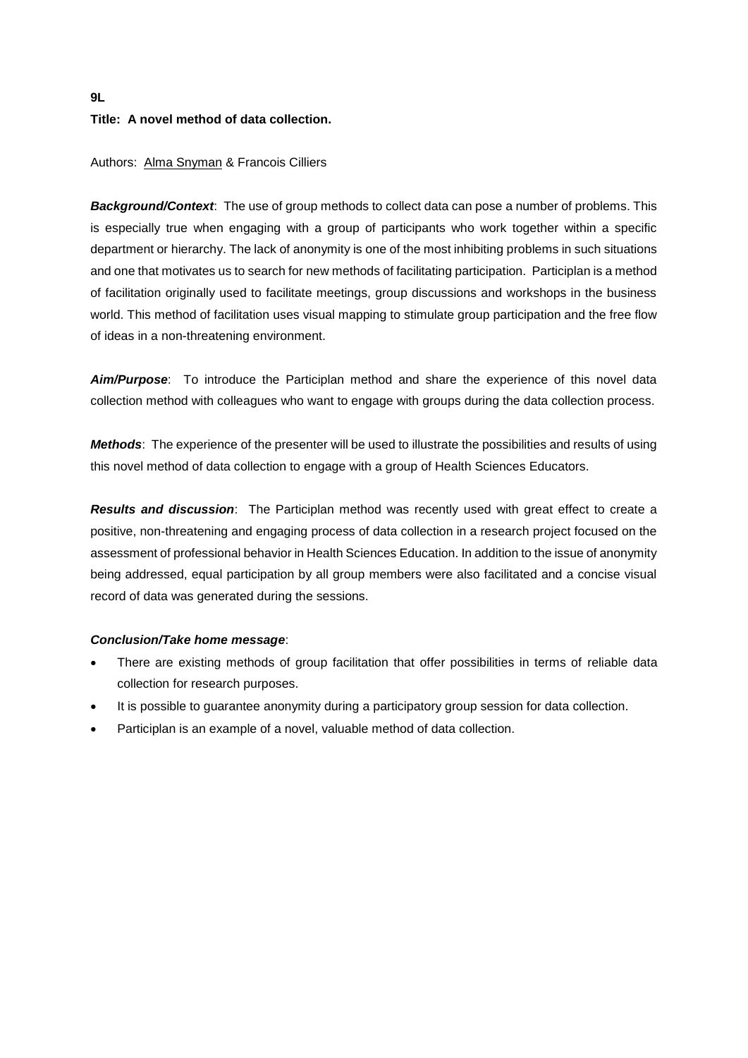**9L**

**Title: A novel method of data collection.**

Authors: Alma Snyman & Francois Cilliers

***Background/Context***: The use of group methods to collect data can pose a number of problems. This is especially true when engaging with a group of participants who work together within a specific department or hierarchy. The lack of anonymity is one of the most inhibiting problems in such situations and one that motivates us to search for new methods of facilitating participation. Participlan is a method of facilitation originally used to facilitate meetings, group discussions and workshops in the business world. This method of facilitation uses visual mapping to stimulate group participation and the free flow of ideas in a non-threatening environment.

***Aim/Purpose***: To introduce the Participlan method and share the experience of this novel data collection method with colleagues who want to engage with groups during the data collection process.

***Methods***: The experience of the presenter will be used to illustrate the possibilities and results of using this novel method of data collection to engage with a group of Health Sciences Educators.

***Results and discussion***: The Participlan method was recently used with great effect to create a positive, non-threatening and engaging process of data collection in a research project focused on the assessment of professional behavior in Health Sciences Education. In addition to the issue of anonymity being addressed, equal participation by all group members were also facilitated and a concise visual record of data was generated during the sessions.

***Conclusion/Take home message***:

- There are existing methods of group facilitation that offer possibilities in terms of reliable data collection for research purposes.
- It is possible to guarantee anonymity during a participatory group session for data collection.
- Participlan is an example of a novel, valuable method of data collection.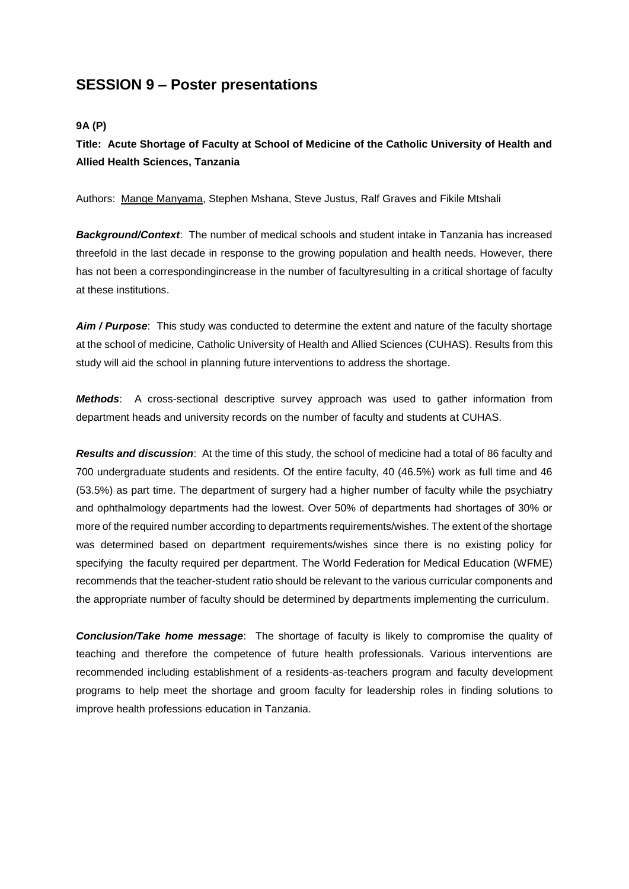## SESSION 9 – Poster presentations

**9A (P)**

**Title: Acute Shortage of Faculty at School of Medicine of the Catholic University of Health and Allied Health Sciences, Tanzania**

Authors: Mange Manyama, Stephen Mshana, Steve Justus, Ralf Graves and Fikile Mtshali

***Background/Context***: The number of medical schools and student intake in Tanzania has increased threefold in the last decade in response to the growing population and health needs. However, there has not been a correspondingincrease in the number of facultyresulting in a critical shortage of faculty at these institutions.

***Aim / Purpose***: This study was conducted to determine the extent and nature of the faculty shortage at the school of medicine, Catholic University of Health and Allied Sciences (CUHAS). Results from this study will aid the school in planning future interventions to address the shortage.

***Methods***: A cross-sectional descriptive survey approach was used to gather information from department heads and university records on the number of faculty and students at CUHAS.

***Results and discussion***: At the time of this study, the school of medicine had a total of 86 faculty and 700 undergraduate students and residents. Of the entire faculty, 40 (46.5%) work as full time and 46 (53.5%) as part time. The department of surgery had a higher number of faculty while the psychiatry and ophthalmology departments had the lowest. Over 50% of departments had shortages of 30% or more of the required number according to departments requirements/wishes. The extent of the shortage was determined based on department requirements/wishes since there is no existing policy for specifying the faculty required per department. The World Federation for Medical Education (WFME) recommends that the teacher-student ratio should be relevant to the various curricular components and the appropriate number of faculty should be determined by departments implementing the curriculum.

***Conclusion/Take home message***: The shortage of faculty is likely to compromise the quality of teaching and therefore the competence of future health professionals. Various interventions are recommended including establishment of a residents-as-teachers program and faculty development programs to help meet the shortage and groom faculty for leadership roles in finding solutions to improve health professions education in Tanzania.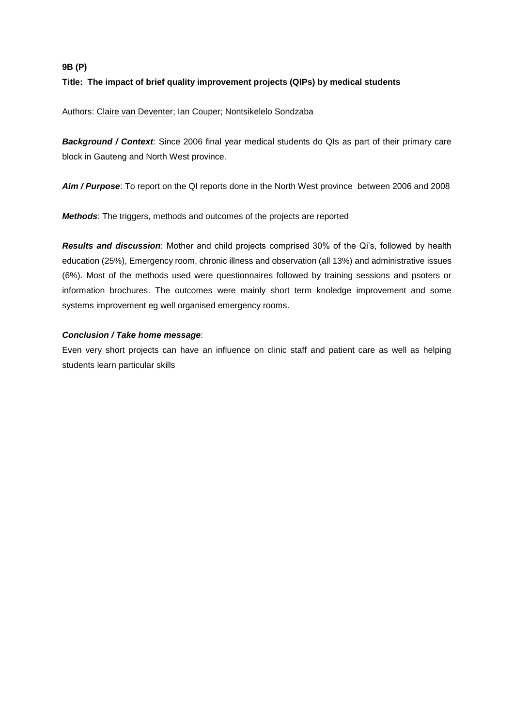**9B (P)**

**Title: The impact of brief quality improvement projects (QIPs) by medical students**

Authors: Claire van Deventer; Ian Couper; Nontsikelelo Sondzaba

***Background / Context***: Since 2006 final year medical students do QIs as part of their primary care block in Gauteng and North West province.

***Aim / Purpose***: To report on the QI reports done in the North West province between 2006 and 2008

***Methods***: The triggers, methods and outcomes of the projects are reported

***Results and discussion***: Mother and child projects comprised 30% of the Qi's, followed by health education (25%), Emergency room, chronic illness and observation (all 13%) and administrative issues (6%). Most of the methods used were questionnaires followed by training sessions and psoters or information brochures. The outcomes were mainly short term knoledge improvement and some systems improvement eg well organised emergency rooms.

***Conclusion / Take home message***:

Even very short projects can have an influence on clinic staff and patient care as well as helping students learn particular skills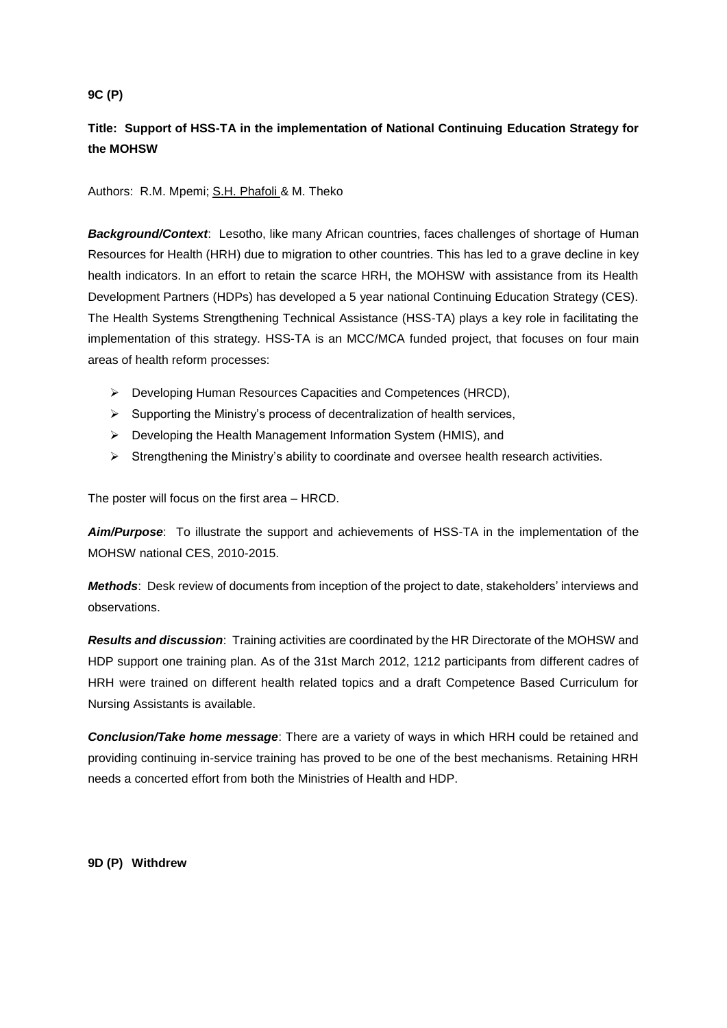**9C (P)**

**Title: Support of HSS-TA in the implementation of National Continuing Education Strategy for the MOHSW**

Authors: R.M. Mpemi; S.H. Phafoli & M. Theko

***Background/Context***: Lesotho, like many African countries, faces challenges of shortage of Human Resources for Health (HRH) due to migration to other countries. This has led to a grave decline in key health indicators. In an effort to retain the scarce HRH, the MOHSW with assistance from its Health Development Partners (HDPs) has developed a 5 year national Continuing Education Strategy (CES). The Health Systems Strengthening Technical Assistance (HSS-TA) plays a key role in facilitating the implementation of this strategy. HSS-TA is an MCC/MCA funded project, that focuses on four main areas of health reform processes:

- Developing Human Resources Capacities and Competences (HRCD),
- Supporting the Ministry's process of decentralization of health services,
- Developing the Health Management Information System (HMIS), and
- Strengthening the Ministry's ability to coordinate and oversee health research activities.

The poster will focus on the first area – HRCD.

***Aim/Purpose***: To illustrate the support and achievements of HSS-TA in the implementation of the MOHSW national CES, 2010-2015.

***Methods***: Desk review of documents from inception of the project to date, stakeholders' interviews and observations.

***Results and discussion***: Training activities are coordinated by the HR Directorate of the MOHSW and HDP support one training plan. As of the 31st March 2012, 1212 participants from different cadres of HRH were trained on different health related topics and a draft Competence Based Curriculum for Nursing Assistants is available.

***Conclusion/Take home message***: There are a variety of ways in which HRH could be retained and providing continuing in-service training has proved to be one of the best mechanisms. Retaining HRH needs a concerted effort from both the Ministries of Health and HDP.

**9D (P) Withdrew**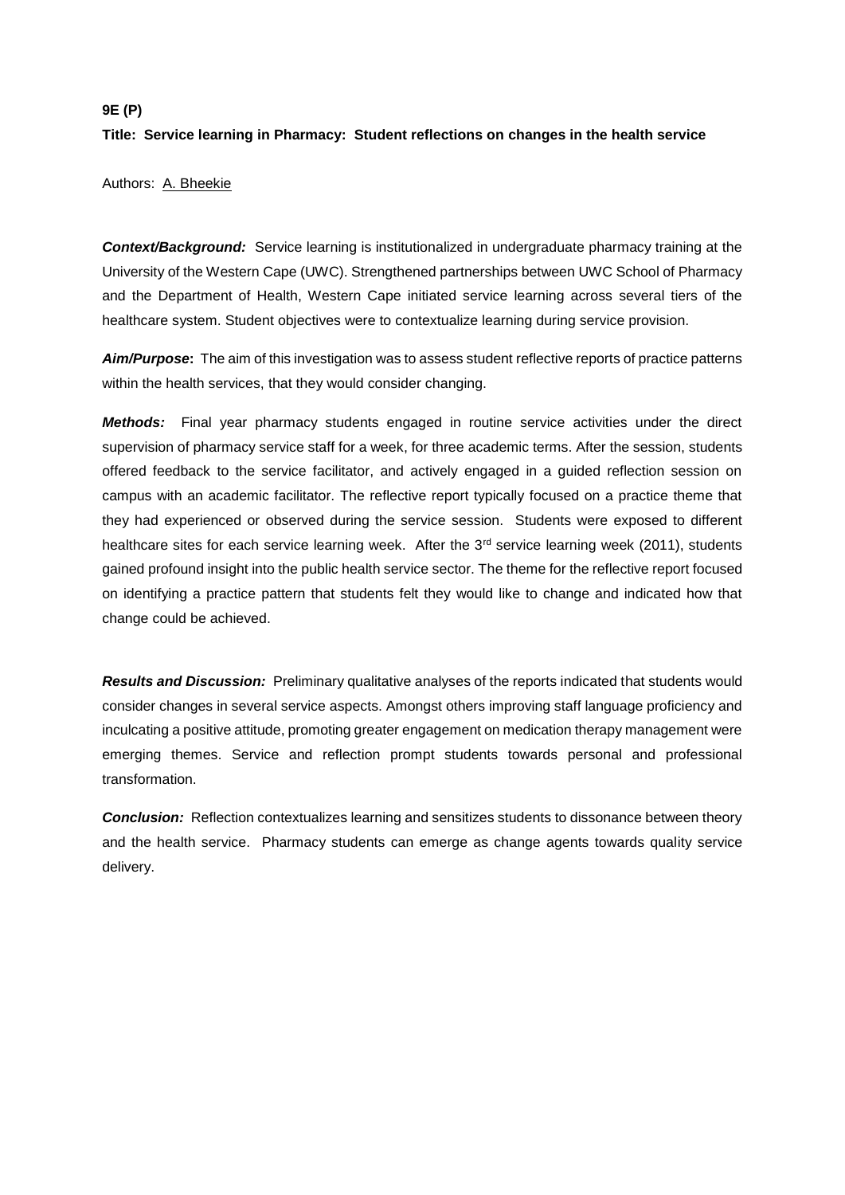**9E (P)**

**Title: Service learning in Pharmacy: Student reflections on changes in the health service**

Authors: A. Bheekie

***Context/Background:*** Service learning is institutionalized in undergraduate pharmacy training at the University of the Western Cape (UWC). Strengthened partnerships between UWC School of Pharmacy and the Department of Health, Western Cape initiated service learning across several tiers of the healthcare system. Student objectives were to contextualize learning during service provision.

***Aim/Purpose*:** The aim of this investigation was to assess student reflective reports of practice patterns within the health services, that they would consider changing.

***Methods:*** Final year pharmacy students engaged in routine service activities under the direct supervision of pharmacy service staff for a week, for three academic terms. After the session, students offered feedback to the service facilitator, and actively engaged in a guided reflection session on campus with an academic facilitator. The reflective report typically focused on a practice theme that they had experienced or observed during the service session. Students were exposed to different healthcare sites for each service learning week. After the 3rd service learning week (2011), students gained profound insight into the public health service sector. The theme for the reflective report focused on identifying a practice pattern that students felt they would like to change and indicated how that change could be achieved.

***Results and Discussion:*** Preliminary qualitative analyses of the reports indicated that students would consider changes in several service aspects. Amongst others improving staff language proficiency and inculcating a positive attitude, promoting greater engagement on medication therapy management were emerging themes. Service and reflection prompt students towards personal and professional transformation.

***Conclusion:*** Reflection contextualizes learning and sensitizes students to dissonance between theory and the health service. Pharmacy students can emerge as change agents towards quality service delivery.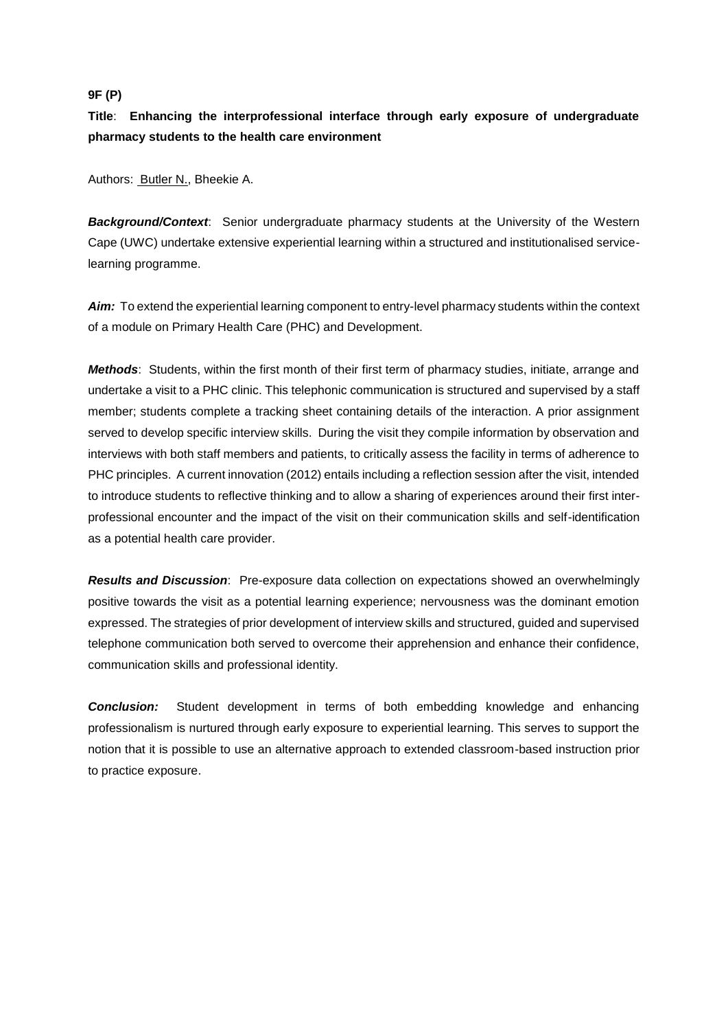**9F (P)**

**Title**: **Enhancing the interprofessional interface through early exposure of undergraduate pharmacy students to the health care environment**

Authors: Butler N., Bheekie A.

***Background/Context***: Senior undergraduate pharmacy students at the University of the Western Cape (UWC) undertake extensive experiential learning within a structured and institutionalised service-learning programme.

***Aim:*** To extend the experiential learning component to entry-level pharmacy students within the context of a module on Primary Health Care (PHC) and Development.

***Methods***: Students, within the first month of their first term of pharmacy studies, initiate, arrange and undertake a visit to a PHC clinic. This telephonic communication is structured and supervised by a staff member; students complete a tracking sheet containing details of the interaction. A prior assignment served to develop specific interview skills. During the visit they compile information by observation and interviews with both staff members and patients, to critically assess the facility in terms of adherence to PHC principles. A current innovation (2012) entails including a reflection session after the visit, intended to introduce students to reflective thinking and to allow a sharing of experiences around their first inter-professional encounter and the impact of the visit on their communication skills and self-identification as a potential health care provider.

***Results and Discussion***: Pre-exposure data collection on expectations showed an overwhelmingly positive towards the visit as a potential learning experience; nervousness was the dominant emotion expressed. The strategies of prior development of interview skills and structured, guided and supervised telephone communication both served to overcome their apprehension and enhance their confidence, communication skills and professional identity.

***Conclusion:*** Student development in terms of both embedding knowledge and enhancing professionalism is nurtured through early exposure to experiential learning. This serves to support the notion that it is possible to use an alternative approach to extended classroom-based instruction prior to practice exposure.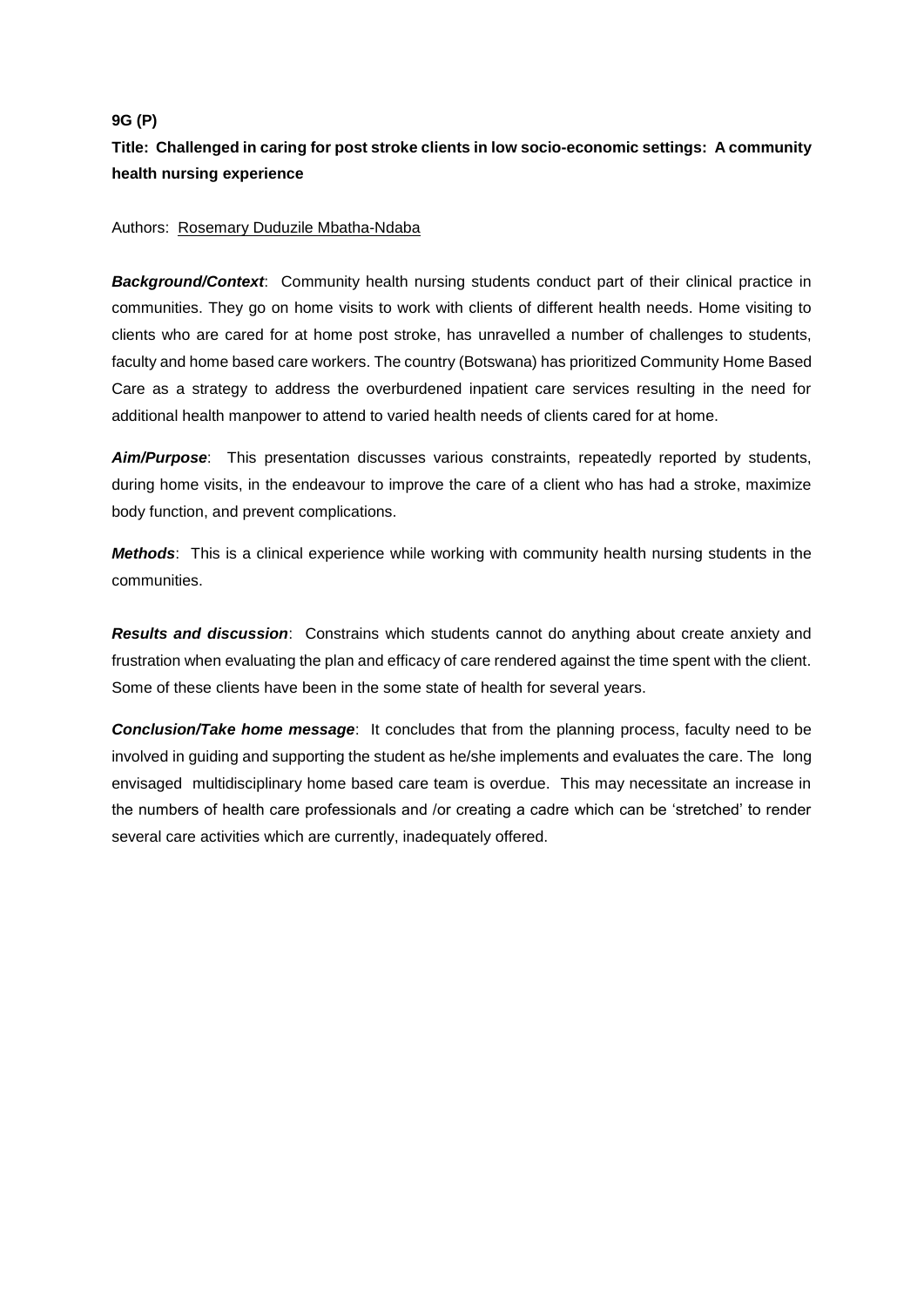**9G (P)**

**Title: Challenged in caring for post stroke clients in low socio-economic settings: A community health nursing experience**

Authors: Rosemary Duduzile Mbatha-Ndaba

***Background/Context***: Community health nursing students conduct part of their clinical practice in communities. They go on home visits to work with clients of different health needs. Home visiting to clients who are cared for at home post stroke, has unravelled a number of challenges to students, faculty and home based care workers. The country (Botswana) has prioritized Community Home Based Care as a strategy to address the overburdened inpatient care services resulting in the need for additional health manpower to attend to varied health needs of clients cared for at home.

***Aim/Purpose***: This presentation discusses various constraints, repeatedly reported by students, during home visits, in the endeavour to improve the care of a client who has had a stroke, maximize body function, and prevent complications.

***Methods***: This is a clinical experience while working with community health nursing students in the communities.

***Results and discussion***: Constrains which students cannot do anything about create anxiety and frustration when evaluating the plan and efficacy of care rendered against the time spent with the client. Some of these clients have been in the some state of health for several years.

***Conclusion/Take home message***: It concludes that from the planning process, faculty need to be involved in guiding and supporting the student as he/she implements and evaluates the care. The long envisaged multidisciplinary home based care team is overdue. This may necessitate an increase in the numbers of health care professionals and /or creating a cadre which can be 'stretched' to render several care activities which are currently, inadequately offered.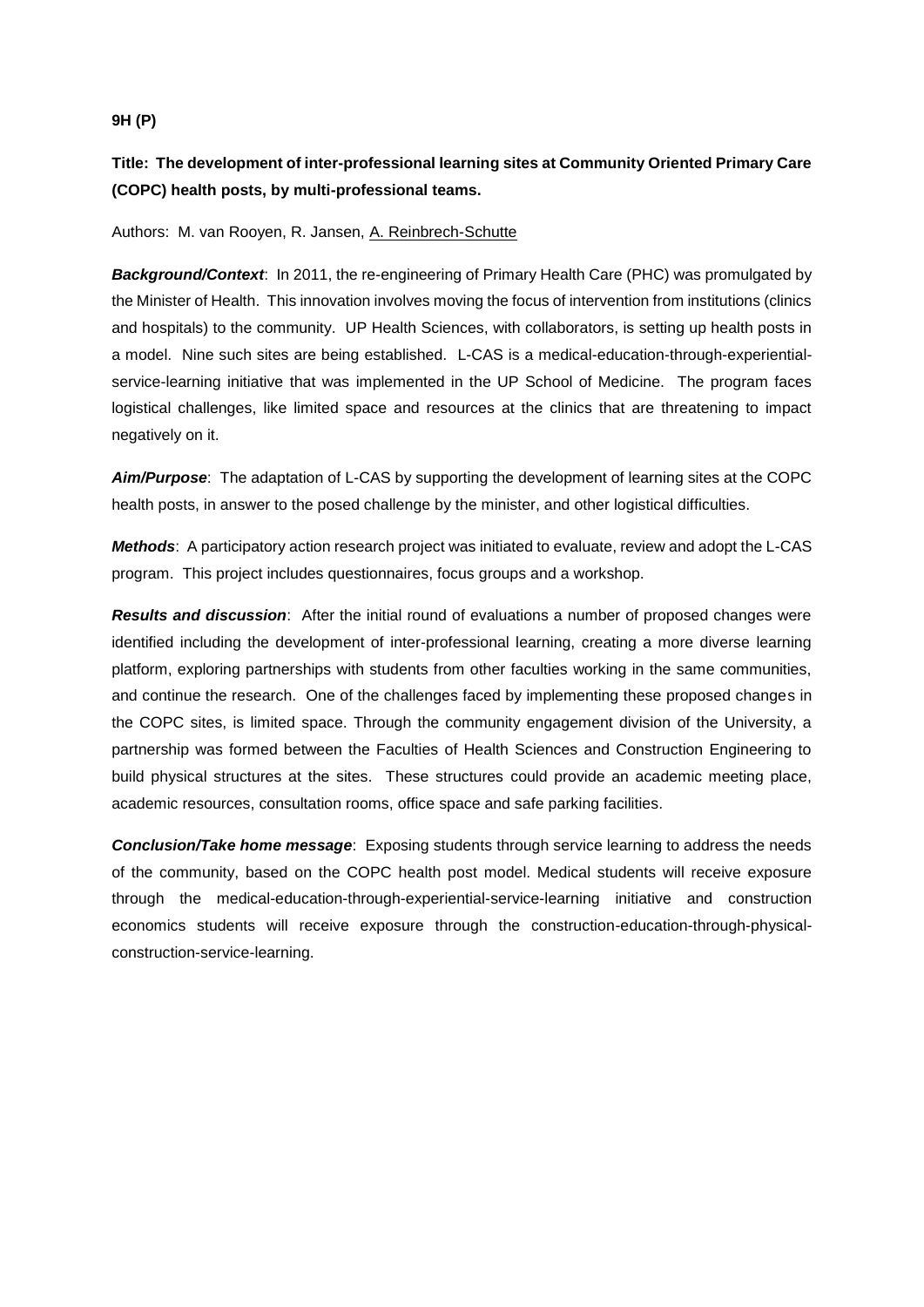**9H (P)**

**Title: The development of inter-professional learning sites at Community Oriented Primary Care (COPC) health posts, by multi-professional teams.**

Authors: M. van Rooyen, R. Jansen, A. Reinbrech-Schutte

***Background/Context***: In 2011, the re-engineering of Primary Health Care (PHC) was promulgated by the Minister of Health. This innovation involves moving the focus of intervention from institutions (clinics and hospitals) to the community. UP Health Sciences, with collaborators, is setting up health posts in a model. Nine such sites are being established. L-CAS is a medical-education-through-experiential-service-learning initiative that was implemented in the UP School of Medicine. The program faces logistical challenges, like limited space and resources at the clinics that are threatening to impact negatively on it.

***Aim/Purpose***: The adaptation of L-CAS by supporting the development of learning sites at the COPC health posts, in answer to the posed challenge by the minister, and other logistical difficulties.

***Methods***: A participatory action research project was initiated to evaluate, review and adopt the L-CAS program. This project includes questionnaires, focus groups and a workshop.

***Results and discussion***: After the initial round of evaluations a number of proposed changes were identified including the development of inter-professional learning, creating a more diverse learning platform, exploring partnerships with students from other faculties working in the same communities, and continue the research. One of the challenges faced by implementing these proposed changes in the COPC sites, is limited space. Through the community engagement division of the University, a partnership was formed between the Faculties of Health Sciences and Construction Engineering to build physical structures at the sites. These structures could provide an academic meeting place, academic resources, consultation rooms, office space and safe parking facilities.

***Conclusion/Take home message***: Exposing students through service learning to address the needs of the community, based on the COPC health post model. Medical students will receive exposure through the medical-education-through-experiential-service-learning initiative and construction economics students will receive exposure through the construction-education-through-physical-construction-service-learning.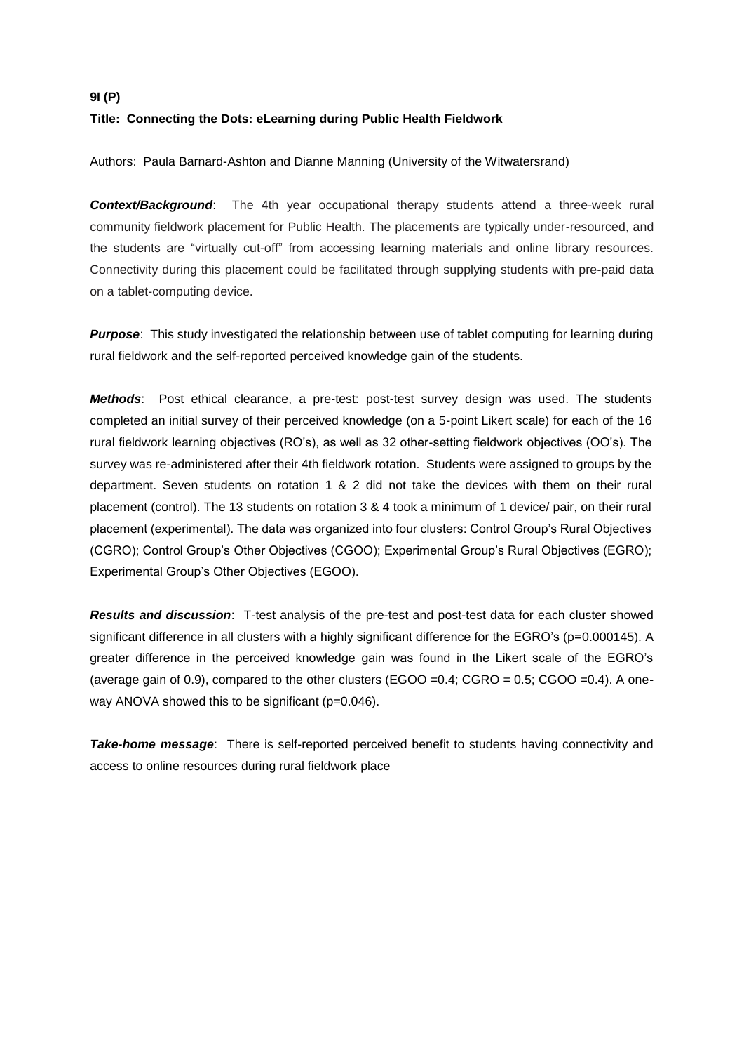**9I (P)**

**Title: Connecting the Dots: eLearning during Public Health Fieldwork**

Authors: Paula Barnard-Ashton and Dianne Manning (University of the Witwatersrand)

***Context/Background***: The 4th year occupational therapy students attend a three-week rural community fieldwork placement for Public Health. The placements are typically under-resourced, and the students are "virtually cut-off" from accessing learning materials and online library resources. Connectivity during this placement could be facilitated through supplying students with pre-paid data on a tablet-computing device.

***Purpose***: This study investigated the relationship between use of tablet computing for learning during rural fieldwork and the self-reported perceived knowledge gain of the students.

***Methods***: Post ethical clearance, a pre-test: post-test survey design was used. The students completed an initial survey of their perceived knowledge (on a 5-point Likert scale) for each of the 16 rural fieldwork learning objectives (RO's), as well as 32 other-setting fieldwork objectives (OO's). The survey was re-administered after their 4th fieldwork rotation. Students were assigned to groups by the department. Seven students on rotation 1 & 2 did not take the devices with them on their rural placement (control). The 13 students on rotation 3 & 4 took a minimum of 1 device/ pair, on their rural placement (experimental). The data was organized into four clusters: Control Group's Rural Objectives (CGRO); Control Group's Other Objectives (CGOO); Experimental Group's Rural Objectives (EGRO); Experimental Group's Other Objectives (EGOO).

***Results and discussion***: T-test analysis of the pre-test and post-test data for each cluster showed significant difference in all clusters with a highly significant difference for the EGRO's ($p=0.000145$). A greater difference in the perceived knowledge gain was found in the Likert scale of the EGRO's (average gain of 0.9), compared to the other clusters (EGOO =0.4; CGRO = 0.5; CGOO =0.4). A one-way ANOVA showed this to be significant ($p=0.046$).

***Take-home message***: There is self-reported perceived benefit to students having connectivity and access to online resources during rural fieldwork place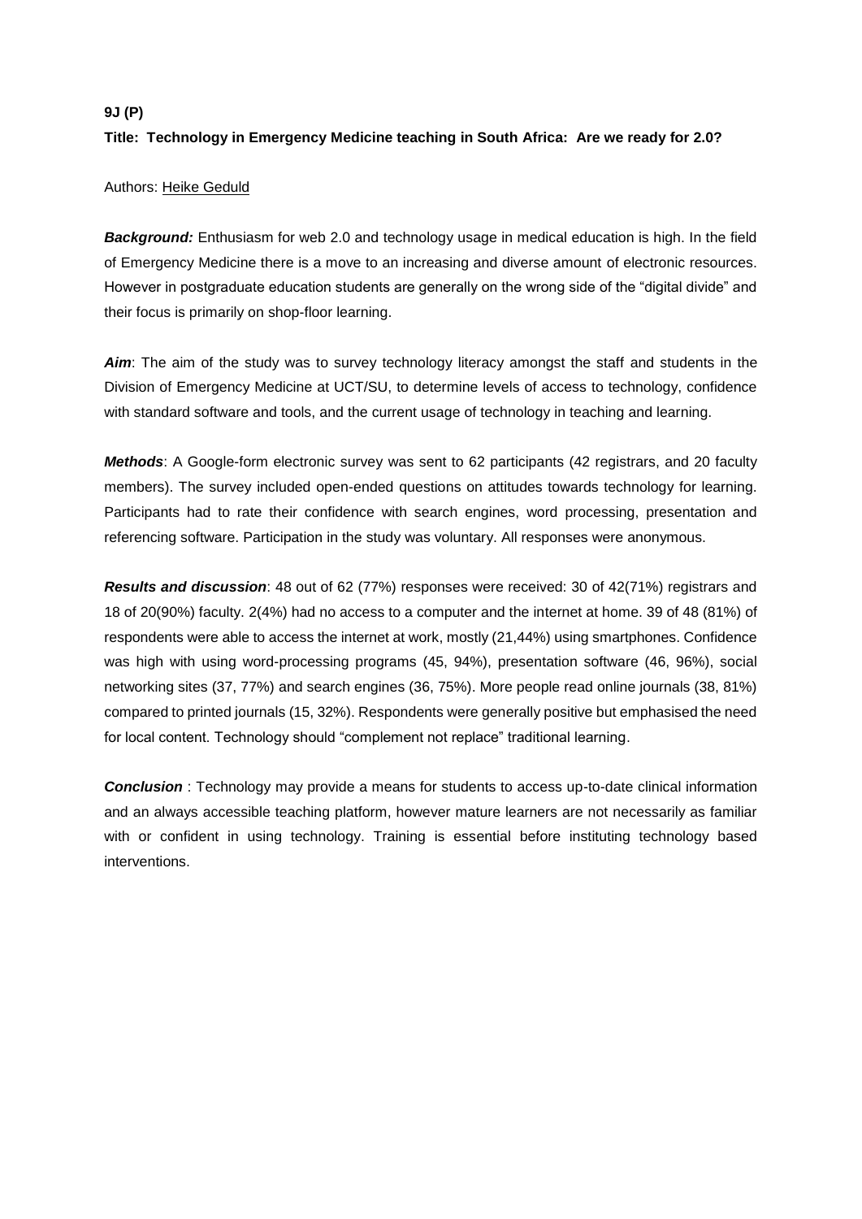**9J (P)**

**Title: Technology in Emergency Medicine teaching in South Africa: Are we ready for 2.0?**

Authors: Heike Geduld

***Background:*** Enthusiasm for web 2.0 and technology usage in medical education is high. In the field of Emergency Medicine there is a move to an increasing and diverse amount of electronic resources. However in postgraduate education students are generally on the wrong side of the "digital divide" and their focus is primarily on shop-floor learning.

***Aim***: The aim of the study was to survey technology literacy amongst the staff and students in the Division of Emergency Medicine at UCT/SU, to determine levels of access to technology, confidence with standard software and tools, and the current usage of technology in teaching and learning.

***Methods***: A Google-form electronic survey was sent to 62 participants (42 registrars, and 20 faculty members). The survey included open-ended questions on attitudes towards technology for learning. Participants had to rate their confidence with search engines, word processing, presentation and referencing software. Participation in the study was voluntary. All responses were anonymous.

***Results and discussion***: 48 out of 62 (77%) responses were received: 30 of 42(71%) registrars and 18 of 20(90%) faculty. 2(4%) had no access to a computer and the internet at home. 39 of 48 (81%) of respondents were able to access the internet at work, mostly (21,44%) using smartphones. Confidence was high with using word-processing programs (45, 94%), presentation software (46, 96%), social networking sites (37, 77%) and search engines (36, 75%). More people read online journals (38, 81%) compared to printed journals (15, 32%). Respondents were generally positive but emphasised the need for local content. Technology should "complement not replace" traditional learning.

***Conclusion*** : Technology may provide a means for students to access up-to-date clinical information and an always accessible teaching platform, however mature learners are not necessarily as familiar with or confident in using technology. Training is essential before instituting technology based interventions.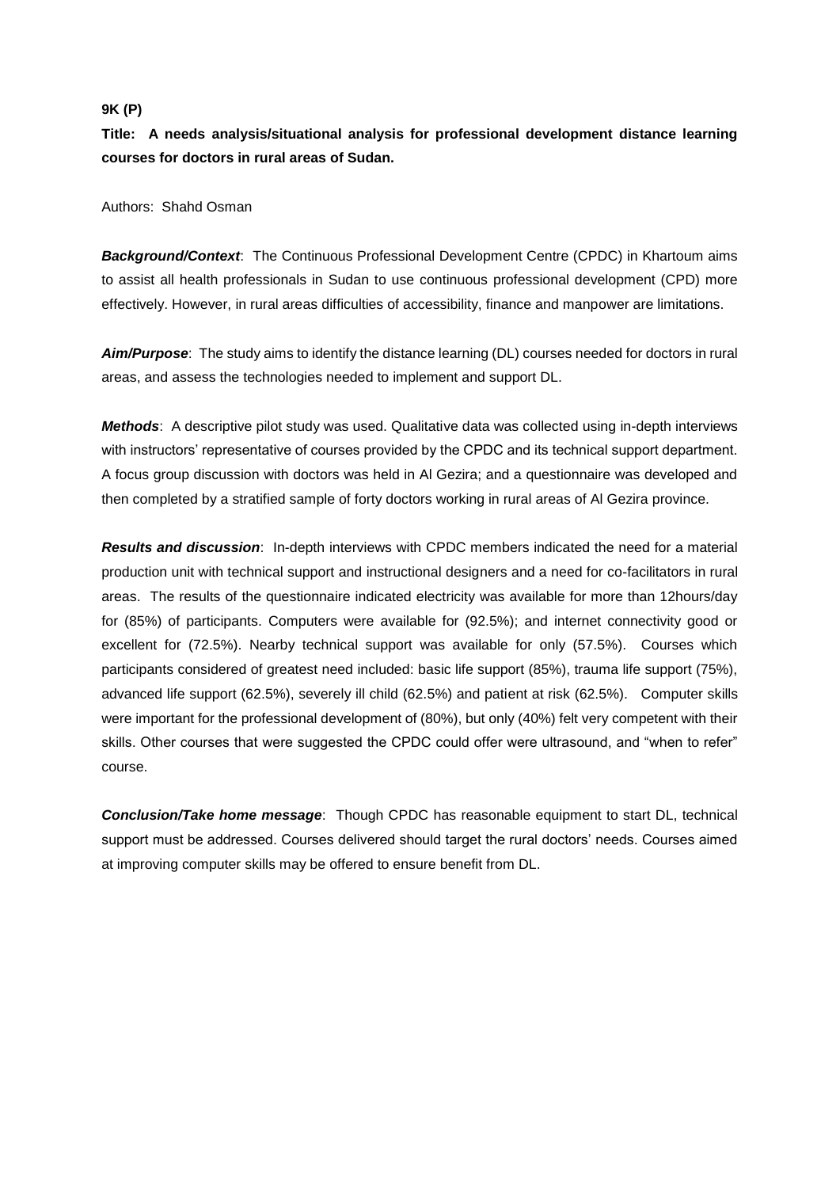**9K (P)**

**Title: A needs analysis/situational analysis for professional development distance learning courses for doctors in rural areas of Sudan.**

Authors: Shahd Osman

***Background/Context***: The Continuous Professional Development Centre (CPDC) in Khartoum aims to assist all health professionals in Sudan to use continuous professional development (CPD) more effectively. However, in rural areas difficulties of accessibility, finance and manpower are limitations.

***Aim/Purpose***: The study aims to identify the distance learning (DL) courses needed for doctors in rural areas, and assess the technologies needed to implement and support DL.

***Methods***: A descriptive pilot study was used. Qualitative data was collected using in-depth interviews with instructors' representative of courses provided by the CPDC and its technical support department. A focus group discussion with doctors was held in Al Gezira; and a questionnaire was developed and then completed by a stratified sample of forty doctors working in rural areas of Al Gezira province.

***Results and discussion***: In-depth interviews with CPDC members indicated the need for a material production unit with technical support and instructional designers and a need for co-facilitators in rural areas. The results of the questionnaire indicated electricity was available for more than 12hours/day for (85%) of participants. Computers were available for (92.5%); and internet connectivity good or excellent for (72.5%). Nearby technical support was available for only (57.5%). Courses which participants considered of greatest need included: basic life support (85%), trauma life support (75%), advanced life support (62.5%), severely ill child (62.5%) and patient at risk (62.5%). Computer skills were important for the professional development of (80%), but only (40%) felt very competent with their skills. Other courses that were suggested the CPDC could offer were ultrasound, and "when to refer" course.

***Conclusion/Take home message***: Though CPDC has reasonable equipment to start DL, technical support must be addressed. Courses delivered should target the rural doctors' needs. Courses aimed at improving computer skills may be offered to ensure benefit from DL.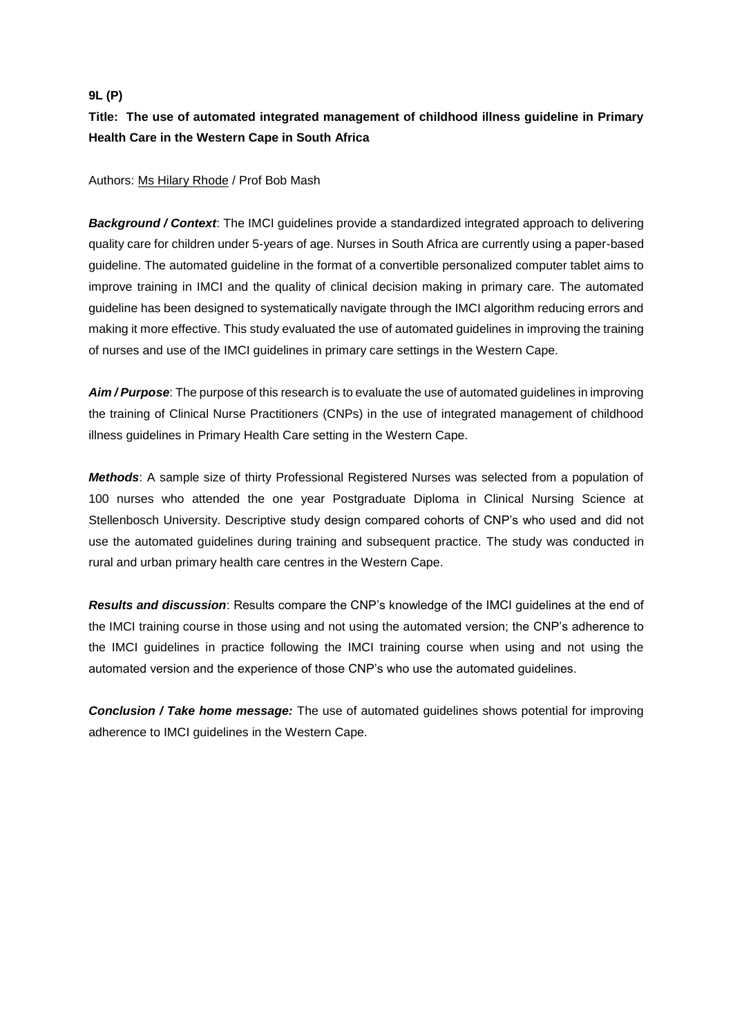**9L (P)**

**Title: The use of automated integrated management of childhood illness guideline in Primary Health Care in the Western Cape in South Africa**

Authors: Ms Hilary Rhode / Prof Bob Mash

***Background / Context***: The IMCI guidelines provide a standardized integrated approach to delivering quality care for children under 5-years of age. Nurses in South Africa are currently using a paper-based guideline. The automated guideline in the format of a convertible personalized computer tablet aims to improve training in IMCI and the quality of clinical decision making in primary care. The automated guideline has been designed to systematically navigate through the IMCI algorithm reducing errors and making it more effective. This study evaluated the use of automated guidelines in improving the training of nurses and use of the IMCI guidelines in primary care settings in the Western Cape.

***Aim / Purpose***: The purpose of this research is to evaluate the use of automated guidelines in improving the training of Clinical Nurse Practitioners (CNPs) in the use of integrated management of childhood illness guidelines in Primary Health Care setting in the Western Cape.

***Methods***: A sample size of thirty Professional Registered Nurses was selected from a population of 100 nurses who attended the one year Postgraduate Diploma in Clinical Nursing Science at Stellenbosch University. Descriptive study design compared cohorts of CNP's who used and did not use the automated guidelines during training and subsequent practice. The study was conducted in rural and urban primary health care centres in the Western Cape.

***Results and discussion***: Results compare the CNP's knowledge of the IMCI guidelines at the end of the IMCI training course in those using and not using the automated version; the CNP's adherence to the IMCI guidelines in practice following the IMCI training course when using and not using the automated version and the experience of those CNP's who use the automated guidelines.

***Conclusion / Take home message:*** The use of automated guidelines shows potential for improving adherence to IMCI guidelines in the Western Cape.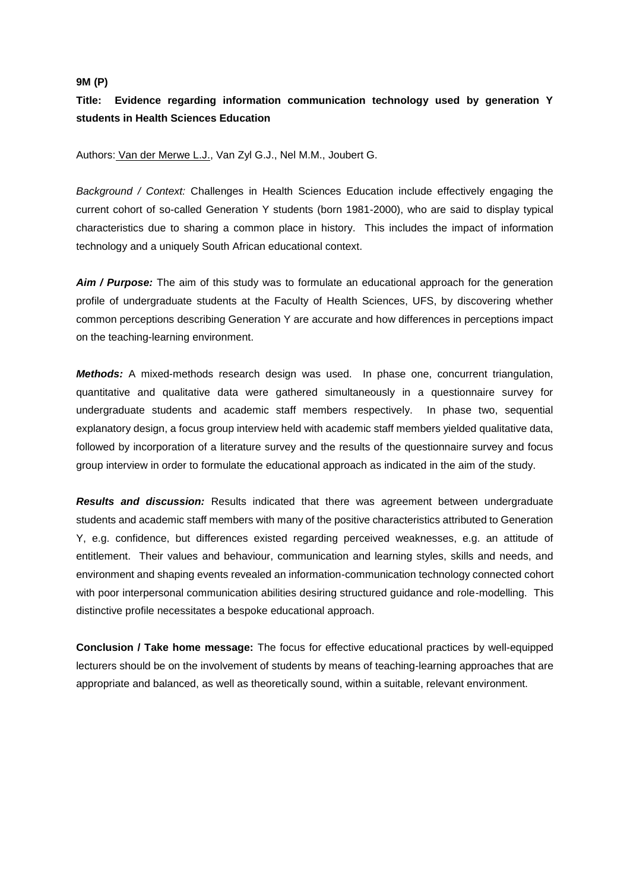**9M (P)**

**Title: Evidence regarding information communication technology used by generation Y students in Health Sciences Education**

Authors: Van der Merwe L.J., Van Zyl G.J., Nel M.M., Joubert G.

*Background / Context:* Challenges in Health Sciences Education include effectively engaging the current cohort of so-called Generation Y students (born 1981-2000), who are said to display typical characteristics due to sharing a common place in history. This includes the impact of information technology and a uniquely South African educational context.

***Aim / Purpose:*** The aim of this study was to formulate an educational approach for the generation profile of undergraduate students at the Faculty of Health Sciences, UFS, by discovering whether common perceptions describing Generation Y are accurate and how differences in perceptions impact on the teaching-learning environment.

***Methods:*** A mixed-methods research design was used. In phase one, concurrent triangulation, quantitative and qualitative data were gathered simultaneously in a questionnaire survey for undergraduate students and academic staff members respectively. In phase two, sequential explanatory design, a focus group interview held with academic staff members yielded qualitative data, followed by incorporation of a literature survey and the results of the questionnaire survey and focus group interview in order to formulate the educational approach as indicated in the aim of the study.

***Results and discussion:*** Results indicated that there was agreement between undergraduate students and academic staff members with many of the positive characteristics attributed to Generation Y, e.g. confidence, but differences existed regarding perceived weaknesses, e.g. an attitude of entitlement. Their values and behaviour, communication and learning styles, skills and needs, and environment and shaping events revealed an information-communication technology connected cohort with poor interpersonal communication abilities desiring structured guidance and role-modelling. This distinctive profile necessitates a bespoke educational approach.

**Conclusion / Take home message:** The focus for effective educational practices by well-equipped lecturers should be on the involvement of students by means of teaching-learning approaches that are appropriate and balanced, as well as theoretically sound, within a suitable, relevant environment.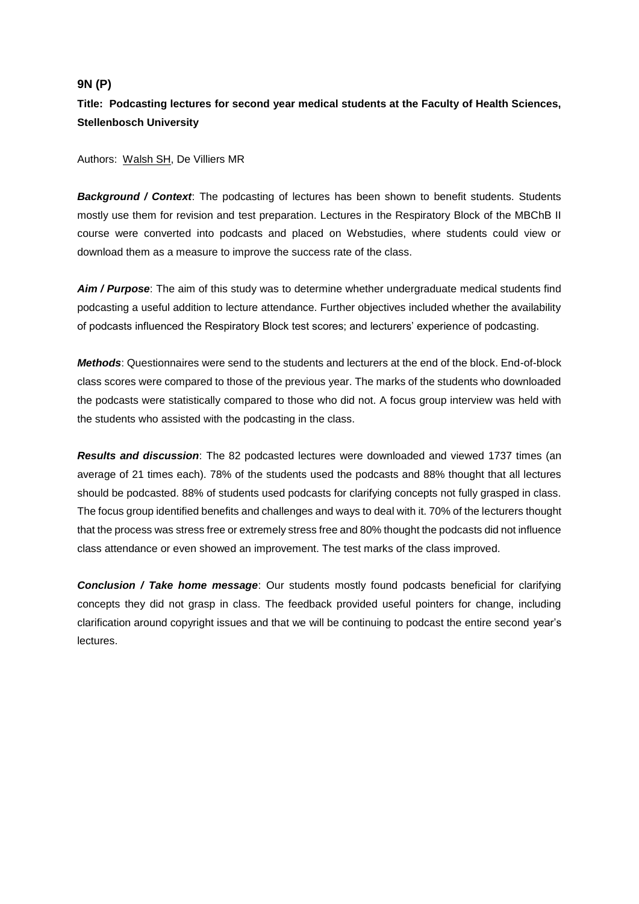**9N (P)**

**Title: Podcasting lectures for second year medical students at the Faculty of Health Sciences, Stellenbosch University**

Authors: Walsh SH, De Villiers MR

***Background / Context***: The podcasting of lectures has been shown to benefit students. Students mostly use them for revision and test preparation. Lectures in the Respiratory Block of the MBChB II course were converted into podcasts and placed on Webstudies, where students could view or download them as a measure to improve the success rate of the class.

***Aim / Purpose***: The aim of this study was to determine whether undergraduate medical students find podcasting a useful addition to lecture attendance. Further objectives included whether the availability of podcasts influenced the Respiratory Block test scores; and lecturers' experience of podcasting.

***Methods***: Questionnaires were send to the students and lecturers at the end of the block. End-of-block class scores were compared to those of the previous year. The marks of the students who downloaded the podcasts were statistically compared to those who did not. A focus group interview was held with the students who assisted with the podcasting in the class.

***Results and discussion***: The 82 podcasted lectures were downloaded and viewed 1737 times (an average of 21 times each). 78% of the students used the podcasts and 88% thought that all lectures should be podcasted. 88% of students used podcasts for clarifying concepts not fully grasped in class. The focus group identified benefits and challenges and ways to deal with it. 70% of the lecturers thought that the process was stress free or extremely stress free and 80% thought the podcasts did not influence class attendance or even showed an improvement. The test marks of the class improved.

***Conclusion / Take home message***: Our students mostly found podcasts beneficial for clarifying concepts they did not grasp in class. The feedback provided useful pointers for change, including clarification around copyright issues and that we will be continuing to podcast the entire second year's lectures.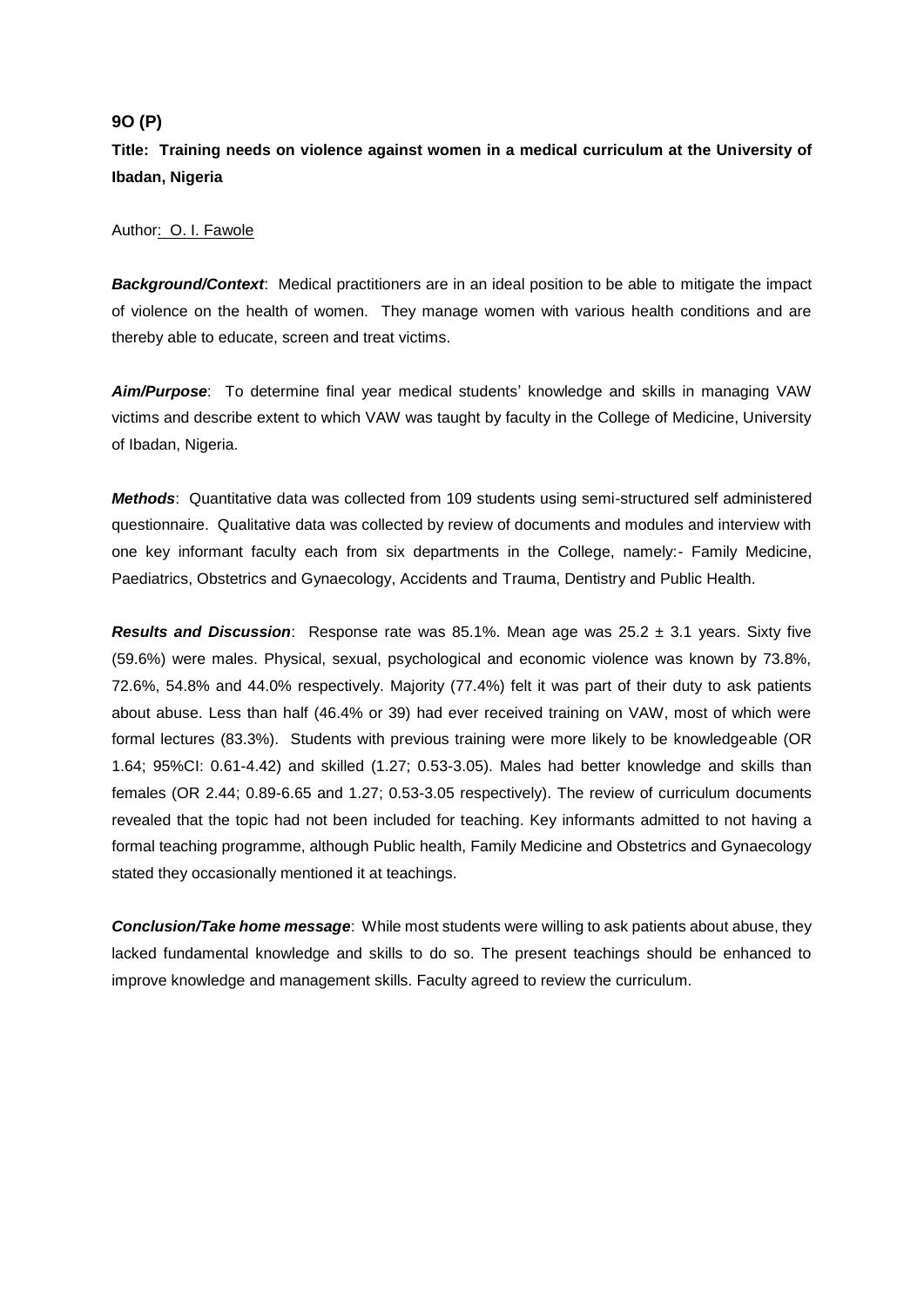**9O (P)**

**Title: Training needs on violence against women in a medical curriculum at the University of Ibadan, Nigeria**

Author: O. I. Fawole

***Background/Context***: Medical practitioners are in an ideal position to be able to mitigate the impact of violence on the health of women. They manage women with various health conditions and are thereby able to educate, screen and treat victims.

***Aim/Purpose***: To determine final year medical students' knowledge and skills in managing VAW victims and describe extent to which VAW was taught by faculty in the College of Medicine, University of Ibadan, Nigeria.

***Methods***: Quantitative data was collected from 109 students using semi-structured self administered questionnaire. Qualitative data was collected by review of documents and modules and interview with one key informant faculty each from six departments in the College, namely:- Family Medicine, Paediatrics, Obstetrics and Gynaecology, Accidents and Trauma, Dentistry and Public Health.

***Results and Discussion***: Response rate was 85.1%. Mean age was 25.2 ± 3.1 years. Sixty five (59.6%) were males. Physical, sexual, psychological and economic violence was known by 73.8%, 72.6%, 54.8% and 44.0% respectively. Majority (77.4%) felt it was part of their duty to ask patients about abuse. Less than half (46.4% or 39) had ever received training on VAW, most of which were formal lectures (83.3%). Students with previous training were more likely to be knowledgeable (OR 1.64; 95%CI: 0.61-4.42) and skilled (1.27; 0.53-3.05). Males had better knowledge and skills than females (OR 2.44; 0.89-6.65 and 1.27; 0.53-3.05 respectively). The review of curriculum documents revealed that the topic had not been included for teaching. Key informants admitted to not having a formal teaching programme, although Public health, Family Medicine and Obstetrics and Gynaecology stated they occasionally mentioned it at teachings.

***Conclusion/Take home message***: While most students were willing to ask patients about abuse, they lacked fundamental knowledge and skills to do so. The present teachings should be enhanced to improve knowledge and management skills. Faculty agreed to review the curriculum.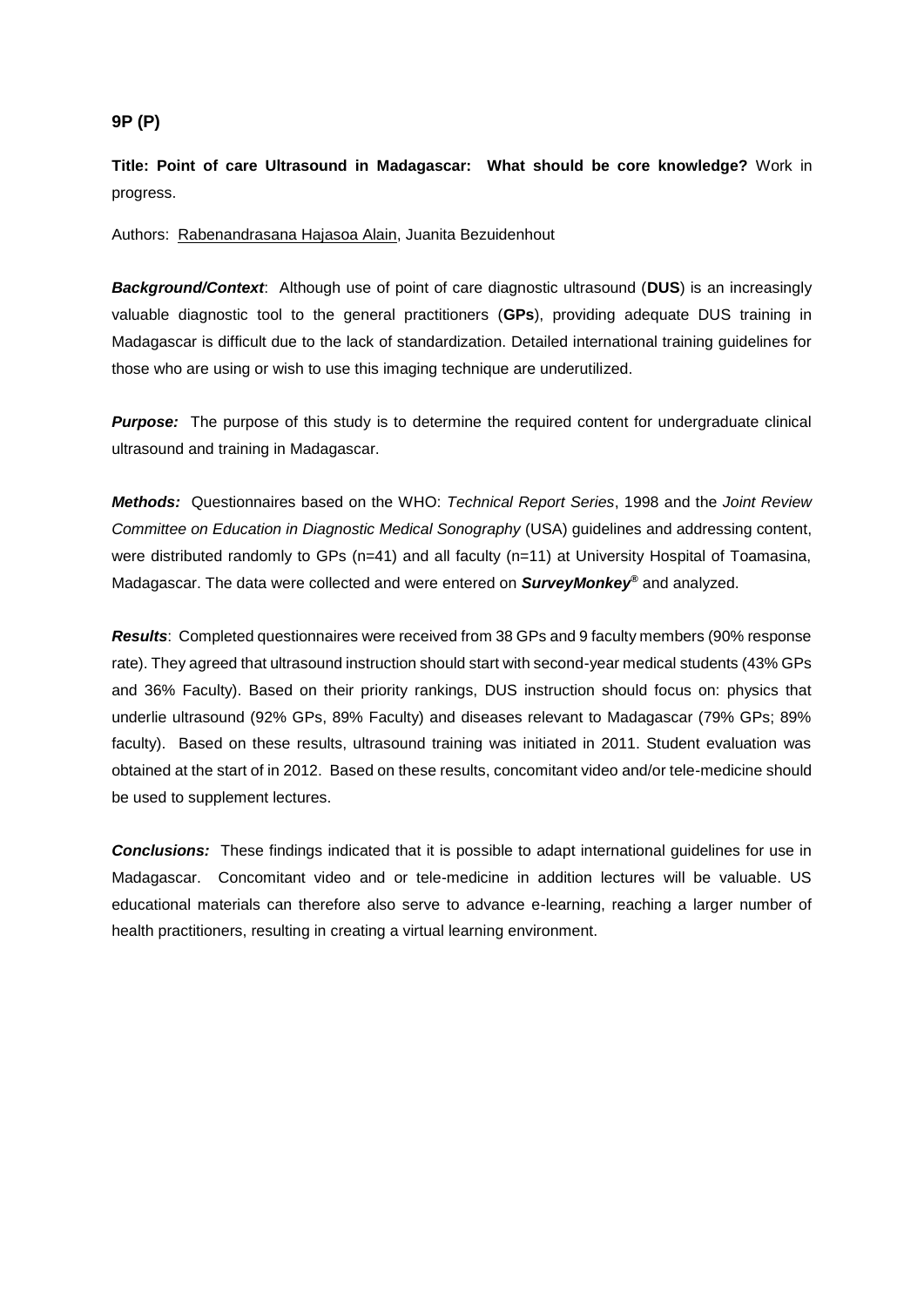**9P (P)**

**Title: Point of care Ultrasound in Madagascar: What should be core knowledge?** Work in progress.

Authors: Rabenandrasana Hajasoa Alain, Juanita Bezuidenhout

***Background/Context***: Although use of point of care diagnostic ultrasound (**DUS**) is an increasingly valuable diagnostic tool to the general practitioners (**GPs**), providing adequate DUS training in Madagascar is difficult due to the lack of standardization. Detailed international training guidelines for those who are using or wish to use this imaging technique are underutilized.

***Purpose:*** The purpose of this study is to determine the required content for undergraduate clinical ultrasound and training in Madagascar.

***Methods:*** Questionnaires based on the WHO: *Technical Report Series*, 1998 and the *Joint Review Committee on Education in Diagnostic Medical Sonography* (USA) guidelines and addressing content, were distributed randomly to GPs (n=41) and all faculty (n=11) at University Hospital of Toamasina, Madagascar. The data were collected and were entered on ***SurveyMonkey®*** and analyzed.

***Results***: Completed questionnaires were received from 38 GPs and 9 faculty members (90% response rate). They agreed that ultrasound instruction should start with second-year medical students (43% GPs and 36% Faculty). Based on their priority rankings, DUS instruction should focus on: physics that underlie ultrasound (92% GPs, 89% Faculty) and diseases relevant to Madagascar (79% GPs; 89% faculty). Based on these results, ultrasound training was initiated in 2011. Student evaluation was obtained at the start of in 2012. Based on these results, concomitant video and/or tele-medicine should be used to supplement lectures.

***Conclusions:*** These findings indicated that it is possible to adapt international guidelines for use in Madagascar. Concomitant video and or tele-medicine in addition lectures will be valuable. US educational materials can therefore also serve to advance e-learning, reaching a larger number of health practitioners, resulting in creating a virtual learning environment.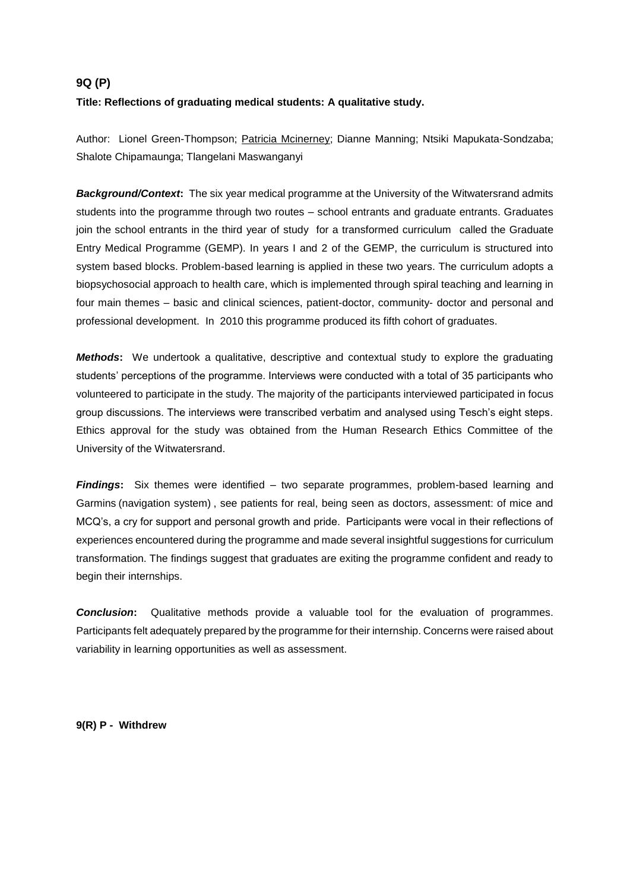**9Q (P)**

**Title: Reflections of graduating medical students: A qualitative study.**

Author: Lionel Green-Thompson; Patricia Mcinerney; Dianne Manning; Ntsiki Mapukata-Sondzaba; Shalote Chipamaunga; Tlangelani Maswanganyi

***Background/Context*:** The six year medical programme at the University of the Witwatersrand admits students into the programme through two routes – school entrants and graduate entrants. Graduates join the school entrants in the third year of study for a transformed curriculum called the Graduate Entry Medical Programme (GEMP). In years I and 2 of the GEMP, the curriculum is structured into system based blocks. Problem-based learning is applied in these two years. The curriculum adopts a biopsychosocial approach to health care, which is implemented through spiral teaching and learning in four main themes – basic and clinical sciences, patient-doctor, community- doctor and personal and professional development. In 2010 this programme produced its fifth cohort of graduates.

***Methods*:** We undertook a qualitative, descriptive and contextual study to explore the graduating students' perceptions of the programme. Interviews were conducted with a total of 35 participants who volunteered to participate in the study. The majority of the participants interviewed participated in focus group discussions. The interviews were transcribed verbatim and analysed using Tesch's eight steps. Ethics approval for the study was obtained from the Human Research Ethics Committee of the University of the Witwatersrand.

***Findings*:** Six themes were identified – two separate programmes, problem-based learning and Garmins (navigation system) , see patients for real, being seen as doctors, assessment: of mice and MCQ's, a cry for support and personal growth and pride. Participants were vocal in their reflections of experiences encountered during the programme and made several insightful suggestions for curriculum transformation. The findings suggest that graduates are exiting the programme confident and ready to begin their internships.

***Conclusion*:** Qualitative methods provide a valuable tool for the evaluation of programmes. Participants felt adequately prepared by the programme for their internship. Concerns were raised about variability in learning opportunities as well as assessment.

**9(R) P - Withdrew**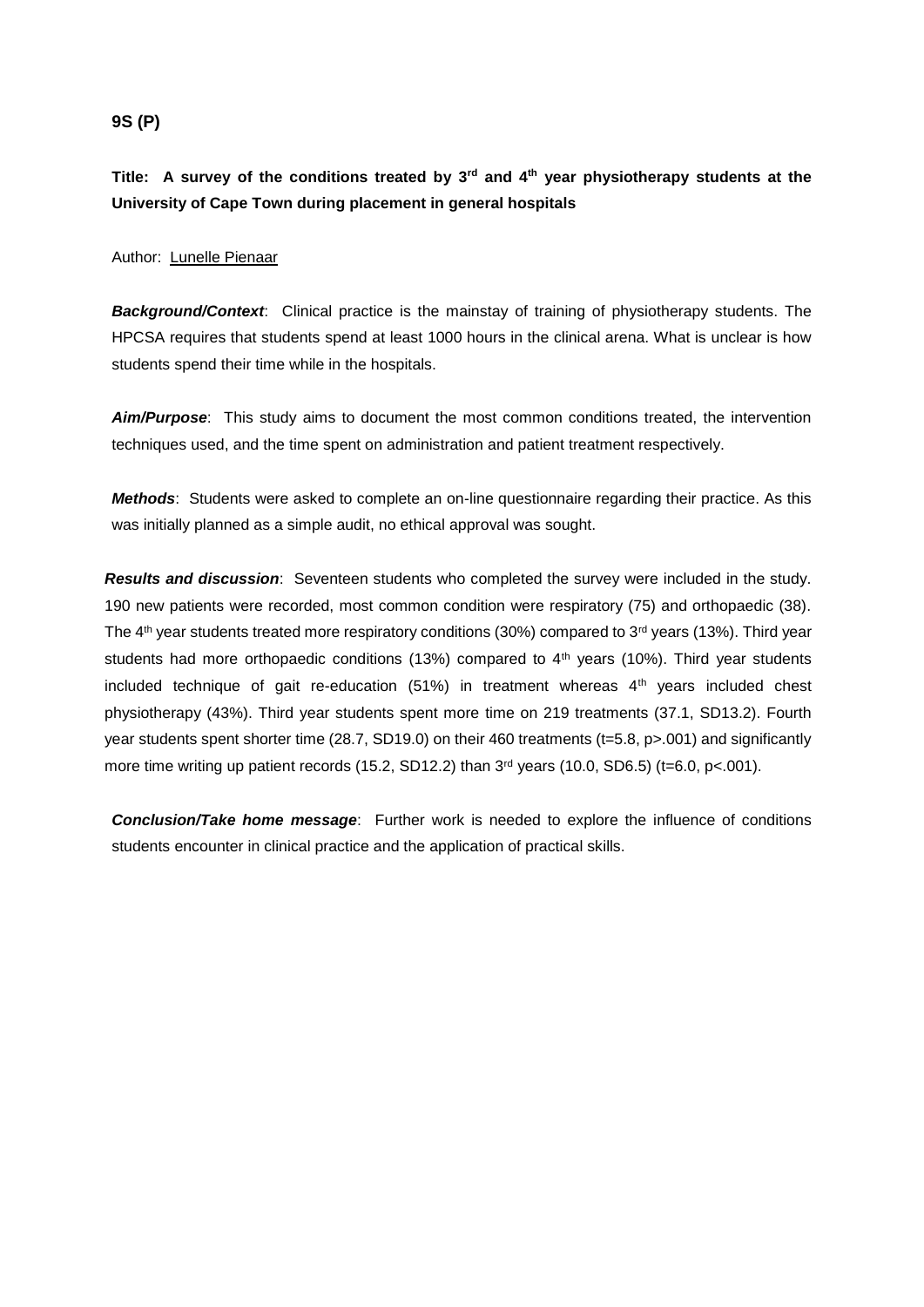**9S (P)**

**Title: A survey of the conditions treated by 3rd and 4th year physiotherapy students at the University of Cape Town during placement in general hospitals**

Author: Lunelle Pienaar

***Background/Context***: Clinical practice is the mainstay of training of physiotherapy students. The HPCSA requires that students spend at least 1000 hours in the clinical arena. What is unclear is how students spend their time while in the hospitals.

***Aim/Purpose***: This study aims to document the most common conditions treated, the intervention techniques used, and the time spent on administration and patient treatment respectively.

***Methods***: Students were asked to complete an on-line questionnaire regarding their practice. As this was initially planned as a simple audit, no ethical approval was sought.

***Results and discussion***: Seventeen students who completed the survey were included in the study. 190 new patients were recorded, most common condition were respiratory (75) and orthopaedic (38). The 4th year students treated more respiratory conditions (30%) compared to 3rd years (13%). Third year students had more orthopaedic conditions (13%) compared to 4th years (10%). Third year students included technique of gait re-education (51%) in treatment whereas 4th years included chest physiotherapy (43%). Third year students spent more time on 219 treatments (37.1, SD13.2). Fourth year students spent shorter time (28.7, SD19.0) on their 460 treatments ($t=5.8$, $p>.001$) and significantly more time writing up patient records (15.2, SD12.2) than 3rd years (10.0, SD6.5) ($t=6.0$, $p<.001$).

***Conclusion/Take home message***: Further work is needed to explore the influence of conditions students encounter in clinical practice and the application of practical skills.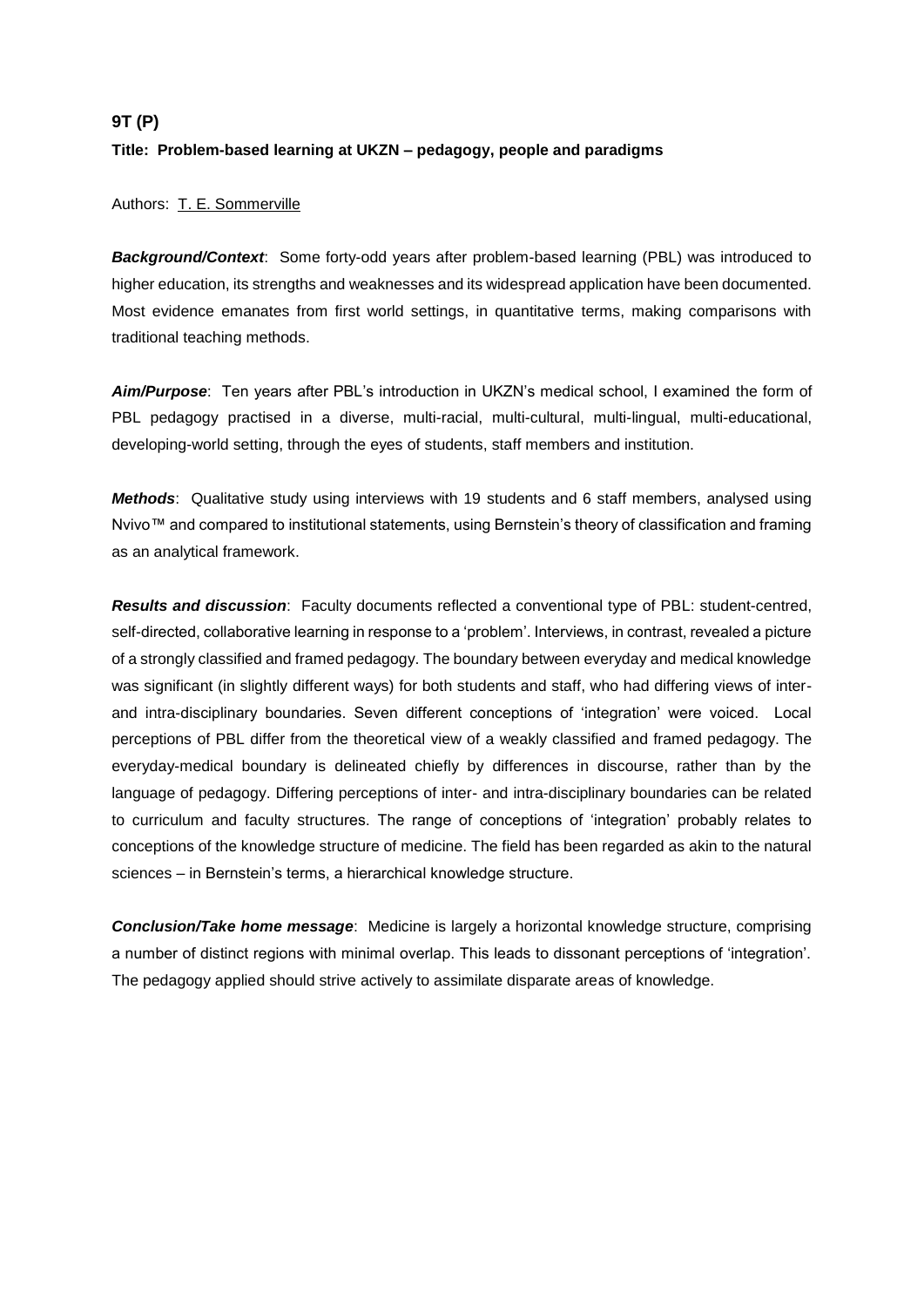**9T (P)**

**Title: Problem-based learning at UKZN – pedagogy, people and paradigms**

Authors: T. E. Sommerville

***Background/Context***: Some forty-odd years after problem-based learning (PBL) was introduced to higher education, its strengths and weaknesses and its widespread application have been documented. Most evidence emanates from first world settings, in quantitative terms, making comparisons with traditional teaching methods.

***Aim/Purpose***: Ten years after PBL's introduction in UKZN's medical school, I examined the form of PBL pedagogy practised in a diverse, multi-racial, multi-cultural, multi-lingual, multi-educational, developing-world setting, through the eyes of students, staff members and institution.

***Methods***: Qualitative study using interviews with 19 students and 6 staff members, analysed using Nvivo™ and compared to institutional statements, using Bernstein's theory of classification and framing as an analytical framework.

***Results and discussion***: Faculty documents reflected a conventional type of PBL: student-centred, self-directed, collaborative learning in response to a 'problem'. Interviews, in contrast, revealed a picture of a strongly classified and framed pedagogy. The boundary between everyday and medical knowledge was significant (in slightly different ways) for both students and staff, who had differing views of inter- and intra-disciplinary boundaries. Seven different conceptions of 'integration' were voiced. Local perceptions of PBL differ from the theoretical view of a weakly classified and framed pedagogy. The everyday-medical boundary is delineated chiefly by differences in discourse, rather than by the language of pedagogy. Differing perceptions of inter- and intra-disciplinary boundaries can be related to curriculum and faculty structures. The range of conceptions of 'integration' probably relates to conceptions of the knowledge structure of medicine. The field has been regarded as akin to the natural sciences – in Bernstein's terms, a hierarchical knowledge structure.

***Conclusion/Take home message***: Medicine is largely a horizontal knowledge structure, comprising a number of distinct regions with minimal overlap. This leads to dissonant perceptions of 'integration'. The pedagogy applied should strive actively to assimilate disparate areas of knowledge.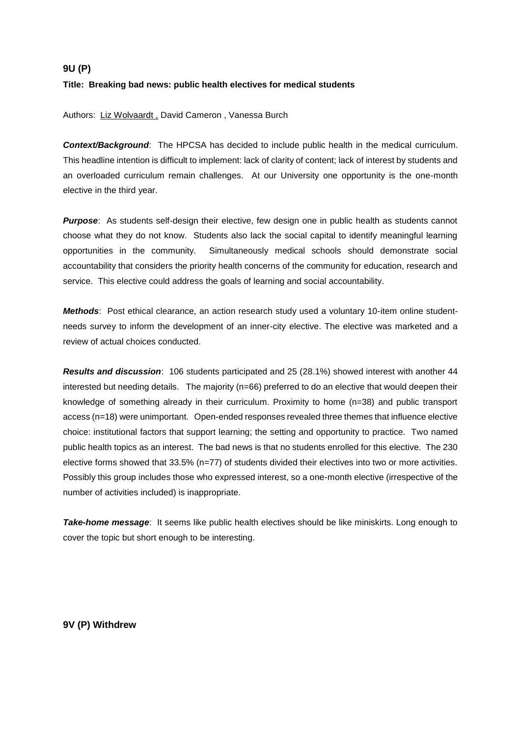### 9U (P)

**Title: Breaking bad news: public health electives for medical students**

Authors: Liz Wolvaardt , David Cameron , Vanessa Burch

***Context/Background***: The HPCSA has decided to include public health in the medical curriculum. This headline intention is difficult to implement: lack of clarity of content; lack of interest by students and an overloaded curriculum remain challenges. At our University one opportunity is the one-month elective in the third year.

***Purpose***: As students self-design their elective, few design one in public health as students cannot choose what they do not know. Students also lack the social capital to identify meaningful learning opportunities in the community. Simultaneously medical schools should demonstrate social accountability that considers the priority health concerns of the community for education, research and service. This elective could address the goals of learning and social accountability.

***Methods***: Post ethical clearance, an action research study used a voluntary 10-item online student-needs survey to inform the development of an inner-city elective. The elective was marketed and a review of actual choices conducted.

***Results and discussion***: 106 students participated and 25 (28.1%) showed interest with another 44 interested but needing details. The majority (n=66) preferred to do an elective that would deepen their knowledge of something already in their curriculum. Proximity to home (n=38) and public transport access (n=18) were unimportant. Open-ended responses revealed three themes that influence elective choice: institutional factors that support learning; the setting and opportunity to practice. Two named public health topics as an interest. The bad news is that no students enrolled for this elective. The 230 elective forms showed that 33.5% (n=77) of students divided their electives into two or more activities. Possibly this group includes those who expressed interest, so a one-month elective (irrespective of the number of activities included) is inappropriate.

***Take-home message***: It seems like public health electives should be like miniskirts. Long enough to cover the topic but short enough to be interesting.

### 9V (P) Withdrew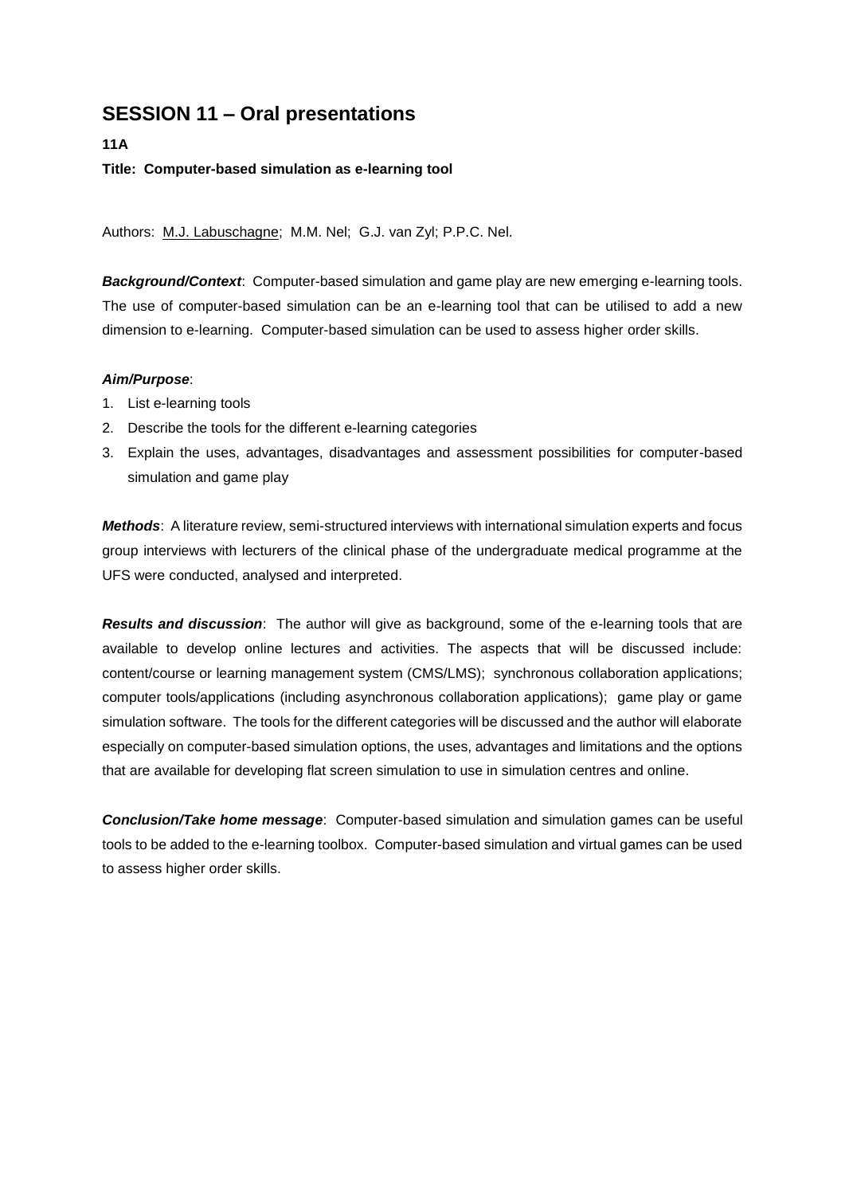## SESSION 11 – Oral presentations

**11A**

**Title: Computer-based simulation as e-learning tool**

Authors: M.J. Labuschagne; M.M. Nel; G.J. van Zyl; P.P.C. Nel.

***Background/Context***: Computer-based simulation and game play are new emerging e-learning tools. The use of computer-based simulation can be an e-learning tool that can be utilised to add a new dimension to e-learning. Computer-based simulation can be used to assess higher order skills.

***Aim/Purpose***:

1. List e-learning tools
2. Describe the tools for the different e-learning categories
3. Explain the uses, advantages, disadvantages and assessment possibilities for computer-based simulation and game play

***Methods***: A literature review, semi-structured interviews with international simulation experts and focus group interviews with lecturers of the clinical phase of the undergraduate medical programme at the UFS were conducted, analysed and interpreted.

***Results and discussion***: The author will give as background, some of the e-learning tools that are available to develop online lectures and activities. The aspects that will be discussed include: content/course or learning management system (CMS/LMS); synchronous collaboration applications; computer tools/applications (including asynchronous collaboration applications); game play or game simulation software. The tools for the different categories will be discussed and the author will elaborate especially on computer-based simulation options, the uses, advantages and limitations and the options that are available for developing flat screen simulation to use in simulation centres and online.

***Conclusion/Take home message***: Computer-based simulation and simulation games can be useful tools to be added to the e-learning toolbox. Computer-based simulation and virtual games can be used to assess higher order skills.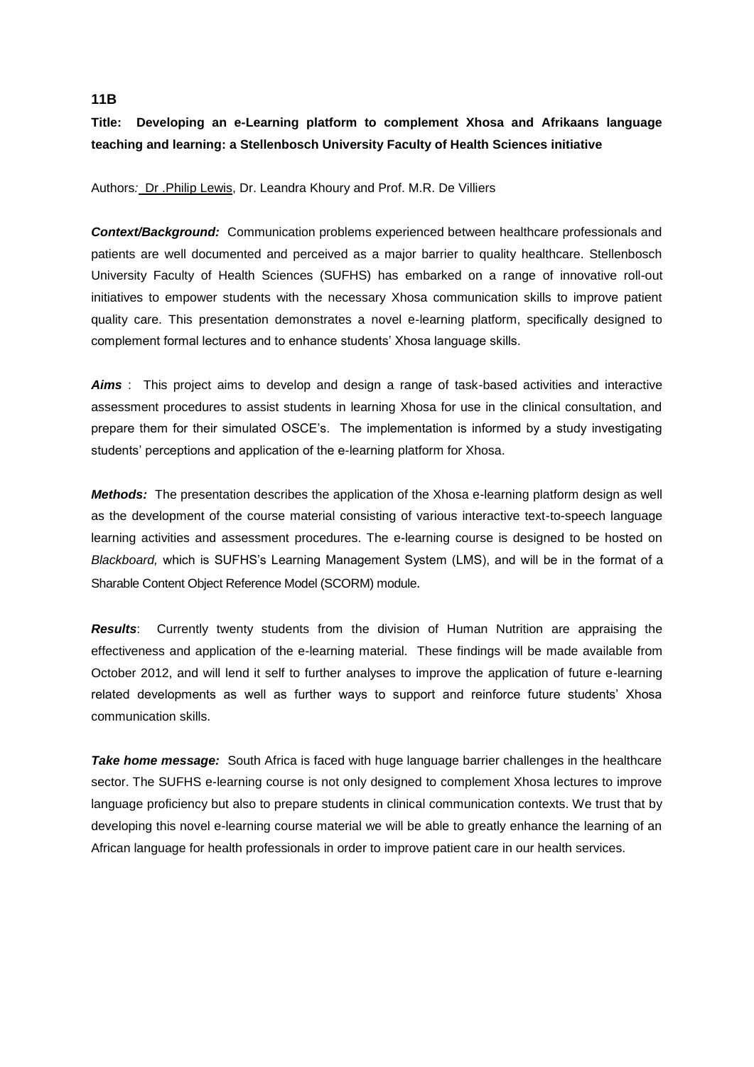**11B**

**Title: Developing an e-Learning platform to complement Xhosa and Afrikaans language teaching and learning: a Stellenbosch University Faculty of Health Sciences initiative**

Authors: Dr .Philip Lewis, Dr. Leandra Khoury and Prof. M.R. De Villiers

***Context/Background:*** Communication problems experienced between healthcare professionals and patients are well documented and perceived as a major barrier to quality healthcare. Stellenbosch University Faculty of Health Sciences (SUFHS) has embarked on a range of innovative roll-out initiatives to empower students with the necessary Xhosa communication skills to improve patient quality care. This presentation demonstrates a novel e-learning platform, specifically designed to complement formal lectures and to enhance students' Xhosa language skills.

***Aims*** : This project aims to develop and design a range of task-based activities and interactive assessment procedures to assist students in learning Xhosa for use in the clinical consultation, and prepare them for their simulated OSCE's. The implementation is informed by a study investigating students' perceptions and application of the e-learning platform for Xhosa.

***Methods:*** The presentation describes the application of the Xhosa e-learning platform design as well as the development of the course material consisting of various interactive text-to-speech language learning activities and assessment procedures. The e-learning course is designed to be hosted on *Blackboard,* which is SUFHS's Learning Management System (LMS), and will be in the format of a Sharable Content Object Reference Model (SCORM) module.

***Results***: Currently twenty students from the division of Human Nutrition are appraising the effectiveness and application of the e-learning material. These findings will be made available from October 2012, and will lend it self to further analyses to improve the application of future e-learning related developments as well as further ways to support and reinforce future students' Xhosa communication skills.

***Take home message:*** South Africa is faced with huge language barrier challenges in the healthcare sector. The SUFHS e-learning course is not only designed to complement Xhosa lectures to improve language proficiency but also to prepare students in clinical communication contexts. We trust that by developing this novel e-learning course material we will be able to greatly enhance the learning of an African language for health professionals in order to improve patient care in our health services.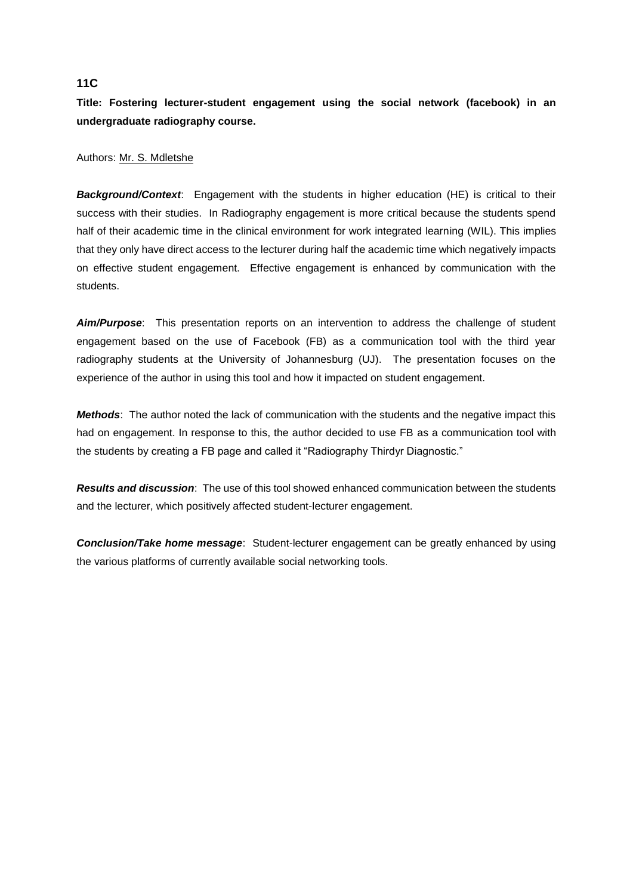**11C**

**Title: Fostering lecturer-student engagement using the social network (facebook) in an undergraduate radiography course.**

Authors: <u>Mr. S. Mdletshe</u>

***Background/Context***: Engagement with the students in higher education (HE) is critical to their success with their studies. In Radiography engagement is more critical because the students spend half of their academic time in the clinical environment for work integrated learning (WIL). This implies that they only have direct access to the lecturer during half the academic time which negatively impacts on effective student engagement. Effective engagement is enhanced by communication with the students.

***Aim/Purpose***: This presentation reports on an intervention to address the challenge of student engagement based on the use of Facebook (FB) as a communication tool with the third year radiography students at the University of Johannesburg (UJ). The presentation focuses on the experience of the author in using this tool and how it impacted on student engagement.

***Methods***: The author noted the lack of communication with the students and the negative impact this had on engagement. In response to this, the author decided to use FB as a communication tool with the students by creating a FB page and called it "Radiography Thirdyr Diagnostic."

***Results and discussion***: The use of this tool showed enhanced communication between the students and the lecturer, which positively affected student-lecturer engagement.

***Conclusion/Take home message***: Student-lecturer engagement can be greatly enhanced by using the various platforms of currently available social networking tools.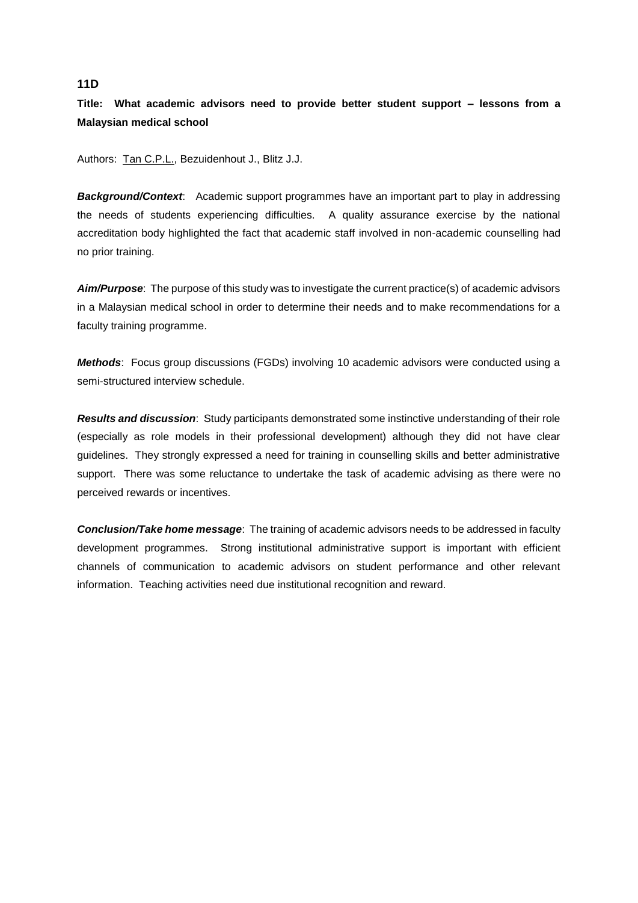**11D**

**Title: What academic advisors need to provide better student support – lessons from a Malaysian medical school**

Authors: Tan C.P.L., Bezuidenhout J., Blitz J.J.

***Background/Context***: Academic support programmes have an important part to play in addressing the needs of students experiencing difficulties. A quality assurance exercise by the national accreditation body highlighted the fact that academic staff involved in non-academic counselling had no prior training.

***Aim/Purpose***: The purpose of this study was to investigate the current practice(s) of academic advisors in a Malaysian medical school in order to determine their needs and to make recommendations for a faculty training programme.

***Methods***: Focus group discussions (FGDs) involving 10 academic advisors were conducted using a semi-structured interview schedule.

***Results and discussion***: Study participants demonstrated some instinctive understanding of their role (especially as role models in their professional development) although they did not have clear guidelines. They strongly expressed a need for training in counselling skills and better administrative support. There was some reluctance to undertake the task of academic advising as there were no perceived rewards or incentives.

***Conclusion/Take home message***: The training of academic advisors needs to be addressed in faculty development programmes. Strong institutional administrative support is important with efficient channels of communication to academic advisors on student performance and other relevant information. Teaching activities need due institutional recognition and reward.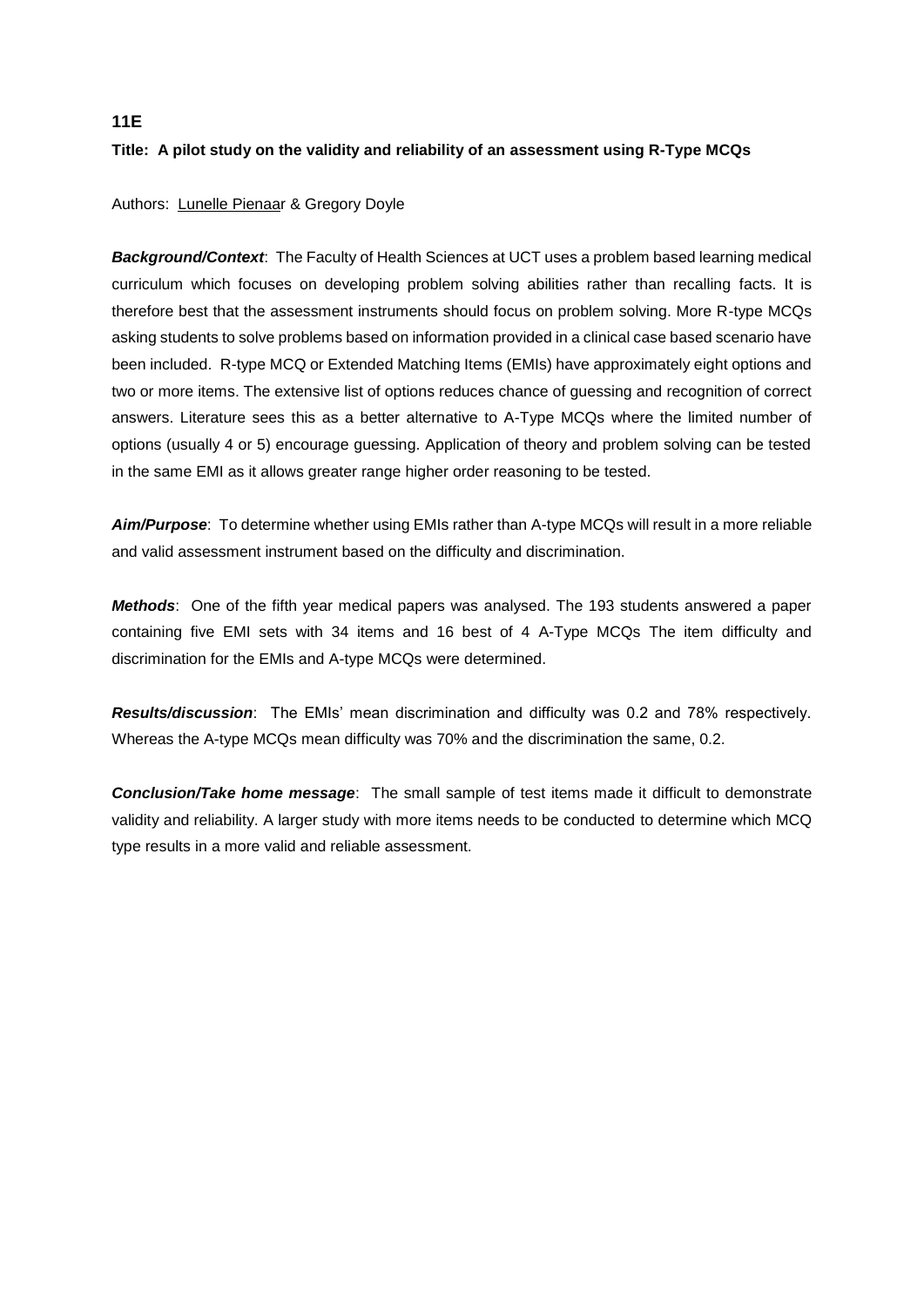**11E**

**Title: A pilot study on the validity and reliability of an assessment using R-Type MCQs**

Authors: Lunelle Pienaar & Gregory Doyle

***Background/Context***: The Faculty of Health Sciences at UCT uses a problem based learning medical curriculum which focuses on developing problem solving abilities rather than recalling facts. It is therefore best that the assessment instruments should focus on problem solving. More R-type MCQs asking students to solve problems based on information provided in a clinical case based scenario have been included. R-type MCQ or Extended Matching Items (EMIs) have approximately eight options and two or more items. The extensive list of options reduces chance of guessing and recognition of correct answers. Literature sees this as a better alternative to A-Type MCQs where the limited number of options (usually 4 or 5) encourage guessing. Application of theory and problem solving can be tested in the same EMI as it allows greater range higher order reasoning to be tested.

***Aim/Purpose***: To determine whether using EMIs rather than A-type MCQs will result in a more reliable and valid assessment instrument based on the difficulty and discrimination.

***Methods***: One of the fifth year medical papers was analysed. The 193 students answered a paper containing five EMI sets with 34 items and 16 best of 4 A-Type MCQs The item difficulty and discrimination for the EMIs and A-type MCQs were determined.

***Results/discussion***: The EMIs' mean discrimination and difficulty was 0.2 and 78% respectively. Whereas the A-type MCQs mean difficulty was 70% and the discrimination the same, 0.2.

***Conclusion/Take home message***: The small sample of test items made it difficult to demonstrate validity and reliability. A larger study with more items needs to be conducted to determine which MCQ type results in a more valid and reliable assessment.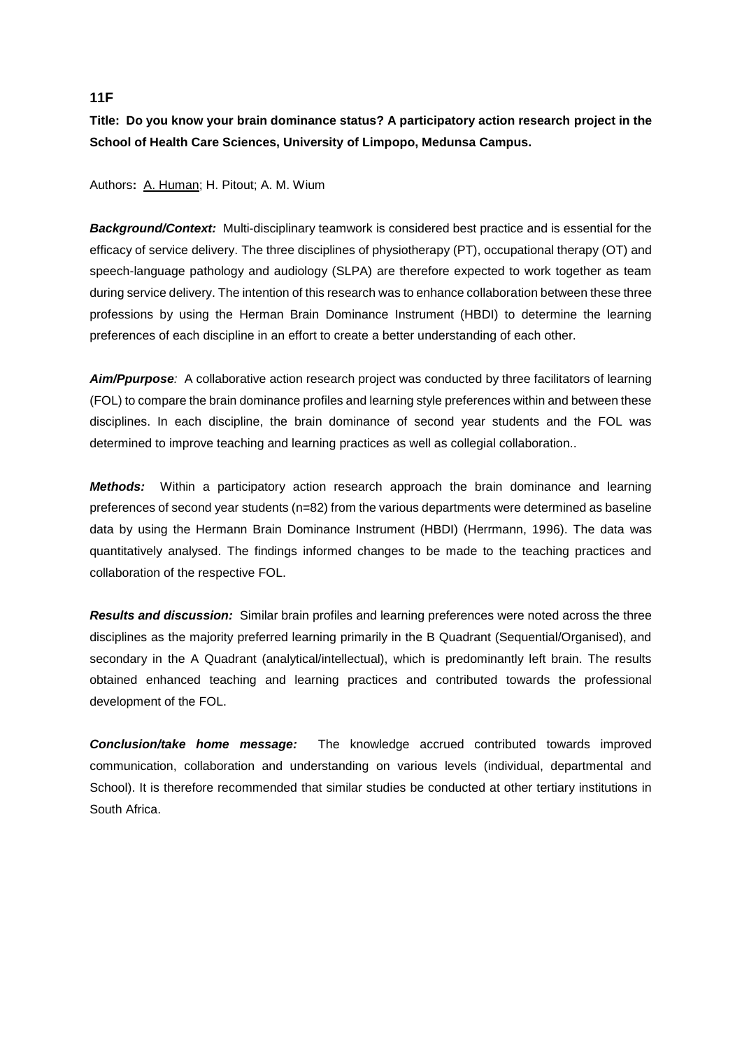**11F**

**Title: Do you know your brain dominance status? A participatory action research project in the School of Health Care Sciences, University of Limpopo, Medunsa Campus.**

Authors**:** A. Human; H. Pitout; A. M. Wium

***Background/Context:*** Multi-disciplinary teamwork is considered best practice and is essential for the efficacy of service delivery. The three disciplines of physiotherapy (PT), occupational therapy (OT) and speech-language pathology and audiology (SLPA) are therefore expected to work together as team during service delivery. The intention of this research was to enhance collaboration between these three professions by using the Herman Brain Dominance Instrument (HBDI) to determine the learning preferences of each discipline in an effort to create a better understanding of each other.

***Aim/Ppurpose****:* A collaborative action research project was conducted by three facilitators of learning (FOL) to compare the brain dominance profiles and learning style preferences within and between these disciplines. In each discipline, the brain dominance of second year students and the FOL was determined to improve teaching and learning practices as well as collegial collaboration..

***Methods:*** Within a participatory action research approach the brain dominance and learning preferences of second year students (n=82) from the various departments were determined as baseline data by using the Hermann Brain Dominance Instrument (HBDI) (Herrmann, 1996). The data was quantitatively analysed. The findings informed changes to be made to the teaching practices and collaboration of the respective FOL.

***Results and discussion:*** Similar brain profiles and learning preferences were noted across the three disciplines as the majority preferred learning primarily in the B Quadrant (Sequential/Organised), and secondary in the A Quadrant (analytical/intellectual), which is predominantly left brain. The results obtained enhanced teaching and learning practices and contributed towards the professional development of the FOL.

***Conclusion/take home message:*** The knowledge accrued contributed towards improved communication, collaboration and understanding on various levels (individual, departmental and School). It is therefore recommended that similar studies be conducted at other tertiary institutions in South Africa.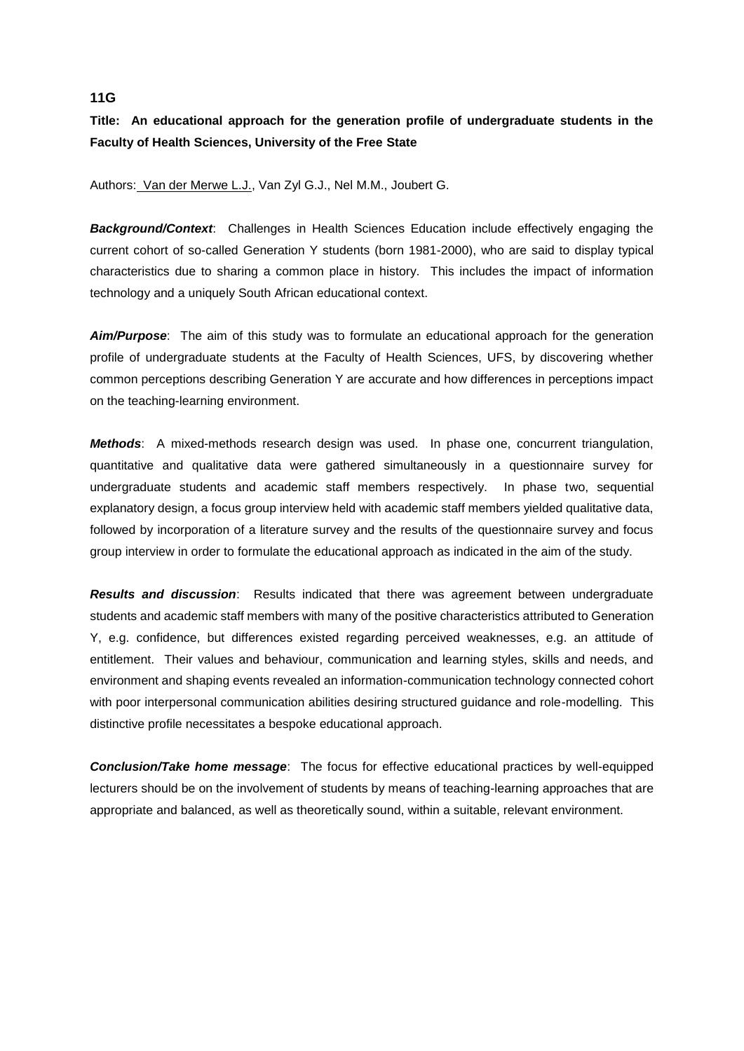**11G**

**Title: An educational approach for the generation profile of undergraduate students in the Faculty of Health Sciences, University of the Free State**

Authors: Van der Merwe L.J., Van Zyl G.J., Nel M.M., Joubert G.

***Background/Context***: Challenges in Health Sciences Education include effectively engaging the current cohort of so-called Generation Y students (born 1981-2000), who are said to display typical characteristics due to sharing a common place in history. This includes the impact of information technology and a uniquely South African educational context.

***Aim/Purpose***: The aim of this study was to formulate an educational approach for the generation profile of undergraduate students at the Faculty of Health Sciences, UFS, by discovering whether common perceptions describing Generation Y are accurate and how differences in perceptions impact on the teaching-learning environment.

***Methods***: A mixed-methods research design was used. In phase one, concurrent triangulation, quantitative and qualitative data were gathered simultaneously in a questionnaire survey for undergraduate students and academic staff members respectively. In phase two, sequential explanatory design, a focus group interview held with academic staff members yielded qualitative data, followed by incorporation of a literature survey and the results of the questionnaire survey and focus group interview in order to formulate the educational approach as indicated in the aim of the study.

***Results and discussion***: Results indicated that there was agreement between undergraduate students and academic staff members with many of the positive characteristics attributed to Generation Y, e.g. confidence, but differences existed regarding perceived weaknesses, e.g. an attitude of entitlement. Their values and behaviour, communication and learning styles, skills and needs, and environment and shaping events revealed an information-communication technology connected cohort with poor interpersonal communication abilities desiring structured guidance and role-modelling. This distinctive profile necessitates a bespoke educational approach.

***Conclusion/Take home message***: The focus for effective educational practices by well-equipped lecturers should be on the involvement of students by means of teaching-learning approaches that are appropriate and balanced, as well as theoretically sound, within a suitable, relevant environment.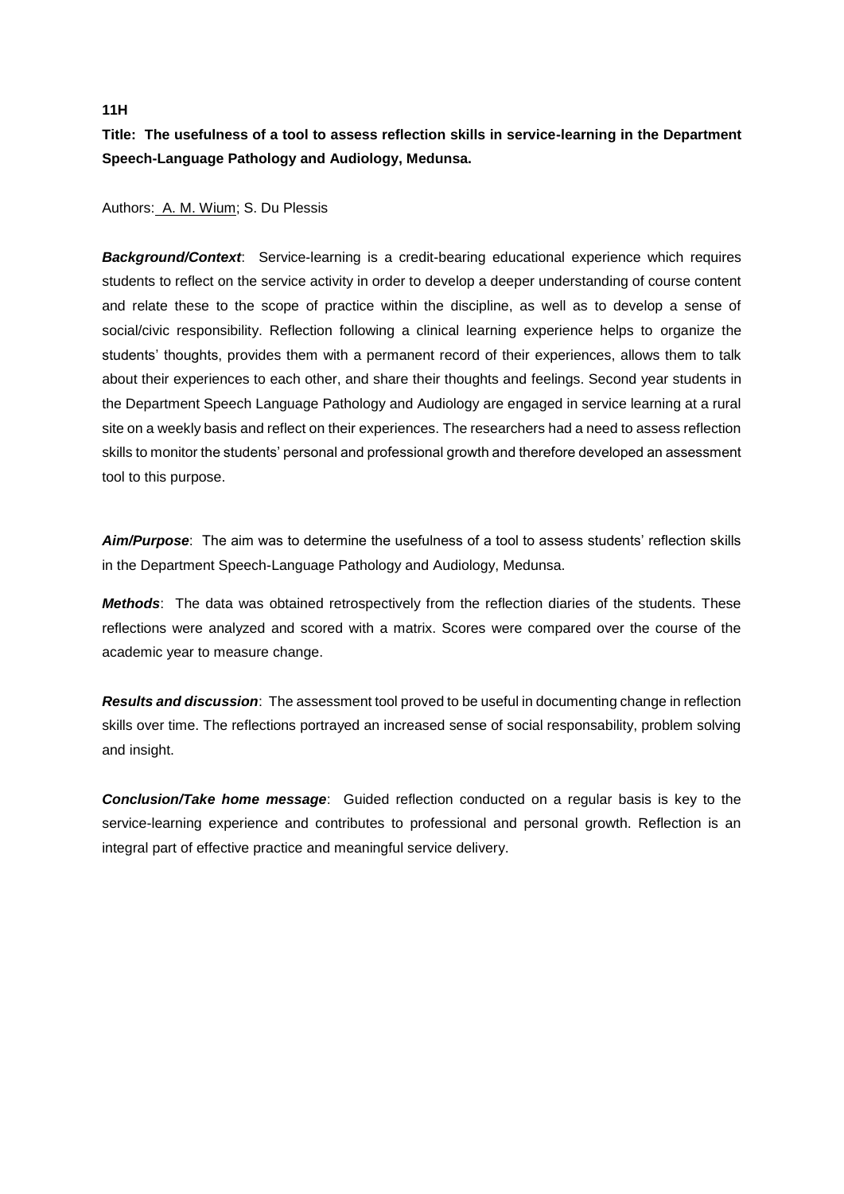**11H**

**Title: The usefulness of a tool to assess reflection skills in service-learning in the Department Speech-Language Pathology and Audiology, Medunsa.**

Authors: A. M. Wium; S. Du Plessis

***Background/Context***: Service-learning is a credit-bearing educational experience which requires students to reflect on the service activity in order to develop a deeper understanding of course content and relate these to the scope of practice within the discipline, as well as to develop a sense of social/civic responsibility. Reflection following a clinical learning experience helps to organize the students' thoughts, provides them with a permanent record of their experiences, allows them to talk about their experiences to each other, and share their thoughts and feelings. Second year students in the Department Speech Language Pathology and Audiology are engaged in service learning at a rural site on a weekly basis and reflect on their experiences. The researchers had a need to assess reflection skills to monitor the students' personal and professional growth and therefore developed an assessment tool to this purpose.

***Aim/Purpose***: The aim was to determine the usefulness of a tool to assess students' reflection skills in the Department Speech-Language Pathology and Audiology, Medunsa.

***Methods***: The data was obtained retrospectively from the reflection diaries of the students. These reflections were analyzed and scored with a matrix. Scores were compared over the course of the academic year to measure change.

***Results and discussion***: The assessment tool proved to be useful in documenting change in reflection skills over time. The reflections portrayed an increased sense of social responsability, problem solving and insight.

***Conclusion/Take home message***: Guided reflection conducted on a regular basis is key to the service-learning experience and contributes to professional and personal growth. Reflection is an integral part of effective practice and meaningful service delivery.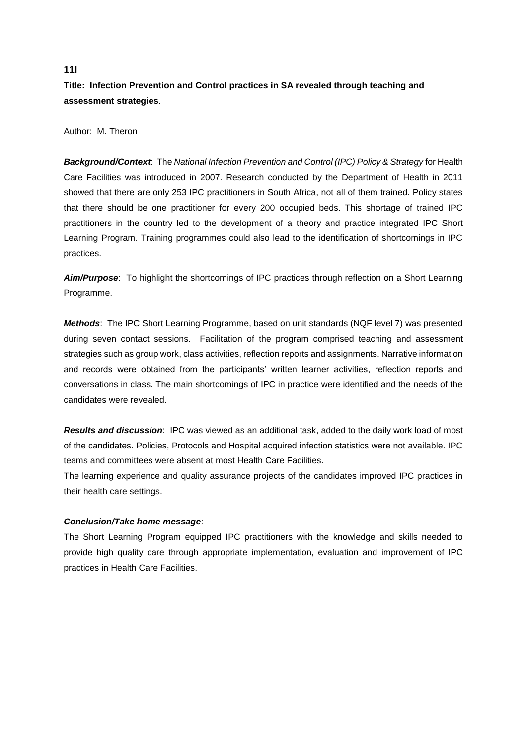**11I**

**Title: Infection Prevention and Control practices in SA revealed through teaching and assessment strategies**.

Author: M. Theron

***Background/Context***: The *National Infection Prevention and Control (IPC) Policy & Strategy* for Health Care Facilities was introduced in 2007. Research conducted by the Department of Health in 2011 showed that there are only 253 IPC practitioners in South Africa, not all of them trained. Policy states that there should be one practitioner for every 200 occupied beds. This shortage of trained IPC practitioners in the country led to the development of a theory and practice integrated IPC Short Learning Program. Training programmes could also lead to the identification of shortcomings in IPC practices.

***Aim/Purpose***: To highlight the shortcomings of IPC practices through reflection on a Short Learning Programme.

***Methods***: The IPC Short Learning Programme, based on unit standards (NQF level 7) was presented during seven contact sessions. Facilitation of the program comprised teaching and assessment strategies such as group work, class activities, reflection reports and assignments. Narrative information and records were obtained from the participants' written learner activities, reflection reports and conversations in class. The main shortcomings of IPC in practice were identified and the needs of the candidates were revealed.

***Results and discussion***: IPC was viewed as an additional task, added to the daily work load of most of the candidates. Policies, Protocols and Hospital acquired infection statistics were not available. IPC teams and committees were absent at most Health Care Facilities.

The learning experience and quality assurance projects of the candidates improved IPC practices in their health care settings.

***Conclusion/Take home message***:

The Short Learning Program equipped IPC practitioners with the knowledge and skills needed to provide high quality care through appropriate implementation, evaluation and improvement of IPC practices in Health Care Facilities.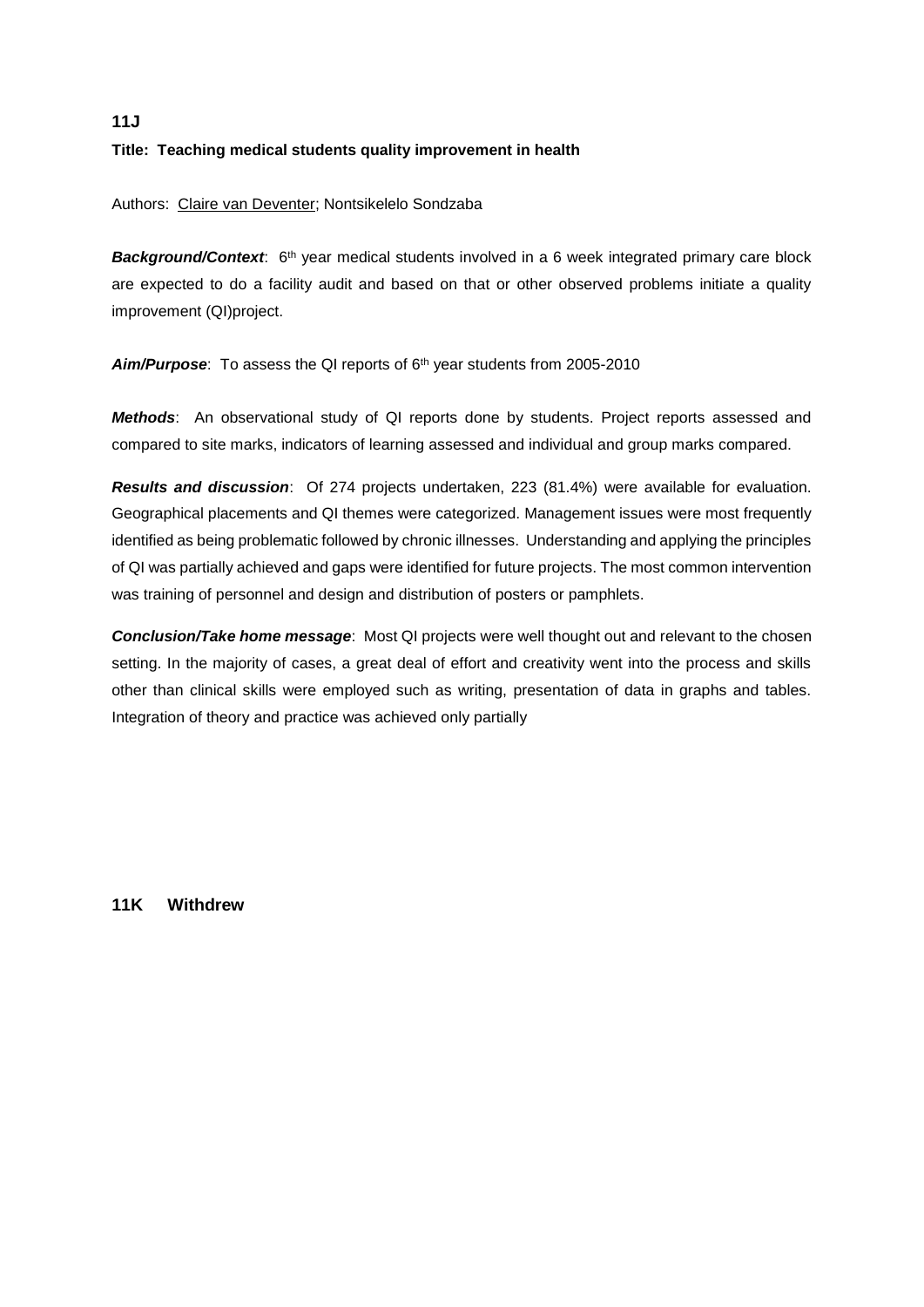**11J**

**Title: Teaching medical students quality improvement in health**

Authors: Claire van Deventer; Nontsikelelo Sondzaba

***Background/Context***: 6th year medical students involved in a 6 week integrated primary care block are expected to do a facility audit and based on that or other observed problems initiate a quality improvement (QI)project.

***Aim/Purpose***: To assess the QI reports of 6th year students from 2005-2010

***Methods***: An observational study of QI reports done by students. Project reports assessed and compared to site marks, indicators of learning assessed and individual and group marks compared.

***Results and discussion***: Of 274 projects undertaken, 223 (81.4%) were available for evaluation. Geographical placements and QI themes were categorized. Management issues were most frequently identified as being problematic followed by chronic illnesses. Understanding and applying the principles of QI was partially achieved and gaps were identified for future projects. The most common intervention was training of personnel and design and distribution of posters or pamphlets.

***Conclusion/Take home message***: Most QI projects were well thought out and relevant to the chosen setting. In the majority of cases, a great deal of effort and creativity went into the process and skills other than clinical skills were employed such as writing, presentation of data in graphs and tables. Integration of theory and practice was achieved only partially

**11K Withdrew**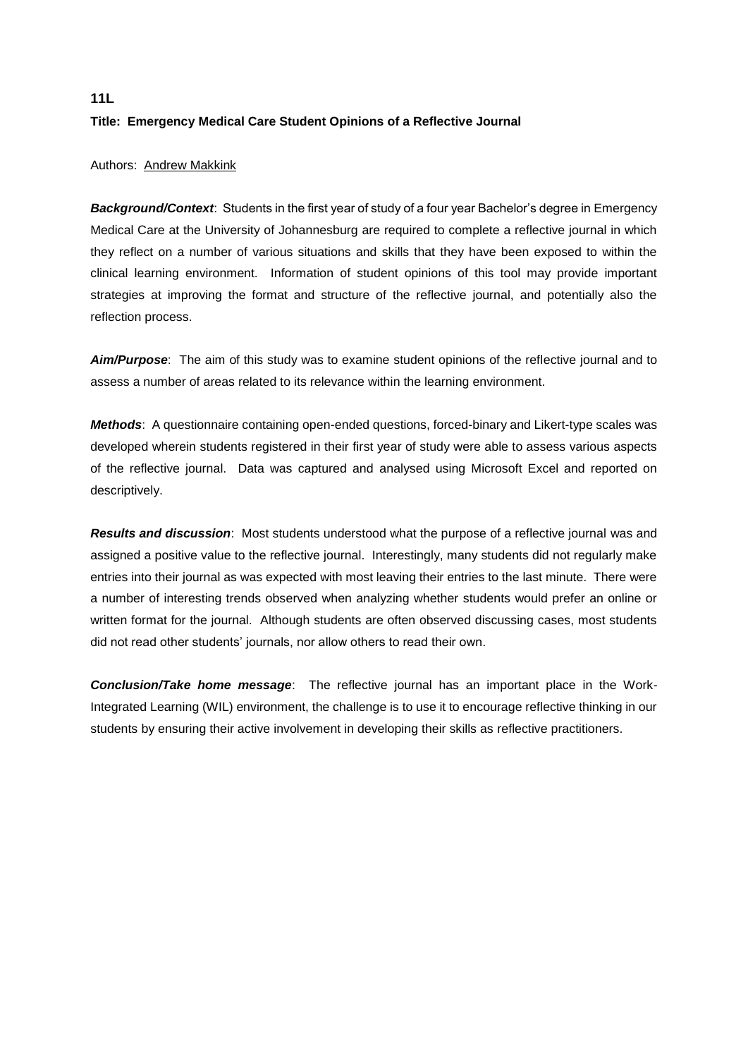**11L**

**Title: Emergency Medical Care Student Opinions of a Reflective Journal**

Authors: Andrew Makkink

***Background/Context***: Students in the first year of study of a four year Bachelor's degree in Emergency Medical Care at the University of Johannesburg are required to complete a reflective journal in which they reflect on a number of various situations and skills that they have been exposed to within the clinical learning environment. Information of student opinions of this tool may provide important strategies at improving the format and structure of the reflective journal, and potentially also the reflection process.

***Aim/Purpose***: The aim of this study was to examine student opinions of the reflective journal and to assess a number of areas related to its relevance within the learning environment.

***Methods***: A questionnaire containing open-ended questions, forced-binary and Likert-type scales was developed wherein students registered in their first year of study were able to assess various aspects of the reflective journal. Data was captured and analysed using Microsoft Excel and reported on descriptively.

***Results and discussion***: Most students understood what the purpose of a reflective journal was and assigned a positive value to the reflective journal. Interestingly, many students did not regularly make entries into their journal as was expected with most leaving their entries to the last minute. There were a number of interesting trends observed when analyzing whether students would prefer an online or written format for the journal. Although students are often observed discussing cases, most students did not read other students' journals, nor allow others to read their own.

***Conclusion/Take home message***: The reflective journal has an important place in the Work-Integrated Learning (WIL) environment, the challenge is to use it to encourage reflective thinking in our students by ensuring their active involvement in developing their skills as reflective practitioners.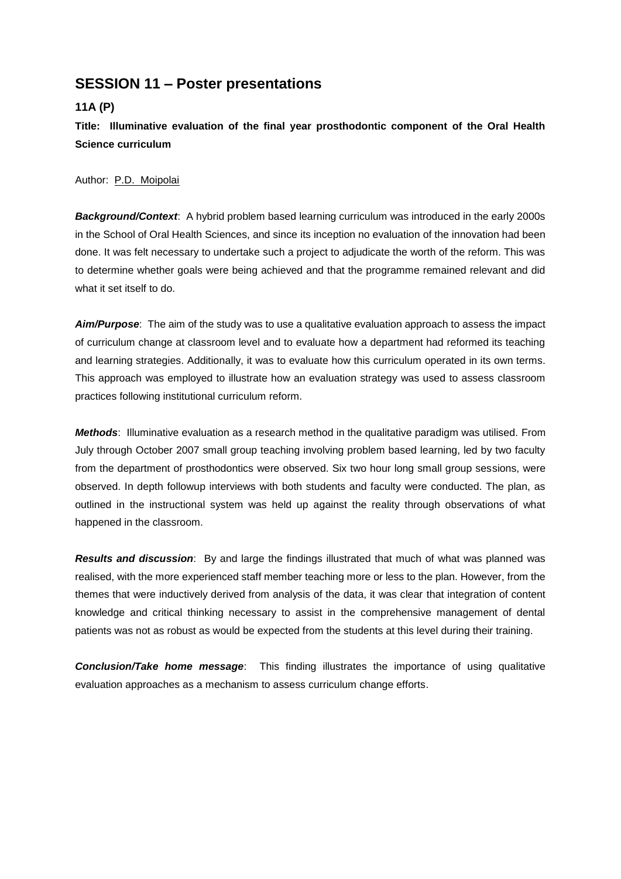## SESSION 11 – Poster presentations

### 11A (P)

**Title: Illuminative evaluation of the final year prosthodontic component of the Oral Health Science curriculum**

Author: P.D. Moipolai

***Background/Context***: A hybrid problem based learning curriculum was introduced in the early 2000s in the School of Oral Health Sciences, and since its inception no evaluation of the innovation had been done. It was felt necessary to undertake such a project to adjudicate the worth of the reform. This was to determine whether goals were being achieved and that the programme remained relevant and did what it set itself to do.

***Aim/Purpose***: The aim of the study was to use a qualitative evaluation approach to assess the impact of curriculum change at classroom level and to evaluate how a department had reformed its teaching and learning strategies. Additionally, it was to evaluate how this curriculum operated in its own terms. This approach was employed to illustrate how an evaluation strategy was used to assess classroom practices following institutional curriculum reform.

***Methods***: Illuminative evaluation as a research method in the qualitative paradigm was utilised. From July through October 2007 small group teaching involving problem based learning, led by two faculty from the department of prosthodontics were observed. Six two hour long small group sessions, were observed. In depth followup interviews with both students and faculty were conducted. The plan, as outlined in the instructional system was held up against the reality through observations of what happened in the classroom.

***Results and discussion***: By and large the findings illustrated that much of what was planned was realised, with the more experienced staff member teaching more or less to the plan. However, from the themes that were inductively derived from analysis of the data, it was clear that integration of content knowledge and critical thinking necessary to assist in the comprehensive management of dental patients was not as robust as would be expected from the students at this level during their training.

***Conclusion/Take home message***: This finding illustrates the importance of using qualitative evaluation approaches as a mechanism to assess curriculum change efforts.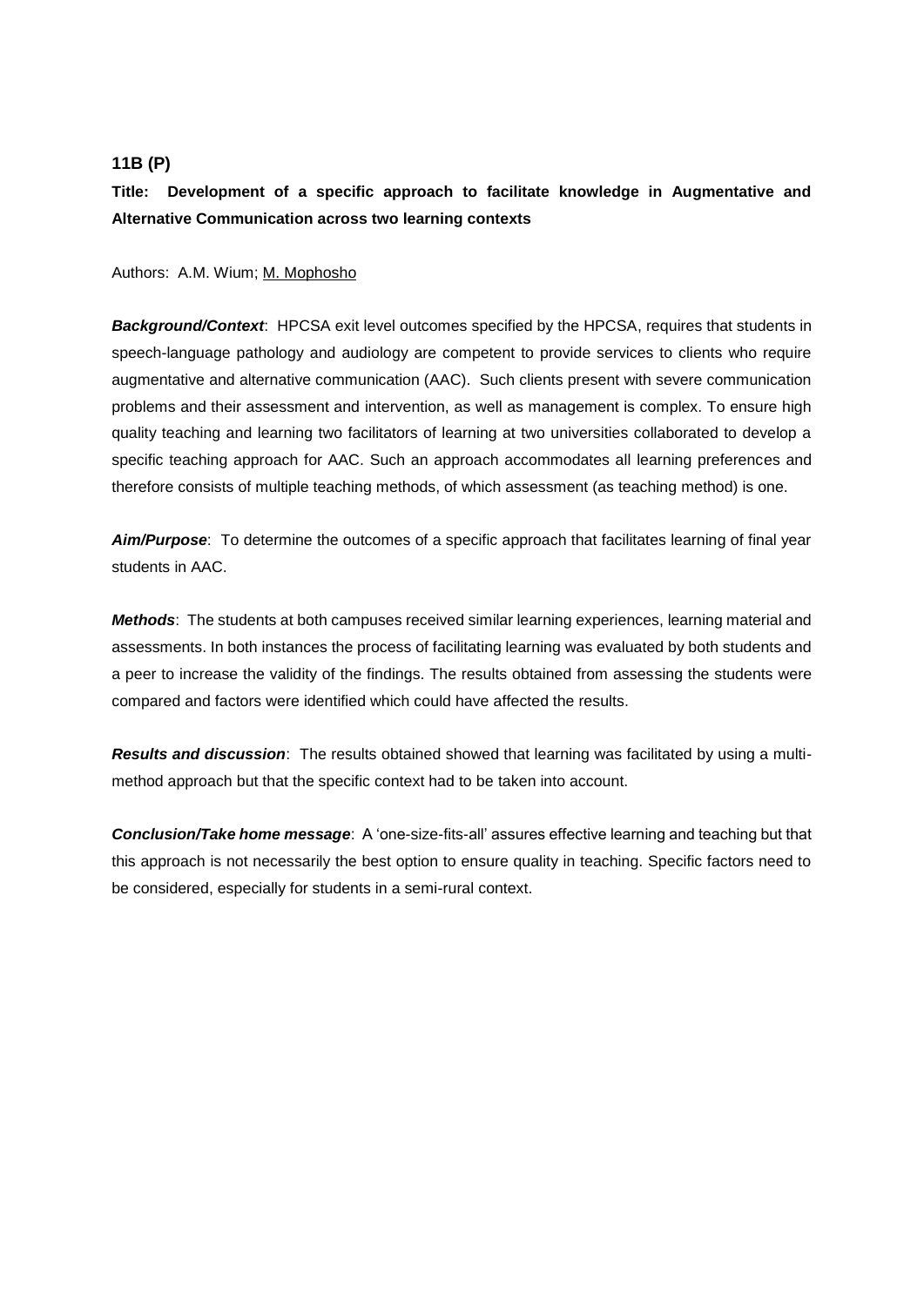**11B (P)**

**Title: Development of a specific approach to facilitate knowledge in Augmentative and Alternative Communication across two learning contexts**

Authors: A.M. Wium; M. Mophosho

***Background/Context***: HPCSA exit level outcomes specified by the HPCSA, requires that students in speech-language pathology and audiology are competent to provide services to clients who require augmentative and alternative communication (AAC). Such clients present with severe communication problems and their assessment and intervention, as well as management is complex. To ensure high quality teaching and learning two facilitators of learning at two universities collaborated to develop a specific teaching approach for AAC. Such an approach accommodates all learning preferences and therefore consists of multiple teaching methods, of which assessment (as teaching method) is one.

***Aim/Purpose***: To determine the outcomes of a specific approach that facilitates learning of final year students in AAC.

***Methods***: The students at both campuses received similar learning experiences, learning material and assessments. In both instances the process of facilitating learning was evaluated by both students and a peer to increase the validity of the findings. The results obtained from assessing the students were compared and factors were identified which could have affected the results.

***Results and discussion***: The results obtained showed that learning was facilitated by using a multi-method approach but that the specific context had to be taken into account.

***Conclusion/Take home message***: A 'one-size-fits-all' assures effective learning and teaching but that this approach is not necessarily the best option to ensure quality in teaching. Specific factors need to be considered, especially for students in a semi-rural context.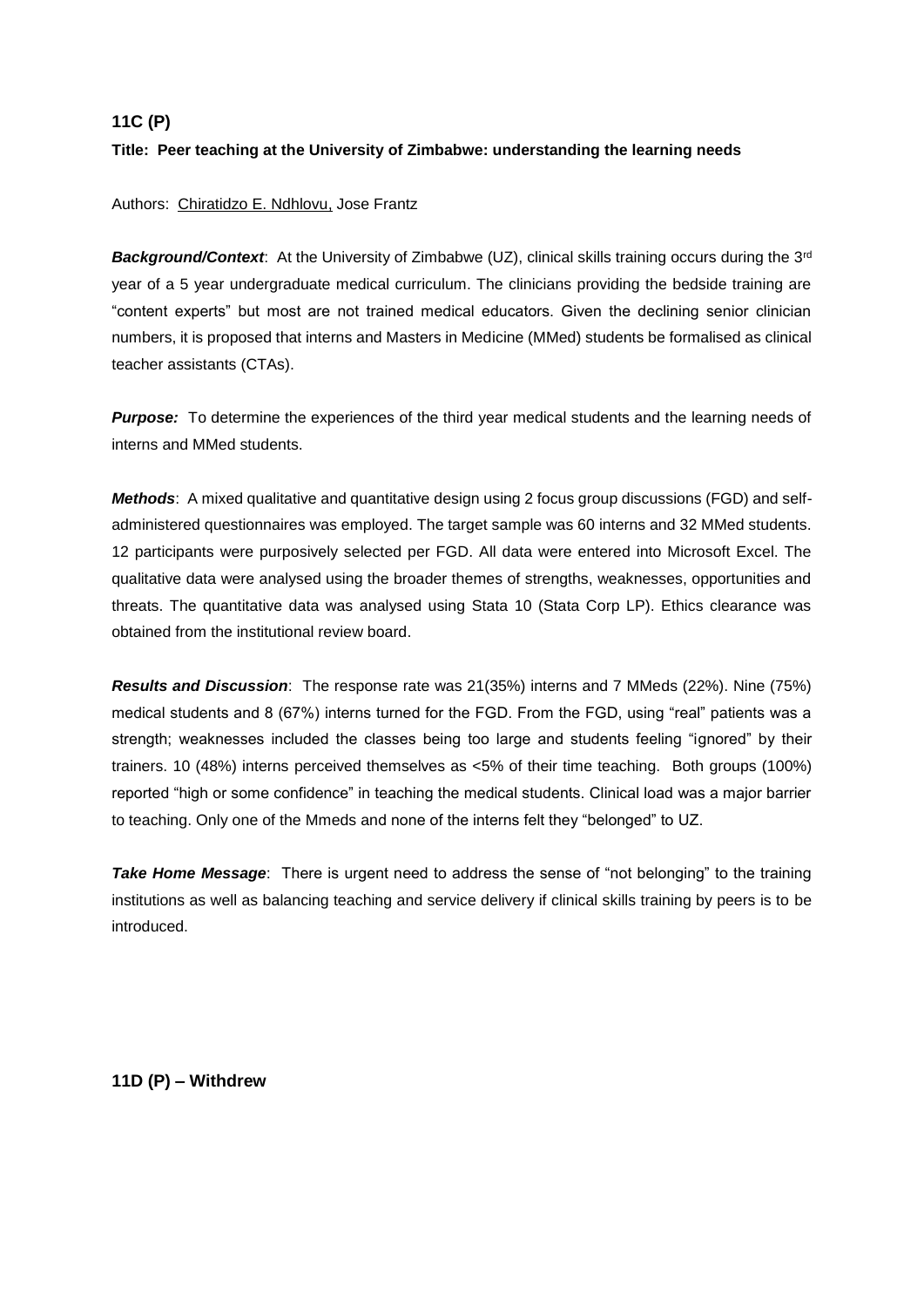### 11C (P)

**Title: Peer teaching at the University of Zimbabwe: understanding the learning needs**

Authors: <u>Chiratidzo E. Ndhlovu,</u> Jose Frantz

***Background/Context***: At the University of Zimbabwe (UZ), clinical skills training occurs during the 3rd year of a 5 year undergraduate medical curriculum. The clinicians providing the bedside training are "content experts" but most are not trained medical educators. Given the declining senior clinician numbers, it is proposed that interns and Masters in Medicine (MMed) students be formalised as clinical teacher assistants (CTAs).

***Purpose:*** To determine the experiences of the third year medical students and the learning needs of interns and MMed students.

***Methods***: A mixed qualitative and quantitative design using 2 focus group discussions (FGD) and self-administered questionnaires was employed. The target sample was 60 interns and 32 MMed students. 12 participants were purposively selected per FGD. All data were entered into Microsoft Excel. The qualitative data were analysed using the broader themes of strengths, weaknesses, opportunities and threats. The quantitative data was analysed using Stata 10 (Stata Corp LP). Ethics clearance was obtained from the institutional review board.

***Results and Discussion***: The response rate was 21(35%) interns and 7 MMeds (22%). Nine (75%) medical students and 8 (67%) interns turned for the FGD. From the FGD, using "real" patients was a strength; weaknesses included the classes being too large and students feeling "ignored" by their trainers. 10 (48%) interns perceived themselves as <5% of their time teaching. Both groups (100%) reported "high or some confidence" in teaching the medical students. Clinical load was a major barrier to teaching. Only one of the Mmeds and none of the interns felt they "belonged" to UZ.

***Take Home Message***: There is urgent need to address the sense of "not belonging" to the training institutions as well as balancing teaching and service delivery if clinical skills training by peers is to be introduced.

### 11D (P) – Withdrew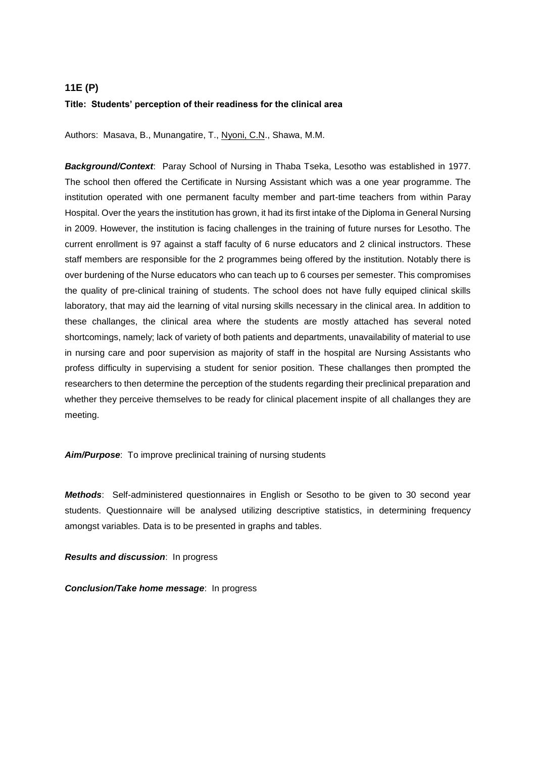**11E (P)**

**Title: Students' perception of their readiness for the clinical area**

Authors: Masava, B., Munangatire, T., <u>Nyoni, C.N.</u>, Shawa, M.M.

***Background/Context***: Paray School of Nursing in Thaba Tseka, Lesotho was established in 1977. The school then offered the Certificate in Nursing Assistant which was a one year programme. The institution operated with one permanent faculty member and part-time teachers from within Paray Hospital. Over the years the institution has grown, it had its first intake of the Diploma in General Nursing in 2009. However, the institution is facing challenges in the training of future nurses for Lesotho. The current enrollment is 97 against a staff faculty of 6 nurse educators and 2 clinical instructors. These staff members are responsible for the 2 programmes being offered by the institution. Notably there is over burdening of the Nurse educators who can teach up to 6 courses per semester. This compromises the quality of pre-clinical training of students. The school does not have fully equiped clinical skills laboratory, that may aid the learning of vital nursing skills necessary in the clinical area. In addition to these challanges, the clinical area where the students are mostly attached has several noted shortcomings, namely; lack of variety of both patients and departments, unavailability of material to use in nursing care and poor supervision as majority of staff in the hospital are Nursing Assistants who profess difficulty in supervising a student for senior position. These challanges then prompted the researchers to then determine the perception of the students regarding their preclinical preparation and whether they perceive themselves to be ready for clinical placement inspite of all challanges they are meeting.

***Aim/Purpose***: To improve preclinical training of nursing students

***Methods***: Self-administered questionnaires in English or Sesotho to be given to 30 second year students. Questionnaire will be analysed utilizing descriptive statistics, in determining frequency amongst variables. Data is to be presented in graphs and tables.

***Results and discussion***: In progress

***Conclusion/Take home message***: In progress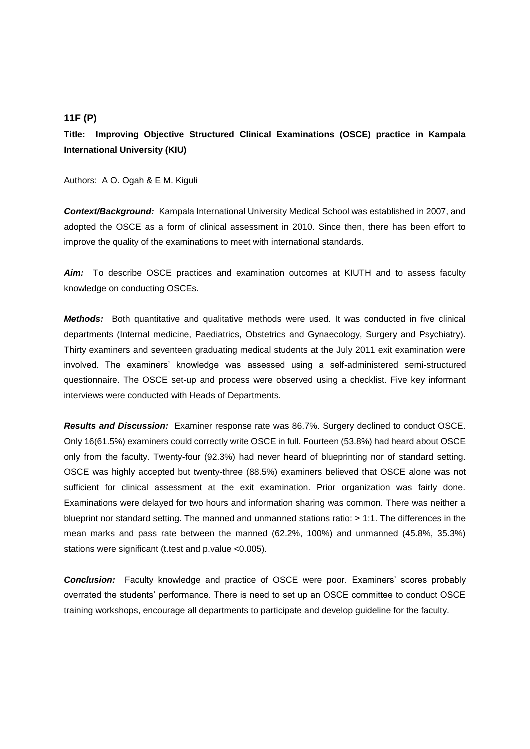**11F (P)**

**Title: Improving Objective Structured Clinical Examinations (OSCE) practice in Kampala International University (KIU)**

Authors: A O. Ogah & E M. Kiguli

***Context/Background:*** Kampala International University Medical School was established in 2007, and adopted the OSCE as a form of clinical assessment in 2010. Since then, there has been effort to improve the quality of the examinations to meet with international standards.

***Aim:*** To describe OSCE practices and examination outcomes at KIUTH and to assess faculty knowledge on conducting OSCEs.

***Methods:*** Both quantitative and qualitative methods were used. It was conducted in five clinical departments (Internal medicine, Paediatrics, Obstetrics and Gynaecology, Surgery and Psychiatry). Thirty examiners and seventeen graduating medical students at the July 2011 exit examination were involved. The examiners' knowledge was assessed using a self-administered semi-structured questionnaire. The OSCE set-up and process were observed using a checklist. Five key informant interviews were conducted with Heads of Departments.

***Results and Discussion:*** Examiner response rate was 86.7%. Surgery declined to conduct OSCE. Only 16(61.5%) examiners could correctly write OSCE in full. Fourteen (53.8%) had heard about OSCE only from the faculty. Twenty-four (92.3%) had never heard of blueprinting nor of standard setting. OSCE was highly accepted but twenty-three (88.5%) examiners believed that OSCE alone was not sufficient for clinical assessment at the exit examination. Prior organization was fairly done. Examinations were delayed for two hours and information sharing was common. There was neither a blueprint nor standard setting. The manned and unmanned stations ratio: > 1:1. The differences in the mean marks and pass rate between the manned (62.2%, 100%) and unmanned (45.8%, 35.3%) stations were significant (t.test and p.value <0.005).

***Conclusion:*** Faculty knowledge and practice of OSCE were poor. Examiners' scores probably overrated the students' performance. There is need to set up an OSCE committee to conduct OSCE training workshops, encourage all departments to participate and develop guideline for the faculty.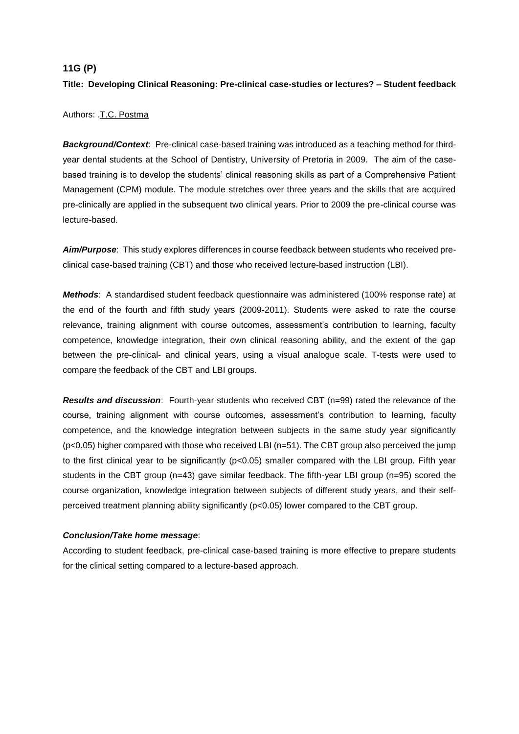**11G (P)**

**Title: Developing Clinical Reasoning: Pre-clinical case-studies or lectures? – Student feedback**

Authors: .T.C. Postma

***Background/Context***: Pre-clinical case-based training was introduced as a teaching method for third-year dental students at the School of Dentistry, University of Pretoria in 2009. The aim of the case-based training is to develop the students' clinical reasoning skills as part of a Comprehensive Patient Management (CPM) module. The module stretches over three years and the skills that are acquired pre-clinically are applied in the subsequent two clinical years. Prior to 2009 the pre-clinical course was lecture-based.

***Aim/Purpose***: This study explores differences in course feedback between students who received pre-clinical case-based training (CBT) and those who received lecture-based instruction (LBI).

***Methods***: A standardised student feedback questionnaire was administered (100% response rate) at the end of the fourth and fifth study years (2009-2011). Students were asked to rate the course relevance, training alignment with course outcomes, assessment's contribution to learning, faculty competence, knowledge integration, their own clinical reasoning ability, and the extent of the gap between the pre-clinical- and clinical years, using a visual analogue scale. T-tests were used to compare the feedback of the CBT and LBI groups.

***Results and discussion***: Fourth-year students who received CBT (n=99) rated the relevance of the course, training alignment with course outcomes, assessment's contribution to learning, faculty competence, and the knowledge integration between subjects in the same study year significantly ($p<0.05$) higher compared with those who received LBI (n=51). The CBT group also perceived the jump to the first clinical year to be significantly ($p<0.05$) smaller compared with the LBI group. Fifth year students in the CBT group (n=43) gave similar feedback. The fifth-year LBI group (n=95) scored the course organization, knowledge integration between subjects of different study years, and their self-perceived treatment planning ability significantly ($p<0.05$) lower compared to the CBT group.

***Conclusion/Take home message***:

According to student feedback, pre-clinical case-based training is more effective to prepare students for the clinical setting compared to a lecture-based approach.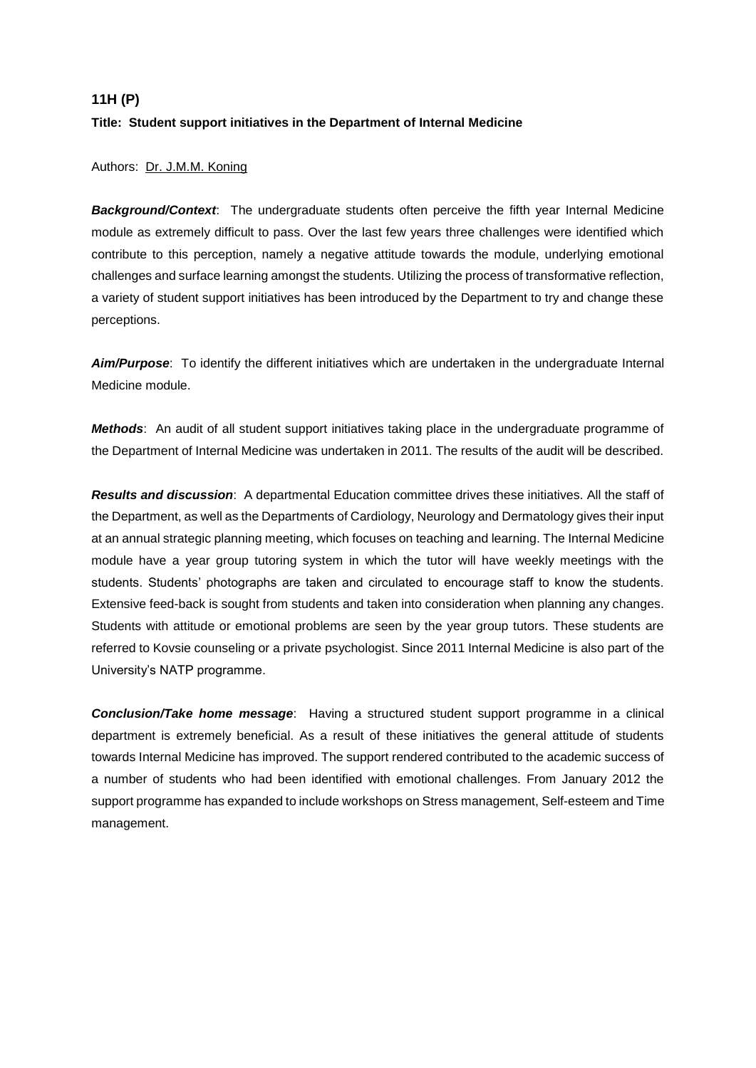**11H (P)**

**Title: Student support initiatives in the Department of Internal Medicine**

Authors: Dr. J.M.M. Koning

***Background/Context***: The undergraduate students often perceive the fifth year Internal Medicine module as extremely difficult to pass. Over the last few years three challenges were identified which contribute to this perception, namely a negative attitude towards the module, underlying emotional challenges and surface learning amongst the students. Utilizing the process of transformative reflection, a variety of student support initiatives has been introduced by the Department to try and change these perceptions.

***Aim/Purpose***: To identify the different initiatives which are undertaken in the undergraduate Internal Medicine module.

***Methods***: An audit of all student support initiatives taking place in the undergraduate programme of the Department of Internal Medicine was undertaken in 2011. The results of the audit will be described.

***Results and discussion***: A departmental Education committee drives these initiatives. All the staff of the Department, as well as the Departments of Cardiology, Neurology and Dermatology gives their input at an annual strategic planning meeting, which focuses on teaching and learning. The Internal Medicine module have a year group tutoring system in which the tutor will have weekly meetings with the students. Students' photographs are taken and circulated to encourage staff to know the students. Extensive feed-back is sought from students and taken into consideration when planning any changes. Students with attitude or emotional problems are seen by the year group tutors. These students are referred to Kovsie counseling or a private psychologist. Since 2011 Internal Medicine is also part of the University's NATP programme.

***Conclusion/Take home message***: Having a structured student support programme in a clinical department is extremely beneficial. As a result of these initiatives the general attitude of students towards Internal Medicine has improved. The support rendered contributed to the academic success of a number of students who had been identified with emotional challenges. From January 2012 the support programme has expanded to include workshops on Stress management, Self-esteem and Time management.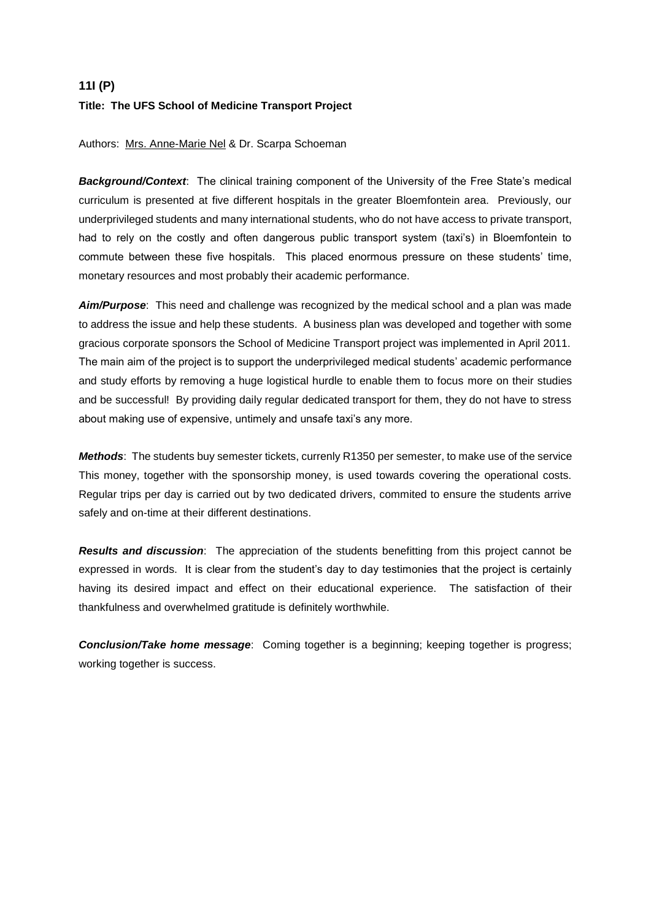**11I (P)**

**Title: The UFS School of Medicine Transport Project**

Authors: Mrs. Anne-Marie Nel & Dr. Scarpa Schoeman

***Background/Context***: The clinical training component of the University of the Free State's medical curriculum is presented at five different hospitals in the greater Bloemfontein area. Previously, our underprivileged students and many international students, who do not have access to private transport, had to rely on the costly and often dangerous public transport system (taxi's) in Bloemfontein to commute between these five hospitals. This placed enormous pressure on these students' time, monetary resources and most probably their academic performance.

***Aim/Purpose***: This need and challenge was recognized by the medical school and a plan was made to address the issue and help these students. A business plan was developed and together with some gracious corporate sponsors the School of Medicine Transport project was implemented in April 2011. The main aim of the project is to support the underprivileged medical students' academic performance and study efforts by removing a huge logistical hurdle to enable them to focus more on their studies and be successful! By providing daily regular dedicated transport for them, they do not have to stress about making use of expensive, untimely and unsafe taxi's any more.

***Methods***: The students buy semester tickets, currenly R1350 per semester, to make use of the service This money, together with the sponsorship money, is used towards covering the operational costs. Regular trips per day is carried out by two dedicated drivers, commited to ensure the students arrive safely and on-time at their different destinations.

***Results and discussion***: The appreciation of the students benefitting from this project cannot be expressed in words. It is clear from the student's day to day testimonies that the project is certainly having its desired impact and effect on their educational experience. The satisfaction of their thankfulness and overwhelmed gratitude is definitely worthwhile.

***Conclusion/Take home message***: Coming together is a beginning; keeping together is progress; working together is success.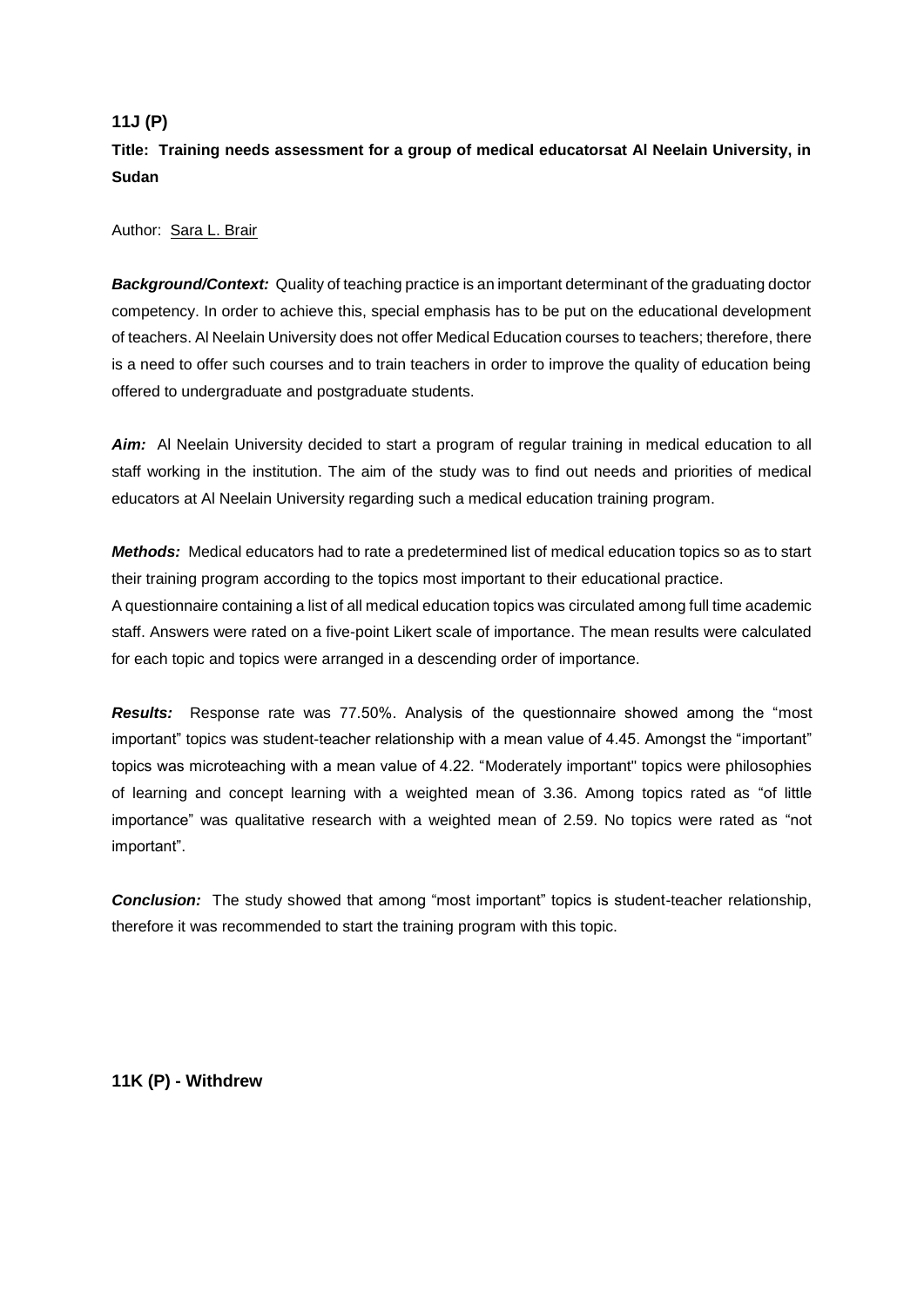**11J (P)**

**Title: Training needs assessment for a group of medical educatorsat Al Neelain University, in Sudan**

Author: Sara L. Brair

***Background/Context:*** Quality of teaching practice is an important determinant of the graduating doctor competency. In order to achieve this, special emphasis has to be put on the educational development of teachers. Al Neelain University does not offer Medical Education courses to teachers; therefore, there is a need to offer such courses and to train teachers in order to improve the quality of education being offered to undergraduate and postgraduate students.

***Aim:*** Al Neelain University decided to start a program of regular training in medical education to all staff working in the institution. The aim of the study was to find out needs and priorities of medical educators at Al Neelain University regarding such a medical education training program.

***Methods:*** Medical educators had to rate a predetermined list of medical education topics so as to start their training program according to the topics most important to their educational practice.
A questionnaire containing a list of all medical education topics was circulated among full time academic staff. Answers were rated on a five-point Likert scale of importance. The mean results were calculated for each topic and topics were arranged in a descending order of importance.

***Results:*** Response rate was 77.50%. Analysis of the questionnaire showed among the "most important" topics was student-teacher relationship with a mean value of 4.45. Amongst the "important" topics was microteaching with a mean value of 4.22. "Moderately important" topics were philosophies of learning and concept learning with a weighted mean of 3.36. Among topics rated as "of little importance" was qualitative research with a weighted mean of 2.59. No topics were rated as "not important".

***Conclusion:*** The study showed that among "most important" topics is student-teacher relationship, therefore it was recommended to start the training program with this topic.

**11K (P) - Withdrew**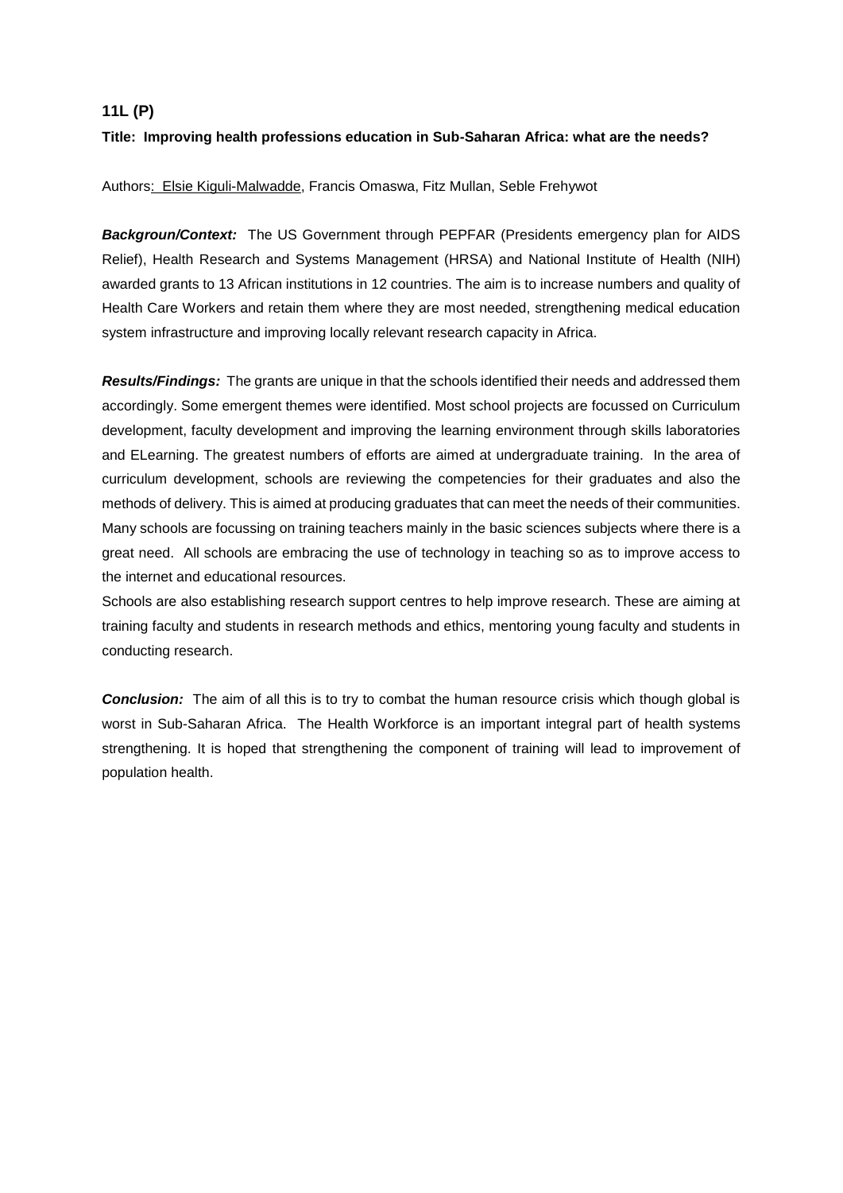**11L (P)**

**Title: Improving health professions education in Sub-Saharan Africa: what are the needs?**

Authors: Elsie Kiguli-Malwadde, Francis Omaswa, Fitz Mullan, Seble Frehywot

***Backgroun/Context:*** The US Government through PEPFAR (Presidents emergency plan for AIDS Relief), Health Research and Systems Management (HRSA) and National Institute of Health (NIH) awarded grants to 13 African institutions in 12 countries. The aim is to increase numbers and quality of Health Care Workers and retain them where they are most needed, strengthening medical education system infrastructure and improving locally relevant research capacity in Africa.

***Results/Findings:*** The grants are unique in that the schools identified their needs and addressed them accordingly. Some emergent themes were identified. Most school projects are focussed on Curriculum development, faculty development and improving the learning environment through skills laboratories and ELearning. The greatest numbers of efforts are aimed at undergraduate training. In the area of curriculum development, schools are reviewing the competencies for their graduates and also the methods of delivery. This is aimed at producing graduates that can meet the needs of their communities. Many schools are focussing on training teachers mainly in the basic sciences subjects where there is a great need. All schools are embracing the use of technology in teaching so as to improve access to the internet and educational resources.

Schools are also establishing research support centres to help improve research. These are aiming at training faculty and students in research methods and ethics, mentoring young faculty and students in conducting research.

***Conclusion:*** The aim of all this is to try to combat the human resource crisis which though global is worst in Sub-Saharan Africa. The Health Workforce is an important integral part of health systems strengthening. It is hoped that strengthening the component of training will lead to improvement of population health.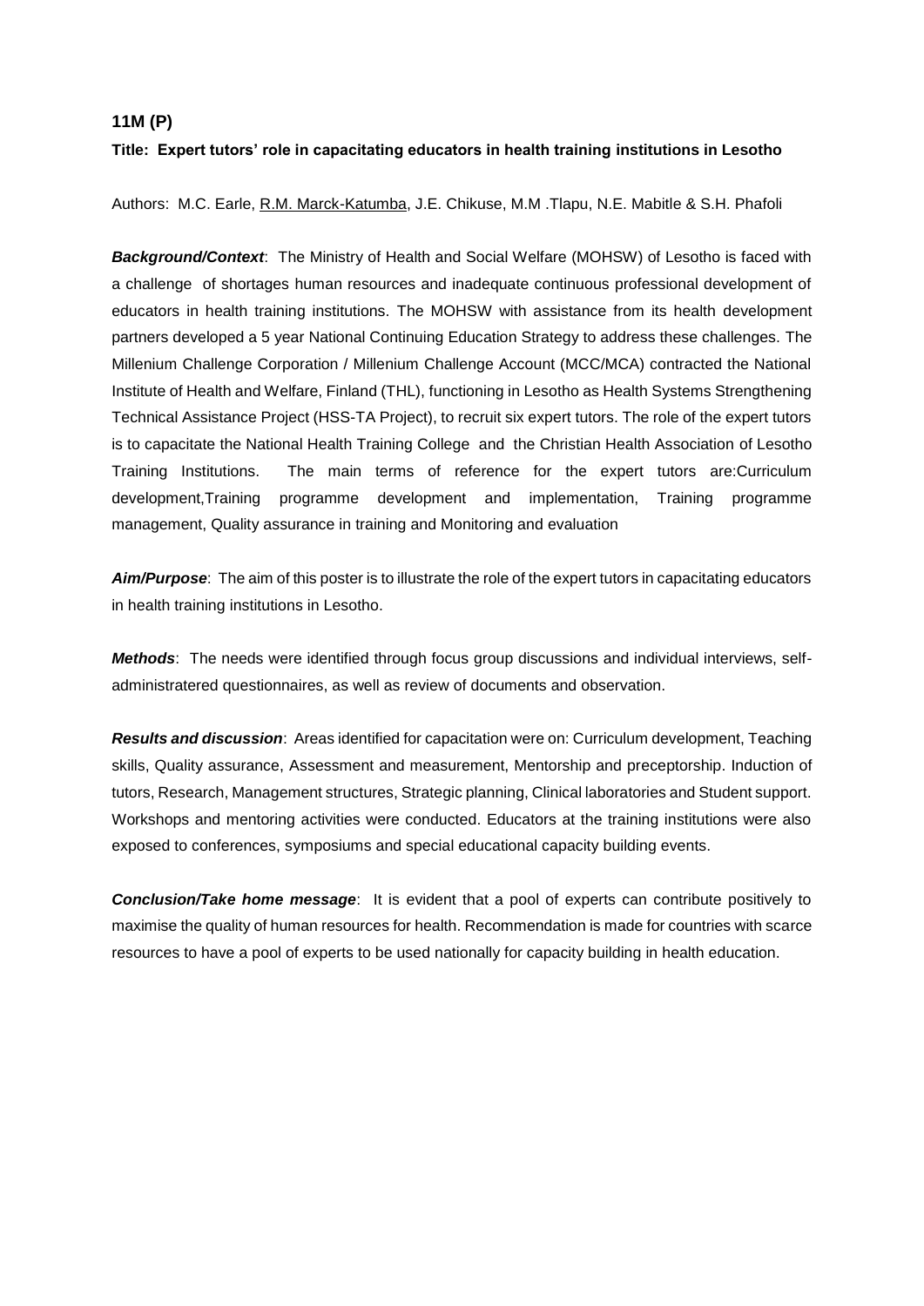**11M (P)**

**Title: Expert tutors' role in capacitating educators in health training institutions in Lesotho**

Authors: M.C. Earle, R.M. Marck-Katumba, J.E. Chikuse, M.M .Tlapu, N.E. Mabitle & S.H. Phafoli

***Background/Context***: The Ministry of Health and Social Welfare (MOHSW) of Lesotho is faced with a challenge of shortages human resources and inadequate continuous professional development of educators in health training institutions. The MOHSW with assistance from its health development partners developed a 5 year National Continuing Education Strategy to address these challenges. The Millenium Challenge Corporation / Millenium Challenge Account (MCC/MCA) contracted the National Institute of Health and Welfare, Finland (THL), functioning in Lesotho as Health Systems Strengthening Technical Assistance Project (HSS-TA Project), to recruit six expert tutors. The role of the expert tutors is to capacitate the National Health Training College and the Christian Health Association of Lesotho Training Institutions. The main terms of reference for the expert tutors are:Curriculum development,Training programme development and implementation, Training programme management, Quality assurance in training and Monitoring and evaluation

***Aim/Purpose***: The aim of this poster is to illustrate the role of the expert tutors in capacitating educators in health training institutions in Lesotho.

***Methods***: The needs were identified through focus group discussions and individual interviews, self-administratered questionnaires, as well as review of documents and observation.

***Results and discussion***: Areas identified for capacitation were on: Curriculum development, Teaching skills, Quality assurance, Assessment and measurement, Mentorship and preceptorship. Induction of tutors, Research, Management structures, Strategic planning, Clinical laboratories and Student support. Workshops and mentoring activities were conducted. Educators at the training institutions were also exposed to conferences, symposiums and special educational capacity building events.

***Conclusion/Take home message***: It is evident that a pool of experts can contribute positively to maximise the quality of human resources for health. Recommendation is made for countries with scarce resources to have a pool of experts to be used nationally for capacity building in health education.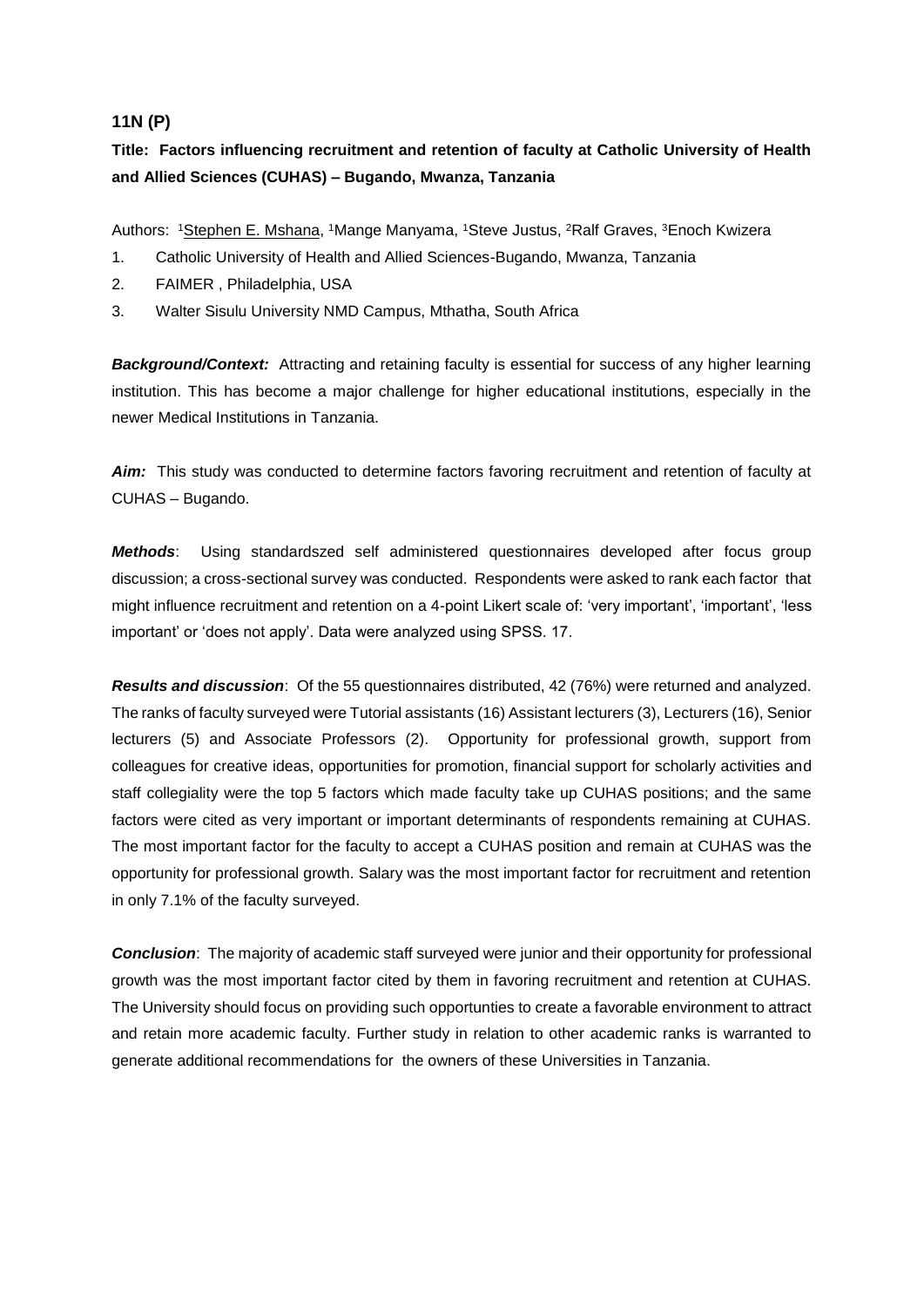**11N (P)**

**Title: Factors influencing recruitment and retention of faculty at Catholic University of Health and Allied Sciences (CUHAS) – Bugando, Mwanza, Tanzania**

Authors: [1]Stephen E. Mshana, [1]Mange Manyama, [1]Steve Justus, [2]Ralf Graves, [3]Enoch Kwizera

1. Catholic University of Health and Allied Sciences-Bugando, Mwanza, Tanzania
2. FAIMER , Philadelphia, USA
3. Walter Sisulu University NMD Campus, Mthatha, South Africa

***Background/Context:*** Attracting and retaining faculty is essential for success of any higher learning institution. This has become a major challenge for higher educational institutions, especially in the newer Medical Institutions in Tanzania.

***Aim:*** This study was conducted to determine factors favoring recruitment and retention of faculty at CUHAS – Bugando.

***Methods***: Using standardszed self administered questionnaires developed after focus group discussion; a cross-sectional survey was conducted. Respondents were asked to rank each factor that might influence recruitment and retention on a 4-point Likert scale of: 'very important', 'important', 'less important' or 'does not apply'. Data were analyzed using SPSS. 17.

***Results and discussion***: Of the 55 questionnaires distributed, 42 (76%) were returned and analyzed. The ranks of faculty surveyed were Tutorial assistants (16) Assistant lecturers (3), Lecturers (16), Senior lecturers (5) and Associate Professors (2). Opportunity for professional growth, support from colleagues for creative ideas, opportunities for promotion, financial support for scholarly activities and staff collegiality were the top 5 factors which made faculty take up CUHAS positions; and the same factors were cited as very important or important determinants of respondents remaining at CUHAS. The most important factor for the faculty to accept a CUHAS position and remain at CUHAS was the opportunity for professional growth. Salary was the most important factor for recruitment and retention in only 7.1% of the faculty surveyed.

***Conclusion***: The majority of academic staff surveyed were junior and their opportunity for professional growth was the most important factor cited by them in favoring recruitment and retention at CUHAS. The University should focus on providing such opportunties to create a favorable environment to attract and retain more academic faculty. Further study in relation to other academic ranks is warranted to generate additional recommendations for the owners of these Universities in Tanzania.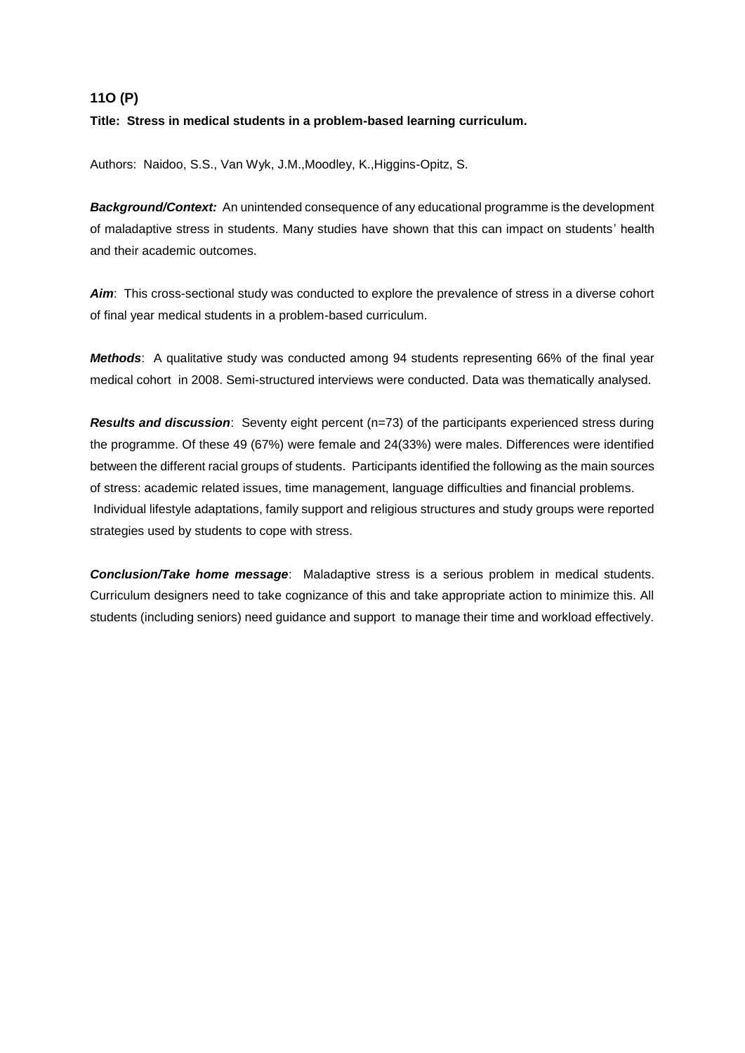## 11O (P)

**Title: Stress in medical students in a problem-based learning curriculum.**

Authors: Naidoo, S.S., Van Wyk, J.M.,Moodley, K.,Higgins-Opitz, S.

***Background/Context:*** An unintended consequence of any educational programme is the development of maladaptive stress in students. Many studies have shown that this can impact on students' health and their academic outcomes.

***Aim***: This cross-sectional study was conducted to explore the prevalence of stress in a diverse cohort of final year medical students in a problem-based curriculum.

***Methods***: A qualitative study was conducted among 94 students representing 66% of the final year medical cohort in 2008. Semi-structured interviews were conducted. Data was thematically analysed.

***Results and discussion***: Seventy eight percent (n=73) of the participants experienced stress during the programme. Of these 49 (67%) were female and 24(33%) were males. Differences were identified between the different racial groups of students. Participants identified the following as the main sources of stress: academic related issues, time management, language difficulties and financial problems. Individual lifestyle adaptations, family support and religious structures and study groups were reported strategies used by students to cope with stress.

***Conclusion/Take home message***: Maladaptive stress is a serious problem in medical students. Curriculum designers need to take cognizance of this and take appropriate action to minimize this. All students (including seniors) need guidance and support to manage their time and workload effectively.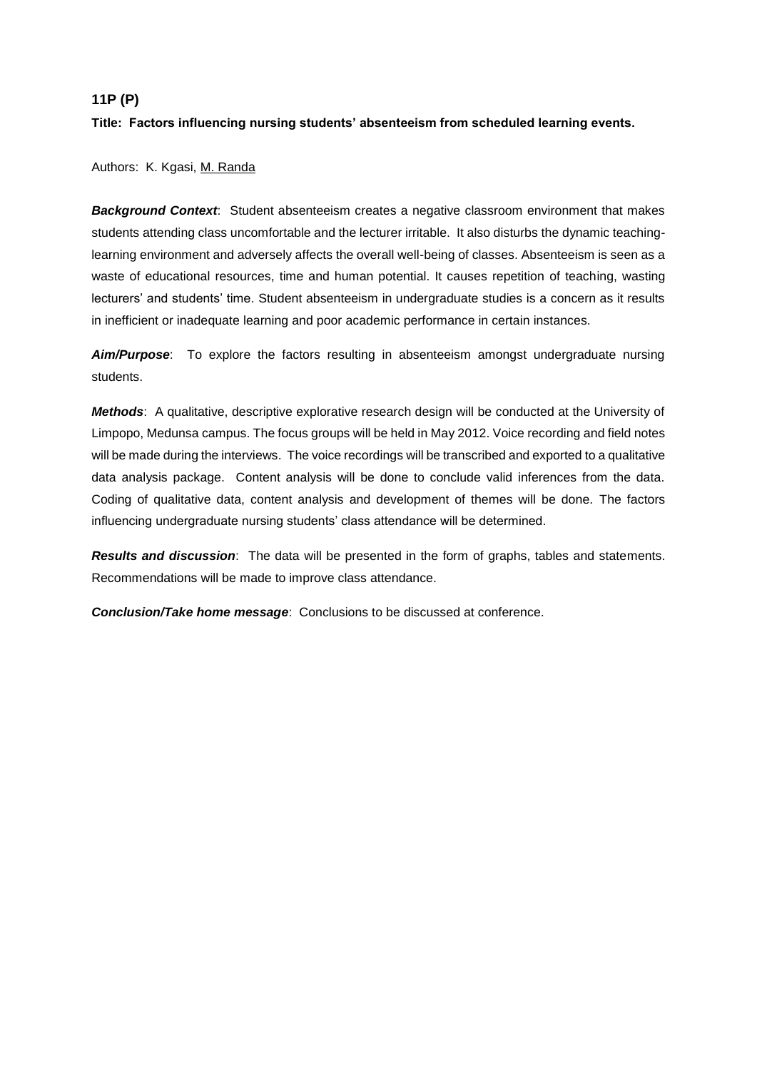**11P (P)**

**Title: Factors influencing nursing students' absenteeism from scheduled learning events.**

Authors: K. Kgasi, M. Randa

***Background Context***: Student absenteeism creates a negative classroom environment that makes students attending class uncomfortable and the lecturer irritable. It also disturbs the dynamic teaching-learning environment and adversely affects the overall well-being of classes. Absenteeism is seen as a waste of educational resources, time and human potential. It causes repetition of teaching, wasting lecturers' and students' time. Student absenteeism in undergraduate studies is a concern as it results in inefficient or inadequate learning and poor academic performance in certain instances.

***Aim/Purpose***: To explore the factors resulting in absenteeism amongst undergraduate nursing students.

***Methods***: A qualitative, descriptive explorative research design will be conducted at the University of Limpopo, Medunsa campus. The focus groups will be held in May 2012. Voice recording and field notes will be made during the interviews. The voice recordings will be transcribed and exported to a qualitative data analysis package. Content analysis will be done to conclude valid inferences from the data. Coding of qualitative data, content analysis and development of themes will be done. The factors influencing undergraduate nursing students' class attendance will be determined.

***Results and discussion***: The data will be presented in the form of graphs, tables and statements. Recommendations will be made to improve class attendance.

***Conclusion/Take home message***: Conclusions to be discussed at conference.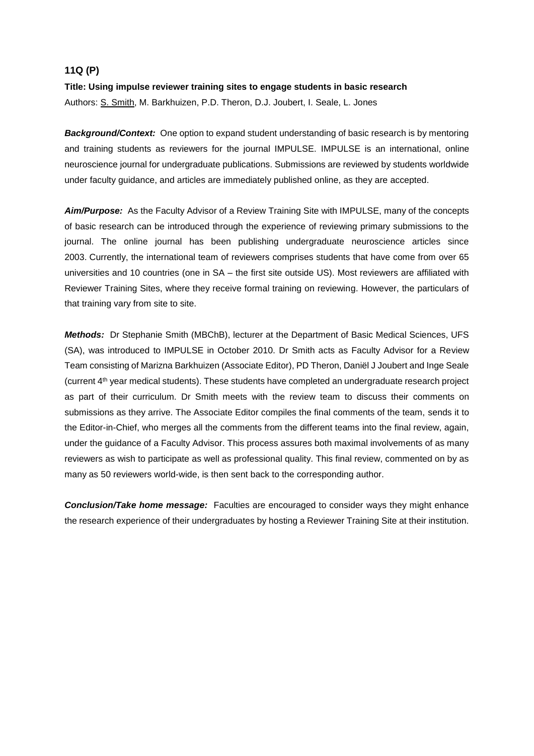**11Q (P)**

**Title: Using impulse reviewer training sites to engage students in basic research**

Authors: S. Smith, M. Barkhuizen, P.D. Theron, D.J. Joubert, I. Seale, L. Jones

***Background/Context:*** One option to expand student understanding of basic research is by mentoring and training students as reviewers for the journal IMPULSE. IMPULSE is an international, online neuroscience journal for undergraduate publications. Submissions are reviewed by students worldwide under faculty guidance, and articles are immediately published online, as they are accepted.

***Aim/Purpose:*** As the Faculty Advisor of a Review Training Site with IMPULSE, many of the concepts of basic research can be introduced through the experience of reviewing primary submissions to the journal. The online journal has been publishing undergraduate neuroscience articles since 2003. Currently, the international team of reviewers comprises students that have come from over 65 universities and 10 countries (one in SA – the first site outside US). Most reviewers are affiliated with Reviewer Training Sites, where they receive formal training on reviewing. However, the particulars of that training vary from site to site.

***Methods:*** Dr Stephanie Smith (MBChB), lecturer at the Department of Basic Medical Sciences, UFS (SA), was introduced to IMPULSE in October 2010. Dr Smith acts as Faculty Advisor for a Review Team consisting of Marizna Barkhuizen (Associate Editor), PD Theron, Daniël J Joubert and Inge Seale (current 4th year medical students). These students have completed an undergraduate research project as part of their curriculum. Dr Smith meets with the review team to discuss their comments on submissions as they arrive. The Associate Editor compiles the final comments of the team, sends it to the Editor-in-Chief, who merges all the comments from the different teams into the final review, again, under the guidance of a Faculty Advisor. This process assures both maximal involvements of as many reviewers as wish to participate as well as professional quality. This final review, commented on by as many as 50 reviewers world-wide, is then sent back to the corresponding author.

***Conclusion/Take home message:*** Faculties are encouraged to consider ways they might enhance the research experience of their undergraduates by hosting a Reviewer Training Site at their institution.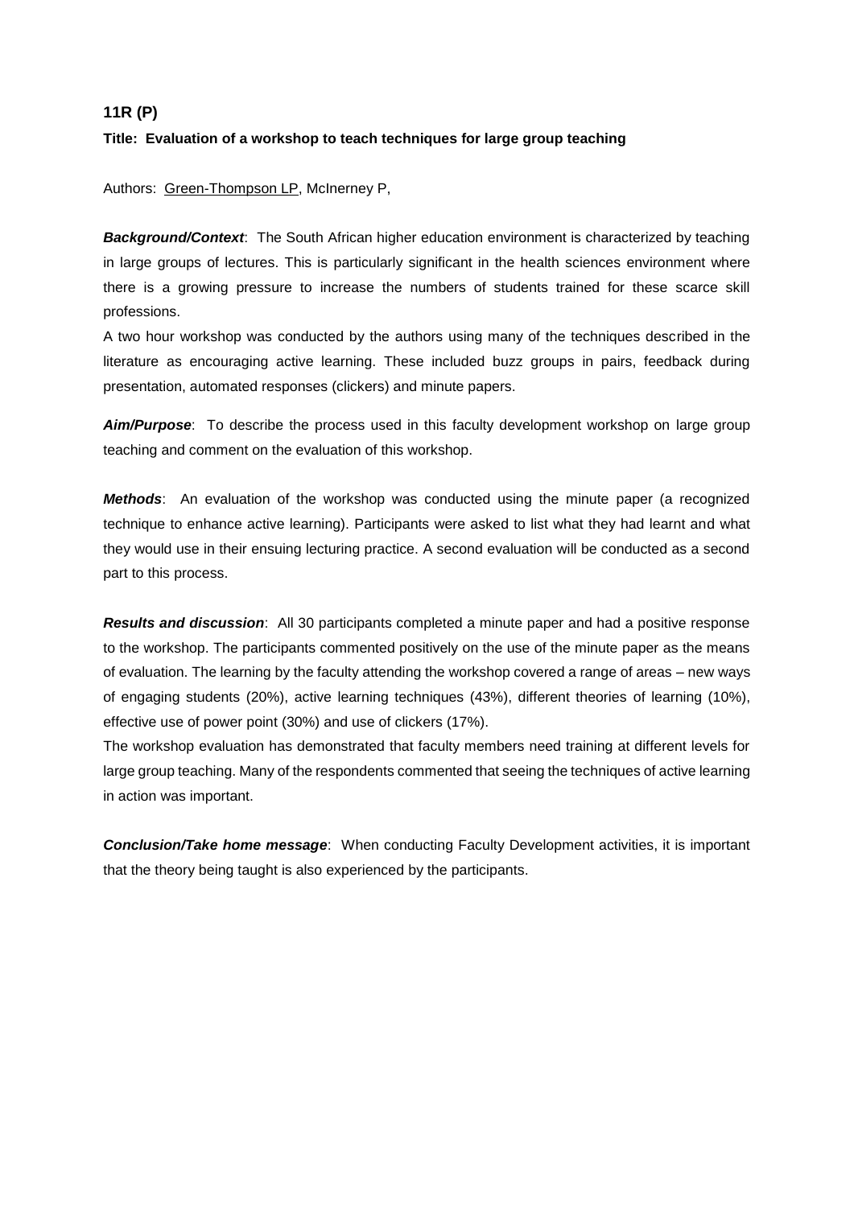**11R (P)**

**Title: Evaluation of a workshop to teach techniques for large group teaching**

Authors: <u>Green-Thompson LP</u>, McInerney P,

***Background/Context***: The South African higher education environment is characterized by teaching in large groups of lectures. This is particularly significant in the health sciences environment where there is a growing pressure to increase the numbers of students trained for these scarce skill professions.

A two hour workshop was conducted by the authors using many of the techniques described in the literature as encouraging active learning. These included buzz groups in pairs, feedback during presentation, automated responses (clickers) and minute papers.

***Aim/Purpose***: To describe the process used in this faculty development workshop on large group teaching and comment on the evaluation of this workshop.

***Methods***: An evaluation of the workshop was conducted using the minute paper (a recognized technique to enhance active learning). Participants were asked to list what they had learnt and what they would use in their ensuing lecturing practice. A second evaluation will be conducted as a second part to this process.

***Results and discussion***: All 30 participants completed a minute paper and had a positive response to the workshop. The participants commented positively on the use of the minute paper as the means of evaluation. The learning by the faculty attending the workshop covered a range of areas – new ways of engaging students (20%), active learning techniques (43%), different theories of learning (10%), effective use of power point (30%) and use of clickers (17%).

The workshop evaluation has demonstrated that faculty members need training at different levels for large group teaching. Many of the respondents commented that seeing the techniques of active learning in action was important.

***Conclusion/Take home message***: When conducting Faculty Development activities, it is important that the theory being taught is also experienced by the participants.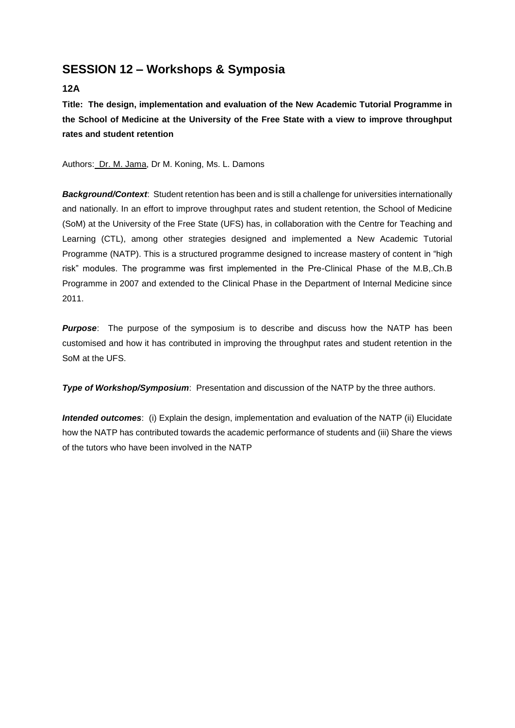## SESSION 12 – Workshops & Symposia

### 12A

**Title: The design, implementation and evaluation of the New Academic Tutorial Programme in the School of Medicine at the University of the Free State with a view to improve throughput rates and student retention**

Authors: Dr. M. Jama, Dr M. Koning, Ms. L. Damons

***Background/Context***: Student retention has been and is still a challenge for universities internationally and nationally. In an effort to improve throughput rates and student retention, the School of Medicine (SoM) at the University of the Free State (UFS) has, in collaboration with the Centre for Teaching and Learning (CTL), among other strategies designed and implemented a New Academic Tutorial Programme (NATP). This is a structured programme designed to increase mastery of content in "high risk" modules. The programme was first implemented in the Pre-Clinical Phase of the M.B,.Ch.B Programme in 2007 and extended to the Clinical Phase in the Department of Internal Medicine since 2011.

***Purpose***: The purpose of the symposium is to describe and discuss how the NATP has been customised and how it has contributed in improving the throughput rates and student retention in the SoM at the UFS.

***Type of Workshop/Symposium***: Presentation and discussion of the NATP by the three authors.

***Intended outcomes***: (i) Explain the design, implementation and evaluation of the NATP (ii) Elucidate how the NATP has contributed towards the academic performance of students and (iii) Share the views of the tutors who have been involved in the NATP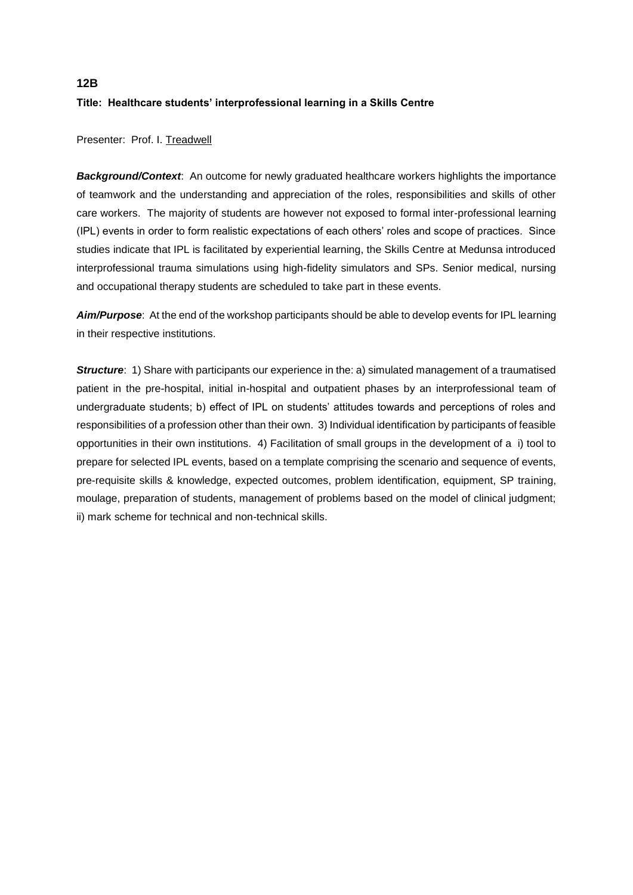**12B**

**Title: Healthcare students' interprofessional learning in a Skills Centre**

Presenter: Prof. I. Treadwell

***Background/Context***: An outcome for newly graduated healthcare workers highlights the importance of teamwork and the understanding and appreciation of the roles, responsibilities and skills of other care workers. The majority of students are however not exposed to formal inter-professional learning (IPL) events in order to form realistic expectations of each others' roles and scope of practices. Since studies indicate that IPL is facilitated by experiential learning, the Skills Centre at Medunsa introduced interprofessional trauma simulations using high-fidelity simulators and SPs. Senior medical, nursing and occupational therapy students are scheduled to take part in these events.

***Aim/Purpose***: At the end of the workshop participants should be able to develop events for IPL learning in their respective institutions.

***Structure***: 1) Share with participants our experience in the: a) simulated management of a traumatised patient in the pre-hospital, initial in-hospital and outpatient phases by an interprofessional team of undergraduate students; b) effect of IPL on students' attitudes towards and perceptions of roles and responsibilities of a profession other than their own. 3) Individual identification by participants of feasible opportunities in their own institutions. 4) Facilitation of small groups in the development of a i) tool to prepare for selected IPL events, based on a template comprising the scenario and sequence of events, pre-requisite skills & knowledge, expected outcomes, problem identification, equipment, SP training, moulage, preparation of students, management of problems based on the model of clinical judgment; ii) mark scheme for technical and non-technical skills.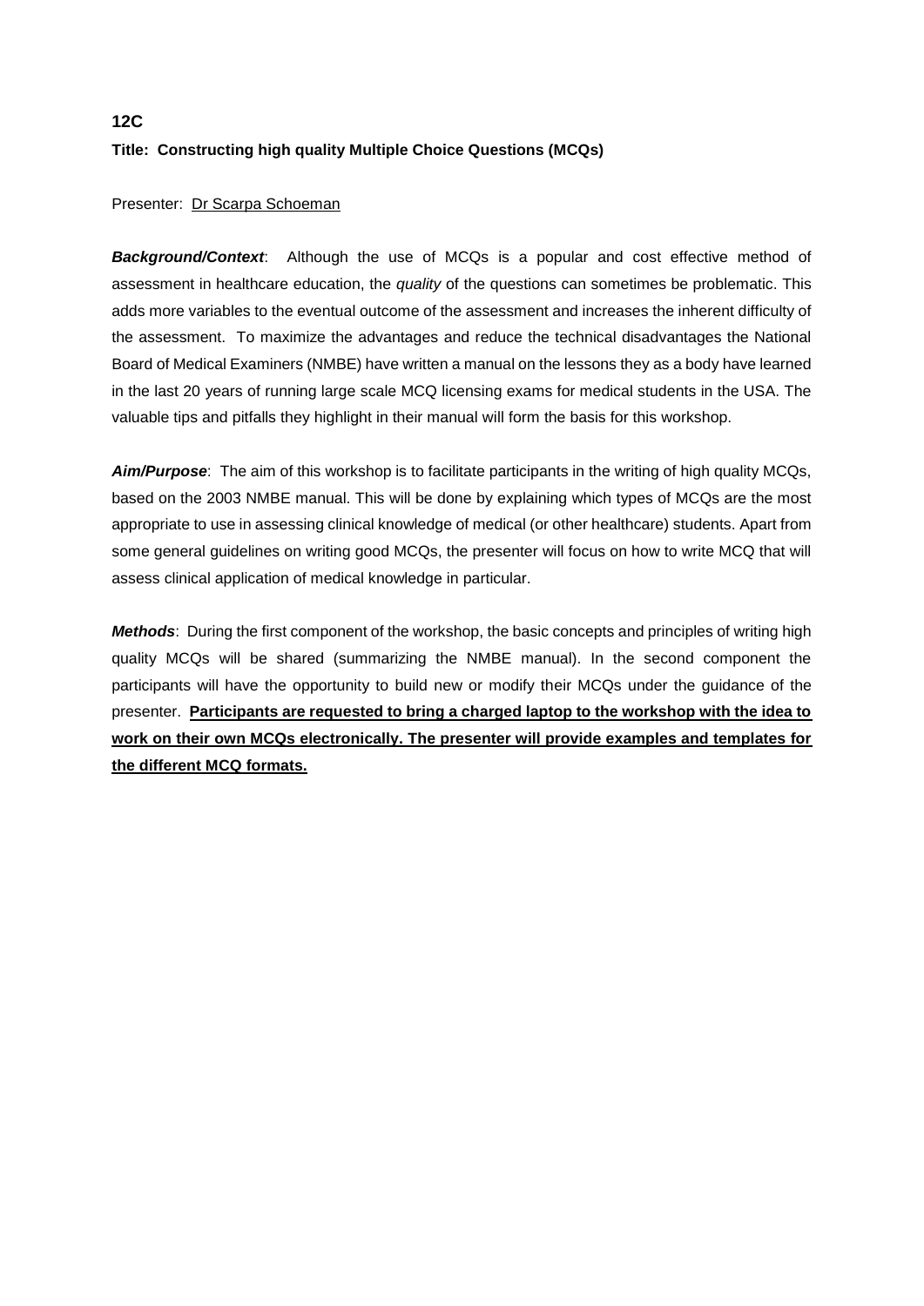**12C**

**Title: Constructing high quality Multiple Choice Questions (MCQs)**

Presenter: Dr Scarpa Schoeman

***Background/Context***: Although the use of MCQs is a popular and cost effective method of assessment in healthcare education, the *quality* of the questions can sometimes be problematic. This adds more variables to the eventual outcome of the assessment and increases the inherent difficulty of the assessment. To maximize the advantages and reduce the technical disadvantages the National Board of Medical Examiners (NMBE) have written a manual on the lessons they as a body have learned in the last 20 years of running large scale MCQ licensing exams for medical students in the USA. The valuable tips and pitfalls they highlight in their manual will form the basis for this workshop.

***Aim/Purpose***: The aim of this workshop is to facilitate participants in the writing of high quality MCQs, based on the 2003 NMBE manual. This will be done by explaining which types of MCQs are the most appropriate to use in assessing clinical knowledge of medical (or other healthcare) students. Apart from some general guidelines on writing good MCQs, the presenter will focus on how to write MCQ that will assess clinical application of medical knowledge in particular.

***Methods***: During the first component of the workshop, the basic concepts and principles of writing high quality MCQs will be shared (summarizing the NMBE manual). In the second component the participants will have the opportunity to build new or modify their MCQs under the guidance of the presenter. **Participants are requested to bring a charged laptop to the workshop with the idea to work on their own MCQs electronically. The presenter will provide examples and templates for the different MCQ formats.**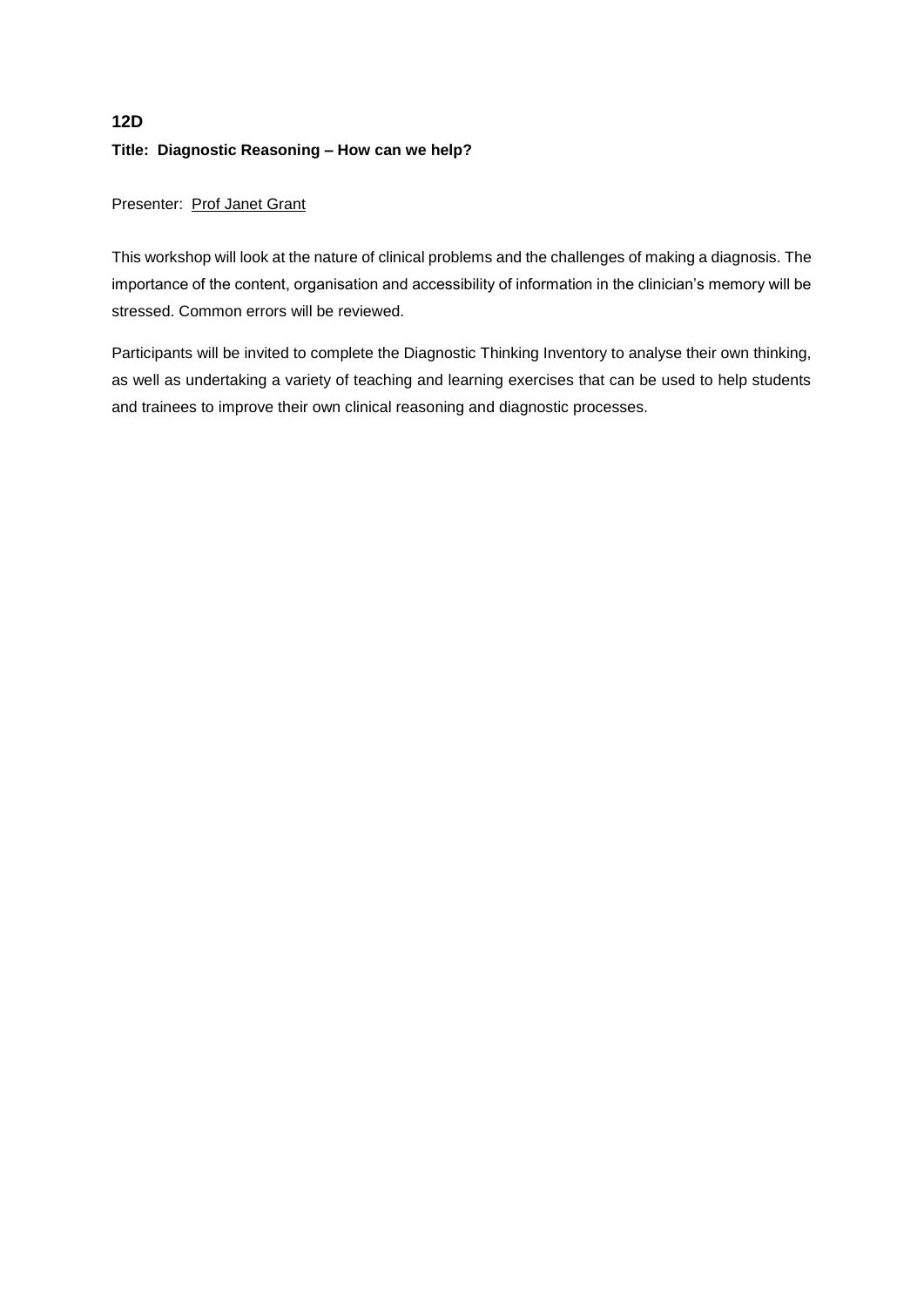**12D**

**Title: Diagnostic Reasoning – How can we help?**

Presenter: Prof Janet Grant

This workshop will look at the nature of clinical problems and the challenges of making a diagnosis. The importance of the content, organisation and accessibility of information in the clinician's memory will be stressed. Common errors will be reviewed.

Participants will be invited to complete the Diagnostic Thinking Inventory to analyse their own thinking, as well as undertaking a variety of teaching and learning exercises that can be used to help students and trainees to improve their own clinical reasoning and diagnostic processes.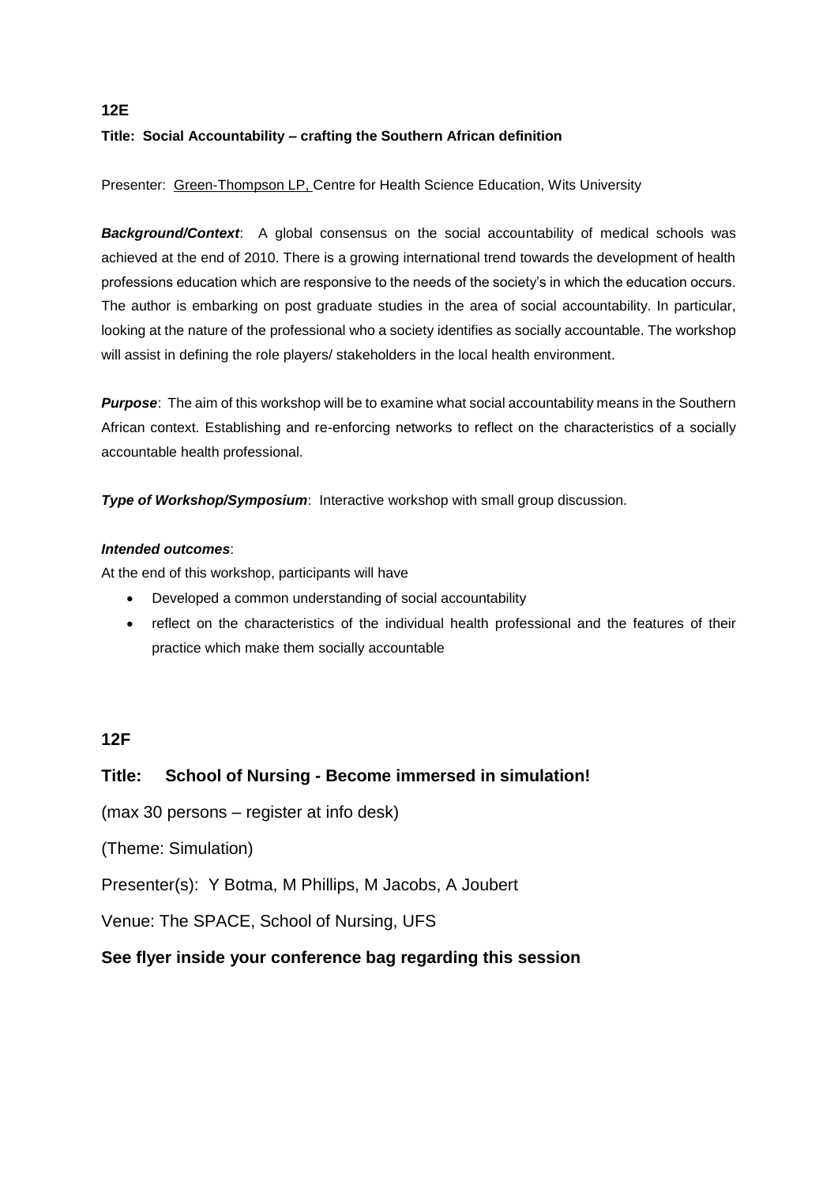## 12E

**Title: Social Accountability – crafting the Southern African definition**

Presenter: Green-Thompson LP, Centre for Health Science Education, Wits University

***Background/Context***: A global consensus on the social accountability of medical schools was achieved at the end of 2010. There is a growing international trend towards the development of health professions education which are responsive to the needs of the society's in which the education occurs. The author is embarking on post graduate studies in the area of social accountability. In particular, looking at the nature of the professional who a society identifies as socially accountable. The workshop will assist in defining the role players/ stakeholders in the local health environment.

***Purpose***: The aim of this workshop will be to examine what social accountability means in the Southern African context. Establishing and re-enforcing networks to reflect on the characteristics of a socially accountable health professional.

***Type of Workshop/Symposium***: Interactive workshop with small group discussion.

***Intended outcomes***:

At the end of this workshop, participants will have

- Developed a common understanding of social accountability
- reflect on the characteristics of the individual health professional and the features of their practice which make them socially accountable

## 12F

### Title: School of Nursing - Become immersed in simulation!

(max 30 persons – register at info desk)

(Theme: Simulation)

Presenter(s): Y Botma, M Phillips, M Jacobs, A Joubert

Venue: The SPACE, School of Nursing, UFS

**See flyer inside your conference bag regarding this session**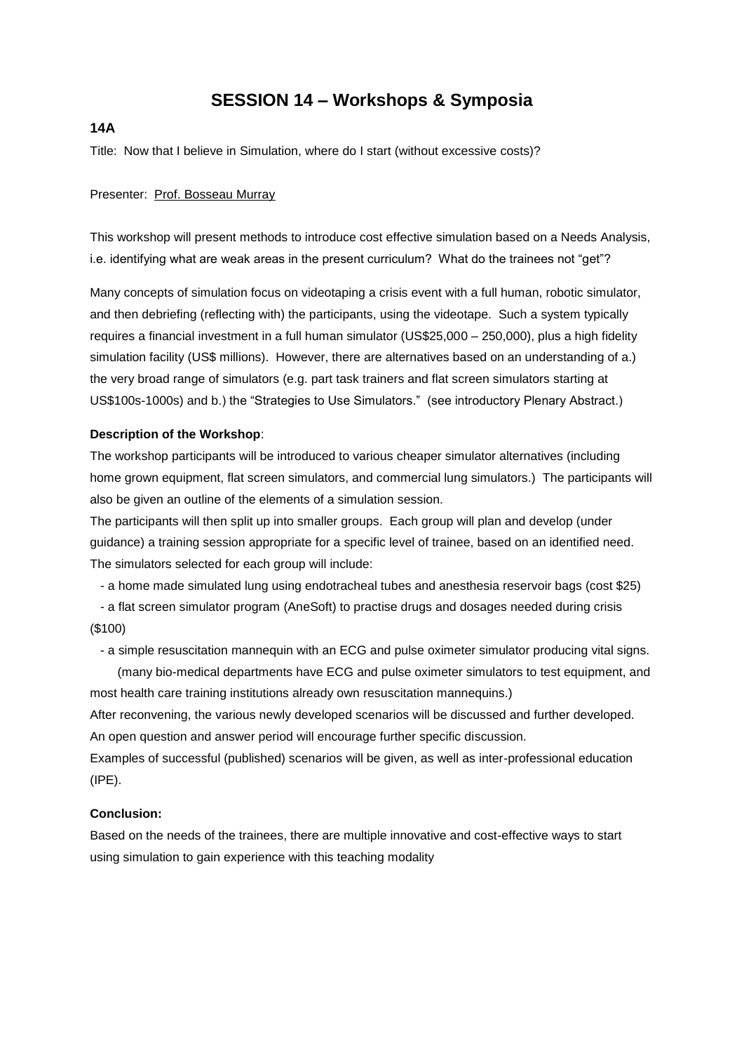# SESSION 14 – Workshops & Symposia

**14A**

Title: Now that I believe in Simulation, where do I start (without excessive costs)?

Presenter: Prof. Bosseau Murray

This workshop will present methods to introduce cost effective simulation based on a Needs Analysis, i.e. identifying what are weak areas in the present curriculum? What do the trainees not "get"?

Many concepts of simulation focus on videotaping a crisis event with a full human, robotic simulator, and then debriefing (reflecting with) the participants, using the videotape. Such a system typically requires a financial investment in a full human simulator (US$25,000 – 250,000), plus a high fidelity simulation facility (US$ millions). However, there are alternatives based on an understanding of a.) the very broad range of simulators (e.g. part task trainers and flat screen simulators starting at US$100s-1000s) and b.) the "Strategies to Use Simulators." (see introductory Plenary Abstract.)

**Description of the Workshop**:

The workshop participants will be introduced to various cheaper simulator alternatives (including home grown equipment, flat screen simulators, and commercial lung simulators.) The participants will also be given an outline of the elements of a simulation session.

The participants will then split up into smaller groups. Each group will plan and develop (under guidance) a training session appropriate for a specific level of trainee, based on an identified need. The simulators selected for each group will include:

- a home made simulated lung using endotracheal tubes and anesthesia reservoir bags (cost $25)
- a flat screen simulator program (AneSoft) to practise drugs and dosages needed during crisis ($100)
- a simple resuscitation mannequin with an ECG and pulse oximeter simulator producing vital signs. (many bio-medical departments have ECG and pulse oximeter simulators to test equipment, and most health care training institutions already own resuscitation mannequins.)

After reconvening, the various newly developed scenarios will be discussed and further developed. An open question and answer period will encourage further specific discussion.

Examples of successful (published) scenarios will be given, as well as inter-professional education (IPE).

**Conclusion:**

Based on the needs of the trainees, there are multiple innovative and cost-effective ways to start using simulation to gain experience with this teaching modality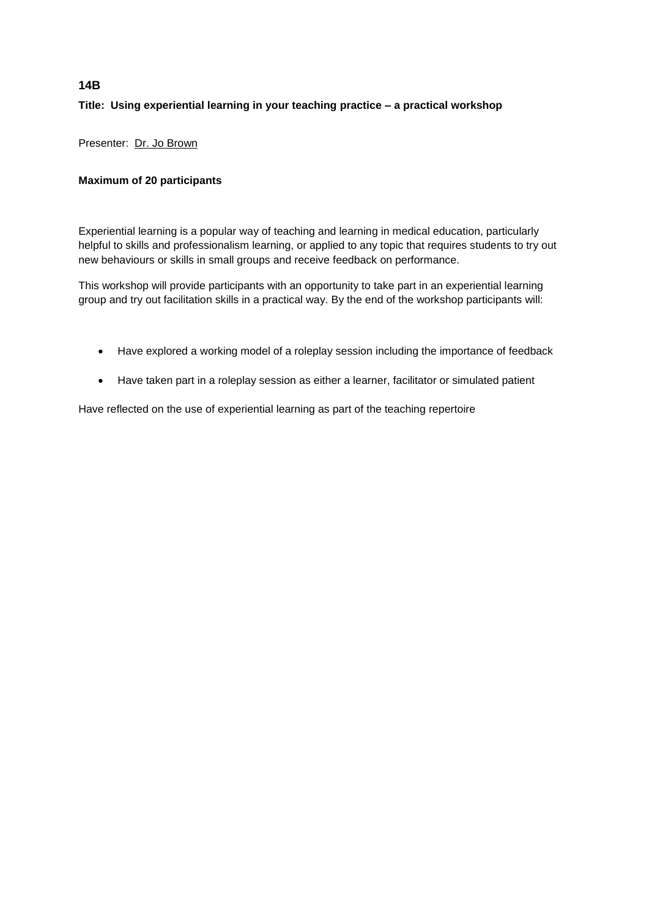**14B**

**Title: Using experiential learning in your teaching practice – a practical workshop**

Presenter: Dr. Jo Brown

**Maximum of 20 participants**

Experiential learning is a popular way of teaching and learning in medical education, particularly helpful to skills and professionalism learning, or applied to any topic that requires students to try out new behaviours or skills in small groups and receive feedback on performance.

This workshop will provide participants with an opportunity to take part in an experiential learning group and try out facilitation skills in a practical way. By the end of the workshop participants will:

- Have explored a working model of a roleplay session including the importance of feedback
- Have taken part in a roleplay session as either a learner, facilitator or simulated patient

Have reflected on the use of experiential learning as part of the teaching repertoire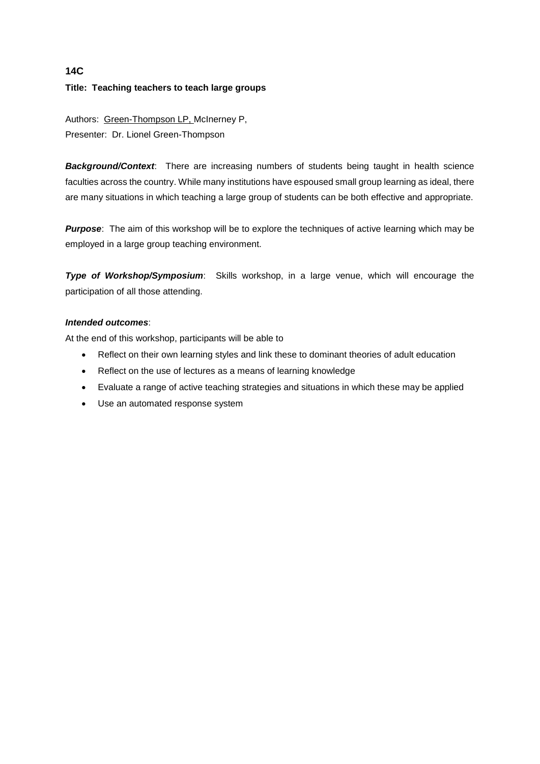**14C**

**Title: Teaching teachers to teach large groups**

Authors: Green-Thompson LP, McInerney P,
Presenter: Dr. Lionel Green-Thompson

***Background/Context***: There are increasing numbers of students being taught in health science faculties across the country. While many institutions have espoused small group learning as ideal, there are many situations in which teaching a large group of students can be both effective and appropriate.

***Purpose***: The aim of this workshop will be to explore the techniques of active learning which may be employed in a large group teaching environment.

***Type of Workshop/Symposium***: Skills workshop, in a large venue, which will encourage the participation of all those attending.

***Intended outcomes***:

At the end of this workshop, participants will be able to

- Reflect on their own learning styles and link these to dominant theories of adult education
- Reflect on the use of lectures as a means of learning knowledge
- Evaluate a range of active teaching strategies and situations in which these may be applied
- Use an automated response system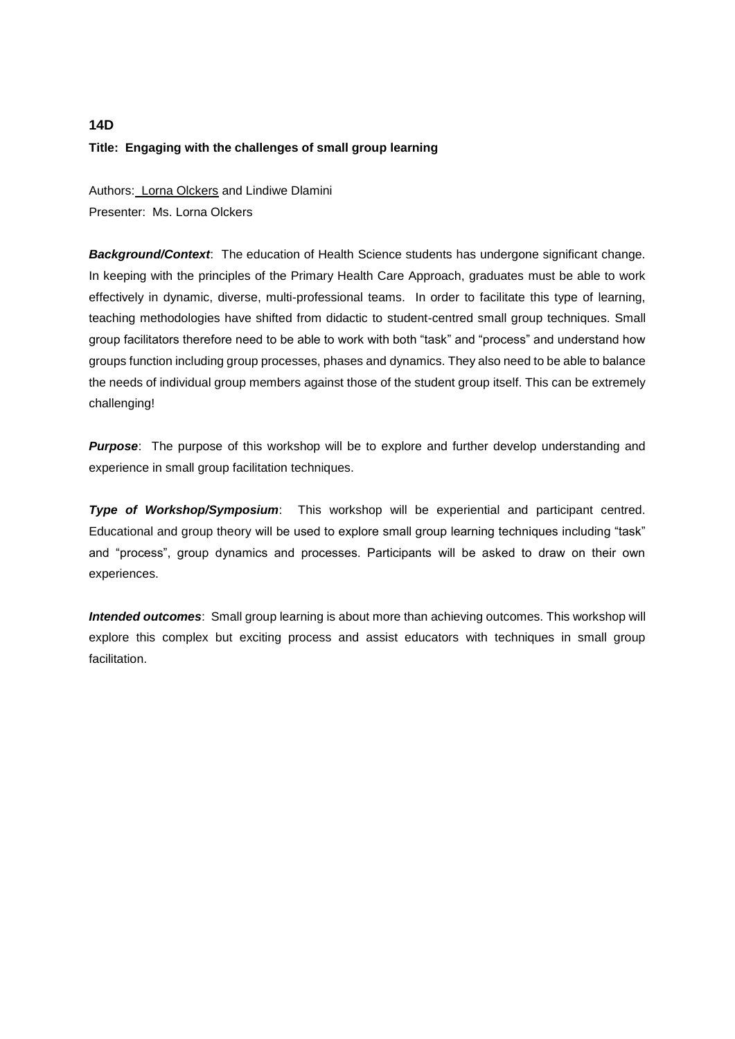**14D**

**Title: Engaging with the challenges of small group learning**

Authors: Lorna Olckers and Lindiwe Dlamini
Presenter: Ms. Lorna Olckers

***Background/Context***: The education of Health Science students has undergone significant change. In keeping with the principles of the Primary Health Care Approach, graduates must be able to work effectively in dynamic, diverse, multi-professional teams. In order to facilitate this type of learning, teaching methodologies have shifted from didactic to student-centred small group techniques. Small group facilitators therefore need to be able to work with both "task" and "process" and understand how groups function including group processes, phases and dynamics. They also need to be able to balance the needs of individual group members against those of the student group itself. This can be extremely challenging!

***Purpose***: The purpose of this workshop will be to explore and further develop understanding and experience in small group facilitation techniques.

***Type of Workshop/Symposium***: This workshop will be experiential and participant centred. Educational and group theory will be used to explore small group learning techniques including "task" and "process", group dynamics and processes. Participants will be asked to draw on their own experiences.

***Intended outcomes***: Small group learning is about more than achieving outcomes. This workshop will explore this complex but exciting process and assist educators with techniques in small group facilitation.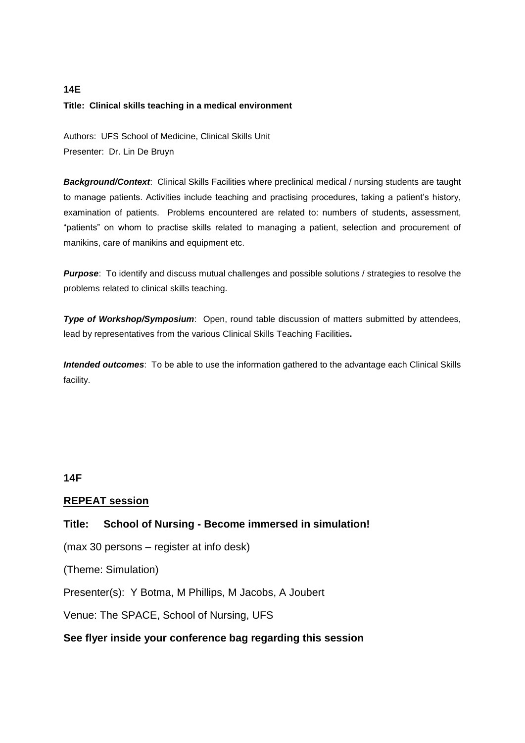**14E**

**Title: Clinical skills teaching in a medical environment**

Authors: UFS School of Medicine, Clinical Skills Unit
Presenter: Dr. Lin De Bruyn

***Background/Context***: Clinical Skills Facilities where preclinical medical / nursing students are taught to manage patients. Activities include teaching and practising procedures, taking a patient's history, examination of patients. Problems encountered are related to: numbers of students, assessment, "patients" on whom to practise skills related to managing a patient, selection and procurement of manikins, care of manikins and equipment etc.

***Purpose***: To identify and discuss mutual challenges and possible solutions / strategies to resolve the problems related to clinical skills teaching.

***Type of Workshop/Symposium***: Open, round table discussion of matters submitted by attendees, lead by representatives from the various Clinical Skills Teaching Facilities**.**

***Intended outcomes***: To be able to use the information gathered to the advantage each Clinical Skills facility.

**14F**

**REPEAT session**

**Title: School of Nursing - Become immersed in simulation!**

(max 30 persons – register at info desk)

(Theme: Simulation)

Presenter(s): Y Botma, M Phillips, M Jacobs, A Joubert

Venue: The SPACE, School of Nursing, UFS

**See flyer inside your conference bag regarding this session**